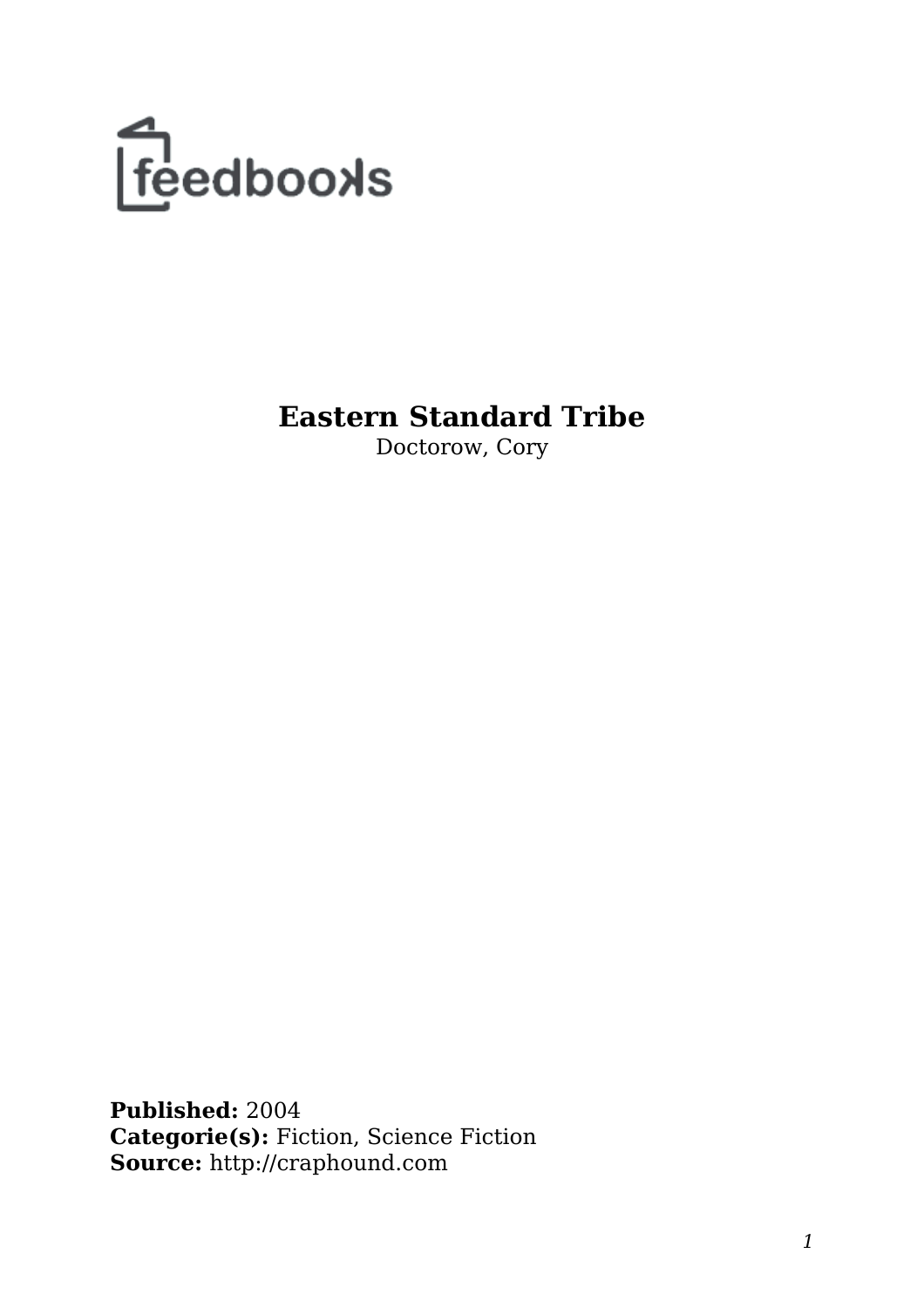feedbooks

# Eastern Standard Tribe

Doctorow, Cory

**Published:** 2004
**Categorie(s):** Fiction, Science Fiction
**Source:** http://craphound.com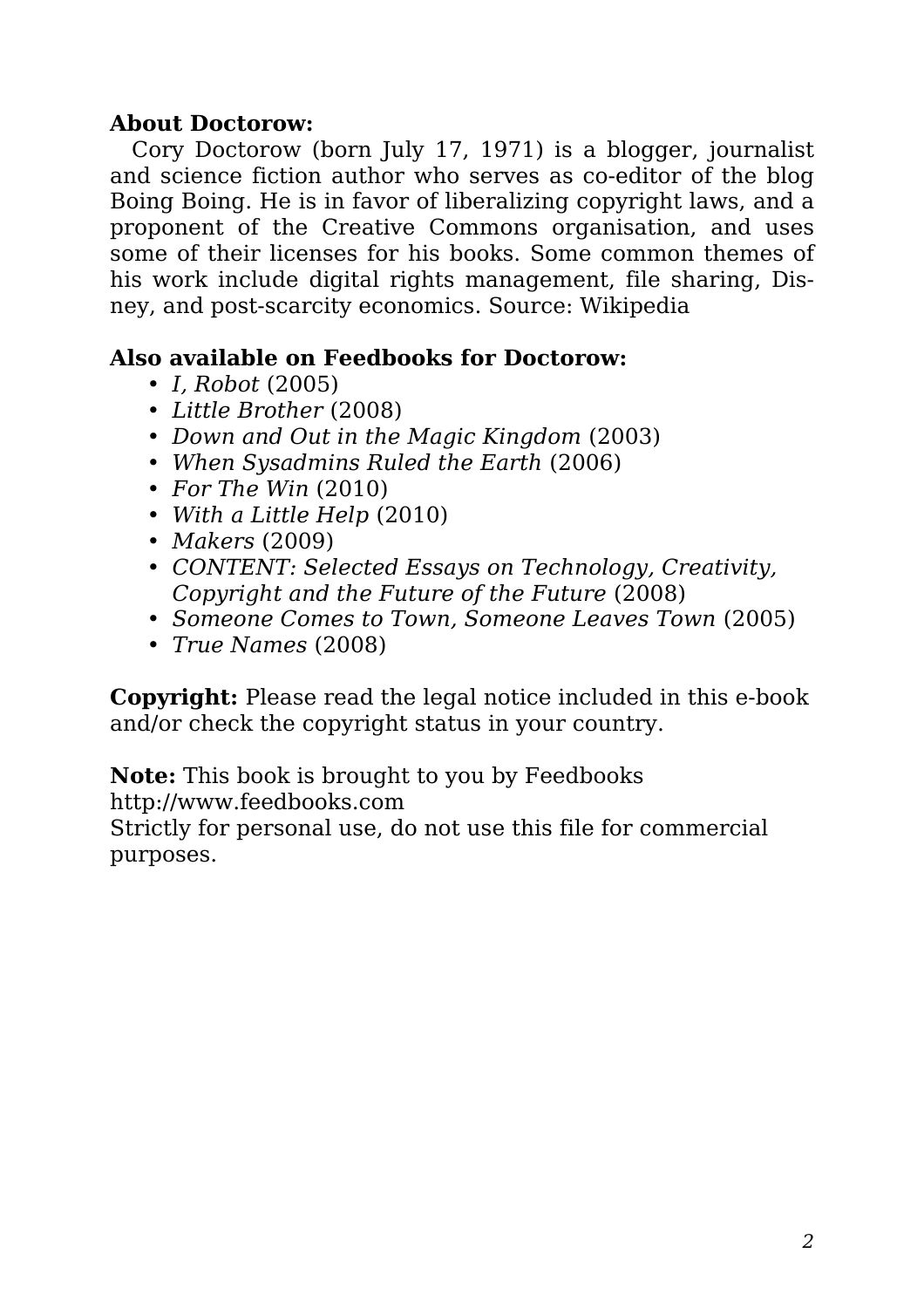**About Doctorow:**

Cory Doctorow (born July 17, 1971) is a blogger, journalist and science fiction author who serves as co-editor of the blog Boing Boing. He is in favor of liberalizing copyright laws, and a proponent of the Creative Commons organisation, and uses some of their licenses for his books. Some common themes of his work include digital rights management, file sharing, Disney, and post-scarcity economics. Source: Wikipedia

**Also available on Feedbooks for Doctorow:**

- *I, Robot* (2005)
- *Little Brother* (2008)
- *Down and Out in the Magic Kingdom* (2003)
- *When Sysadmins Ruled the Earth* (2006)
- *For The Win* (2010)
- *With a Little Help* (2010)
- *Makers* (2009)
- *CONTENT: Selected Essays on Technology, Creativity, Copyright and the Future of the Future* (2008)
- *Someone Comes to Town, Someone Leaves Town* (2005)
- *True Names* (2008)

**Copyright:** Please read the legal notice included in this e-book and/or check the copyright status in your country.

**Note:** This book is brought to you by Feedbooks
http://www.feedbooks.com
Strictly for personal use, do not use this file for commercial purposes.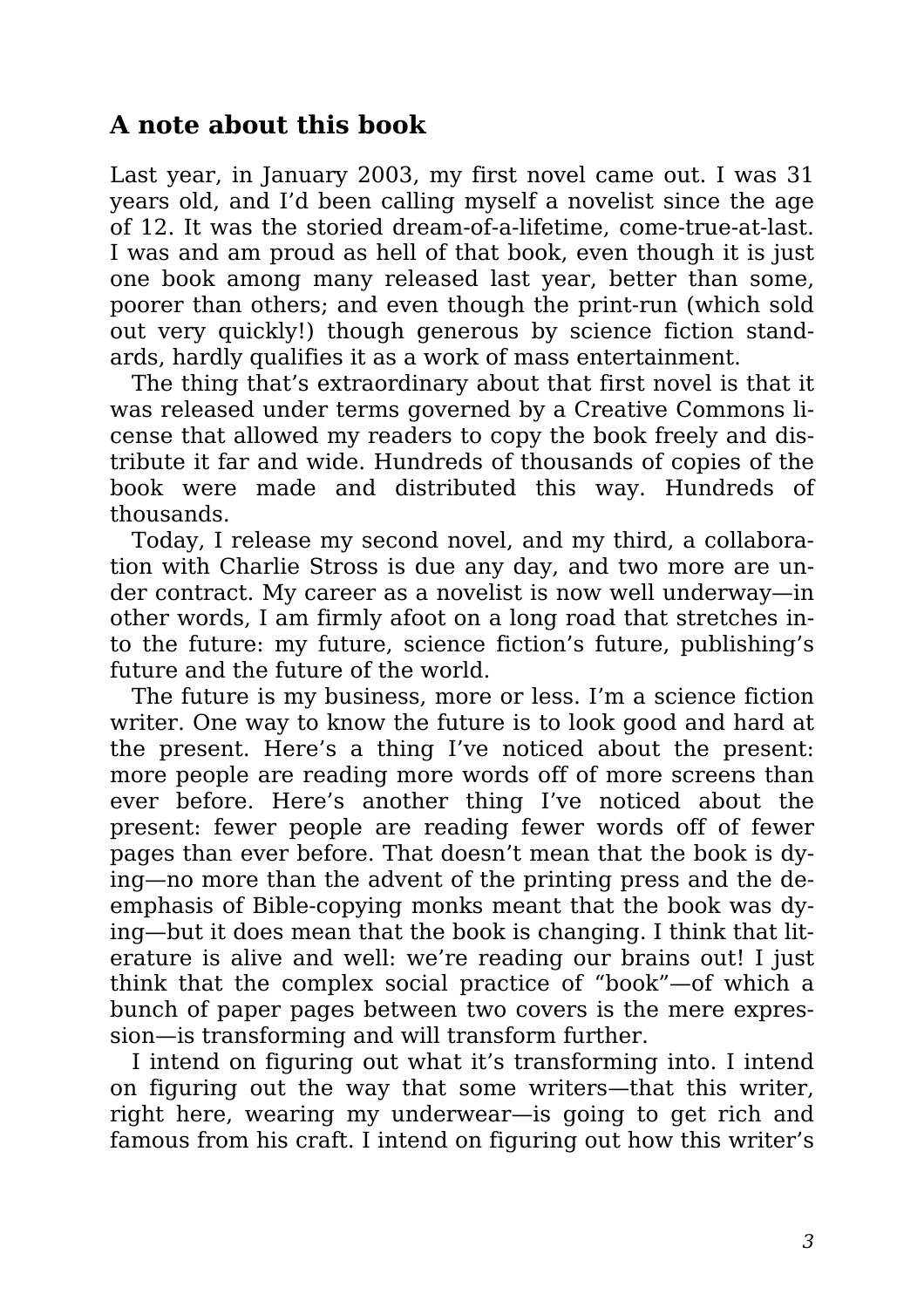## A note about this book

Last year, in January 2003, my first novel came out. I was 31 years old, and I'd been calling myself a novelist since the age of 12. It was the storied dream-of-a-lifetime, come-true-at-last. I was and am proud as hell of that book, even though it is just one book among many released last year, better than some, poorer than others; and even though the print-run (which sold out very quickly!) though generous by science fiction standards, hardly qualifies it as a work of mass entertainment.

The thing that's extraordinary about that first novel is that it was released under terms governed by a Creative Commons license that allowed my readers to copy the book freely and distribute it far and wide. Hundreds of thousands of copies of the book were made and distributed this way. Hundreds of thousands.

Today, I release my second novel, and my third, a collaboration with Charlie Stross is due any day, and two more are under contract. My career as a novelist is now well underway—in other words, I am firmly afoot on a long road that stretches into the future: my future, science fiction's future, publishing's future and the future of the world.

The future is my business, more or less. I'm a science fiction writer. One way to know the future is to look good and hard at the present. Here's a thing I've noticed about the present: more people are reading more words off of more screens than ever before. Here's another thing I've noticed about the present: fewer people are reading fewer words off of fewer pages than ever before. That doesn't mean that the book is dying—no more than the advent of the printing press and the de-emphasis of Bible-copying monks meant that the book was dying—but it does mean that the book is changing. I think that literature is alive and well: we're reading our brains out! I just think that the complex social practice of "book"—of which a bunch of paper pages between two covers is the mere expression—is transforming and will transform further.

I intend on figuring out what it's transforming into. I intend on figuring out the way that some writers—that this writer, right here, wearing my underwear—is going to get rich and famous from his craft. I intend on figuring out how this writer's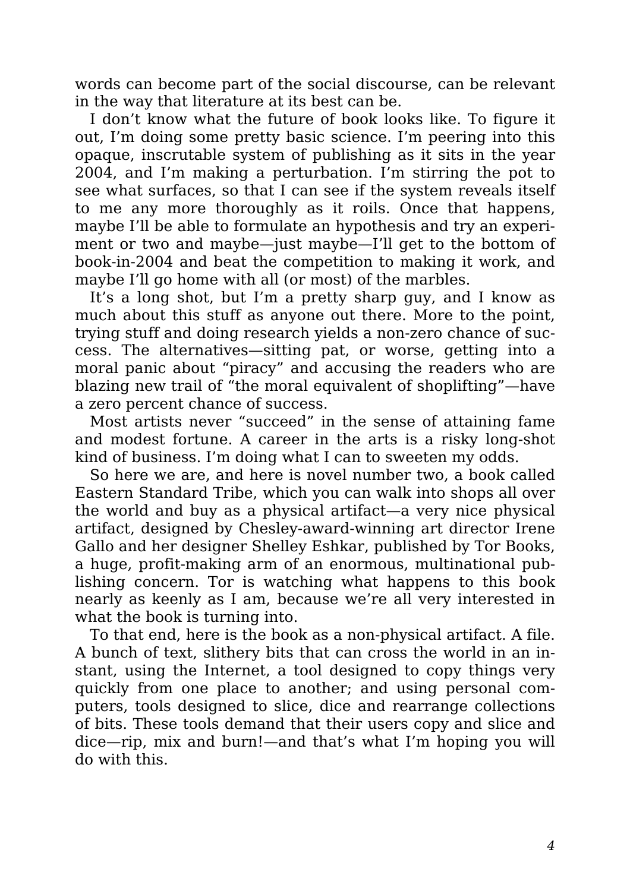words can become part of the social discourse, can be relevant in the way that literature at its best can be.

I don't know what the future of book looks like. To figure it out, I'm doing some pretty basic science. I'm peering into this opaque, inscrutable system of publishing as it sits in the year 2004, and I'm making a perturbation. I'm stirring the pot to see what surfaces, so that I can see if the system reveals itself to me any more thoroughly as it roils. Once that happens, maybe I'll be able to formulate an hypothesis and try an experiment or two and maybe—just maybe—I'll get to the bottom of book-in-2004 and beat the competition to making it work, and maybe I'll go home with all (or most) of the marbles.

It's a long shot, but I'm a pretty sharp guy, and I know as much about this stuff as anyone out there. More to the point, trying stuff and doing research yields a non-zero chance of success. The alternatives—sitting pat, or worse, getting into a moral panic about "piracy" and accusing the readers who are blazing new trail of "the moral equivalent of shoplifting"—have a zero percent chance of success.

Most artists never "succeed" in the sense of attaining fame and modest fortune. A career in the arts is a risky long-shot kind of business. I'm doing what I can to sweeten my odds.

So here we are, and here is novel number two, a book called Eastern Standard Tribe, which you can walk into shops all over the world and buy as a physical artifact—a very nice physical artifact, designed by Chesley-award-winning art director Irene Gallo and her designer Shelley Eshkar, published by Tor Books, a huge, profit-making arm of an enormous, multinational publishing concern. Tor is watching what happens to this book nearly as keenly as I am, because we're all very interested in what the book is turning into.

To that end, here is the book as a non-physical artifact. A file. A bunch of text, slithery bits that can cross the world in an instant, using the Internet, a tool designed to copy things very quickly from one place to another; and using personal computers, tools designed to slice, dice and rearrange collections of bits. These tools demand that their users copy and slice and dice—rip, mix and burn!—and that's what I'm hoping you will do with this.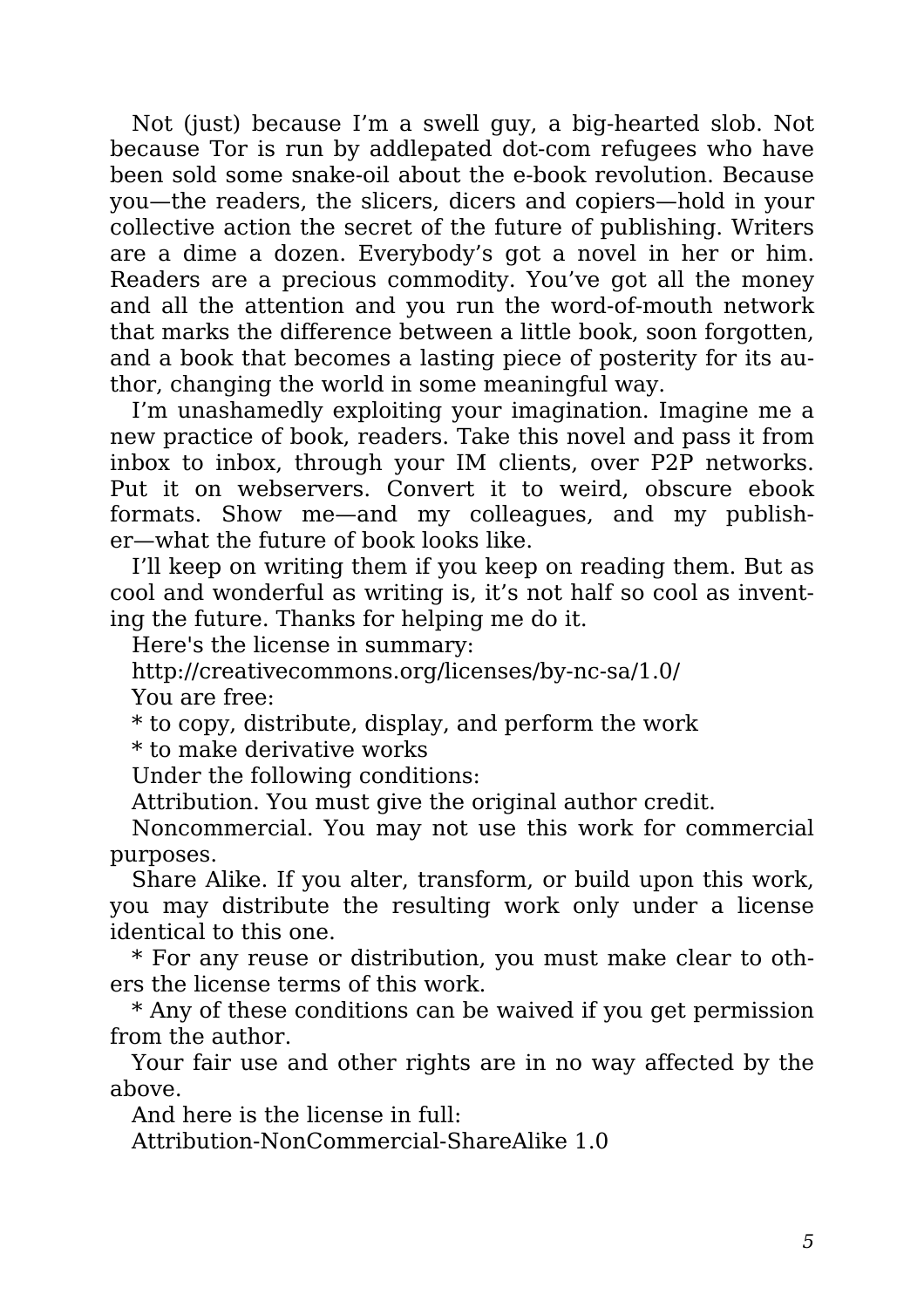Not (just) because I'm a swell guy, a big-hearted slob. Not because Tor is run by addlepated dot-com refugees who have been sold some snake-oil about the e-book revolution. Because you—the readers, the slicers, dicers and copiers—hold in your collective action the secret of the future of publishing. Writers are a dime a dozen. Everybody's got a novel in her or him. Readers are a precious commodity. You've got all the money and all the attention and you run the word-of-mouth network that marks the difference between a little book, soon forgotten, and a book that becomes a lasting piece of posterity for its author, changing the world in some meaningful way.

I'm unashamedly exploiting your imagination. Imagine me a new practice of book, readers. Take this novel and pass it from inbox to inbox, through your IM clients, over P2P networks. Put it on webservers. Convert it to weird, obscure ebook formats. Show me—and my colleagues, and my publisher—what the future of book looks like.

I'll keep on writing them if you keep on reading them. But as cool and wonderful as writing is, it's not half so cool as inventing the future. Thanks for helping me do it.

Here's the license in summary:

http://creativecommons.org/licenses/by-nc-sa/1.0/

You are free:

* to copy, distribute, display, and perform the work

* to make derivative works

Under the following conditions:

Attribution. You must give the original author credit.

Noncommercial. You may not use this work for commercial purposes.

Share Alike. If you alter, transform, or build upon this work, you may distribute the resulting work only under a license identical to this one.

* For any reuse or distribution, you must make clear to others the license terms of this work.

* Any of these conditions can be waived if you get permission from the author.

Your fair use and other rights are in no way affected by the above.

And here is the license in full:

Attribution-NonCommercial-ShareAlike 1.0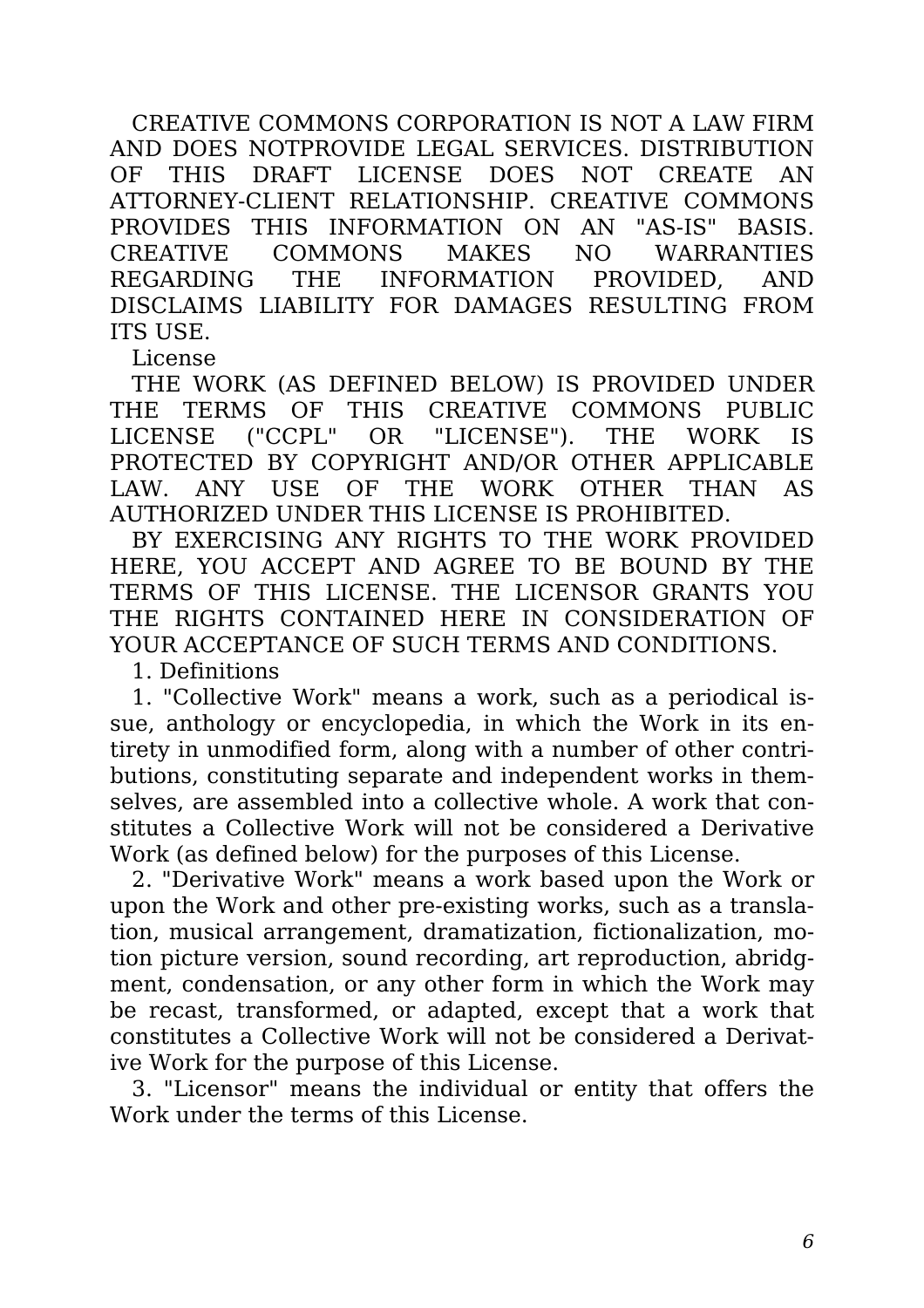CREATIVE COMMONS CORPORATION IS NOT A LAW FIRM AND DOES NOTPROVIDE LEGAL SERVICES. DISTRIBUTION OF THIS DRAFT LICENSE DOES NOT CREATE AN ATTORNEY-CLIENT RELATIONSHIP. CREATIVE COMMONS PROVIDES THIS INFORMATION ON AN "AS-IS" BASIS. CREATIVE COMMONS MAKES NO WARRANTIES REGARDING THE INFORMATION PROVIDED, AND DISCLAIMS LIABILITY FOR DAMAGES RESULTING FROM ITS USE.

License

THE WORK (AS DEFINED BELOW) IS PROVIDED UNDER THE TERMS OF THIS CREATIVE COMMONS PUBLIC LICENSE ("CCPL" OR "LICENSE"). THE WORK IS PROTECTED BY COPYRIGHT AND/OR OTHER APPLICABLE LAW. ANY USE OF THE WORK OTHER THAN AS AUTHORIZED UNDER THIS LICENSE IS PROHIBITED.

BY EXERCISING ANY RIGHTS TO THE WORK PROVIDED HERE, YOU ACCEPT AND AGREE TO BE BOUND BY THE TERMS OF THIS LICENSE. THE LICENSOR GRANTS YOU THE RIGHTS CONTAINED HERE IN CONSIDERATION OF YOUR ACCEPTANCE OF SUCH TERMS AND CONDITIONS.

1. Definitions

1. "Collective Work" means a work, such as a periodical issue, anthology or encyclopedia, in which the Work in its entirety in unmodified form, along with a number of other contributions, constituting separate and independent works in themselves, are assembled into a collective whole. A work that constitutes a Collective Work will not be considered a Derivative Work (as defined below) for the purposes of this License.

2. "Derivative Work" means a work based upon the Work or upon the Work and other pre-existing works, such as a translation, musical arrangement, dramatization, fictionalization, motion picture version, sound recording, art reproduction, abridgment, condensation, or any other form in which the Work may be recast, transformed, or adapted, except that a work that constitutes a Collective Work will not be considered a Derivative Work for the purpose of this License.

3. "Licensor" means the individual or entity that offers the Work under the terms of this License.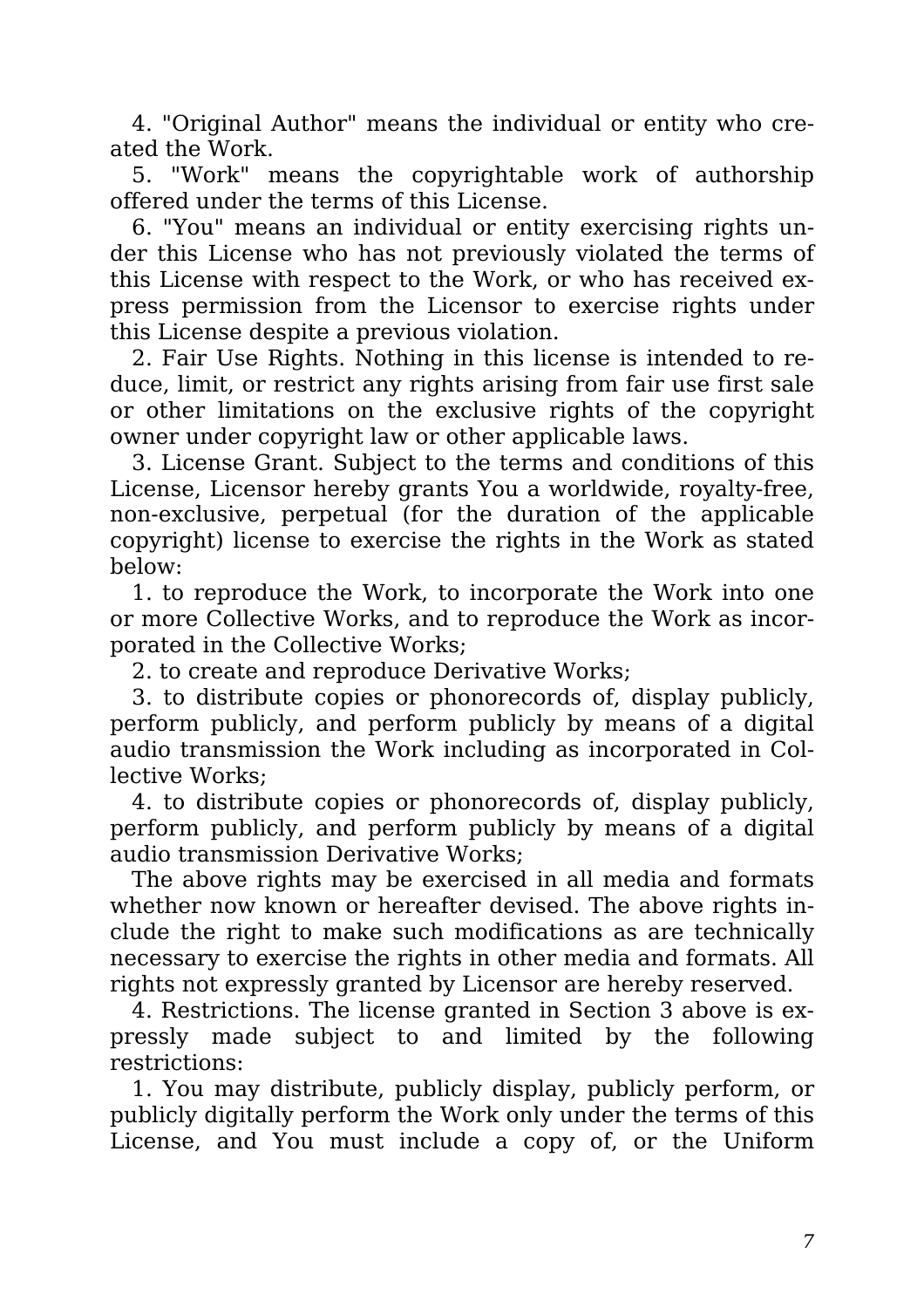4. "Original Author" means the individual or entity who created the Work.

5. "Work" means the copyrightable work of authorship offered under the terms of this License.

6. "You" means an individual or entity exercising rights under this License who has not previously violated the terms of this License with respect to the Work, or who has received express permission from the Licensor to exercise rights under this License despite a previous violation.

2. Fair Use Rights. Nothing in this license is intended to reduce, limit, or restrict any rights arising from fair use first sale or other limitations on the exclusive rights of the copyright owner under copyright law or other applicable laws.

3. License Grant. Subject to the terms and conditions of this License, Licensor hereby grants You a worldwide, royalty-free, non-exclusive, perpetual (for the duration of the applicable copyright) license to exercise the rights in the Work as stated below:

1. to reproduce the Work, to incorporate the Work into one or more Collective Works, and to reproduce the Work as incorporated in the Collective Works;

2. to create and reproduce Derivative Works;

3. to distribute copies or phonorecords of, display publicly, perform publicly, and perform publicly by means of a digital audio transmission the Work including as incorporated in Collective Works;

4. to distribute copies or phonorecords of, display publicly, perform publicly, and perform publicly by means of a digital audio transmission Derivative Works;

The above rights may be exercised in all media and formats whether now known or hereafter devised. The above rights include the right to make such modifications as are technically necessary to exercise the rights in other media and formats. All rights not expressly granted by Licensor are hereby reserved.

4. Restrictions. The license granted in Section 3 above is expressly made subject to and limited by the following restrictions:

1. You may distribute, publicly display, publicly perform, or publicly digitally perform the Work only under the terms of this License, and You must include a copy of, or the Uniform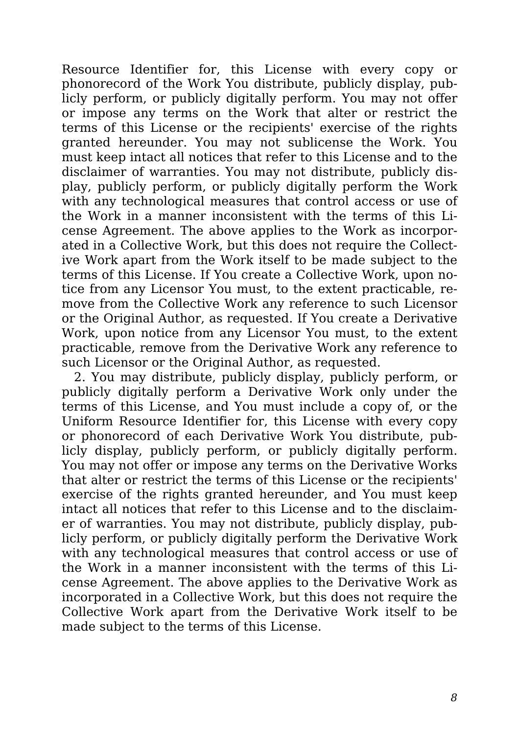Resource Identifier for, this License with every copy or phonorecord of the Work You distribute, publicly display, publicly perform, or publicly digitally perform. You may not offer or impose any terms on the Work that alter or restrict the terms of this License or the recipients' exercise of the rights granted hereunder. You may not sublicense the Work. You must keep intact all notices that refer to this License and to the disclaimer of warranties. You may not distribute, publicly display, publicly perform, or publicly digitally perform the Work with any technological measures that control access or use of the Work in a manner inconsistent with the terms of this License Agreement. The above applies to the Work as incorporated in a Collective Work, but this does not require the Collective Work apart from the Work itself to be made subject to the terms of this License. If You create a Collective Work, upon notice from any Licensor You must, to the extent practicable, remove from the Collective Work any reference to such Licensor or the Original Author, as requested. If You create a Derivative Work, upon notice from any Licensor You must, to the extent practicable, remove from the Derivative Work any reference to such Licensor or the Original Author, as requested.

2. You may distribute, publicly display, publicly perform, or publicly digitally perform a Derivative Work only under the terms of this License, and You must include a copy of, or the Uniform Resource Identifier for, this License with every copy or phonorecord of each Derivative Work You distribute, publicly display, publicly perform, or publicly digitally perform. You may not offer or impose any terms on the Derivative Works that alter or restrict the terms of this License or the recipients' exercise of the rights granted hereunder, and You must keep intact all notices that refer to this License and to the disclaimer of warranties. You may not distribute, publicly display, publicly perform, or publicly digitally perform the Derivative Work with any technological measures that control access or use of the Work in a manner inconsistent with the terms of this License Agreement. The above applies to the Derivative Work as incorporated in a Collective Work, but this does not require the Collective Work apart from the Derivative Work itself to be made subject to the terms of this License.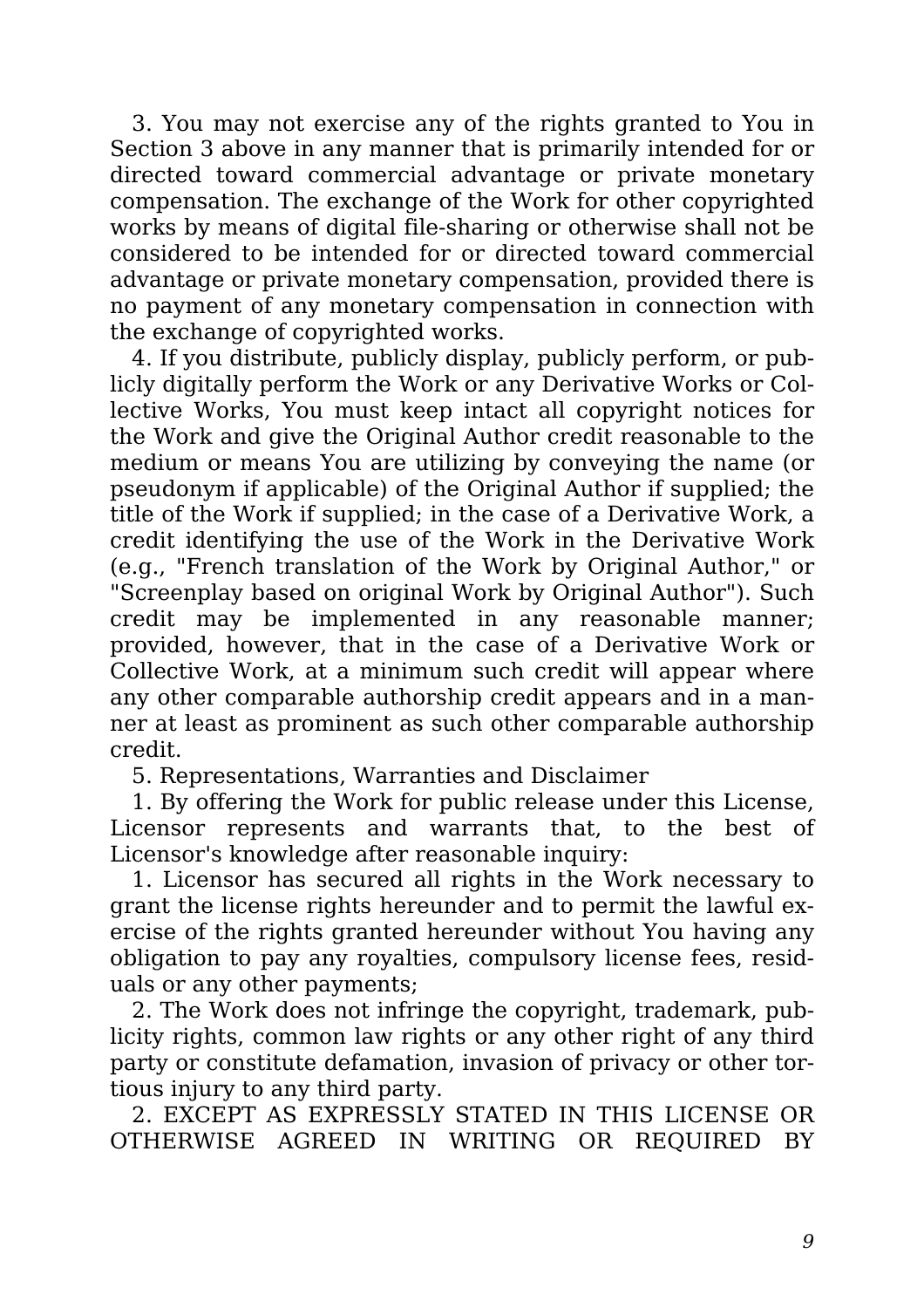3. You may not exercise any of the rights granted to You in Section 3 above in any manner that is primarily intended for or directed toward commercial advantage or private monetary compensation. The exchange of the Work for other copyrighted works by means of digital file-sharing or otherwise shall not be considered to be intended for or directed toward commercial advantage or private monetary compensation, provided there is no payment of any monetary compensation in connection with the exchange of copyrighted works.

4. If you distribute, publicly display, publicly perform, or publicly digitally perform the Work or any Derivative Works or Collective Works, You must keep intact all copyright notices for the Work and give the Original Author credit reasonable to the medium or means You are utilizing by conveying the name (or pseudonym if applicable) of the Original Author if supplied; the title of the Work if supplied; in the case of a Derivative Work, a credit identifying the use of the Work in the Derivative Work (e.g., "French translation of the Work by Original Author," or "Screenplay based on original Work by Original Author"). Such credit may be implemented in any reasonable manner; provided, however, that in the case of a Derivative Work or Collective Work, at a minimum such credit will appear where any other comparable authorship credit appears and in a manner at least as prominent as such other comparable authorship credit.

5. Representations, Warranties and Disclaimer

1. By offering the Work for public release under this License, Licensor represents and warrants that, to the best of Licensor's knowledge after reasonable inquiry:

1. Licensor has secured all rights in the Work necessary to grant the license rights hereunder and to permit the lawful exercise of the rights granted hereunder without You having any obligation to pay any royalties, compulsory license fees, residuals or any other payments;

2. The Work does not infringe the copyright, trademark, publicity rights, common law rights or any other right of any third party or constitute defamation, invasion of privacy or other tortious injury to any third party.

2. EXCEPT AS EXPRESSLY STATED IN THIS LICENSE OR OTHERWISE AGREED IN WRITING OR REQUIRED BY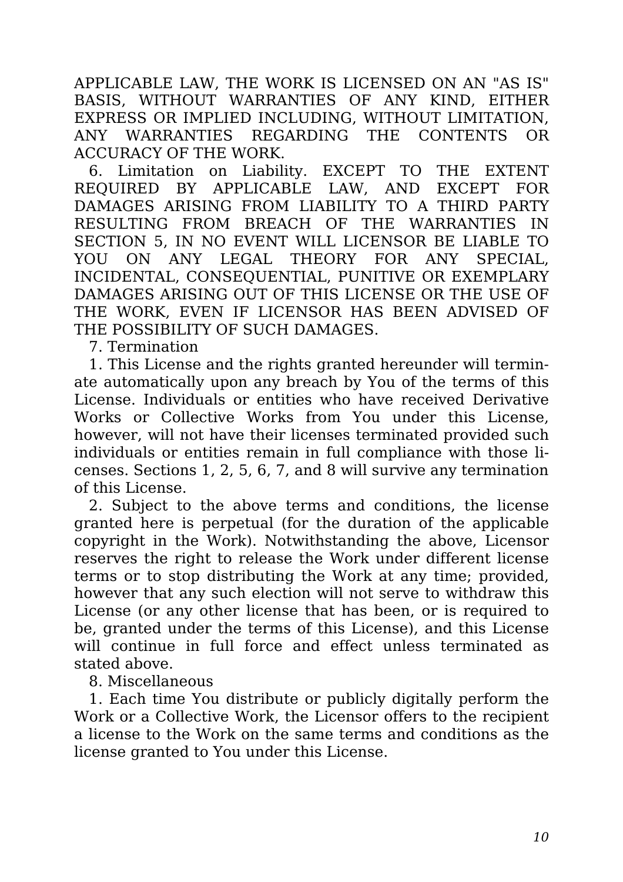APPLICABLE LAW, THE WORK IS LICENSED ON AN "AS IS" BASIS, WITHOUT WARRANTIES OF ANY KIND, EITHER EXPRESS OR IMPLIED INCLUDING, WITHOUT LIMITATION, ANY WARRANTIES REGARDING THE CONTENTS OR ACCURACY OF THE WORK.

6. Limitation on Liability. EXCEPT TO THE EXTENT REQUIRED BY APPLICABLE LAW, AND EXCEPT FOR DAMAGES ARISING FROM LIABILITY TO A THIRD PARTY RESULTING FROM BREACH OF THE WARRANTIES IN SECTION 5, IN NO EVENT WILL LICENSOR BE LIABLE TO YOU ON ANY LEGAL THEORY FOR ANY SPECIAL, INCIDENTAL, CONSEQUENTIAL, PUNITIVE OR EXEMPLARY DAMAGES ARISING OUT OF THIS LICENSE OR THE USE OF THE WORK, EVEN IF LICENSOR HAS BEEN ADVISED OF THE POSSIBILITY OF SUCH DAMAGES.

7. Termination

1. This License and the rights granted hereunder will terminate automatically upon any breach by You of the terms of this License. Individuals or entities who have received Derivative Works or Collective Works from You under this License, however, will not have their licenses terminated provided such individuals or entities remain in full compliance with those licenses. Sections 1, 2, 5, 6, 7, and 8 will survive any termination of this License.

2. Subject to the above terms and conditions, the license granted here is perpetual (for the duration of the applicable copyright in the Work). Notwithstanding the above, Licensor reserves the right to release the Work under different license terms or to stop distributing the Work at any time; provided, however that any such election will not serve to withdraw this License (or any other license that has been, or is required to be, granted under the terms of this License), and this License will continue in full force and effect unless terminated as stated above.

8. Miscellaneous

1. Each time You distribute or publicly digitally perform the Work or a Collective Work, the Licensor offers to the recipient a license to the Work on the same terms and conditions as the license granted to You under this License.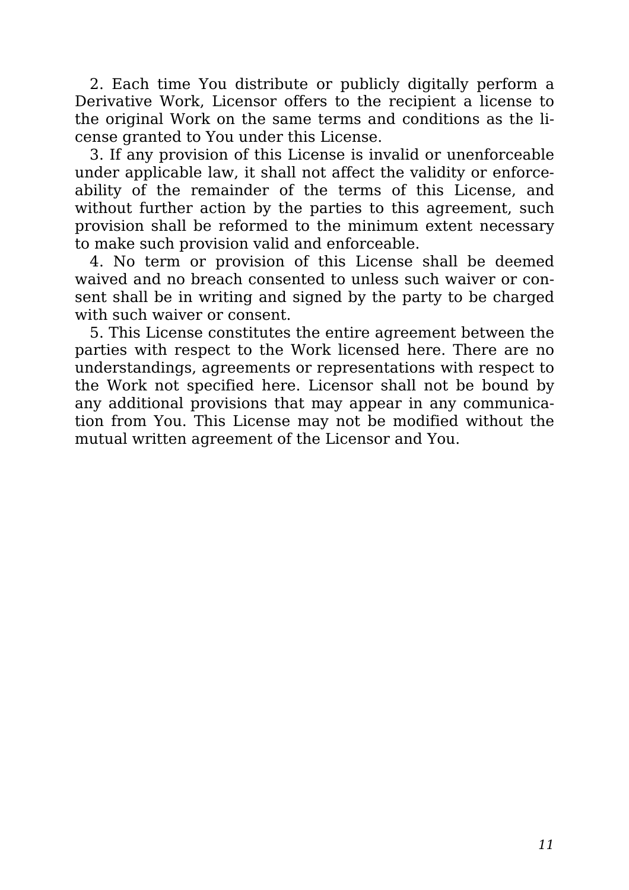2. Each time You distribute or publicly digitally perform a Derivative Work, Licensor offers to the recipient a license to the original Work on the same terms and conditions as the license granted to You under this License.

3. If any provision of this License is invalid or unenforceable under applicable law, it shall not affect the validity or enforceability of the remainder of the terms of this License, and without further action by the parties to this agreement, such provision shall be reformed to the minimum extent necessary to make such provision valid and enforceable.

4. No term or provision of this License shall be deemed waived and no breach consented to unless such waiver or consent shall be in writing and signed by the party to be charged with such waiver or consent.

5. This License constitutes the entire agreement between the parties with respect to the Work licensed here. There are no understandings, agreements or representations with respect to the Work not specified here. Licensor shall not be bound by any additional provisions that may appear in any communication from You. This License may not be modified without the mutual written agreement of the Licensor and You.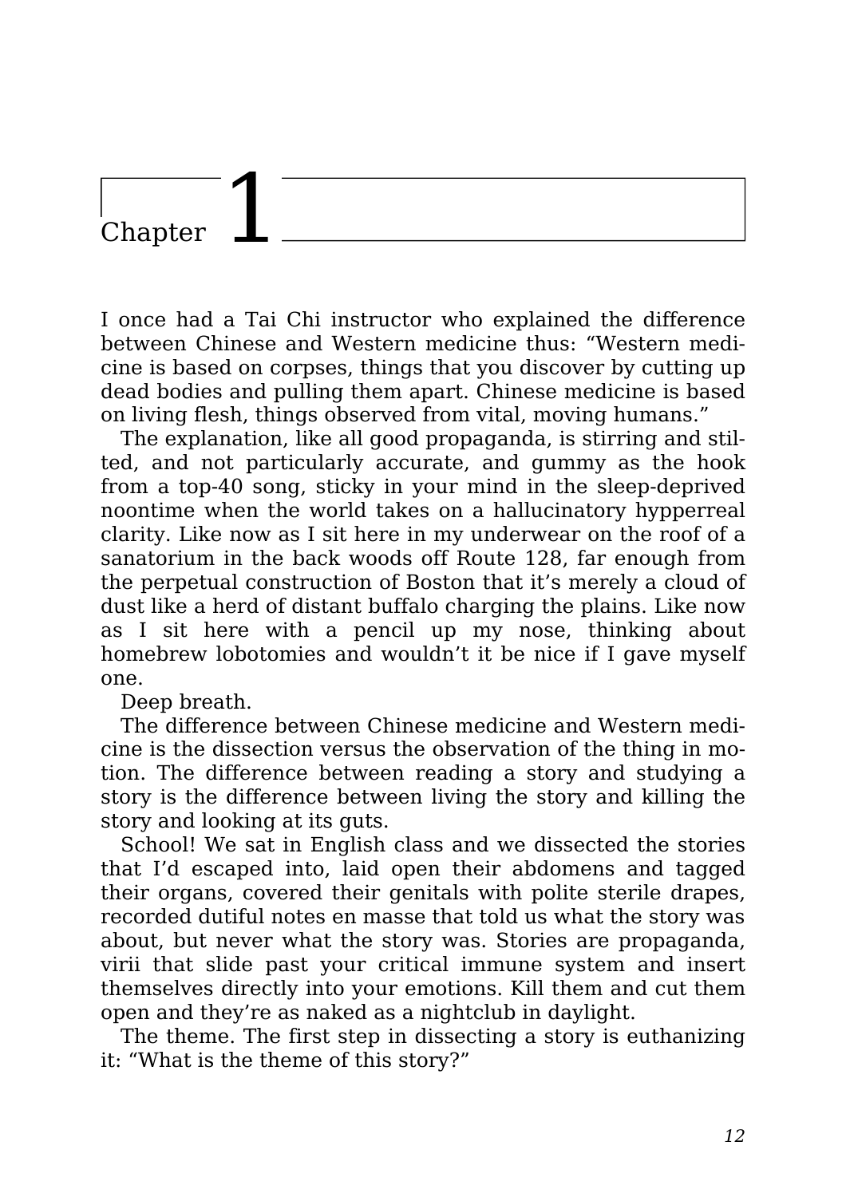# Chapter 1

I once had a Tai Chi instructor who explained the difference between Chinese and Western medicine thus: “Western medicine is based on corpses, things that you discover by cutting up dead bodies and pulling them apart. Chinese medicine is based on living flesh, things observed from vital, moving humans.”

The explanation, like all good propaganda, is stirring and stilted, and not particularly accurate, and gummy as the hook from a top-40 song, sticky in your mind in the sleep-deprived noontime when the world takes on a hallucinatory hypperreal clarity. Like now as I sit here in my underwear on the roof of a sanatorium in the back woods off Route 128, far enough from the perpetual construction of Boston that it’s merely a cloud of dust like a herd of distant buffalo charging the plains. Like now as I sit here with a pencil up my nose, thinking about homebrew lobotomies and wouldn’t it be nice if I gave myself one.

Deep breath.

The difference between Chinese medicine and Western medicine is the dissection versus the observation of the thing in motion. The difference between reading a story and studying a story is the difference between living the story and killing the story and looking at its guts.

School! We sat in English class and we dissected the stories that I’d escaped into, laid open their abdomens and tagged their organs, covered their genitals with polite sterile drapes, recorded dutiful notes en masse that told us what the story was about, but never what the story was. Stories are propaganda, virii that slide past your critical immune system and insert themselves directly into your emotions. Kill them and cut them open and they’re as naked as a nightclub in daylight.

The theme. The first step in dissecting a story is euthanizing it: “What is the theme of this story?”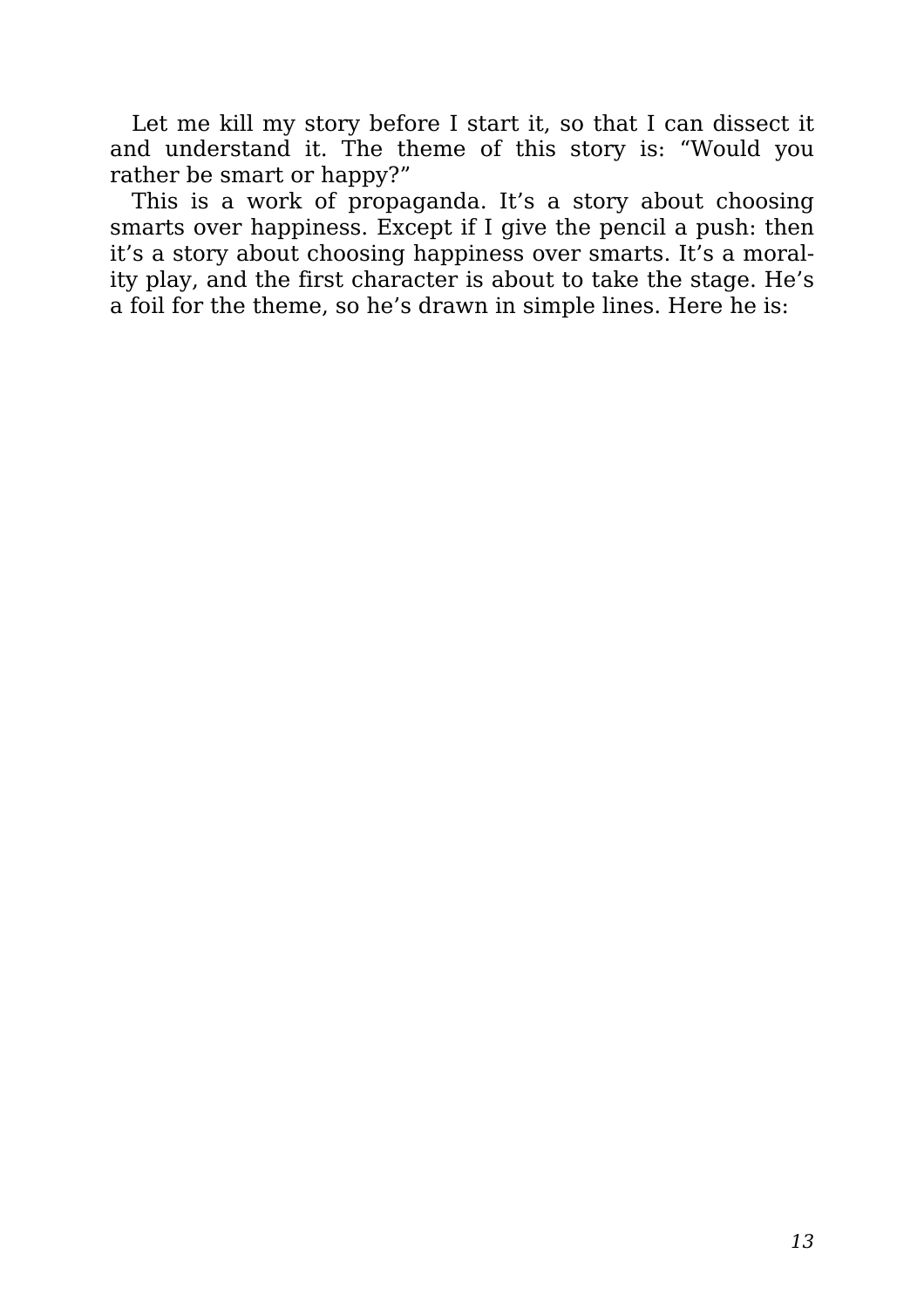Let me kill my story before I start it, so that I can dissect it and understand it. The theme of this story is: "Would you rather be smart or happy?"

This is a work of propaganda. It's a story about choosing smarts over happiness. Except if I give the pencil a push: then it's a story about choosing happiness over smarts. It's a morality play, and the first character is about to take the stage. He's a foil for the theme, so he's drawn in simple lines. Here he is: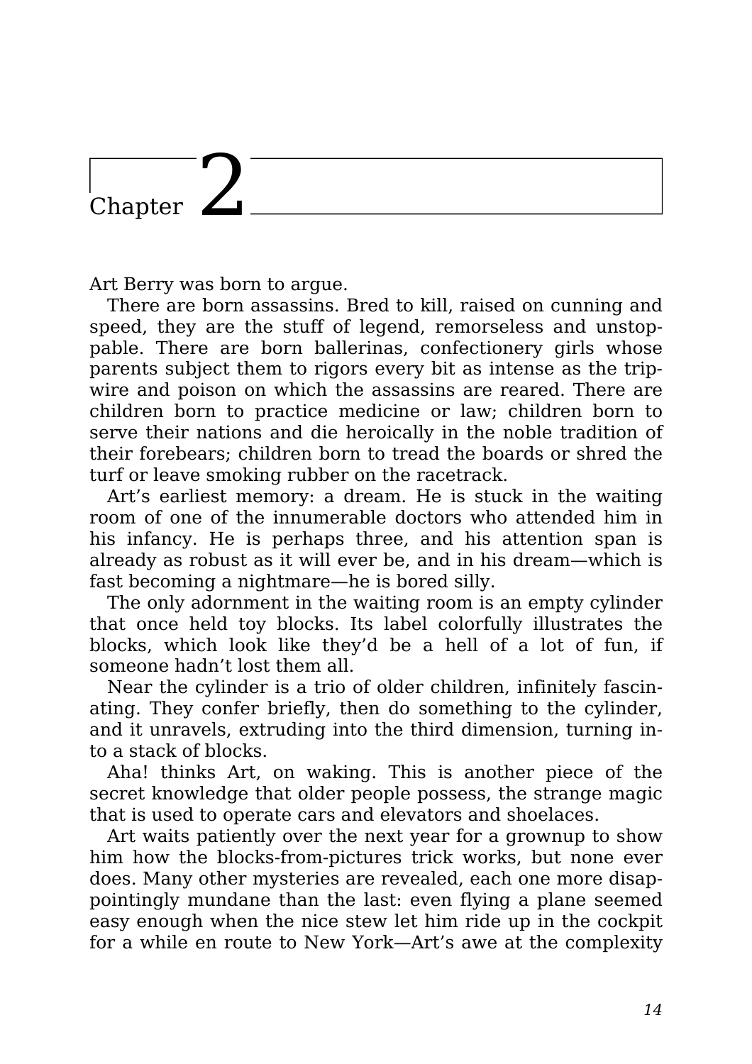# Chapter 2

Art Berry was born to argue.

There are born assassins. Bred to kill, raised on cunning and speed, they are the stuff of legend, remorseless and unstoppable. There are born ballerinas, confectionery girls whose parents subject them to rigors every bit as intense as the tripwire and poison on which the assassins are reared. There are children born to practice medicine or law; children born to serve their nations and die heroically in the noble tradition of their forebears; children born to tread the boards or shred the turf or leave smoking rubber on the racetrack.

Art's earliest memory: a dream. He is stuck in the waiting room of one of the innumerable doctors who attended him in his infancy. He is perhaps three, and his attention span is already as robust as it will ever be, and in his dream—which is fast becoming a nightmare—he is bored silly.

The only adornment in the waiting room is an empty cylinder that once held toy blocks. Its label colorfully illustrates the blocks, which look like they'd be a hell of a lot of fun, if someone hadn't lost them all.

Near the cylinder is a trio of older children, infinitely fascinating. They confer briefly, then do something to the cylinder, and it unravels, extruding into the third dimension, turning into a stack of blocks.

Aha! thinks Art, on waking. This is another piece of the secret knowledge that older people possess, the strange magic that is used to operate cars and elevators and shoelaces.

Art waits patiently over the next year for a grownup to show him how the blocks-from-pictures trick works, but none ever does. Many other mysteries are revealed, each one more disappointingly mundane than the last: even flying a plane seemed easy enough when the nice stew let him ride up in the cockpit for a while en route to New York—Art's awe at the complexity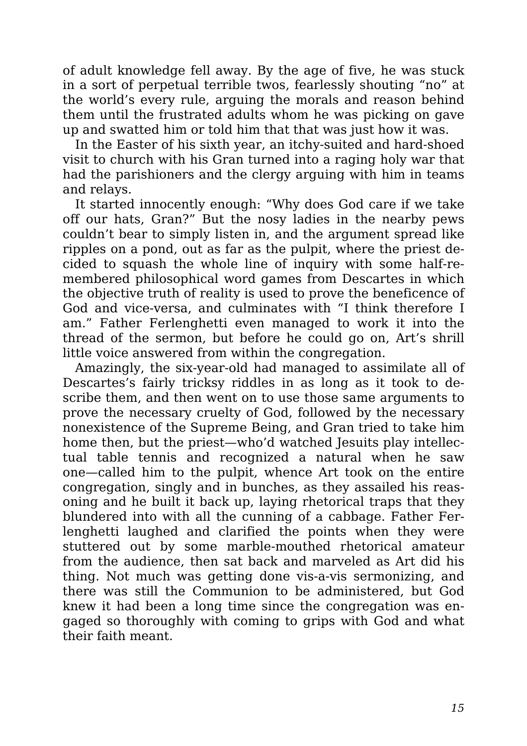of adult knowledge fell away. By the age of five, he was stuck in a sort of perpetual terrible twos, fearlessly shouting “no” at the world’s every rule, arguing the morals and reason behind them until the frustrated adults whom he was picking on gave up and swatted him or told him that that was just how it was.

In the Easter of his sixth year, an itchy-suited and hard-shoed visit to church with his Gran turned into a raging holy war that had the parishioners and the clergy arguing with him in teams and relays.

It started innocently enough: “Why does God care if we take off our hats, Gran?” But the nosy ladies in the nearby pews couldn’t bear to simply listen in, and the argument spread like ripples on a pond, out as far as the pulpit, where the priest decided to squash the whole line of inquiry with some half-remembered philosophical word games from Descartes in which the objective truth of reality is used to prove the beneficence of God and vice-versa, and culminates with “I think therefore I am.” Father Ferlenghetti even managed to work it into the thread of the sermon, but before he could go on, Art’s shrill little voice answered from within the congregation.

Amazingly, the six-year-old had managed to assimilate all of Descartes’s fairly tricksy riddles in as long as it took to describe them, and then went on to use those same arguments to prove the necessary cruelty of God, followed by the necessary nonexistence of the Supreme Being, and Gran tried to take him home then, but the priest—who’d watched Jesuits play intellectual table tennis and recognized a natural when he saw one—called him to the pulpit, whence Art took on the entire congregation, singly and in bunches, as they assailed his reasoning and he built it back up, laying rhetorical traps that they blundered into with all the cunning of a cabbage. Father Ferlenghetti laughed and clarified the points when they were stuttered out by some marble-mouthed rhetorical amateur from the audience, then sat back and marveled as Art did his thing. Not much was getting done vis-a-vis sermonizing, and there was still the Communion to be administered, but God knew it had been a long time since the congregation was engaged so thoroughly with coming to grips with God and what their faith meant.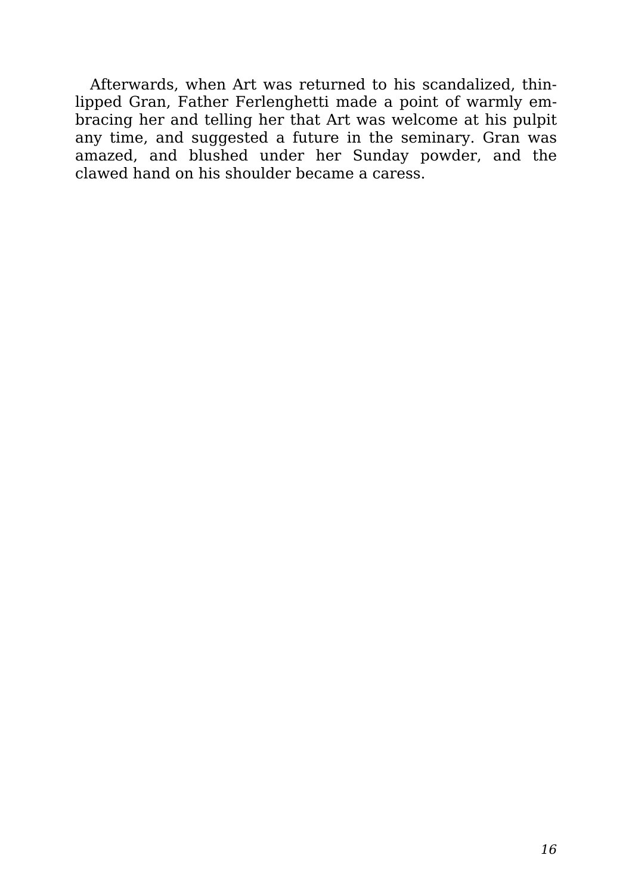Afterwards, when Art was returned to his scandalized, thin-lipped Gran, Father Ferlenghetti made a point of warmly embracing her and telling her that Art was welcome at his pulpit any time, and suggested a future in the seminary. Gran was amazed, and blushed under her Sunday powder, and the clawed hand on his shoulder became a caress.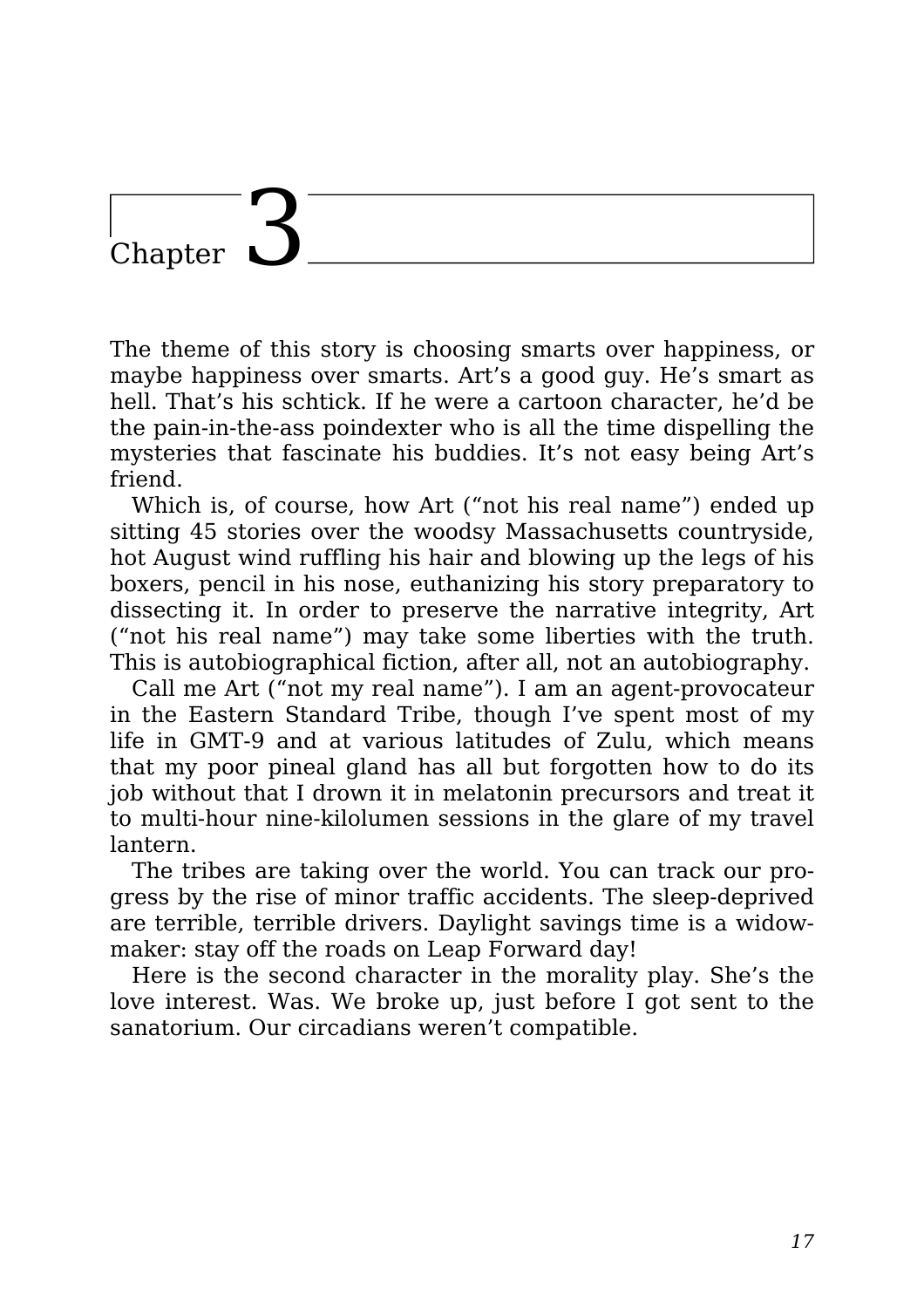# Chapter 3

The theme of this story is choosing smarts over happiness, or maybe happiness over smarts. Art's a good guy. He's smart as hell. That's his schtick. If he were a cartoon character, he'd be the pain-in-the-ass poindexter who is all the time dispelling the mysteries that fascinate his buddies. It's not easy being Art's friend.

Which is, of course, how Art ("not his real name") ended up sitting 45 stories over the woodsy Massachusetts countryside, hot August wind ruffling his hair and blowing up the legs of his boxers, pencil in his nose, euthanizing his story preparatory to dissecting it. In order to preserve the narrative integrity, Art ("not his real name") may take some liberties with the truth. This is autobiographical fiction, after all, not an autobiography.

Call me Art ("not my real name"). I am an agent-provocateur in the Eastern Standard Tribe, though I've spent most of my life in GMT-9 and at various latitudes of Zulu, which means that my poor pineal gland has all but forgotten how to do its job without that I drown it in melatonin precursors and treat it to multi-hour nine-kilolumen sessions in the glare of my travel lantern.

The tribes are taking over the world. You can track our progress by the rise of minor traffic accidents. The sleep-deprived are terrible, terrible drivers. Daylight savings time is a widow-maker: stay off the roads on Leap Forward day!

Here is the second character in the morality play. She's the love interest. Was. We broke up, just before I got sent to the sanatorium. Our circadians weren't compatible.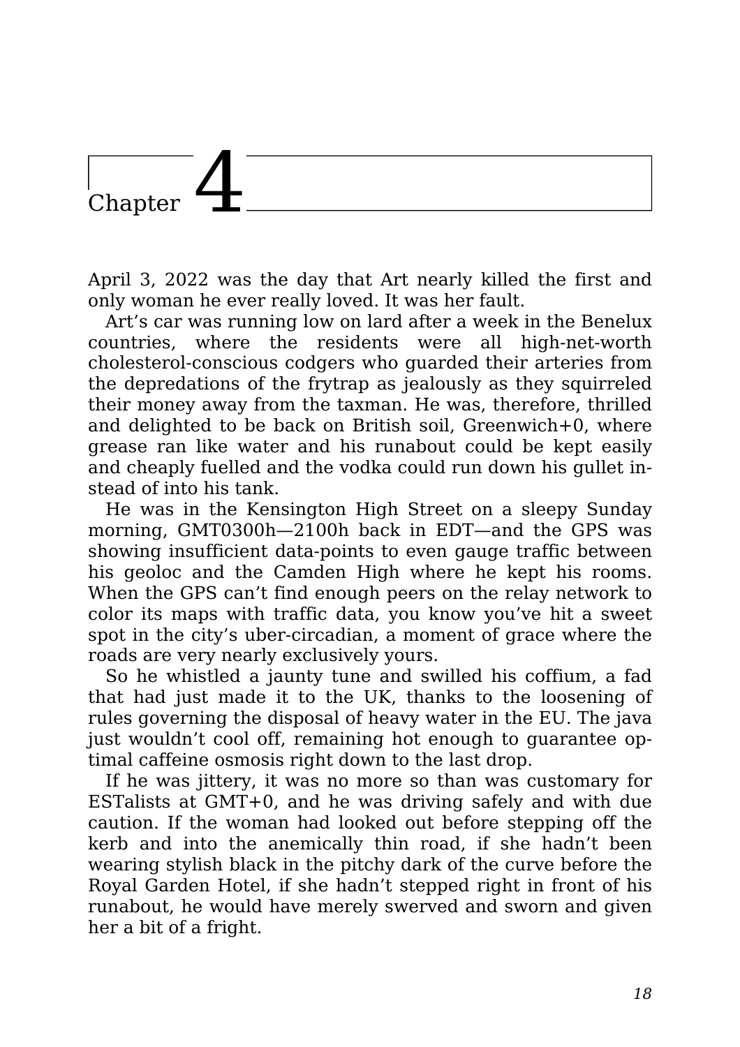# Chapter 4

April 3, 2022 was the day that Art nearly killed the first and only woman he ever really loved. It was her fault.

Art's car was running low on lard after a week in the Benelux countries, where the residents were all high-net-worth cholesterol-conscious codgers who guarded their arteries from the depredations of the frytrap as jealously as they squirreled their money away from the taxman. He was, therefore, thrilled and delighted to be back on British soil, Greenwich+0, where grease ran like water and his runabout could be kept easily and cheaply fuelled and the vodka could run down his gullet instead of into his tank.

He was in the Kensington High Street on a sleepy Sunday morning, GMT0300h—2100h back in EDT—and the GPS was showing insufficient data-points to even gauge traffic between his geoloc and the Camden High where he kept his rooms. When the GPS can't find enough peers on the relay network to color its maps with traffic data, you know you've hit a sweet spot in the city's uber-circadian, a moment of grace where the roads are very nearly exclusively yours.

So he whistled a jaunty tune and swilled his coffium, a fad that had just made it to the UK, thanks to the loosening of rules governing the disposal of heavy water in the EU. The java just wouldn't cool off, remaining hot enough to guarantee optimal caffeine osmosis right down to the last drop.

If he was jittery, it was no more so than was customary for ESTalists at GMT+0, and he was driving safely and with due caution. If the woman had looked out before stepping off the kerb and into the anemically thin road, if she hadn't been wearing stylish black in the pitchy dark of the curve before the Royal Garden Hotel, if she hadn't stepped right in front of his runabout, he would have merely swerved and sworn and given her a bit of a fright.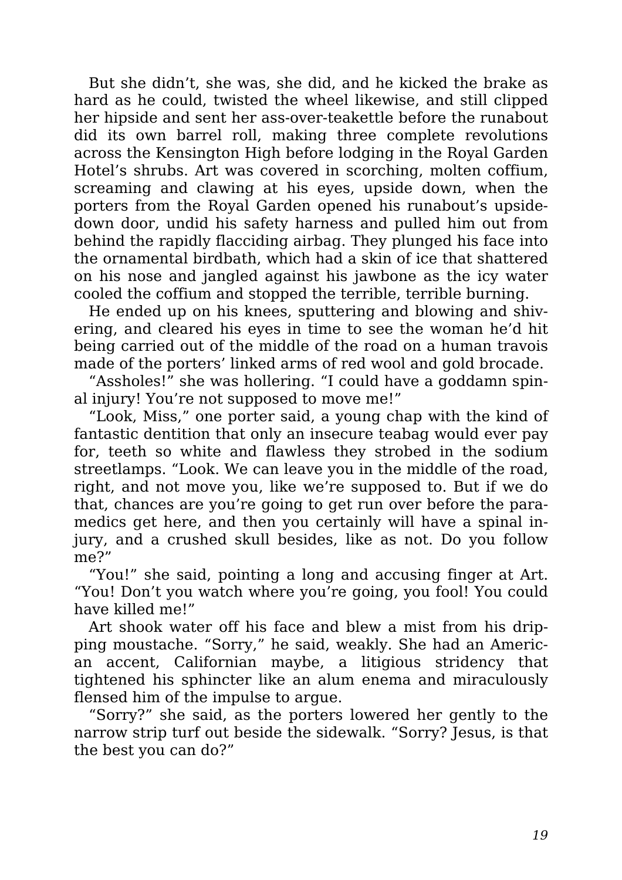But she didn't, she was, she did, and he kicked the brake as hard as he could, twisted the wheel likewise, and still clipped her hipside and sent her ass-over-teakettle before the runabout did its own barrel roll, making three complete revolutions across the Kensington High before lodging in the Royal Garden Hotel's shrubs. Art was covered in scorching, molten coffium, screaming and clawing at his eyes, upside down, when the porters from the Royal Garden opened his runabout's upside-down door, undid his safety harness and pulled him out from behind the rapidly flacciding airbag. They plunged his face into the ornamental birdbath, which had a skin of ice that shattered on his nose and jangled against his jawbone as the icy water cooled the coffium and stopped the terrible, terrible burning.

He ended up on his knees, sputtering and blowing and shivering, and cleared his eyes in time to see the woman he'd hit being carried out of the middle of the road on a human travois made of the porters' linked arms of red wool and gold brocade.

"Assholes!" she was hollering. "I could have a goddamn spinal injury! You're not supposed to move me!"

"Look, Miss," one porter said, a young chap with the kind of fantastic dentition that only an insecure teabag would ever pay for, teeth so white and flawless they strobed in the sodium streetlamps. "Look. We can leave you in the middle of the road, right, and not move you, like we're supposed to. But if we do that, chances are you're going to get run over before the paramedics get here, and then you certainly will have a spinal injury, and a crushed skull besides, like as not. Do you follow me?"

"You!" she said, pointing a long and accusing finger at Art. "You! Don't you watch where you're going, you fool! You could have killed me!"

Art shook water off his face and blew a mist from his dripping moustache. "Sorry," he said, weakly. She had an American accent, Californian maybe, a litigious stridency that tightened his sphincter like an alum enema and miraculously flensed him of the impulse to argue.

"Sorry?" she said, as the porters lowered her gently to the narrow strip turf out beside the sidewalk. "Sorry? Jesus, is that the best you can do?"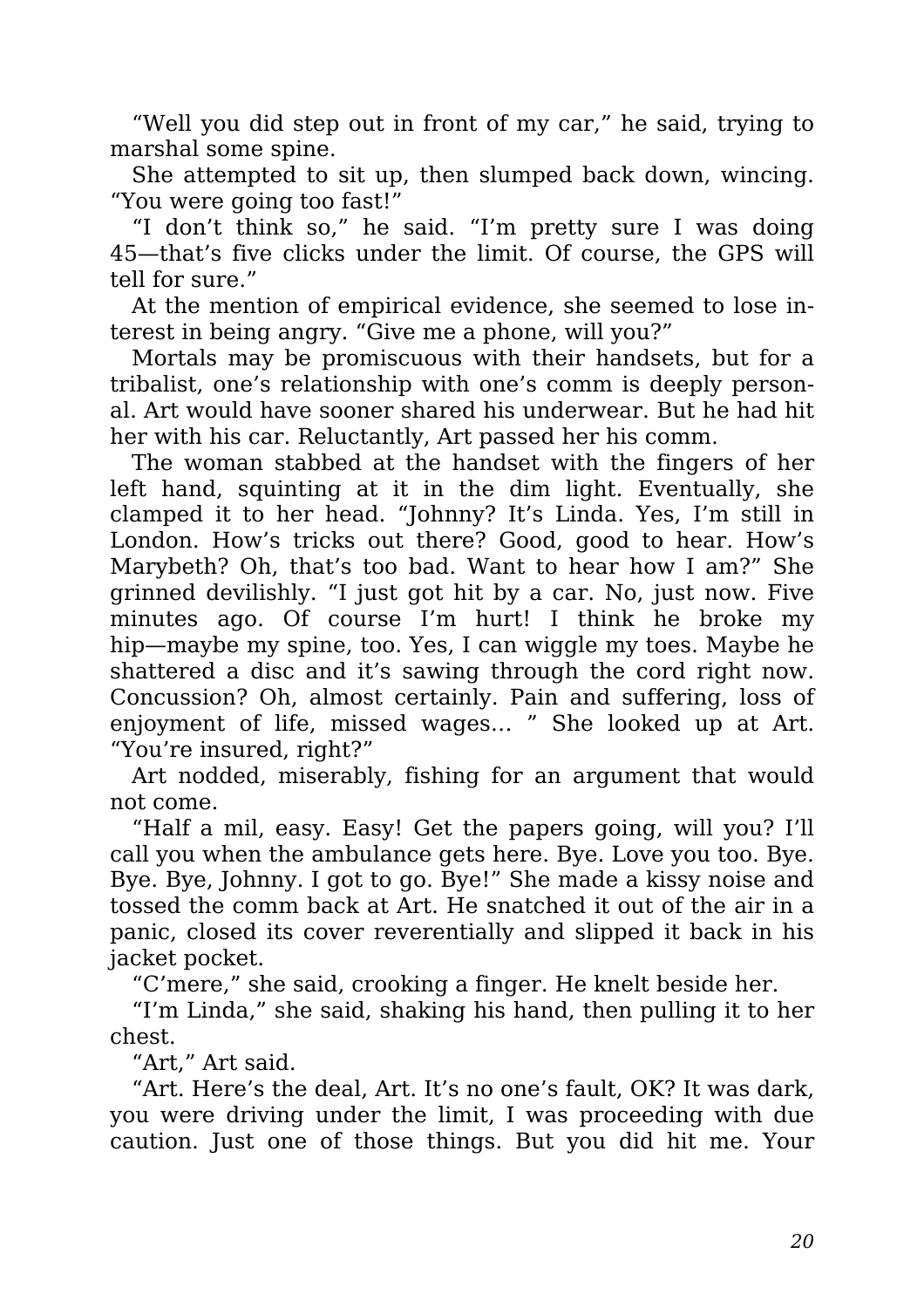"Well you did step out in front of my car," he said, trying to marshal some spine.

She attempted to sit up, then slumped back down, wincing. "You were going too fast!"

"I don't think so," he said. "I'm pretty sure I was doing 45—that's five clicks under the limit. Of course, the GPS will tell for sure."

At the mention of empirical evidence, she seemed to lose interest in being angry. "Give me a phone, will you?"

Mortals may be promiscuous with their handsets, but for a tribalist, one's relationship with one's comm is deeply personal. Art would have sooner shared his underwear. But he had hit her with his car. Reluctantly, Art passed her his comm.

The woman stabbed at the handset with the fingers of her left hand, squinting at it in the dim light. Eventually, she clamped it to her head. "Johnny? It's Linda. Yes, I'm still in London. How's tricks out there? Good, good to hear. How's Marybeth? Oh, that's too bad. Want to hear how I am?" She grinned devilishly. "I just got hit by a car. No, just now. Five minutes ago. Of course I'm hurt! I think he broke my hip—maybe my spine, too. Yes, I can wiggle my toes. Maybe he shattered a disc and it's sawing through the cord right now. Concussion? Oh, almost certainly. Pain and suffering, loss of enjoyment of life, missed wages… " She looked up at Art. "You're insured, right?"

Art nodded, miserably, fishing for an argument that would not come.

"Half a mil, easy. Easy! Get the papers going, will you? I'll call you when the ambulance gets here. Bye. Love you too. Bye. Bye. Bye, Johnny. I got to go. Bye!" She made a kissy noise and tossed the comm back at Art. He snatched it out of the air in a panic, closed its cover reverentially and slipped it back in his jacket pocket.

"C'mere," she said, crooking a finger. He knelt beside her.

"I'm Linda," she said, shaking his hand, then pulling it to her chest.

"Art," Art said.

"Art. Here's the deal, Art. It's no one's fault, OK? It was dark, you were driving under the limit, I was proceeding with due caution. Just one of those things. But you did hit me. Your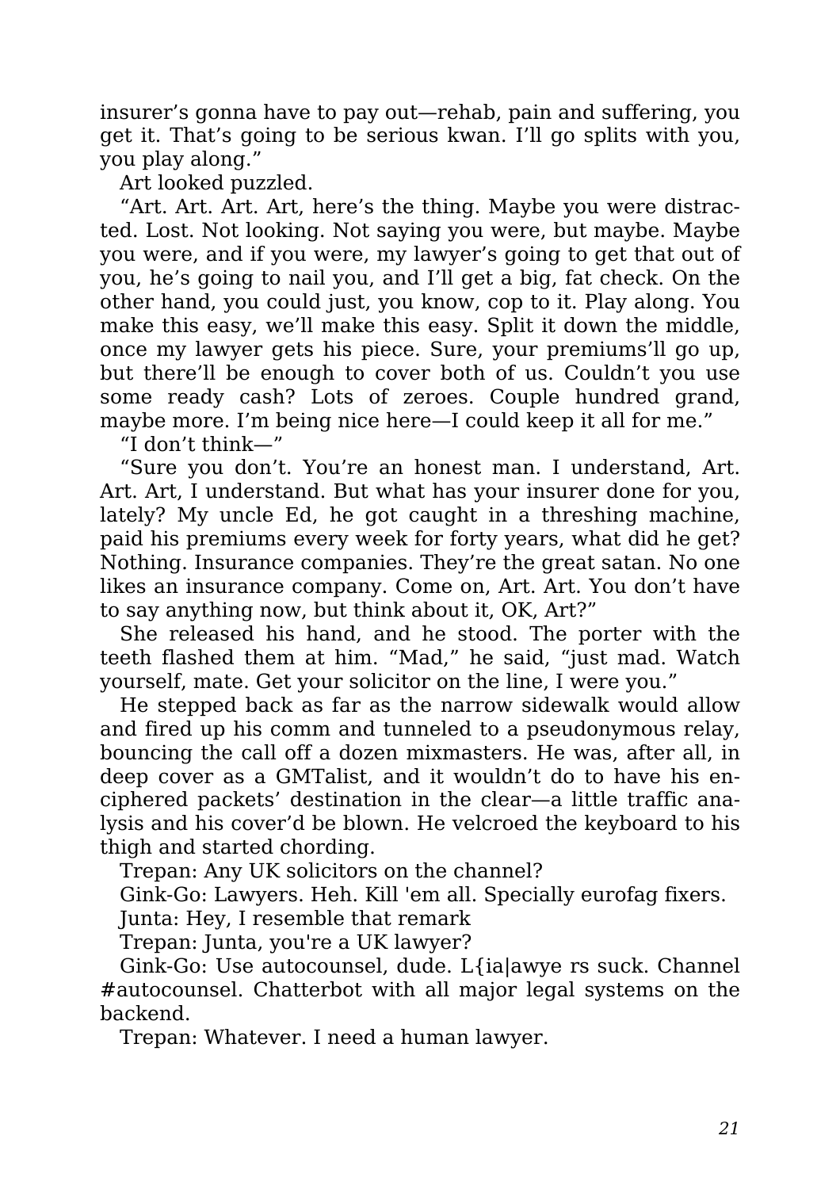insurer's gonna have to pay out—rehab, pain and suffering, you get it. That's going to be serious kwan. I'll go splits with you, you play along."

Art looked puzzled.

"Art. Art. Art. Art, here's the thing. Maybe you were distracted. Lost. Not looking. Not saying you were, but maybe. Maybe you were, and if you were, my lawyer's going to get that out of you, he's going to nail you, and I'll get a big, fat check. On the other hand, you could just, you know, cop to it. Play along. You make this easy, we'll make this easy. Split it down the middle, once my lawyer gets his piece. Sure, your premiums'll go up, but there'll be enough to cover both of us. Couldn't you use some ready cash? Lots of zeroes. Couple hundred grand, maybe more. I'm being nice here—I could keep it all for me."

"I don't think—"

"Sure you don't. You're an honest man. I understand, Art. Art. Art, I understand. But what has your insurer done for you, lately? My uncle Ed, he got caught in a threshing machine, paid his premiums every week for forty years, what did he get? Nothing. Insurance companies. They're the great satan. No one likes an insurance company. Come on, Art. Art. You don't have to say anything now, but think about it, OK, Art?"

She released his hand, and he stood. The porter with the teeth flashed them at him. "Mad," he said, "just mad. Watch yourself, mate. Get your solicitor on the line, I were you."

He stepped back as far as the narrow sidewalk would allow and fired up his comm and tunneled to a pseudonymous relay, bouncing the call off a dozen mixmasters. He was, after all, in deep cover as a GMTalist, and it wouldn't do to have his enciphered packets' destination in the clear—a little traffic analysis and his cover'd be blown. He velcroed the keyboard to his thigh and started chording.

Trepan: Any UK solicitors on the channel?

Gink-Go: Lawyers. Heh. Kill 'em all. Specially eurofag fixers.

Junta: Hey, I resemble that remark

Trepan: Junta, you're a UK lawyer?

Gink-Go: Use autocounsel, dude. L{ia|awye rs suck. Channel #autocounsel. Chatterbot with all major legal systems on the backend.

Trepan: Whatever. I need a human lawyer.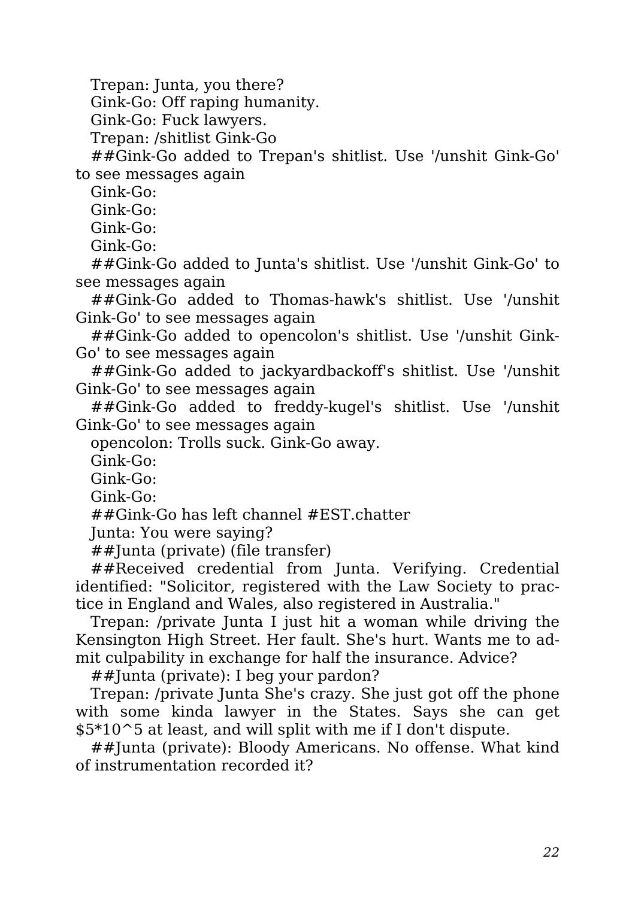Trepan: Junta, you there?

Gink-Go: Off raping humanity.

Gink-Go: Fuck lawyers.

Trepan: /shitlist Gink-Go

##Gink-Go added to Trepan's shitlist. Use '/unshit Gink-Go' to see messages again

Gink-Go:

Gink-Go:

Gink-Go:

Gink-Go:

##Gink-Go added to Junta's shitlist. Use '/unshit Gink-Go' to see messages again

##Gink-Go added to Thomas-hawk's shitlist. Use '/unshit Gink-Go' to see messages again

##Gink-Go added to opencolon's shitlist. Use '/unshit Gink-Go' to see messages again

##Gink-Go added to jackyardbackoff's shitlist. Use '/unshit Gink-Go' to see messages again

##Gink-Go added to freddy-kugel's shitlist. Use '/unshit Gink-Go' to see messages again

opencolon: Trolls suck. Gink-Go away.

Gink-Go:

Gink-Go:

Gink-Go:

##Gink-Go has left channel #EST.chatter

Junta: You were saying?

##Junta (private) (file transfer)

##Received credential from Junta. Verifying. Credential identified: "Solicitor, registered with the Law Society to practice in England and Wales, also registered in Australia."

Trepan: /private Junta I just hit a woman while driving the Kensington High Street. Her fault. She's hurt. Wants me to admit culpability in exchange for half the insurance. Advice?

##Junta (private): I beg your pardon?

Trepan: /private Junta She's crazy. She just got off the phone with some kinda lawyer in the States. Says she can get $5*10^5 at least, and will split with me if I don't dispute.

##Junta (private): Bloody Americans. No offense. What kind of instrumentation recorded it?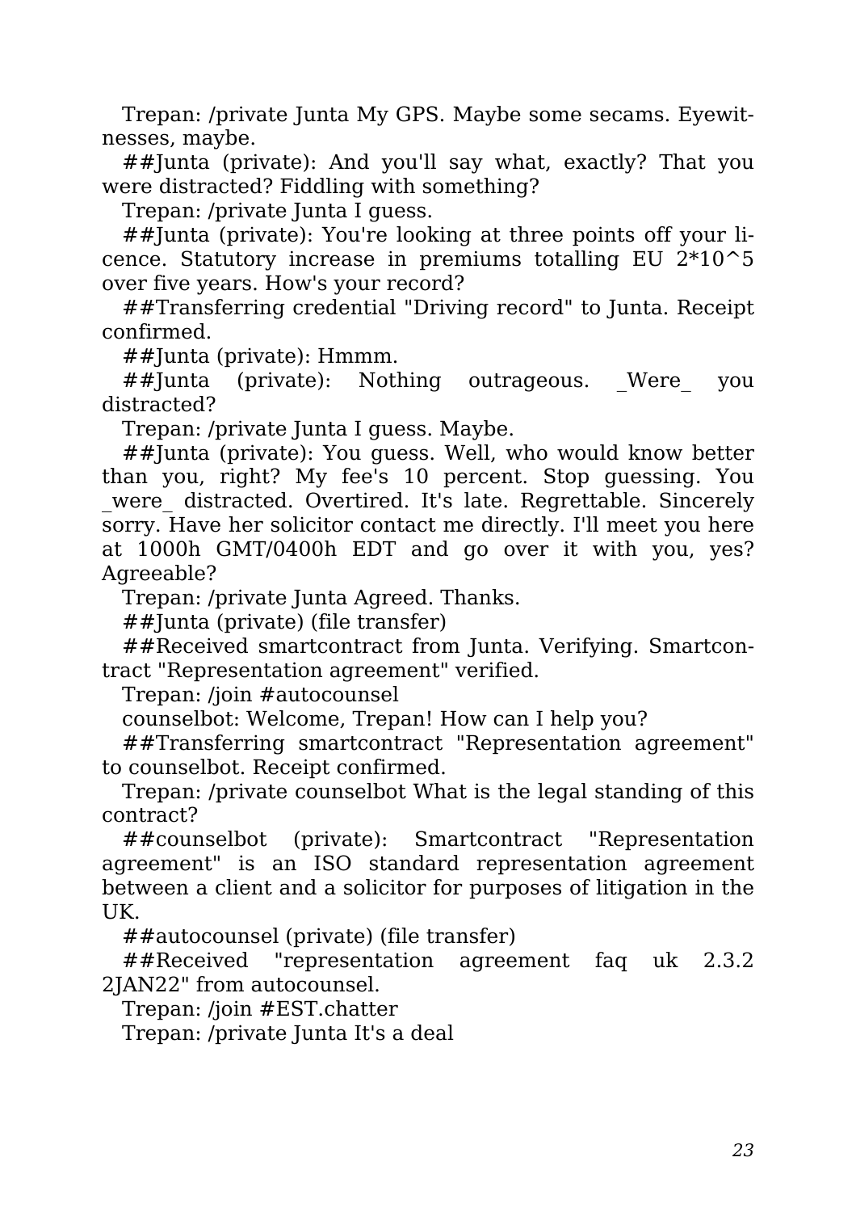Trepan: /private Junta My GPS. Maybe some secams. Eyewitnesses, maybe.

##Junta (private): And you'll say what, exactly? That you were distracted? Fiddling with something?

Trepan: /private Junta I guess.

##Junta (private): You're looking at three points off your licence. Statutory increase in premiums totalling EU 2*10^5 over five years. How's your record?

##Transferring credential "Driving record" to Junta. Receipt confirmed.

##Junta (private): Hmmm.

##Junta (private): Nothing outrageous. _Were_ you distracted?

Trepan: /private Junta I guess. Maybe.

##Junta (private): You guess. Well, who would know better than you, right? My fee's 10 percent. Stop guessing. You _were_ distracted. Overtired. It's late. Regrettable. Sincerely sorry. Have her solicitor contact me directly. I'll meet you here at 1000h GMT/0400h EDT and go over it with you, yes? Agreeable?

Trepan: /private Junta Agreed. Thanks.

##Junta (private) (file transfer)

##Received smartcontract from Junta. Verifying. Smartcontract "Representation agreement" verified.

Trepan: /join #autocounsel

counselbot: Welcome, Trepan! How can I help you?

##Transferring smartcontract "Representation agreement" to counselbot. Receipt confirmed.

Trepan: /private counselbot What is the legal standing of this contract?

##counselbot (private): Smartcontract "Representation agreement" is an ISO standard representation agreement between a client and a solicitor for purposes of litigation in the UK.

##autocounsel (private) (file transfer)

##Received "representation agreement faq uk 2.3.2 2JAN22" from autocounsel.

Trepan: /join #EST.chatter

Trepan: /private Junta It's a deal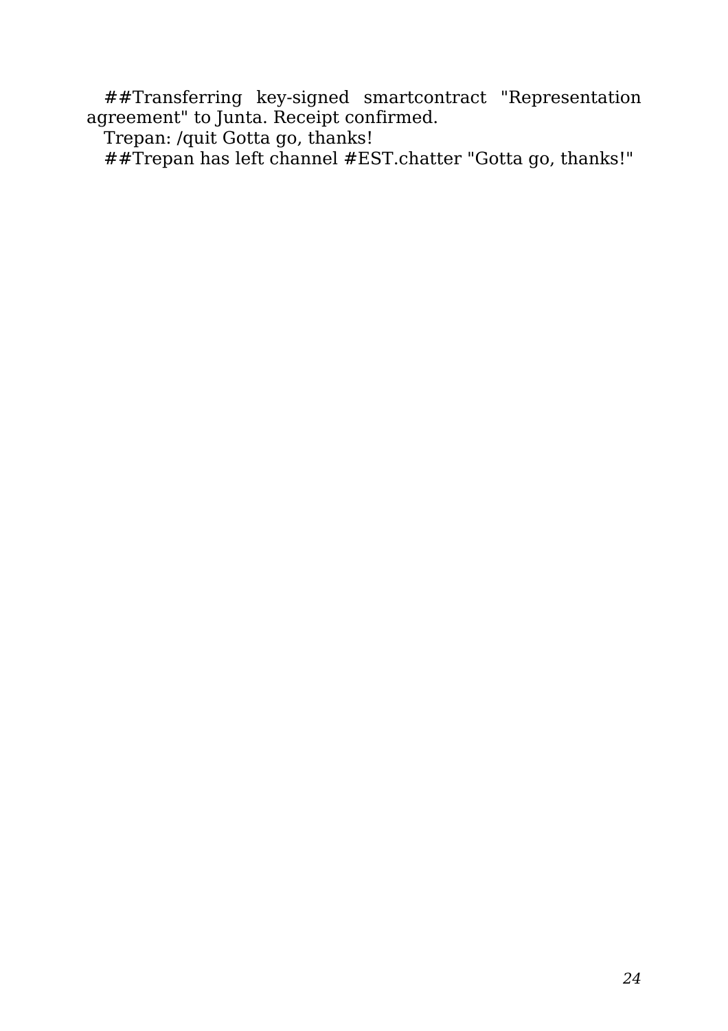##Transferring key-signed smartcontract "Representation agreement" to Junta. Receipt confirmed.

Trepan: /quit Gotta go, thanks!

##Trepan has left channel #EST.chatter "Gotta go, thanks!"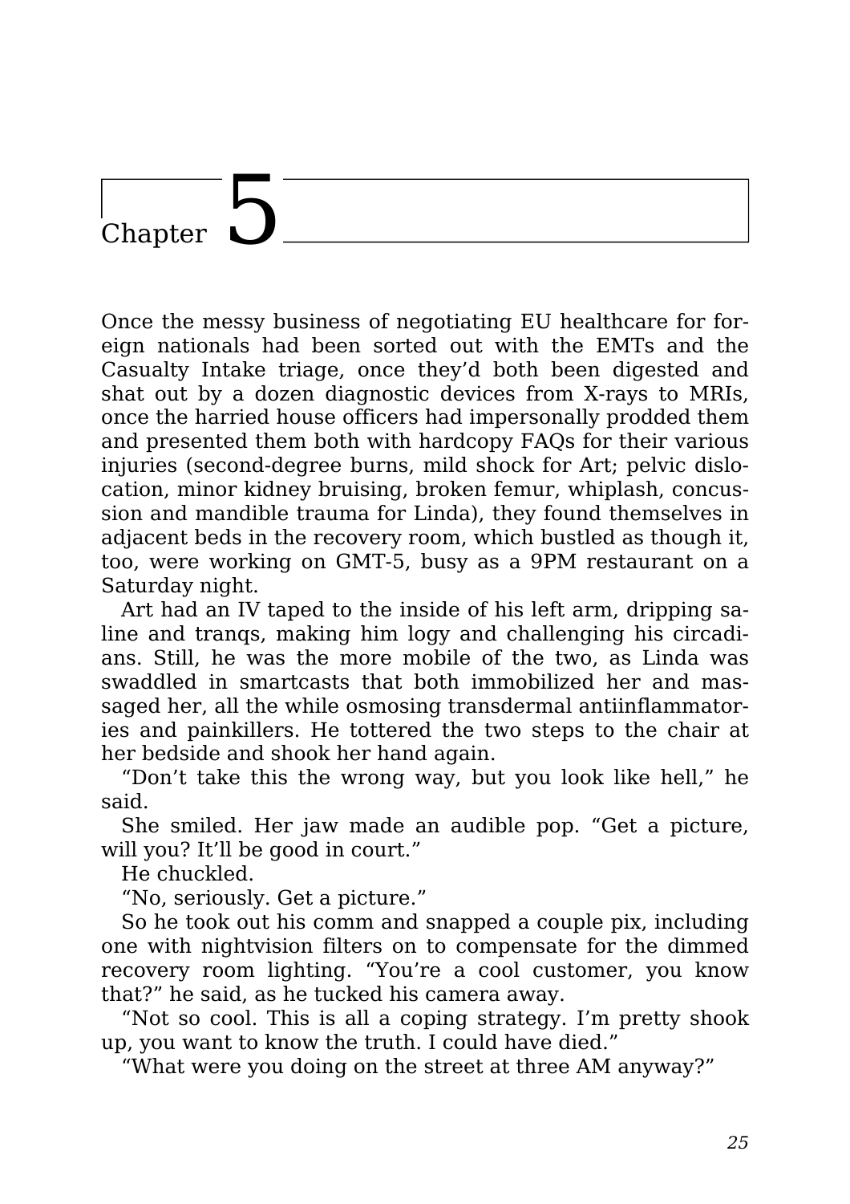# Chapter 5

Once the messy business of negotiating EU healthcare for foreign nationals had been sorted out with the EMTs and the Casualty Intake triage, once they'd both been digested and shat out by a dozen diagnostic devices from X-rays to MRIs, once the harried house officers had impersonally prodded them and presented them both with hardcopy FAQs for their various injuries (second-degree burns, mild shock for Art; pelvic dislocation, minor kidney bruising, broken femur, whiplash, concussion and mandible trauma for Linda), they found themselves in adjacent beds in the recovery room, which bustled as though it, too, were working on GMT-5, busy as a 9PM restaurant on a Saturday night.

Art had an IV taped to the inside of his left arm, dripping saline and tranqs, making him logy and challenging his circadians. Still, he was the more mobile of the two, as Linda was swaddled in smartcasts that both immobilized her and massaged her, all the while osmosing transdermal antiinflammatories and painkillers. He tottered the two steps to the chair at her bedside and shook her hand again.

"Don't take this the wrong way, but you look like hell," he said.

She smiled. Her jaw made an audible pop. "Get a picture, will you? It'll be good in court."

He chuckled.

"No, seriously. Get a picture."

So he took out his comm and snapped a couple pix, including one with nightvision filters on to compensate for the dimmed recovery room lighting. "You're a cool customer, you know that?" he said, as he tucked his camera away.

"Not so cool. This is all a coping strategy. I'm pretty shook up, you want to know the truth. I could have died."

"What were you doing on the street at three AM anyway?"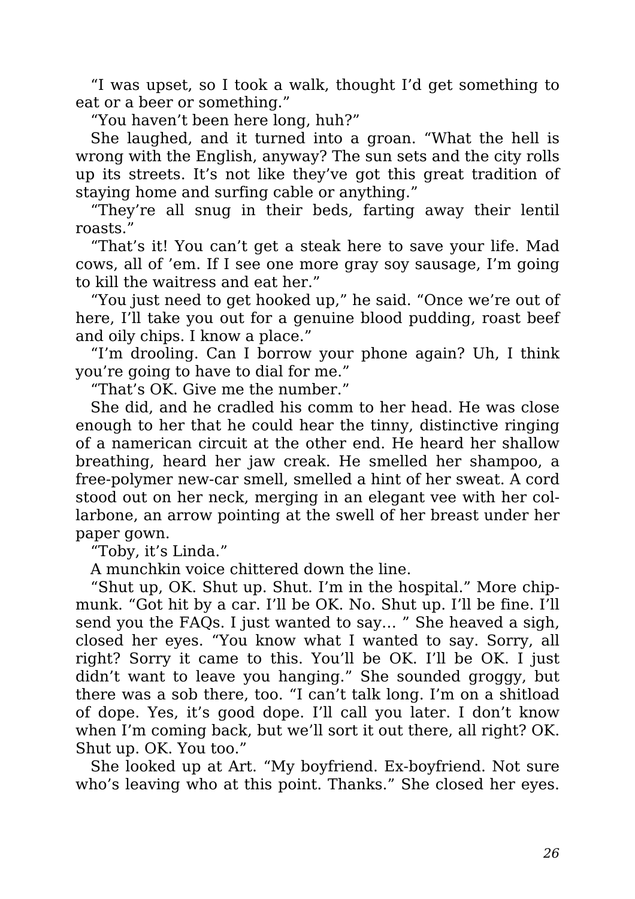"I was upset, so I took a walk, thought I'd get something to eat or a beer or something."

"You haven't been here long, huh?"

She laughed, and it turned into a groan. "What the hell is wrong with the English, anyway? The sun sets and the city rolls up its streets. It's not like they've got this great tradition of staying home and surfing cable or anything."

"They're all snug in their beds, farting away their lentil roasts."

"That's it! You can't get a steak here to save your life. Mad cows, all of 'em. If I see one more gray soy sausage, I'm going to kill the waitress and eat her."

"You just need to get hooked up," he said. "Once we're out of here, I'll take you out for a genuine blood pudding, roast beef and oily chips. I know a place."

"I'm drooling. Can I borrow your phone again? Uh, I think you're going to have to dial for me."

"That's OK. Give me the number."

She did, and he cradled his comm to her head. He was close enough to her that he could hear the tinny, distinctive ringing of a namerican circuit at the other end. He heard her shallow breathing, heard her jaw creak. He smelled her shampoo, a free-polymer new-car smell, smelled a hint of her sweat. A cord stood out on her neck, merging in an elegant vee with her collarbone, an arrow pointing at the swell of her breast under her paper gown.

"Toby, it's Linda."

A munchkin voice chittered down the line.

"Shut up, OK. Shut up. Shut. I'm in the hospital." More chipmunk. "Got hit by a car. I'll be OK. No. Shut up. I'll be fine. I'll send you the FAQs. I just wanted to say… " She heaved a sigh, closed her eyes. "You know what I wanted to say. Sorry, all right? Sorry it came to this. You'll be OK. I'll be OK. I just didn't want to leave you hanging." She sounded groggy, but there was a sob there, too. "I can't talk long. I'm on a shitload of dope. Yes, it's good dope. I'll call you later. I don't know when I'm coming back, but we'll sort it out there, all right? OK. Shut up. OK. You too."

She looked up at Art. "My boyfriend. Ex-boyfriend. Not sure who's leaving who at this point. Thanks." She closed her eyes.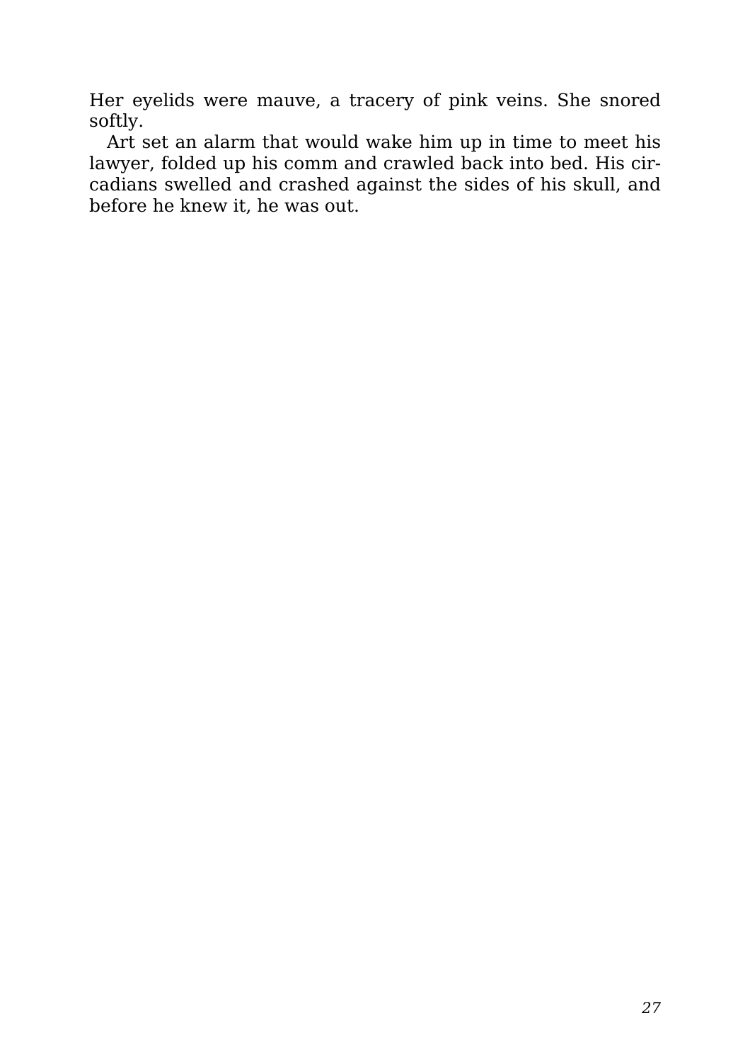Her eyelids were mauve, a tracery of pink veins. She snored softly.

Art set an alarm that would wake him up in time to meet his lawyer, folded up his comm and crawled back into bed. His circadians swelled and crashed against the sides of his skull, and before he knew it, he was out.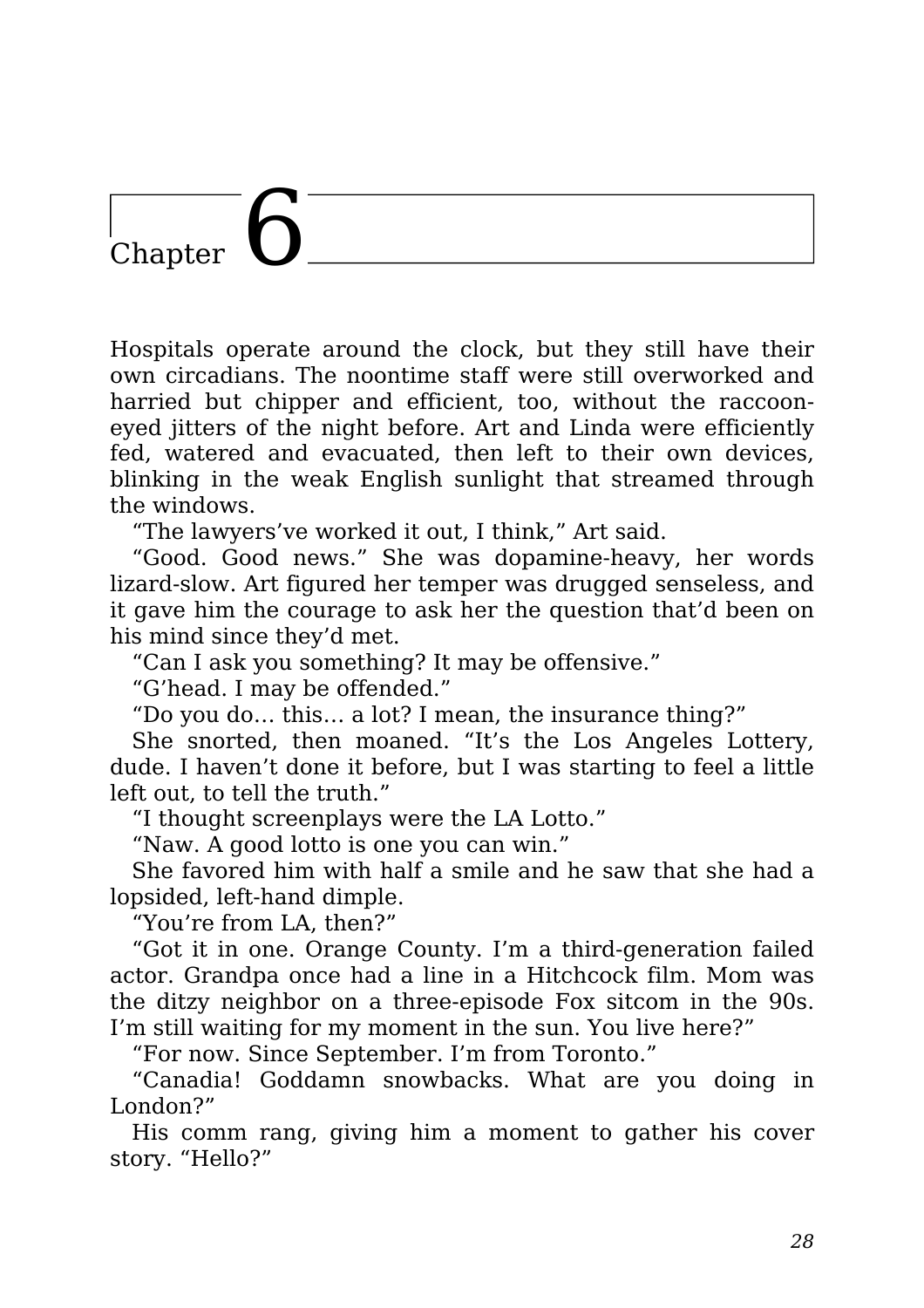# Chapter 6

Hospitals operate around the clock, but they still have their own circadians. The noontime staff were still overworked and harried but chipper and efficient, too, without the raccoon-eyed jitters of the night before. Art and Linda were efficiently fed, watered and evacuated, then left to their own devices, blinking in the weak English sunlight that streamed through the windows.

"The lawyers've worked it out, I think," Art said.

"Good. Good news." She was dopamine-heavy, her words lizard-slow. Art figured her temper was drugged senseless, and it gave him the courage to ask her the question that'd been on his mind since they'd met.

"Can I ask you something? It may be offensive."

"G'head. I may be offended."

"Do you do… this… a lot? I mean, the insurance thing?"

She snorted, then moaned. "It's the Los Angeles Lottery, dude. I haven't done it before, but I was starting to feel a little left out, to tell the truth."

"I thought screenplays were the LA Lotto."

"Naw. A good lotto is one you can win."

She favored him with half a smile and he saw that she had a lopsided, left-hand dimple.

"You're from LA, then?"

"Got it in one. Orange County. I'm a third-generation failed actor. Grandpa once had a line in a Hitchcock film. Mom was the ditzy neighbor on a three-episode Fox sitcom in the 90s. I'm still waiting for my moment in the sun. You live here?"

"For now. Since September. I'm from Toronto."

"Canadia! Goddamn snowbacks. What are you doing in London?"

His comm rang, giving him a moment to gather his cover story. "Hello?"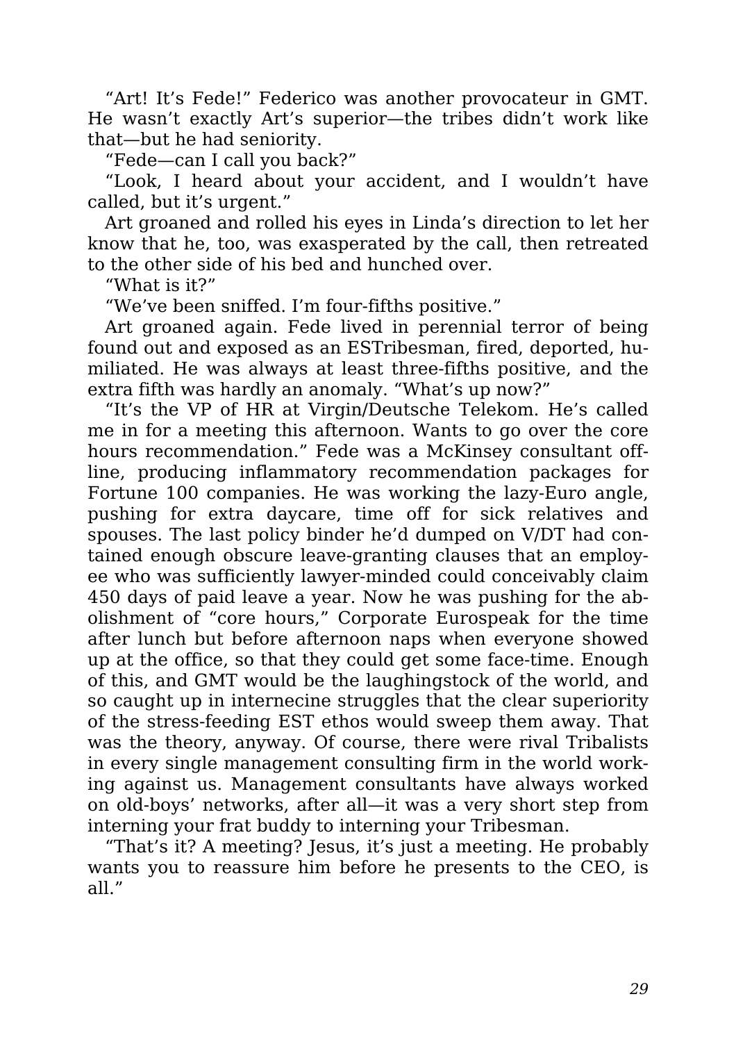"Art! It's Fede!" Federico was another provocateur in GMT. He wasn't exactly Art's superior—the tribes didn't work like that—but he had seniority.

"Fede—can I call you back?"

"Look, I heard about your accident, and I wouldn't have called, but it's urgent."

Art groaned and rolled his eyes in Linda's direction to let her know that he, too, was exasperated by the call, then retreated to the other side of his bed and hunched over.

"What is it?"

"We've been sniffed. I'm four-fifths positive."

Art groaned again. Fede lived in perennial terror of being found out and exposed as an ESTribesman, fired, deported, humiliated. He was always at least three-fifths positive, and the extra fifth was hardly an anomaly. "What's up now?"

"It's the VP of HR at Virgin/Deutsche Telekom. He's called me in for a meeting this afternoon. Wants to go over the core hours recommendation." Fede was a McKinsey consultant offline, producing inflammatory recommendation packages for Fortune 100 companies. He was working the lazy-Euro angle, pushing for extra daycare, time off for sick relatives and spouses. The last policy binder he'd dumped on V/DT had contained enough obscure leave-granting clauses that an employee who was sufficiently lawyer-minded could conceivably claim 450 days of paid leave a year. Now he was pushing for the abolishment of "core hours," Corporate Eurospeak for the time after lunch but before afternoon naps when everyone showed up at the office, so that they could get some face-time. Enough of this, and GMT would be the laughingstock of the world, and so caught up in internecine struggles that the clear superiority of the stress-feeding EST ethos would sweep them away. That was the theory, anyway. Of course, there were rival Tribalists in every single management consulting firm in the world working against us. Management consultants have always worked on old-boys' networks, after all—it was a very short step from interning your frat buddy to interning your Tribesman.

"That's it? A meeting? Jesus, it's just a meeting. He probably wants you to reassure him before he presents to the CEO, is all."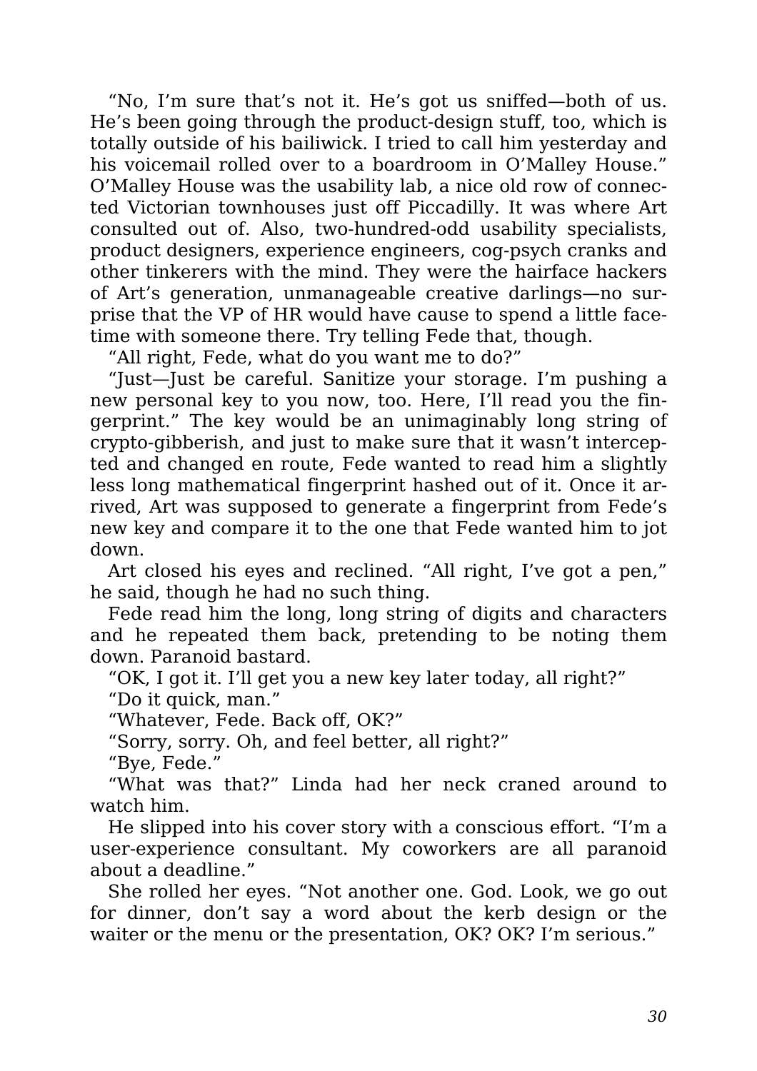"No, I'm sure that's not it. He's got us sniffed—both of us. He's been going through the product-design stuff, too, which is totally outside of his bailiwick. I tried to call him yesterday and his voicemail rolled over to a boardroom in O'Malley House." O'Malley House was the usability lab, a nice old row of connected Victorian townhouses just off Piccadilly. It was where Art consulted out of. Also, two-hundred-odd usability specialists, product designers, experience engineers, cog-psych cranks and other tinkerers with the mind. They were the hairface hackers of Art's generation, unmanageable creative darlings—no surprise that the VP of HR would have cause to spend a little facetime with someone there. Try telling Fede that, though.

"All right, Fede, what do you want me to do?"

"Just—Just be careful. Sanitize your storage. I'm pushing a new personal key to you now, too. Here, I'll read you the fingerprint." The key would be an unimaginably long string of crypto-gibberish, and just to make sure that it wasn't intercepted and changed en route, Fede wanted to read him a slightly less long mathematical fingerprint hashed out of it. Once it arrived, Art was supposed to generate a fingerprint from Fede's new key and compare it to the one that Fede wanted him to jot down.

Art closed his eyes and reclined. "All right, I've got a pen," he said, though he had no such thing.

Fede read him the long, long string of digits and characters and he repeated them back, pretending to be noting them down. Paranoid bastard.

"OK, I got it. I'll get you a new key later today, all right?"

"Do it quick, man."

"Whatever, Fede. Back off, OK?"

"Sorry, sorry. Oh, and feel better, all right?"

"Bye, Fede."

"What was that?" Linda had her neck craned around to watch him.

He slipped into his cover story with a conscious effort. "I'm a user-experience consultant. My coworkers are all paranoid about a deadline."

She rolled her eyes. "Not another one. God. Look, we go out for dinner, don't say a word about the kerb design or the waiter or the menu or the presentation, OK? OK? I'm serious."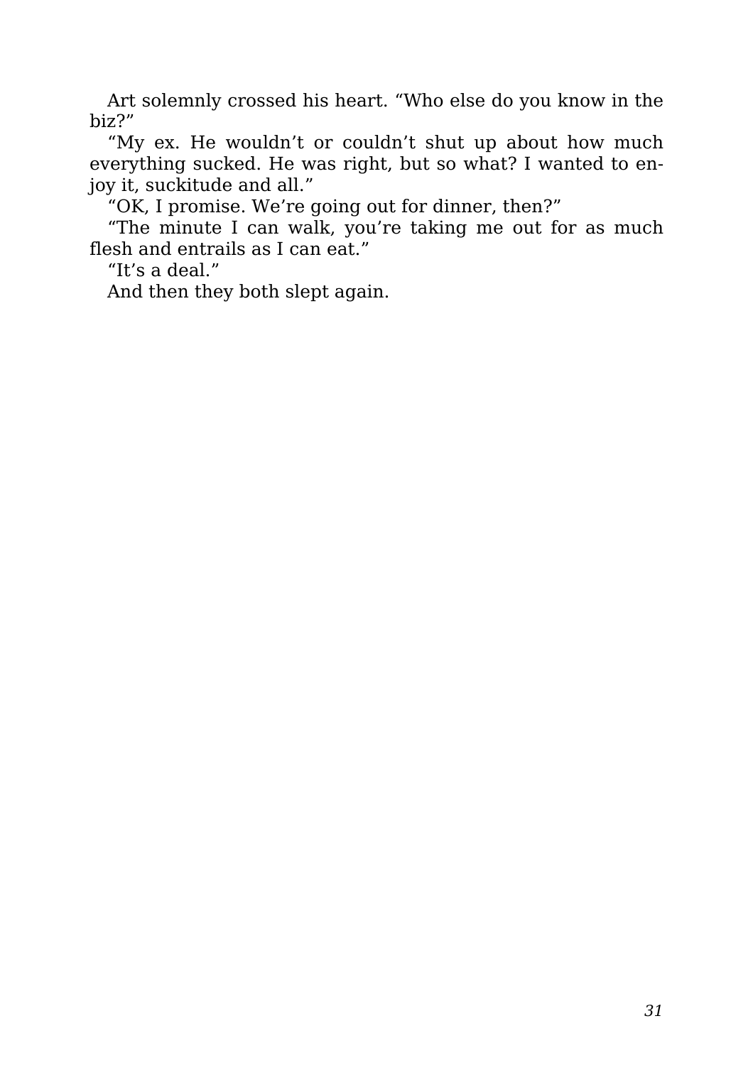Art solemnly crossed his heart. “Who else do you know in the biz?”

“My ex. He wouldn’t or couldn’t shut up about how much everything sucked. He was right, but so what? I wanted to enjoy it, suckitude and all.”

“OK, I promise. We’re going out for dinner, then?”

“The minute I can walk, you’re taking me out for as much flesh and entrails as I can eat.”

“It’s a deal.”

And then they both slept again.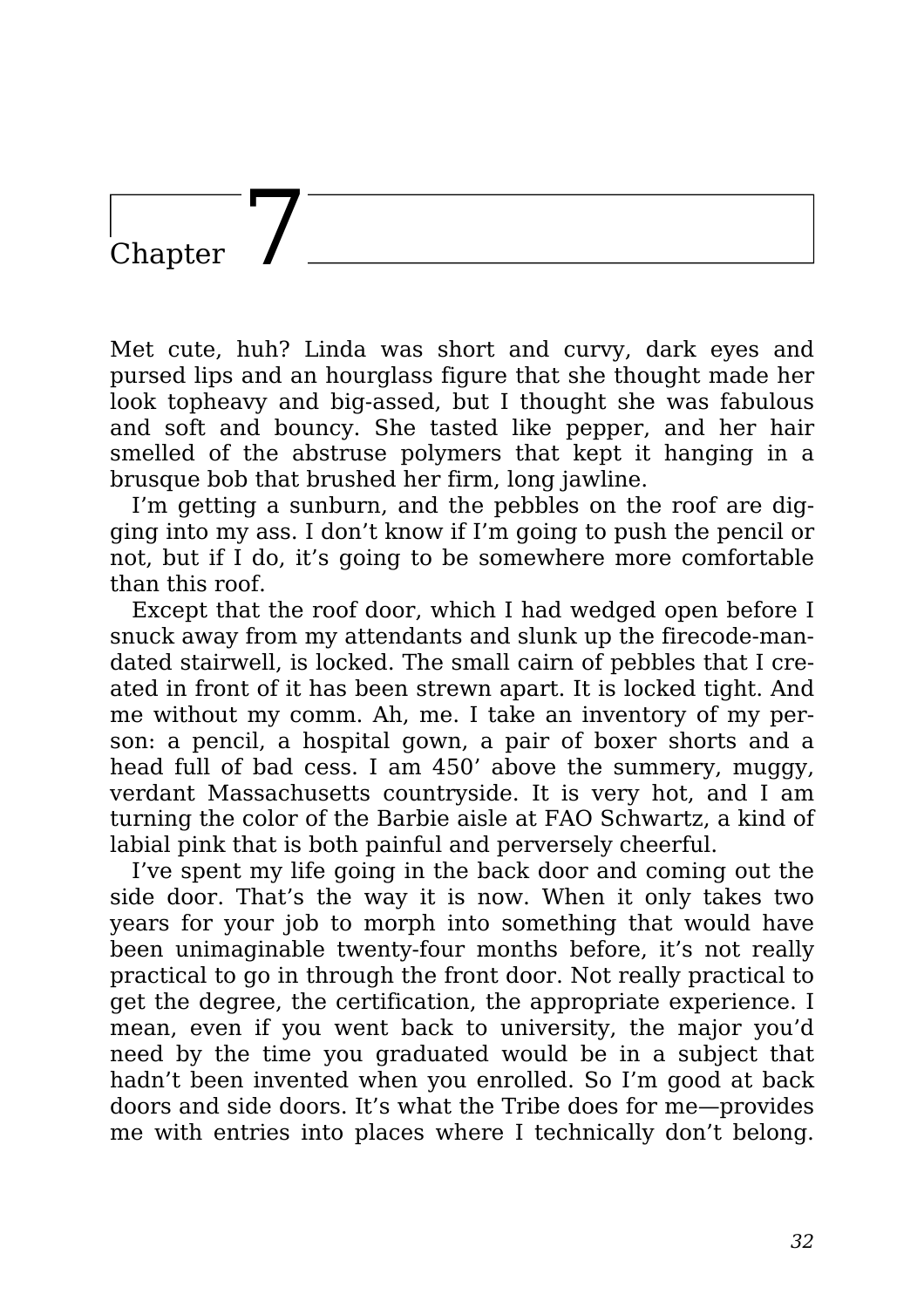# Chapter 7

Met cute, huh? Linda was short and curvy, dark eyes and pursed lips and an hourglass figure that she thought made her look topheavy and big-assed, but I thought she was fabulous and soft and bouncy. She tasted like pepper, and her hair smelled of the abstruse polymers that kept it hanging in a brusque bob that brushed her firm, long jawline.

I'm getting a sunburn, and the pebbles on the roof are digging into my ass. I don't know if I'm going to push the pencil or not, but if I do, it's going to be somewhere more comfortable than this roof.

Except that the roof door, which I had wedged open before I snuck away from my attendants and slunk up the firecode-mandated stairwell, is locked. The small cairn of pebbles that I created in front of it has been strewn apart. It is locked tight. And me without my comm. Ah, me. I take an inventory of my person: a pencil, a hospital gown, a pair of boxer shorts and a head full of bad cess. I am 450' above the summery, muggy, verdant Massachusetts countryside. It is very hot, and I am turning the color of the Barbie aisle at FAO Schwartz, a kind of labial pink that is both painful and perversely cheerful.

I've spent my life going in the back door and coming out the side door. That's the way it is now. When it only takes two years for your job to morph into something that would have been unimaginable twenty-four months before, it's not really practical to go in through the front door. Not really practical to get the degree, the certification, the appropriate experience. I mean, even if you went back to university, the major you'd need by the time you graduated would be in a subject that hadn't been invented when you enrolled. So I'm good at back doors and side doors. It's what the Tribe does for me—provides me with entries into places where I technically don't belong.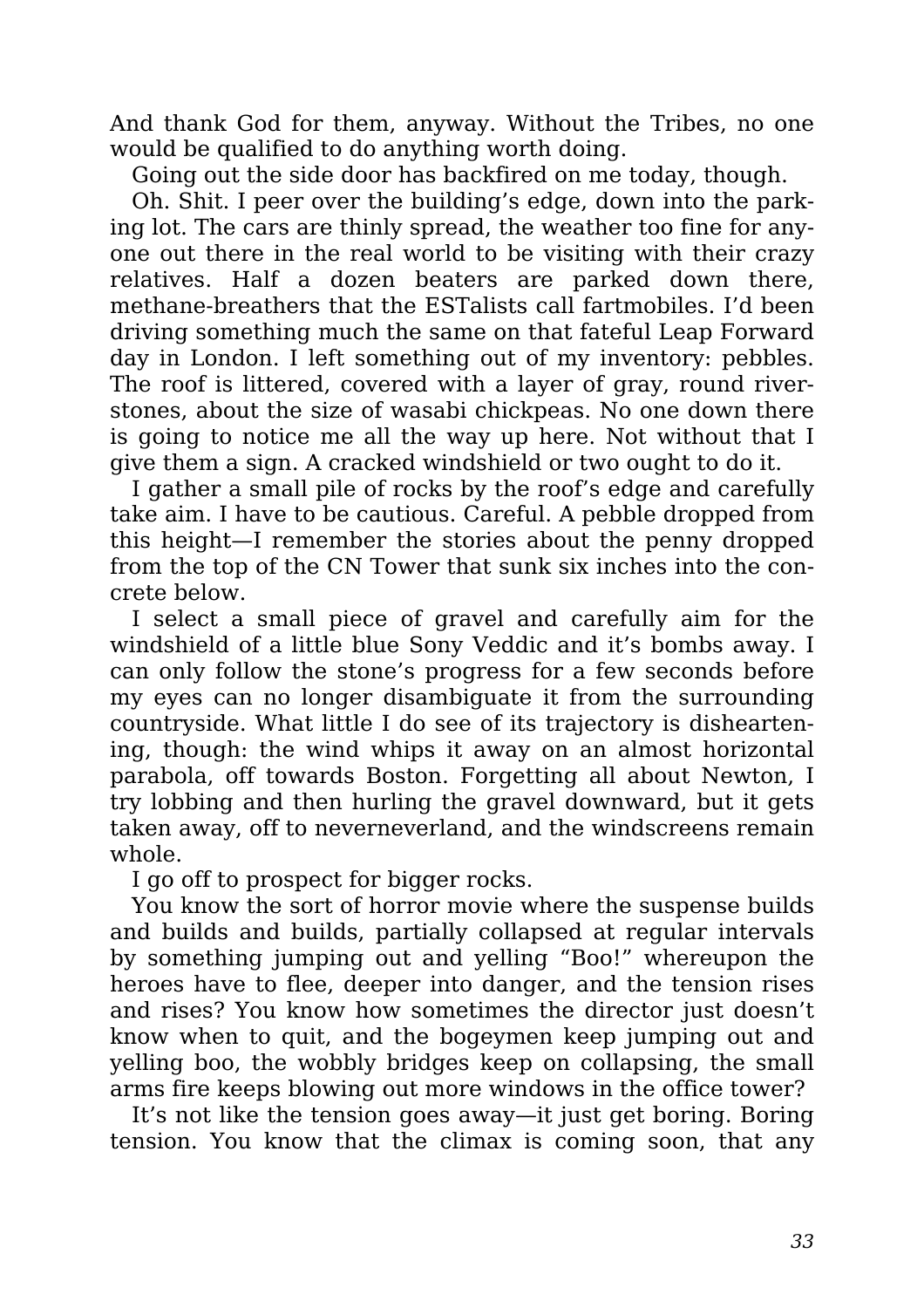And thank God for them, anyway. Without the Tribes, no one would be qualified to do anything worth doing.

Going out the side door has backfired on me today, though.

Oh. Shit. I peer over the building's edge, down into the parking lot. The cars are thinly spread, the weather too fine for anyone out there in the real world to be visiting with their crazy relatives. Half a dozen beaters are parked down there, methane-breathers that the ESTalists call fartmobiles. I'd been driving something much the same on that fateful Leap Forward day in London. I left something out of my inventory: pebbles. The roof is littered, covered with a layer of gray, round riverstones, about the size of wasabi chickpeas. No one down there is going to notice me all the way up here. Not without that I give them a sign. A cracked windshield or two ought to do it.

I gather a small pile of rocks by the roof's edge and carefully take aim. I have to be cautious. Careful. A pebble dropped from this height—I remember the stories about the penny dropped from the top of the CN Tower that sunk six inches into the concrete below.

I select a small piece of gravel and carefully aim for the windshield of a little blue Sony Veddic and it's bombs away. I can only follow the stone's progress for a few seconds before my eyes can no longer disambiguate it from the surrounding countryside. What little I do see of its trajectory is disheartening, though: the wind whips it away on an almost horizontal parabola, off towards Boston. Forgetting all about Newton, I try lobbing and then hurling the gravel downward, but it gets taken away, off to neverneverland, and the windscreens remain whole.

I go off to prospect for bigger rocks.

You know the sort of horror movie where the suspense builds and builds and builds, partially collapsed at regular intervals by something jumping out and yelling "Boo!" whereupon the heroes have to flee, deeper into danger, and the tension rises and rises? You know how sometimes the director just doesn't know when to quit, and the bogeymen keep jumping out and yelling boo, the wobbly bridges keep on collapsing, the small arms fire keeps blowing out more windows in the office tower?

It's not like the tension goes away—it just get boring. Boring tension. You know that the climax is coming soon, that any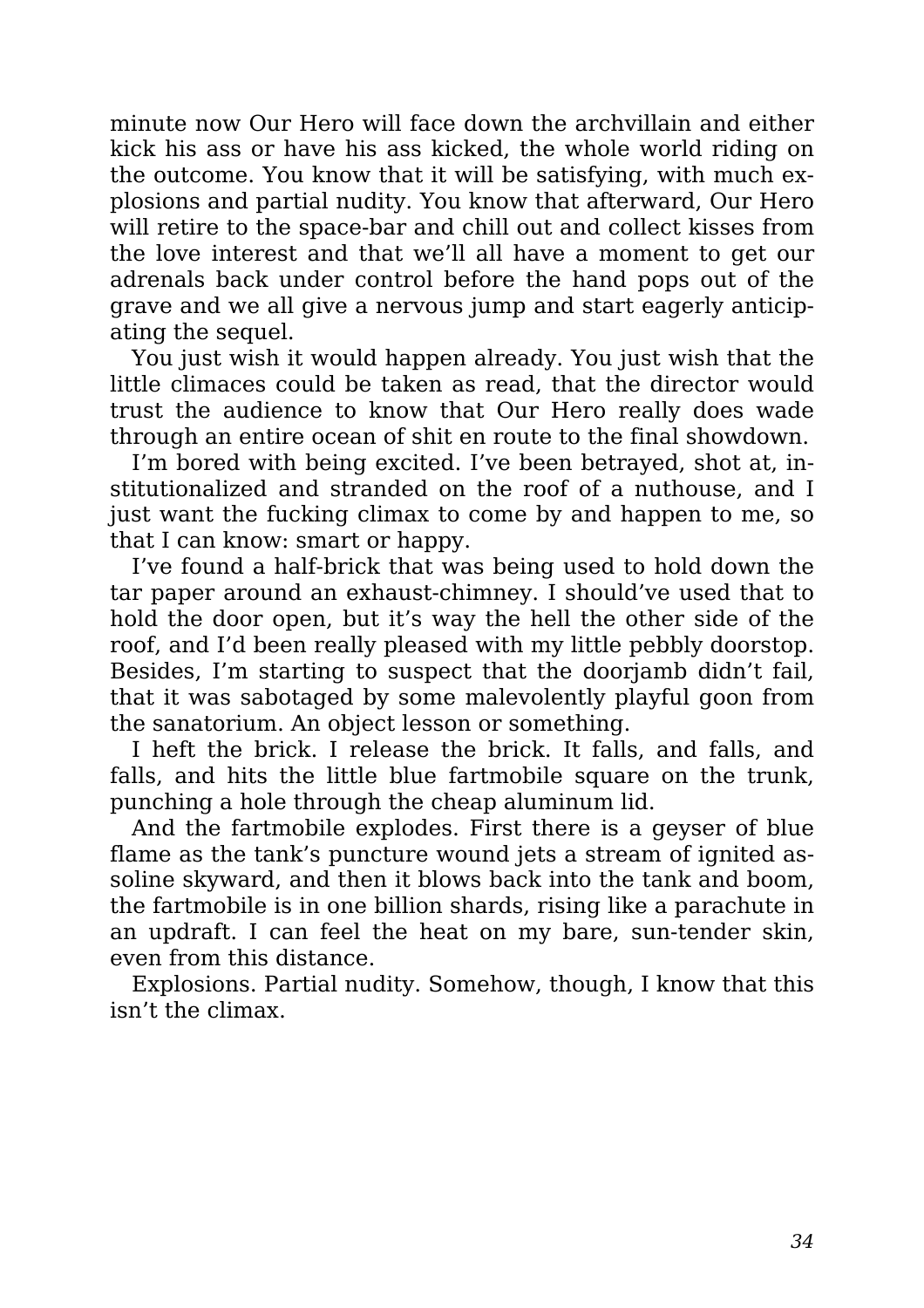minute now Our Hero will face down the archvillain and either kick his ass or have his ass kicked, the whole world riding on the outcome. You know that it will be satisfying, with much explosions and partial nudity. You know that afterward, Our Hero will retire to the space-bar and chill out and collect kisses from the love interest and that we'll all have a moment to get our adrenals back under control before the hand pops out of the grave and we all give a nervous jump and start eagerly anticipating the sequel.

You just wish it would happen already. You just wish that the little climaces could be taken as read, that the director would trust the audience to know that Our Hero really does wade through an entire ocean of shit en route to the final showdown.

I'm bored with being excited. I've been betrayed, shot at, institutionalized and stranded on the roof of a nuthouse, and I just want the fucking climax to come by and happen to me, so that I can know: smart or happy.

I've found a half-brick that was being used to hold down the tar paper around an exhaust-chimney. I should've used that to hold the door open, but it's way the hell the other side of the roof, and I'd been really pleased with my little pebbly doorstop. Besides, I'm starting to suspect that the doorjamb didn't fail, that it was sabotaged by some malevolently playful goon from the sanatorium. An object lesson or something.

I heft the brick. I release the brick. It falls, and falls, and falls, and hits the little blue fartmobile square on the trunk, punching a hole through the cheap aluminum lid.

And the fartmobile explodes. First there is a geyser of blue flame as the tank's puncture wound jets a stream of ignited assoline skyward, and then it blows back into the tank and boom, the fartmobile is in one billion shards, rising like a parachute in an updraft. I can feel the heat on my bare, sun-tender skin, even from this distance.

Explosions. Partial nudity. Somehow, though, I know that this isn't the climax.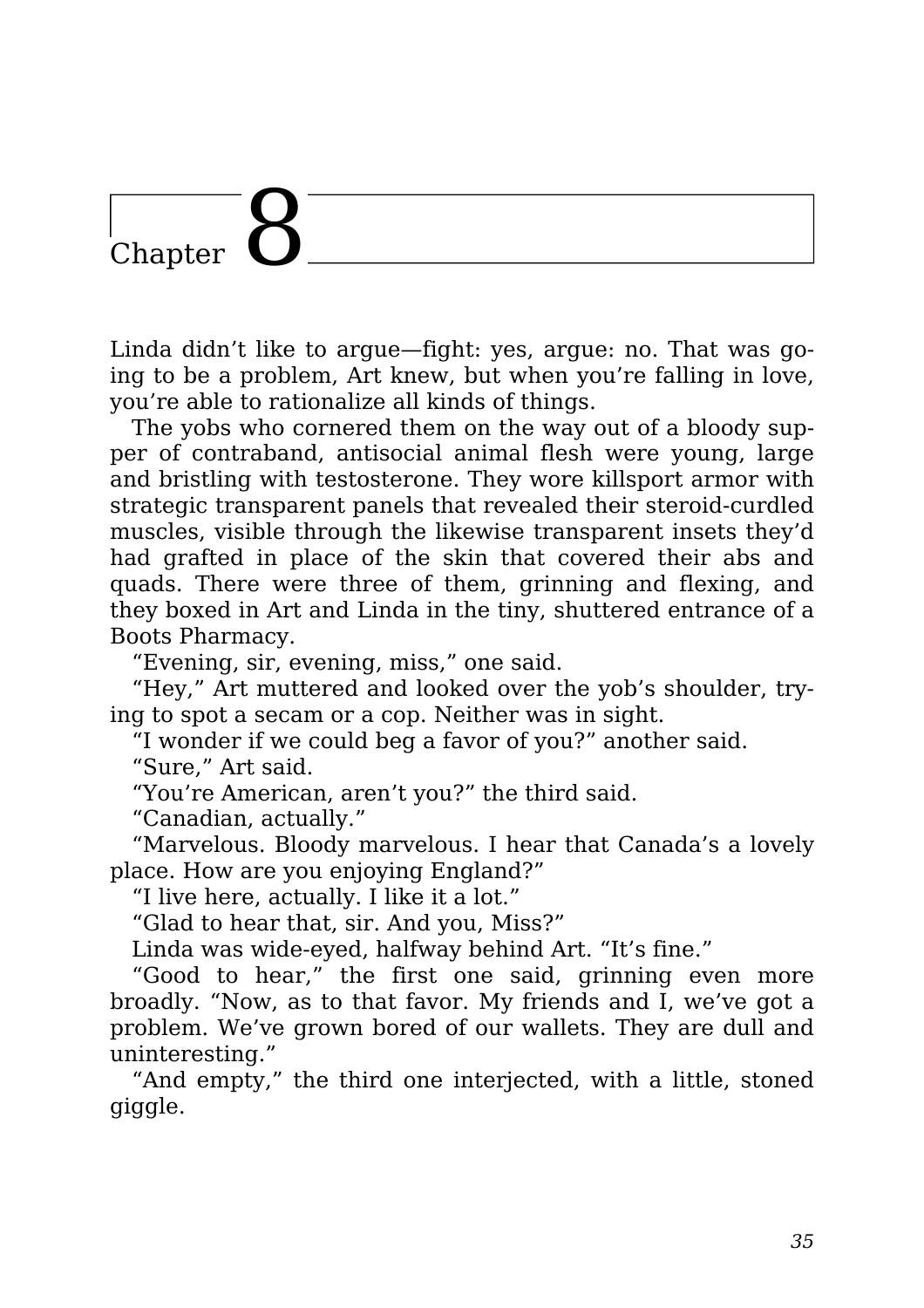# Chapter 8

Linda didn't like to argue—fight: yes, argue: no. That was going to be a problem, Art knew, but when you're falling in love, you're able to rationalize all kinds of things.

The yobs who cornered them on the way out of a bloody supper of contraband, antisocial animal flesh were young, large and bristling with testosterone. They wore killsport armor with strategic transparent panels that revealed their steroid-curdled muscles, visible through the likewise transparent insets they'd had grafted in place of the skin that covered their abs and quads. There were three of them, grinning and flexing, and they boxed in Art and Linda in the tiny, shuttered entrance of a Boots Pharmacy.

"Evening, sir, evening, miss," one said.

"Hey," Art muttered and looked over the yob's shoulder, trying to spot a secam or a cop. Neither was in sight.

"I wonder if we could beg a favor of you?" another said.

"Sure," Art said.

"You're American, aren't you?" the third said.

"Canadian, actually."

"Marvelous. Bloody marvelous. I hear that Canada's a lovely place. How are you enjoying England?"

"I live here, actually. I like it a lot."

"Glad to hear that, sir. And you, Miss?"

Linda was wide-eyed, halfway behind Art. "It's fine."

"Good to hear," the first one said, grinning even more broadly. "Now, as to that favor. My friends and I, we've got a problem. We've grown bored of our wallets. They are dull and uninteresting."

"And empty," the third one interjected, with a little, stoned giggle.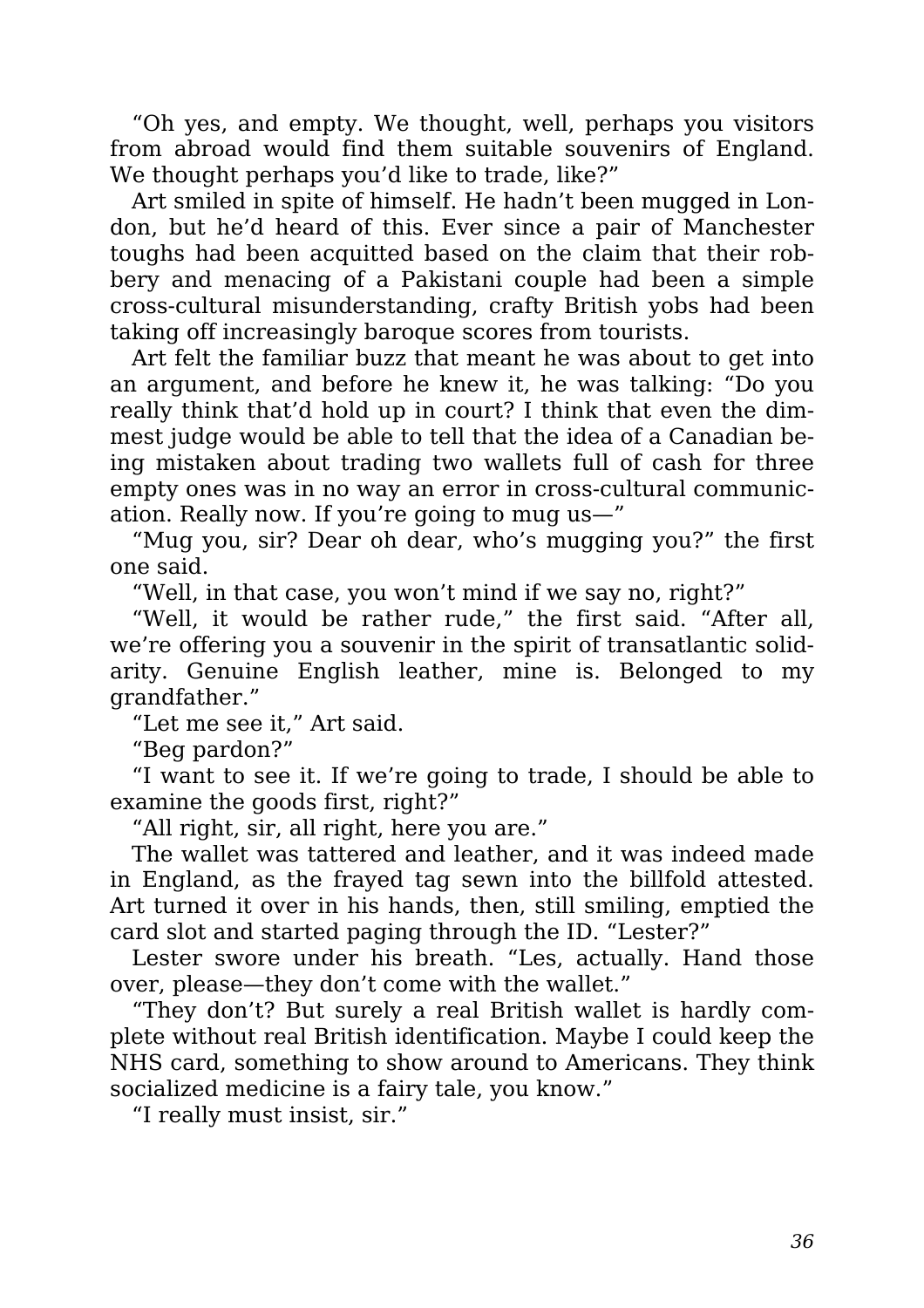“Oh yes, and empty. We thought, well, perhaps you visitors from abroad would find them suitable souvenirs of England. We thought perhaps you’d like to trade, like?”

Art smiled in spite of himself. He hadn’t been mugged in London, but he’d heard of this. Ever since a pair of Manchester toughs had been acquitted based on the claim that their robbery and menacing of a Pakistani couple had been a simple cross-cultural misunderstanding, crafty British yobs had been taking off increasingly baroque scores from tourists.

Art felt the familiar buzz that meant he was about to get into an argument, and before he knew it, he was talking: “Do you really think that’d hold up in court? I think that even the dimmest judge would be able to tell that the idea of a Canadian being mistaken about trading two wallets full of cash for three empty ones was in no way an error in cross-cultural communication. Really now. If you’re going to mug us—”

“Mug you, sir? Dear oh dear, who’s mugging you?” the first one said.

“Well, in that case, you won’t mind if we say no, right?”

“Well, it would be rather rude,” the first said. “After all, we’re offering you a souvenir in the spirit of transatlantic solidarity. Genuine English leather, mine is. Belonged to my grandfather.”

“Let me see it,” Art said.

“Beg pardon?”

“I want to see it. If we’re going to trade, I should be able to examine the goods first, right?”

“All right, sir, all right, here you are.”

The wallet was tattered and leather, and it was indeed made in England, as the frayed tag sewn into the billfold attested. Art turned it over in his hands, then, still smiling, emptied the card slot and started paging through the ID. “Lester?”

Lester swore under his breath. “Les, actually. Hand those over, please—they don’t come with the wallet.”

“They don’t? But surely a real British wallet is hardly complete without real British identification. Maybe I could keep the NHS card, something to show around to Americans. They think socialized medicine is a fairy tale, you know.”

“I really must insist, sir.”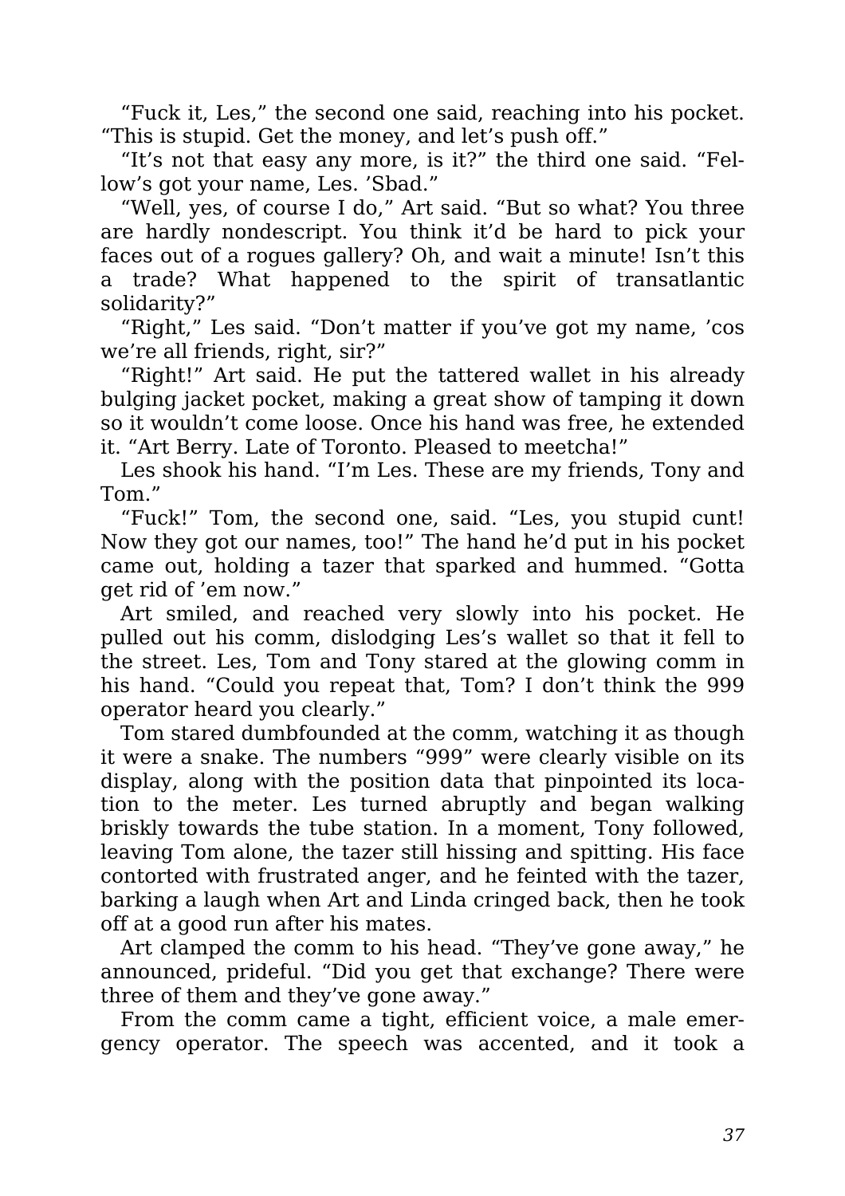"Fuck it, Les," the second one said, reaching into his pocket. "This is stupid. Get the money, and let's push off."

"It's not that easy any more, is it?" the third one said. "Fellow's got your name, Les. 'Sbad."

"Well, yes, of course I do," Art said. "But so what? You three are hardly nondescript. You think it'd be hard to pick your faces out of a rogues gallery? Oh, and wait a minute! Isn't this a trade? What happened to the spirit of transatlantic solidarity?"

"Right," Les said. "Don't matter if you've got my name, 'cos we're all friends, right, sir?"

"Right!" Art said. He put the tattered wallet in his already bulging jacket pocket, making a great show of tamping it down so it wouldn't come loose. Once his hand was free, he extended it. "Art Berry. Late of Toronto. Pleased to meetcha!"

Les shook his hand. "I'm Les. These are my friends, Tony and Tom."

"Fuck!" Tom, the second one, said. "Les, you stupid cunt! Now they got our names, too!" The hand he'd put in his pocket came out, holding a tazer that sparked and hummed. "Gotta get rid of 'em now."

Art smiled, and reached very slowly into his pocket. He pulled out his comm, dislodging Les's wallet so that it fell to the street. Les, Tom and Tony stared at the glowing comm in his hand. "Could you repeat that, Tom? I don't think the 999 operator heard you clearly."

Tom stared dumbfounded at the comm, watching it as though it were a snake. The numbers "999" were clearly visible on its display, along with the position data that pinpointed its location to the meter. Les turned abruptly and began walking briskly towards the tube station. In a moment, Tony followed, leaving Tom alone, the tazer still hissing and spitting. His face contorted with frustrated anger, and he feinted with the tazer, barking a laugh when Art and Linda cringed back, then he took off at a good run after his mates.

Art clamped the comm to his head. "They've gone away," he announced, prideful. "Did you get that exchange? There were three of them and they've gone away."

From the comm came a tight, efficient voice, a male emergency operator. The speech was accented, and it took a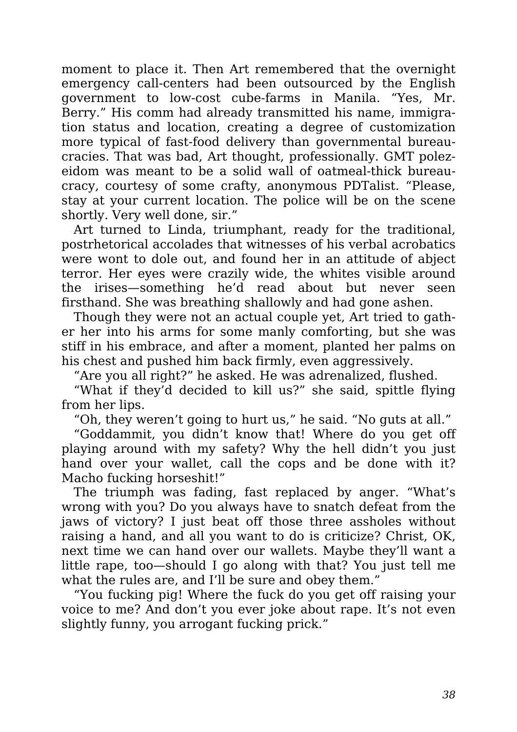moment to place it. Then Art remembered that the overnight emergency call-centers had been outsourced by the English government to low-cost cube-farms in Manila. "Yes, Mr. Berry." His comm had already transmitted his name, immigration status and location, creating a degree of customization more typical of fast-food delivery than governmental bureaucracies. That was bad, Art thought, professionally. GMT polezeidom was meant to be a solid wall of oatmeal-thick bureaucracy, courtesy of some crafty, anonymous PDTalist. "Please, stay at your current location. The police will be on the scene shortly. Very well done, sir."

Art turned to Linda, triumphant, ready for the traditional, postrhetorical accolades that witnesses of his verbal acrobatics were wont to dole out, and found her in an attitude of abject terror. Her eyes were crazily wide, the whites visible around the irises—something he'd read about but never seen firsthand. She was breathing shallowly and had gone ashen.

Though they were not an actual couple yet, Art tried to gather her into his arms for some manly comforting, but she was stiff in his embrace, and after a moment, planted her palms on his chest and pushed him back firmly, even aggressively.

"Are you all right?" he asked. He was adrenalized, flushed.

"What if they'd decided to kill us?" she said, spittle flying from her lips.

"Oh, they weren't going to hurt us," he said. "No guts at all."

"Goddammit, you didn't know that! Where do you get off playing around with my safety? Why the hell didn't you just hand over your wallet, call the cops and be done with it? Macho fucking horseshit!"

The triumph was fading, fast replaced by anger. "What's wrong with you? Do you always have to snatch defeat from the jaws of victory? I just beat off those three assholes without raising a hand, and all you want to do is criticize? Christ, OK, next time we can hand over our wallets. Maybe they'll want a little rape, too—should I go along with that? You just tell me what the rules are, and I'll be sure and obey them."

"You fucking pig! Where the fuck do you get off raising your voice to me? And don't you ever joke about rape. It's not even slightly funny, you arrogant fucking prick."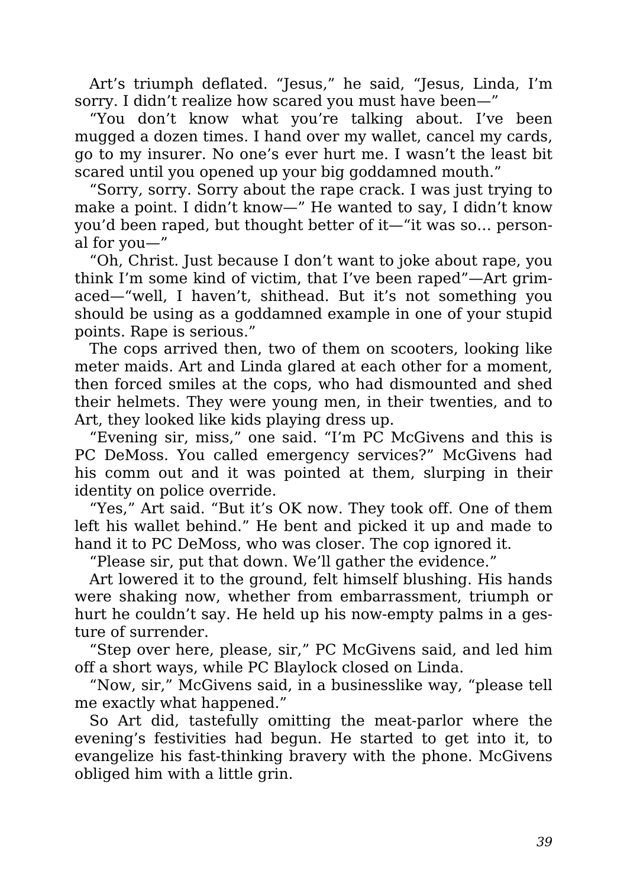Art's triumph deflated. "Jesus," he said, "Jesus, Linda, I'm sorry. I didn't realize how scared you must have been—"

"You don't know what you're talking about. I've been mugged a dozen times. I hand over my wallet, cancel my cards, go to my insurer. No one's ever hurt me. I wasn't the least bit scared until you opened up your big goddamned mouth."

"Sorry, sorry. Sorry about the rape crack. I was just trying to make a point. I didn't know—" He wanted to say, I didn't know you'd been raped, but thought better of it—"it was so… personal for you—"

"Oh, Christ. Just because I don't want to joke about rape, you think I'm some kind of victim, that I've been raped"—Art grimaced—"well, I haven't, shithead. But it's not something you should be using as a goddamned example in one of your stupid points. Rape is serious."

The cops arrived then, two of them on scooters, looking like meter maids. Art and Linda glared at each other for a moment, then forced smiles at the cops, who had dismounted and shed their helmets. They were young men, in their twenties, and to Art, they looked like kids playing dress up.

"Evening sir, miss," one said. "I'm PC McGivens and this is PC DeMoss. You called emergency services?" McGivens had his comm out and it was pointed at them, slurping in their identity on police override.

"Yes," Art said. "But it's OK now. They took off. One of them left his wallet behind." He bent and picked it up and made to hand it to PC DeMoss, who was closer. The cop ignored it.

"Please sir, put that down. We'll gather the evidence."

Art lowered it to the ground, felt himself blushing. His hands were shaking now, whether from embarrassment, triumph or hurt he couldn't say. He held up his now-empty palms in a gesture of surrender.

"Step over here, please, sir," PC McGivens said, and led him off a short ways, while PC Blaylock closed on Linda.

"Now, sir," McGivens said, in a businesslike way, "please tell me exactly what happened."

So Art did, tastefully omitting the meat-parlor where the evening's festivities had begun. He started to get into it, to evangelize his fast-thinking bravery with the phone. McGivens obliged him with a little grin.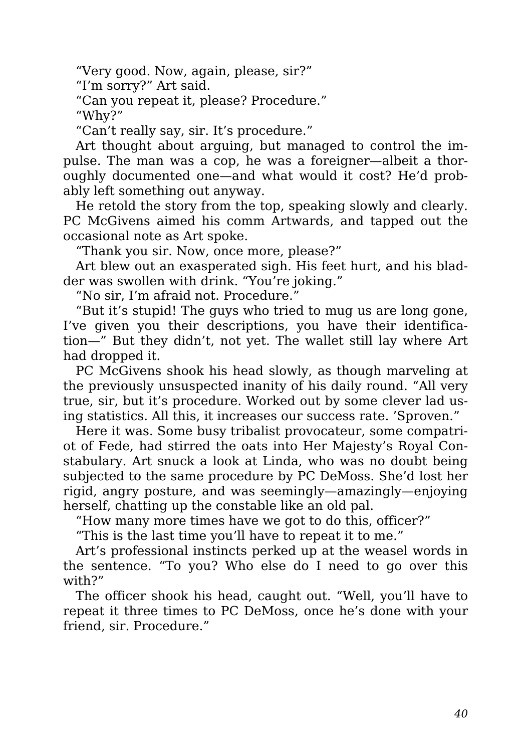"Very good. Now, again, please, sir?"

"I'm sorry?" Art said.

"Can you repeat it, please? Procedure."

"Why?"

"Can't really say, sir. It's procedure."

Art thought about arguing, but managed to control the impulse. The man was a cop, he was a foreigner—albeit a thoroughly documented one—and what would it cost? He'd probably left something out anyway.

He retold the story from the top, speaking slowly and clearly. PC McGivens aimed his comm Artwards, and tapped out the occasional note as Art spoke.

"Thank you sir. Now, once more, please?"

Art blew out an exasperated sigh. His feet hurt, and his bladder was swollen with drink. "You're joking."

"No sir, I'm afraid not. Procedure."

"But it's stupid! The guys who tried to mug us are long gone, I've given you their descriptions, you have their identification—" But they didn't, not yet. The wallet still lay where Art had dropped it.

PC McGivens shook his head slowly, as though marveling at the previously unsuspected inanity of his daily round. "All very true, sir, but it's procedure. Worked out by some clever lad using statistics. All this, it increases our success rate. 'Sproven."

Here it was. Some busy tribalist provocateur, some compatriot of Fede, had stirred the oats into Her Majesty's Royal Constabulary. Art snuck a look at Linda, who was no doubt being subjected to the same procedure by PC DeMoss. She'd lost her rigid, angry posture, and was seemingly—amazingly—enjoying herself, chatting up the constable like an old pal.

"How many more times have we got to do this, officer?"

"This is the last time you'll have to repeat it to me."

Art's professional instincts perked up at the weasel words in the sentence. "To you? Who else do I need to go over this with?"

The officer shook his head, caught out. "Well, you'll have to repeat it three times to PC DeMoss, once he's done with your friend, sir. Procedure."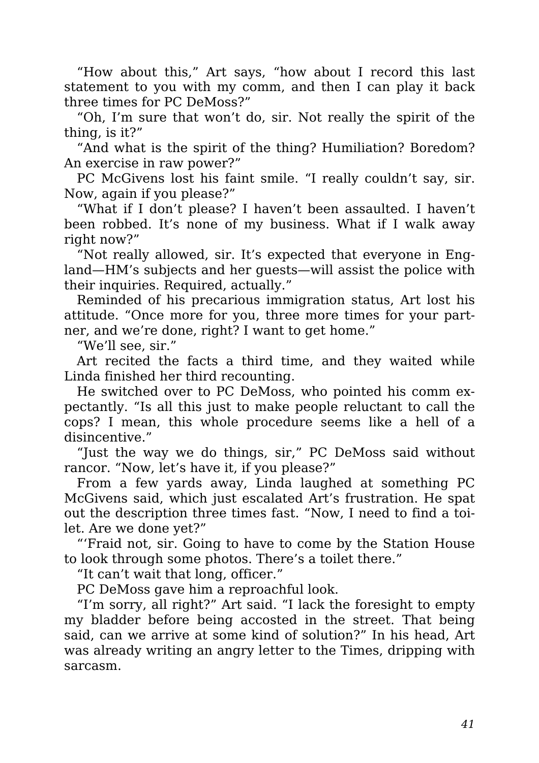"How about this," Art says, "how about I record this last statement to you with my comm, and then I can play it back three times for PC DeMoss?"

"Oh, I'm sure that won't do, sir. Not really the spirit of the thing, is it?"

"And what is the spirit of the thing? Humiliation? Boredom? An exercise in raw power?"

PC McGivens lost his faint smile. "I really couldn't say, sir. Now, again if you please?"

"What if I don't please? I haven't been assaulted. I haven't been robbed. It's none of my business. What if I walk away right now?"

"Not really allowed, sir. It's expected that everyone in England—HM's subjects and her guests—will assist the police with their inquiries. Required, actually."

Reminded of his precarious immigration status, Art lost his attitude. "Once more for you, three more times for your partner, and we're done, right? I want to get home."

"We'll see, sir."

Art recited the facts a third time, and they waited while Linda finished her third recounting.

He switched over to PC DeMoss, who pointed his comm expectantly. "Is all this just to make people reluctant to call the cops? I mean, this whole procedure seems like a hell of a disincentive."

"Just the way we do things, sir," PC DeMoss said without rancor. "Now, let's have it, if you please?"

From a few yards away, Linda laughed at something PC McGivens said, which just escalated Art's frustration. He spat out the description three times fast. "Now, I need to find a toilet. Are we done yet?"

"'Fraid not, sir. Going to have to come by the Station House to look through some photos. There's a toilet there."

"It can't wait that long, officer."

PC DeMoss gave him a reproachful look.

"I'm sorry, all right?" Art said. "I lack the foresight to empty my bladder before being accosted in the street. That being said, can we arrive at some kind of solution?" In his head, Art was already writing an angry letter to the Times, dripping with sarcasm.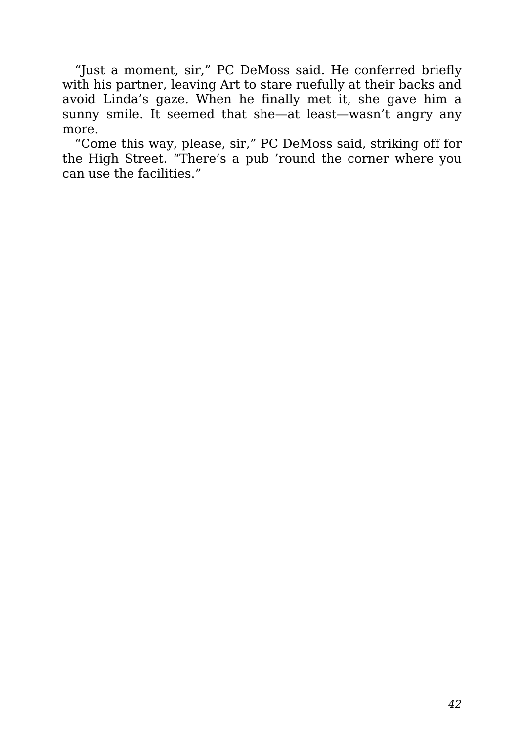"Just a moment, sir," PC DeMoss said. He conferred briefly with his partner, leaving Art to stare ruefully at their backs and avoid Linda's gaze. When he finally met it, she gave him a sunny smile. It seemed that she—at least—wasn't angry any more.

"Come this way, please, sir," PC DeMoss said, striking off for the High Street. "There's a pub 'round the corner where you can use the facilities."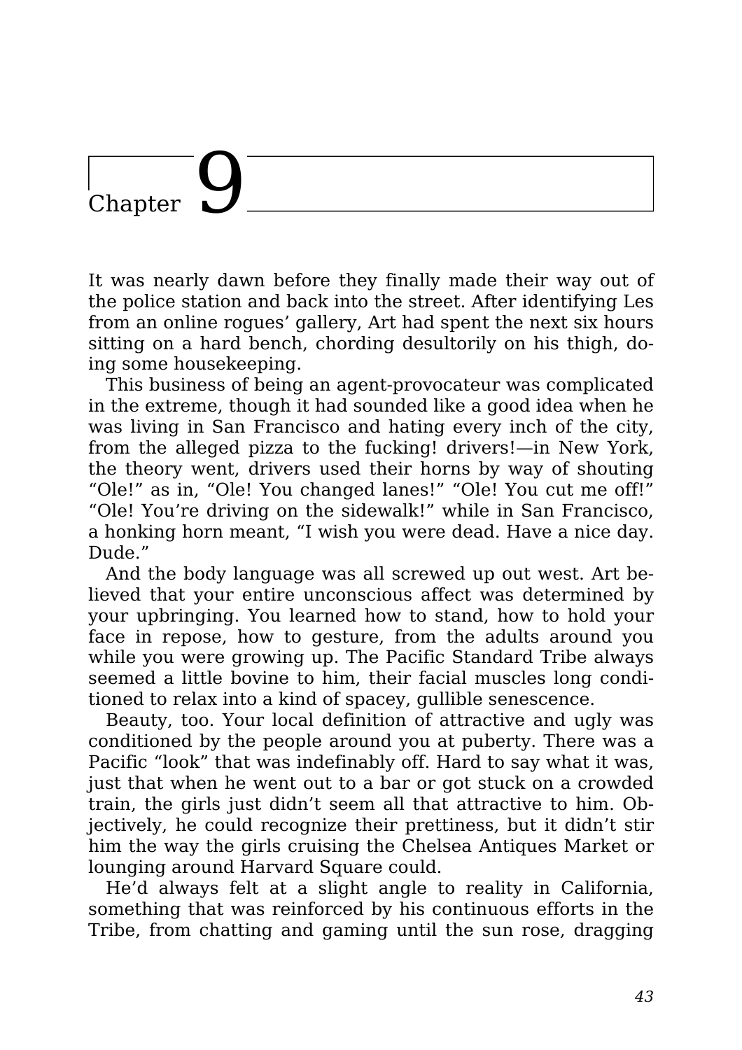# Chapter 9

It was nearly dawn before they finally made their way out of the police station and back into the street. After identifying Les from an online rogues' gallery, Art had spent the next six hours sitting on a hard bench, chording desultorily on his thigh, doing some housekeeping.

This business of being an agent-provocateur was complicated in the extreme, though it had sounded like a good idea when he was living in San Francisco and hating every inch of the city, from the alleged pizza to the fucking! drivers!—in New York, the theory went, drivers used their horns by way of shouting "Ole!" as in, "Ole! You changed lanes!" "Ole! You cut me off!" "Ole! You're driving on the sidewalk!" while in San Francisco, a honking horn meant, "I wish you were dead. Have a nice day. Dude."

And the body language was all screwed up out west. Art believed that your entire unconscious affect was determined by your upbringing. You learned how to stand, how to hold your face in repose, how to gesture, from the adults around you while you were growing up. The Pacific Standard Tribe always seemed a little bovine to him, their facial muscles long conditioned to relax into a kind of spacey, gullible senescence.

Beauty, too. Your local definition of attractive and ugly was conditioned by the people around you at puberty. There was a Pacific "look" that was indefinably off. Hard to say what it was, just that when he went out to a bar or got stuck on a crowded train, the girls just didn't seem all that attractive to him. Objectively, he could recognize their prettiness, but it didn't stir him the way the girls cruising the Chelsea Antiques Market or lounging around Harvard Square could.

He'd always felt at a slight angle to reality in California, something that was reinforced by his continuous efforts in the Tribe, from chatting and gaming until the sun rose, dragging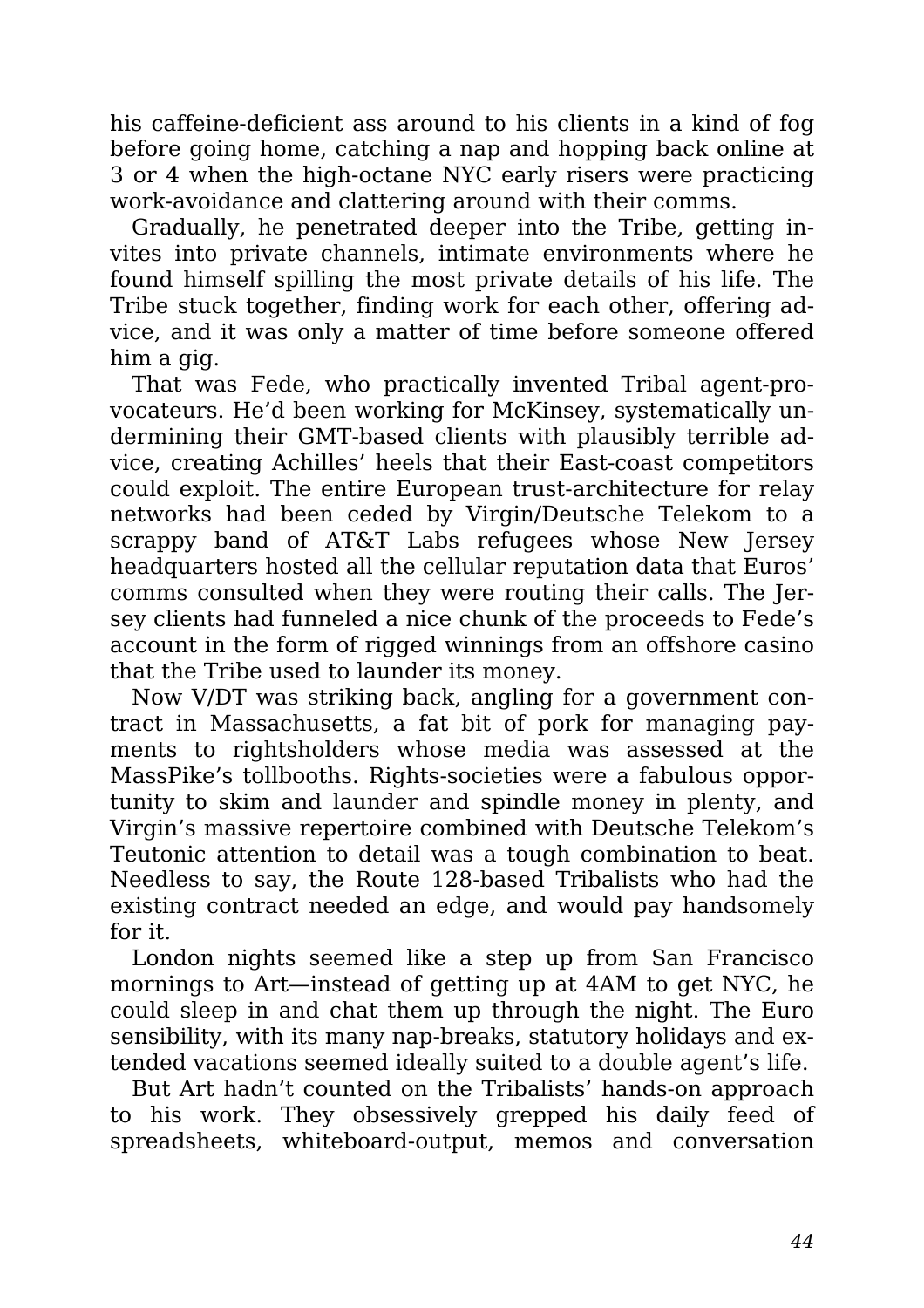his caffeine-deficient ass around to his clients in a kind of fog before going home, catching a nap and hopping back online at 3 or 4 when the high-octane NYC early risers were practicing work-avoidance and clattering around with their comms.

Gradually, he penetrated deeper into the Tribe, getting invites into private channels, intimate environments where he found himself spilling the most private details of his life. The Tribe stuck together, finding work for each other, offering advice, and it was only a matter of time before someone offered him a gig.

That was Fede, who practically invented Tribal agent-provocateurs. He'd been working for McKinsey, systematically undermining their GMT-based clients with plausibly terrible advice, creating Achilles' heels that their East-coast competitors could exploit. The entire European trust-architecture for relay networks had been ceded by Virgin/Deutsche Telekom to a scrappy band of AT&T Labs refugees whose New Jersey headquarters hosted all the cellular reputation data that Euros' comms consulted when they were routing their calls. The Jersey clients had funneled a nice chunk of the proceeds to Fede's account in the form of rigged winnings from an offshore casino that the Tribe used to launder its money.

Now V/DT was striking back, angling for a government contract in Massachusetts, a fat bit of pork for managing payments to rightsholders whose media was assessed at the MassPike's tollbooths. Rights-societies were a fabulous opportunity to skim and launder and spindle money in plenty, and Virgin's massive repertoire combined with Deutsche Telekom's Teutonic attention to detail was a tough combination to beat. Needless to say, the Route 128-based Tribalists who had the existing contract needed an edge, and would pay handsomely for it.

London nights seemed like a step up from San Francisco mornings to Art—instead of getting up at 4AM to get NYC, he could sleep in and chat them up through the night. The Euro sensibility, with its many nap-breaks, statutory holidays and extended vacations seemed ideally suited to a double agent's life.

But Art hadn't counted on the Tribalists' hands-on approach to his work. They obsessively grepped his daily feed of spreadsheets, whiteboard-output, memos and conversation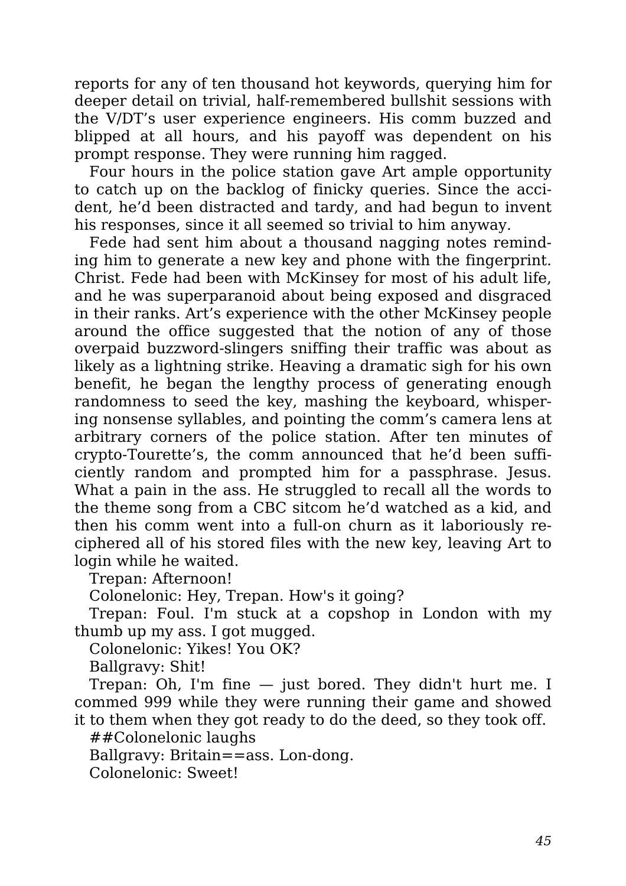reports for any of ten thousand hot keywords, querying him for deeper detail on trivial, half-remembered bullshit sessions with the V/DT's user experience engineers. His comm buzzed and blipped at all hours, and his payoff was dependent on his prompt response. They were running him ragged.

Four hours in the police station gave Art ample opportunity to catch up on the backlog of finicky queries. Since the accident, he'd been distracted and tardy, and had begun to invent his responses, since it all seemed so trivial to him anyway.

Fede had sent him about a thousand nagging notes reminding him to generate a new key and phone with the fingerprint. Christ. Fede had been with McKinsey for most of his adult life, and he was superparanoid about being exposed and disgraced in their ranks. Art's experience with the other McKinsey people around the office suggested that the notion of any of those overpaid buzzword-slingers sniffing their traffic was about as likely as a lightning strike. Heaving a dramatic sigh for his own benefit, he began the lengthy process of generating enough randomness to seed the key, mashing the keyboard, whispering nonsense syllables, and pointing the comm's camera lens at arbitrary corners of the police station. After ten minutes of crypto-Tourette's, the comm announced that he'd been sufficiently random and prompted him for a passphrase. Jesus. What a pain in the ass. He struggled to recall all the words to the theme song from a CBC sitcom he'd watched as a kid, and then his comm went into a full-on churn as it laboriously reciphered all of his stored files with the new key, leaving Art to login while he waited.

Trepan: Afternoon!

Colonelonic: Hey, Trepan. How's it going?

Trepan: Foul. I'm stuck at a copshop in London with my thumb up my ass. I got mugged.

Colonelonic: Yikes! You OK?

Ballgravy: Shit!

Trepan: Oh, I'm fine — just bored. They didn't hurt me. I commed 999 while they were running their game and showed it to them when they got ready to do the deed, so they took off.

##Colonelonic laughs

Ballgravy: Britain==ass. Lon-dong.

Colonelonic: Sweet!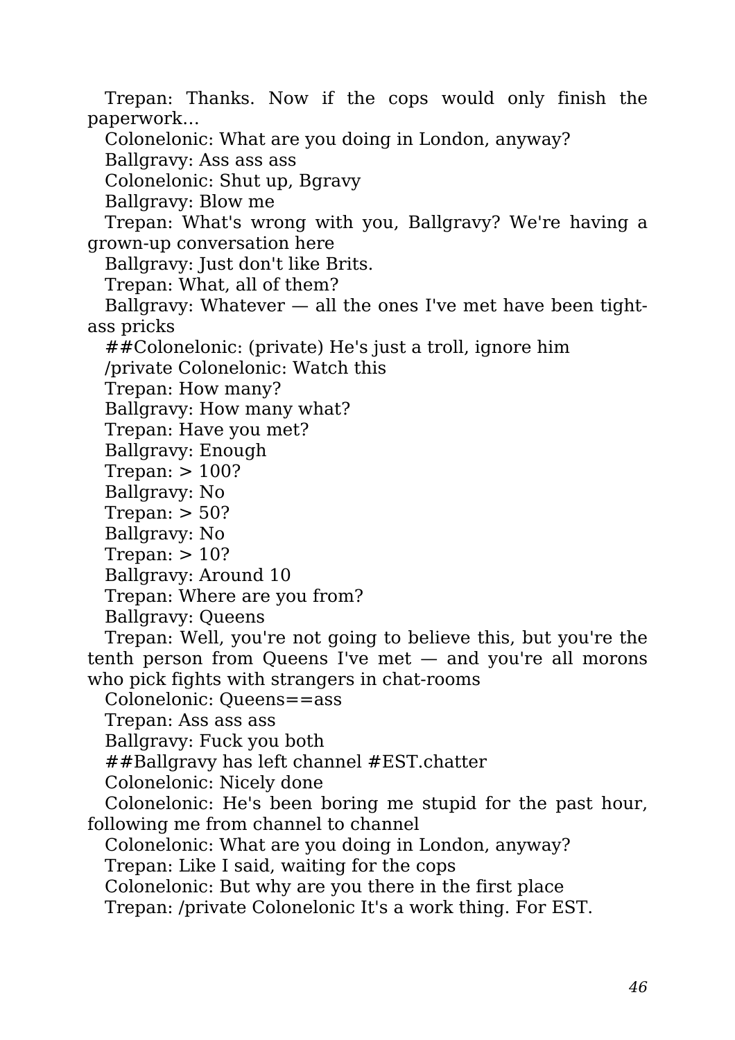Trepan: Thanks. Now if the cops would only finish the paperwork…

Colonelonic: What are you doing in London, anyway?

Ballgravy: Ass ass ass

Colonelonic: Shut up, Bgravy

Ballgravy: Blow me

Trepan: What's wrong with you, Ballgravy? We're having a grown-up conversation here

Ballgravy: Just don't like Brits.

Trepan: What, all of them?

Ballgravy: Whatever — all the ones I've met have been tight-ass pricks

##Colonelonic: (private) He's just a troll, ignore him

/private Colonelonic: Watch this

Trepan: How many?

Ballgravy: How many what?

Trepan: Have you met?

Ballgravy: Enough

Trepan: > 100?

Ballgravy: No

Trepan: > 50?

Ballgravy: No

Trepan: > 10?

Ballgravy: Around 10

Trepan: Where are you from?

Ballgravy: Queens

Trepan: Well, you're not going to believe this, but you're the tenth person from Queens I've met — and you're all morons who pick fights with strangers in chat-rooms

Colonelonic: Queens==ass

Trepan: Ass ass ass

Ballgravy: Fuck you both

##Ballgravy has left channel #EST.chatter

Colonelonic: Nicely done

Colonelonic: He's been boring me stupid for the past hour, following me from channel to channel

Colonelonic: What are you doing in London, anyway?

Trepan: Like I said, waiting for the cops

Colonelonic: But why are you there in the first place

Trepan: /private Colonelonic It's a work thing. For EST.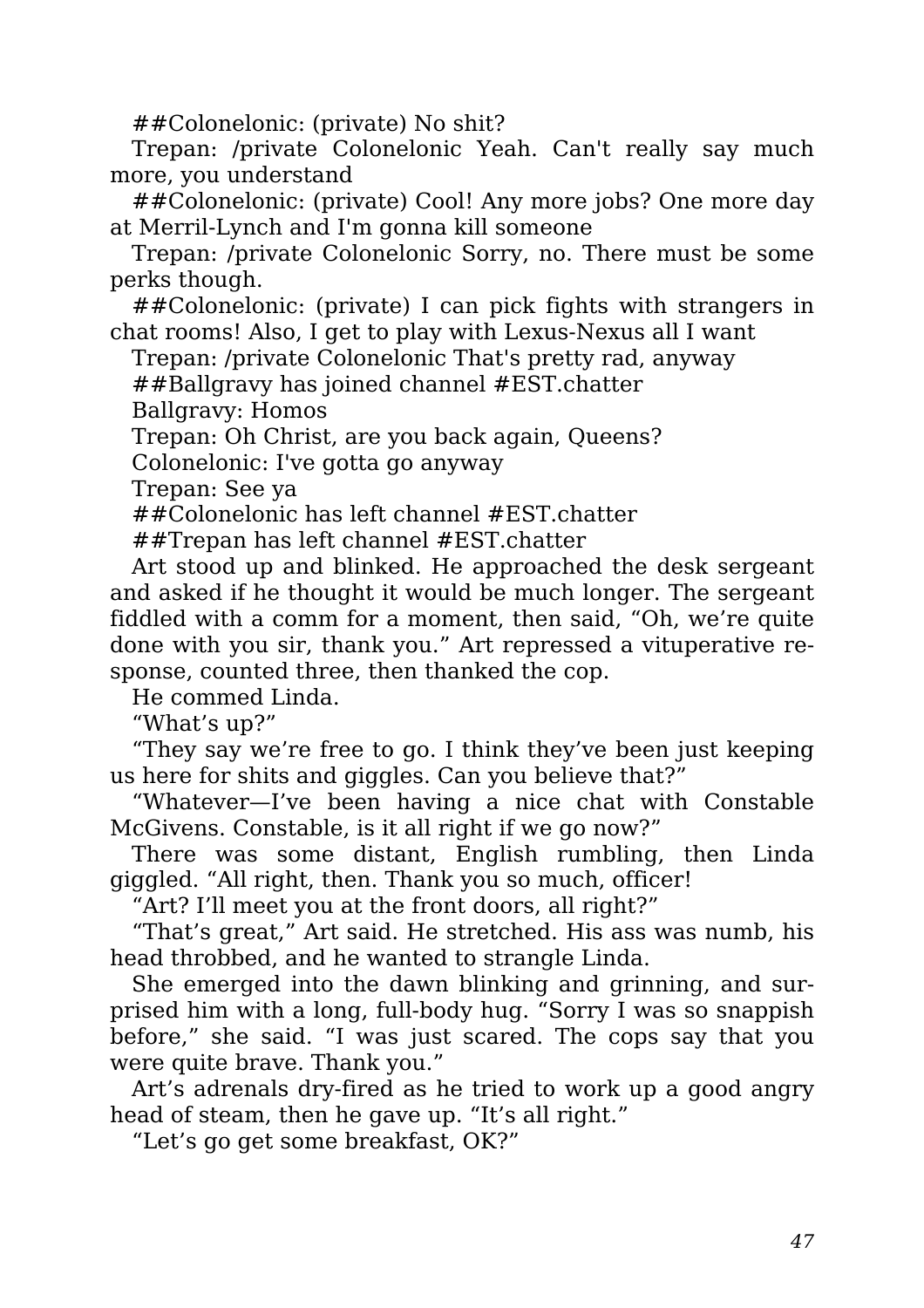##Colonelonic: (private) No shit?

Trepan: /private Colonelonic Yeah. Can't really say much more, you understand

##Colonelonic: (private) Cool! Any more jobs? One more day at Merril-Lynch and I'm gonna kill someone

Trepan: /private Colonelonic Sorry, no. There must be some perks though.

##Colonelonic: (private) I can pick fights with strangers in chat rooms! Also, I get to play with Lexus-Nexus all I want

Trepan: /private Colonelonic That's pretty rad, anyway

##Ballgravy has joined channel #EST.chatter

Ballgravy: Homos

Trepan: Oh Christ, are you back again, Queens?

Colonelonic: I've gotta go anyway

Trepan: See ya

##Colonelonic has left channel #EST.chatter

##Trepan has left channel #EST.chatter

Art stood up and blinked. He approached the desk sergeant and asked if he thought it would be much longer. The sergeant fiddled with a comm for a moment, then said, "Oh, we're quite done with you sir, thank you." Art repressed a vituperative response, counted three, then thanked the cop.

He commed Linda.

"What's up?"

"They say we're free to go. I think they've been just keeping us here for shits and giggles. Can you believe that?"

"Whatever—I've been having a nice chat with Constable McGivens. Constable, is it all right if we go now?"

There was some distant, English rumbling, then Linda giggled. "All right, then. Thank you so much, officer!

"Art? I'll meet you at the front doors, all right?"

"That's great," Art said. He stretched. His ass was numb, his head throbbed, and he wanted to strangle Linda.

She emerged into the dawn blinking and grinning, and surprised him with a long, full-body hug. "Sorry I was so snappish before," she said. "I was just scared. The cops say that you were quite brave. Thank you."

Art's adrenals dry-fired as he tried to work up a good angry head of steam, then he gave up. "It's all right."

"Let's go get some breakfast, OK?"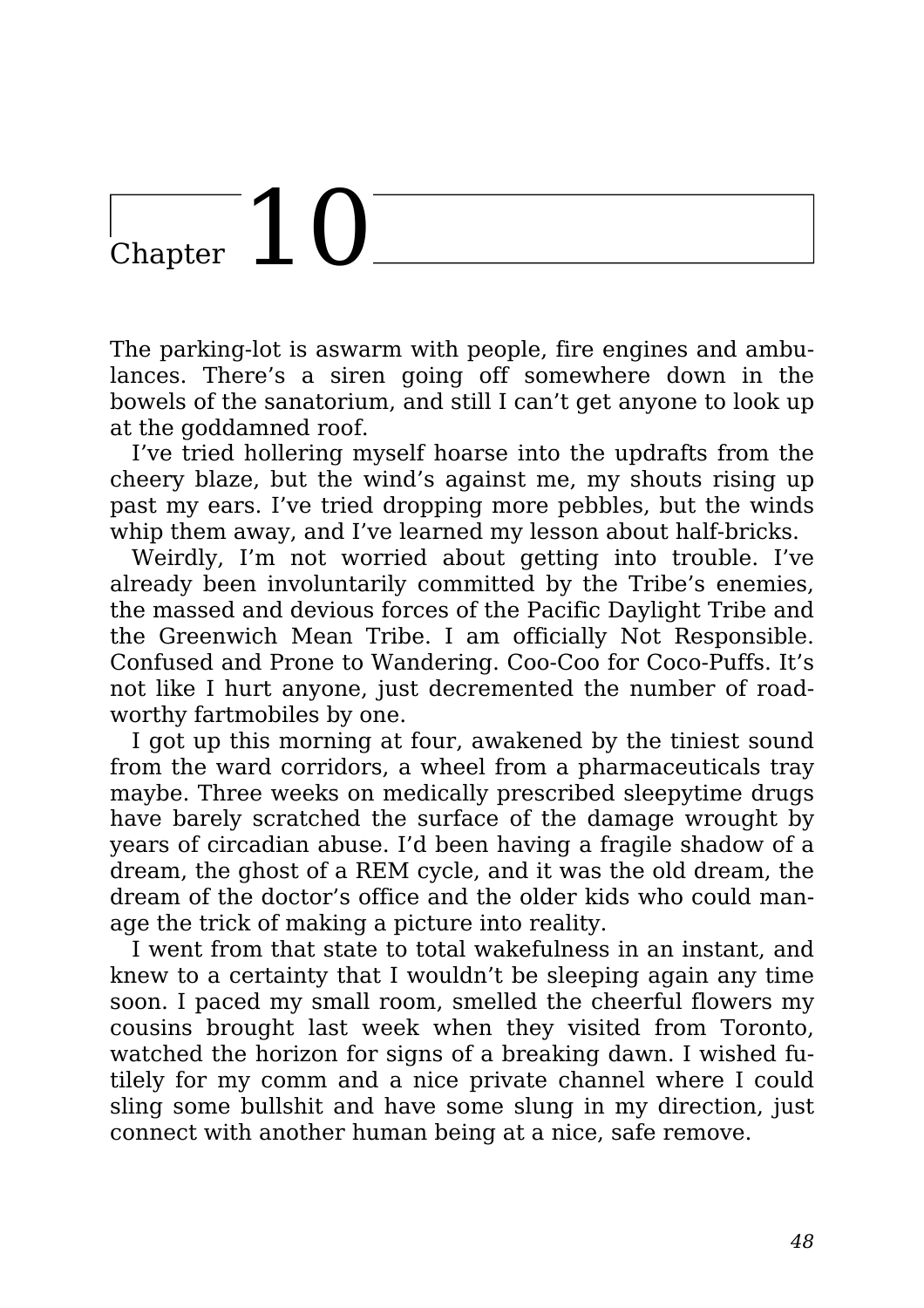# Chapter 10

The parking-lot is aswarm with people, fire engines and ambulances. There's a siren going off somewhere down in the bowels of the sanatorium, and still I can't get anyone to look up at the goddamned roof.

I've tried hollering myself hoarse into the updrafts from the cheery blaze, but the wind's against me, my shouts rising up past my ears. I've tried dropping more pebbles, but the winds whip them away, and I've learned my lesson about half-bricks.

Weirdly, I'm not worried about getting into trouble. I've already been involuntarily committed by the Tribe's enemies, the massed and devious forces of the Pacific Daylight Tribe and the Greenwich Mean Tribe. I am officially Not Responsible. Confused and Prone to Wandering. Coo-Coo for Coco-Puffs. It's not like I hurt anyone, just decremented the number of roadworthy fartmobiles by one.

I got up this morning at four, awakened by the tiniest sound from the ward corridors, a wheel from a pharmaceuticals tray maybe. Three weeks on medically prescribed sleepytime drugs have barely scratched the surface of the damage wrought by years of circadian abuse. I'd been having a fragile shadow of a dream, the ghost of a REM cycle, and it was the old dream, the dream of the doctor's office and the older kids who could manage the trick of making a picture into reality.

I went from that state to total wakefulness in an instant, and knew to a certainty that I wouldn't be sleeping again any time soon. I paced my small room, smelled the cheerful flowers my cousins brought last week when they visited from Toronto, watched the horizon for signs of a breaking dawn. I wished futilely for my comm and a nice private channel where I could sling some bullshit and have some slung in my direction, just connect with another human being at a nice, safe remove.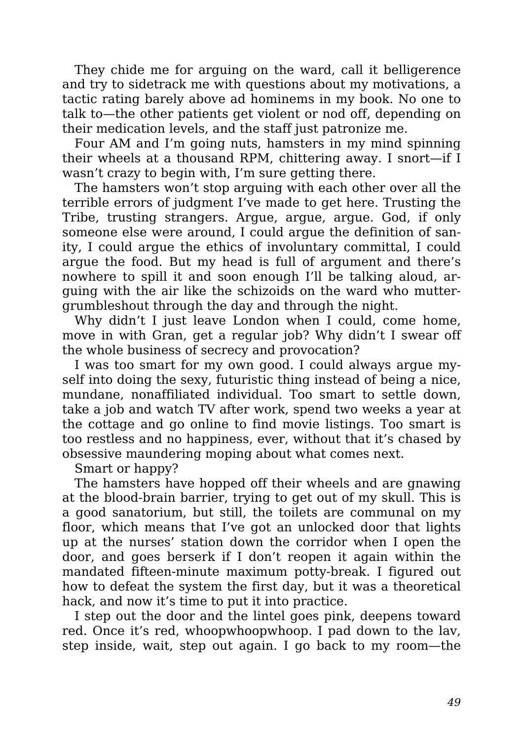They chide me for arguing on the ward, call it belligerence and try to sidetrack me with questions about my motivations, a tactic rating barely above ad hominems in my book. No one to talk to—the other patients get violent or nod off, depending on their medication levels, and the staff just patronize me.

Four AM and I'm going nuts, hamsters in my mind spinning their wheels at a thousand RPM, chittering away. I snort—if I wasn't crazy to begin with, I'm sure getting there.

The hamsters won't stop arguing with each other over all the terrible errors of judgment I've made to get here. Trusting the Tribe, trusting strangers. Argue, argue, argue. God, if only someone else were around, I could argue the definition of sanity, I could argue the ethics of involuntary committal, I could argue the food. But my head is full of argument and there's nowhere to spill it and soon enough I'll be talking aloud, arguing with the air like the schizoids on the ward who mutter-grumbleshout through the day and through the night.

Why didn't I just leave London when I could, come home, move in with Gran, get a regular job? Why didn't I swear off the whole business of secrecy and provocation?

I was too smart for my own good. I could always argue myself into doing the sexy, futuristic thing instead of being a nice, mundane, nonaffiliated individual. Too smart to settle down, take a job and watch TV after work, spend two weeks a year at the cottage and go online to find movie listings. Too smart is too restless and no happiness, ever, without that it's chased by obsessive maundering moping about what comes next.

Smart or happy?

The hamsters have hopped off their wheels and are gnawing at the blood-brain barrier, trying to get out of my skull. This is a good sanatorium, but still, the toilets are communal on my floor, which means that I've got an unlocked door that lights up at the nurses' station down the corridor when I open the door, and goes berserk if I don't reopen it again within the mandated fifteen-minute maximum potty-break. I figured out how to defeat the system the first day, but it was a theoretical hack, and now it's time to put it into practice.

I step out the door and the lintel goes pink, deepens toward red. Once it's red, whoopwhoopwhoop. I pad down to the lav, step inside, wait, step out again. I go back to my room—the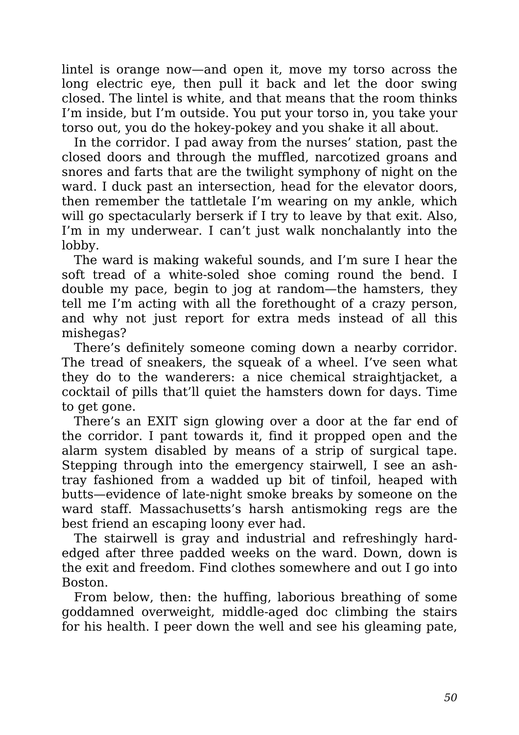lintel is orange now—and open it, move my torso across the long electric eye, then pull it back and let the door swing closed. The lintel is white, and that means that the room thinks I'm inside, but I'm outside. You put your torso in, you take your torso out, you do the hokey-pokey and you shake it all about.

In the corridor. I pad away from the nurses' station, past the closed doors and through the muffled, narcotized groans and snores and farts that are the twilight symphony of night on the ward. I duck past an intersection, head for the elevator doors, then remember the tattletale I'm wearing on my ankle, which will go spectacularly berserk if I try to leave by that exit. Also, I'm in my underwear. I can't just walk nonchalantly into the lobby.

The ward is making wakeful sounds, and I'm sure I hear the soft tread of a white-soled shoe coming round the bend. I double my pace, begin to jog at random—the hamsters, they tell me I'm acting with all the forethought of a crazy person, and why not just report for extra meds instead of all this mishegas?

There's definitely someone coming down a nearby corridor. The tread of sneakers, the squeak of a wheel. I've seen what they do to the wanderers: a nice chemical straightjacket, a cocktail of pills that'll quiet the hamsters down for days. Time to get gone.

There's an EXIT sign glowing over a door at the far end of the corridor. I pant towards it, find it propped open and the alarm system disabled by means of a strip of surgical tape. Stepping through into the emergency stairwell, I see an ash-tray fashioned from a wadded up bit of tinfoil, heaped with butts—evidence of late-night smoke breaks by someone on the ward staff. Massachusetts's harsh antismoking regs are the best friend an escaping loony ever had.

The stairwell is gray and industrial and refreshingly hard-edged after three padded weeks on the ward. Down, down is the exit and freedom. Find clothes somewhere and out I go into Boston.

From below, then: the huffing, laborious breathing of some goddamned overweight, middle-aged doc climbing the stairs for his health. I peer down the well and see his gleaming pate,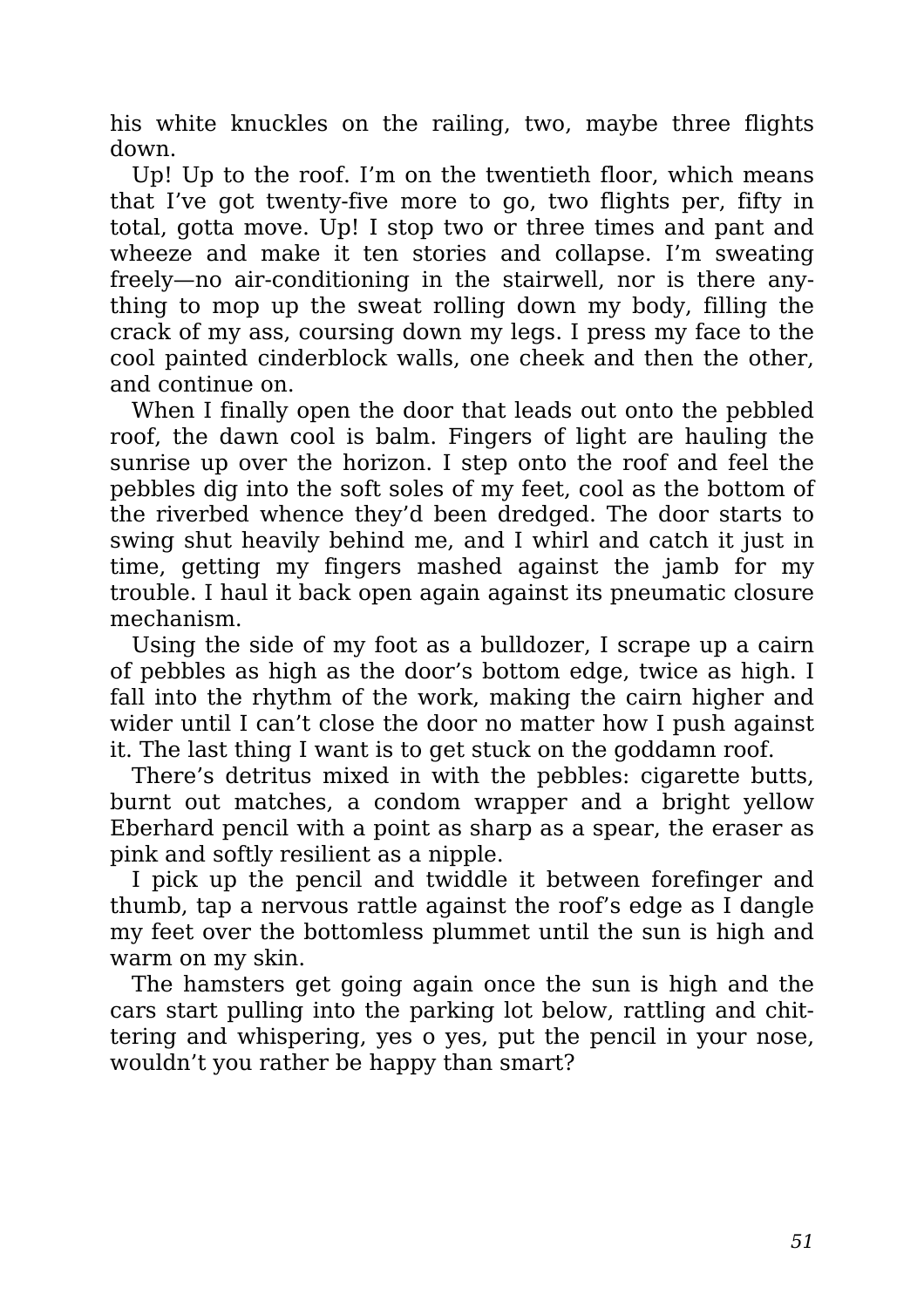his white knuckles on the railing, two, maybe three flights down.

Up! Up to the roof. I'm on the twentieth floor, which means that I've got twenty-five more to go, two flights per, fifty in total, gotta move. Up! I stop two or three times and pant and wheeze and make it ten stories and collapse. I'm sweating freely—no air-conditioning in the stairwell, nor is there anything to mop up the sweat rolling down my body, filling the crack of my ass, coursing down my legs. I press my face to the cool painted cinderblock walls, one cheek and then the other, and continue on.

When I finally open the door that leads out onto the pebbled roof, the dawn cool is balm. Fingers of light are hauling the sunrise up over the horizon. I step onto the roof and feel the pebbles dig into the soft soles of my feet, cool as the bottom of the riverbed whence they'd been dredged. The door starts to swing shut heavily behind me, and I whirl and catch it just in time, getting my fingers mashed against the jamb for my trouble. I haul it back open again against its pneumatic closure mechanism.

Using the side of my foot as a bulldozer, I scrape up a cairn of pebbles as high as the door's bottom edge, twice as high. I fall into the rhythm of the work, making the cairn higher and wider until I can't close the door no matter how I push against it. The last thing I want is to get stuck on the goddamn roof.

There's detritus mixed in with the pebbles: cigarette butts, burnt out matches, a condom wrapper and a bright yellow Eberhard pencil with a point as sharp as a spear, the eraser as pink and softly resilient as a nipple.

I pick up the pencil and twiddle it between forefinger and thumb, tap a nervous rattle against the roof's edge as I dangle my feet over the bottomless plummet until the sun is high and warm on my skin.

The hamsters get going again once the sun is high and the cars start pulling into the parking lot below, rattling and chittering and whispering, yes o yes, put the pencil in your nose, wouldn't you rather be happy than smart?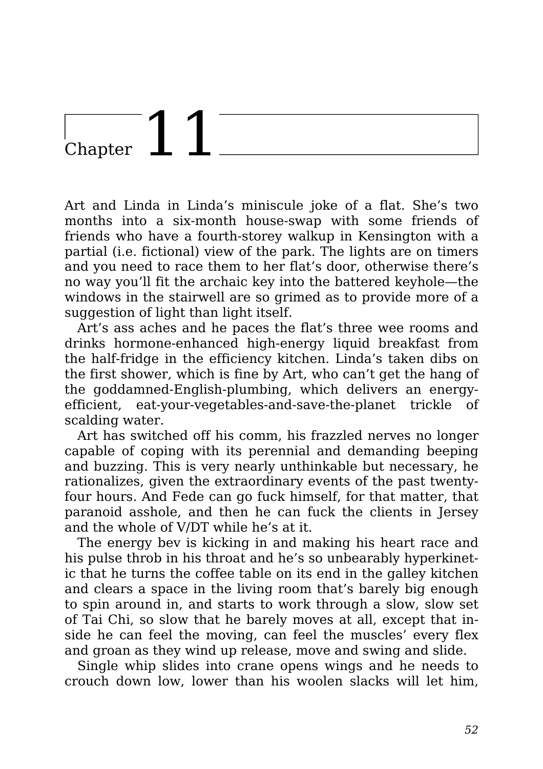# Chapter 11

Art and Linda in Linda's miniscule joke of a flat. She's two months into a six-month house-swap with some friends of friends who have a fourth-storey walkup in Kensington with a partial (i.e. fictional) view of the park. The lights are on timers and you need to race them to her flat's door, otherwise there's no way you'll fit the archaic key into the battered keyhole—the windows in the stairwell are so grimed as to provide more of a suggestion of light than light itself.

Art's ass aches and he paces the flat's three wee rooms and drinks hormone-enhanced high-energy liquid breakfast from the half-fridge in the efficiency kitchen. Linda's taken dibs on the first shower, which is fine by Art, who can't get the hang of the goddamned-English-plumbing, which delivers an energy-efficient, eat-your-vegetables-and-save-the-planet trickle of scalding water.

Art has switched off his comm, his frazzled nerves no longer capable of coping with its perennial and demanding beeping and buzzing. This is very nearly unthinkable but necessary, he rationalizes, given the extraordinary events of the past twenty-four hours. And Fede can go fuck himself, for that matter, that paranoid asshole, and then he can fuck the clients in Jersey and the whole of V/DT while he's at it.

The energy bev is kicking in and making his heart race and his pulse throb in his throat and he's so unbearably hyperkinetic that he turns the coffee table on its end in the galley kitchen and clears a space in the living room that's barely big enough to spin around in, and starts to work through a slow, slow set of Tai Chi, so slow that he barely moves at all, except that inside he can feel the moving, can feel the muscles' every flex and groan as they wind up release, move and swing and slide.

Single whip slides into crane opens wings and he needs to crouch down low, lower than his woolen slacks will let him,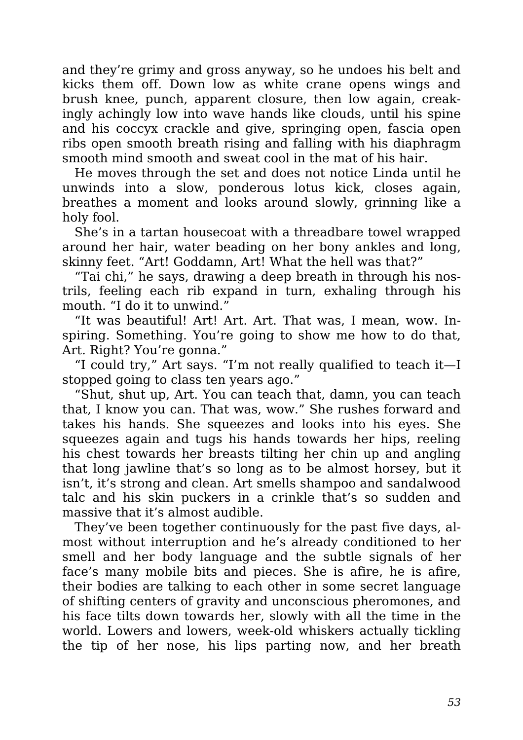and they're grimy and gross anyway, so he undoes his belt and kicks them off. Down low as white crane opens wings and brush knee, punch, apparent closure, then low again, creakingly achingly low into wave hands like clouds, until his spine and his coccyx crackle and give, springing open, fascia open ribs open smooth breath rising and falling with his diaphragm smooth mind smooth and sweat cool in the mat of his hair.

He moves through the set and does not notice Linda until he unwinds into a slow, ponderous lotus kick, closes again, breathes a moment and looks around slowly, grinning like a holy fool.

She's in a tartan housecoat with a threadbare towel wrapped around her hair, water beading on her bony ankles and long, skinny feet. "Art! Goddamn, Art! What the hell was that?"

"Tai chi," he says, drawing a deep breath in through his nostrils, feeling each rib expand in turn, exhaling through his mouth. "I do it to unwind."

"It was beautiful! Art! Art. Art. That was, I mean, wow. Inspiring. Something. You're going to show me how to do that, Art. Right? You're gonna."

"I could try," Art says. "I'm not really qualified to teach it—I stopped going to class ten years ago."

"Shut, shut up, Art. You can teach that, damn, you can teach that, I know you can. That was, wow." She rushes forward and takes his hands. She squeezes and looks into his eyes. She squeezes again and tugs his hands towards her hips, reeling his chest towards her breasts tilting her chin up and angling that long jawline that's so long as to be almost horsey, but it isn't, it's strong and clean. Art smells shampoo and sandalwood talc and his skin puckers in a crinkle that's so sudden and massive that it's almost audible.

They've been together continuously for the past five days, almost without interruption and he's already conditioned to her smell and her body language and the subtle signals of her face's many mobile bits and pieces. She is afire, he is afire, their bodies are talking to each other in some secret language of shifting centers of gravity and unconscious pheromones, and his face tilts down towards her, slowly with all the time in the world. Lowers and lowers, week-old whiskers actually tickling the tip of her nose, his lips parting now, and her breath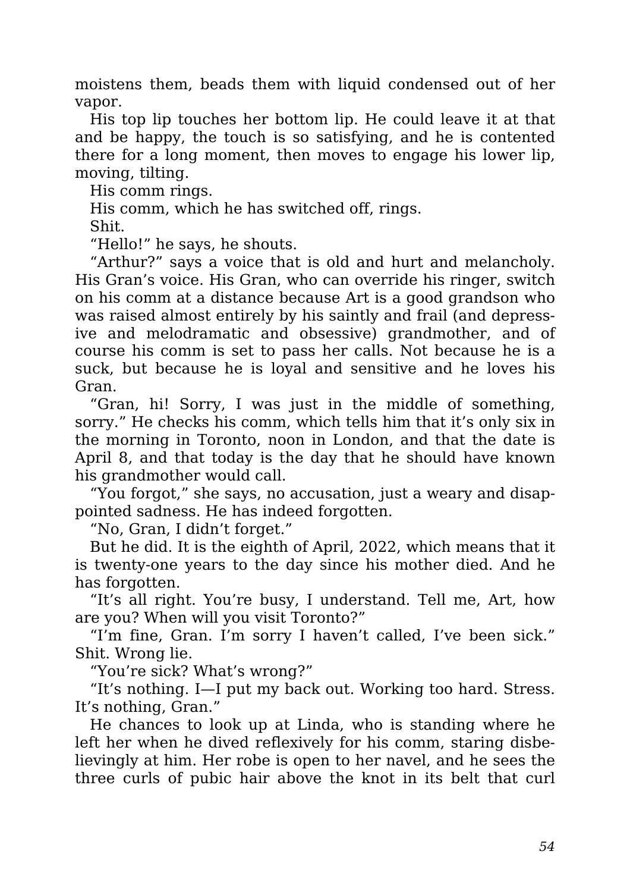moistens them, beads them with liquid condensed out of her vapor.

His top lip touches her bottom lip. He could leave it at that and be happy, the touch is so satisfying, and he is contented there for a long moment, then moves to engage his lower lip, moving, tilting.

His comm rings.

His comm, which he has switched off, rings.

Shit.

"Hello!" he says, he shouts.

"Arthur?" says a voice that is old and hurt and melancholy. His Gran's voice. His Gran, who can override his ringer, switch on his comm at a distance because Art is a good grandson who was raised almost entirely by his saintly and frail (and depressive and melodramatic and obsessive) grandmother, and of course his comm is set to pass her calls. Not because he is a suck, but because he is loyal and sensitive and he loves his Gran.

"Gran, hi! Sorry, I was just in the middle of something, sorry." He checks his comm, which tells him that it's only six in the morning in Toronto, noon in London, and that the date is April 8, and that today is the day that he should have known his grandmother would call.

"You forgot," she says, no accusation, just a weary and disappointed sadness. He has indeed forgotten.

"No, Gran, I didn't forget."

But he did. It is the eighth of April, 2022, which means that it is twenty-one years to the day since his mother died. And he has forgotten.

"It's all right. You're busy, I understand. Tell me, Art, how are you? When will you visit Toronto?"

"I'm fine, Gran. I'm sorry I haven't called, I've been sick." Shit. Wrong lie.

"You're sick? What's wrong?"

"It's nothing. I—I put my back out. Working too hard. Stress. It's nothing, Gran."

He chances to look up at Linda, who is standing where he left her when he dived reflexively for his comm, staring disbelievingly at him. Her robe is open to her navel, and he sees the three curls of pubic hair above the knot in its belt that curl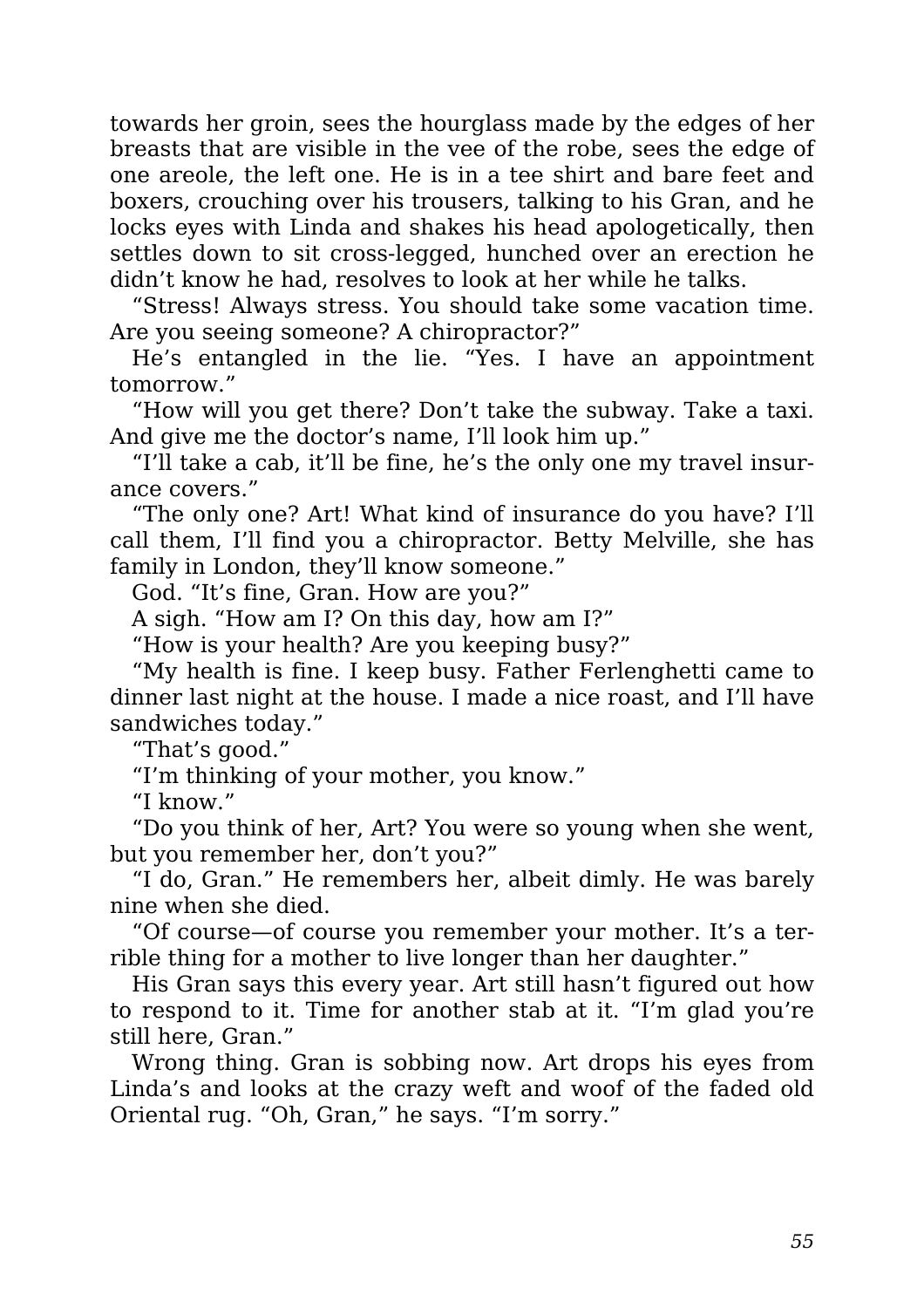towards her groin, sees the hourglass made by the edges of her breasts that are visible in the vee of the robe, sees the edge of one areole, the left one. He is in a tee shirt and bare feet and boxers, crouching over his trousers, talking to his Gran, and he locks eyes with Linda and shakes his head apologetically, then settles down to sit cross-legged, hunched over an erection he didn't know he had, resolves to look at her while he talks.

"Stress! Always stress. You should take some vacation time. Are you seeing someone? A chiropractor?"

He's entangled in the lie. "Yes. I have an appointment tomorrow."

"How will you get there? Don't take the subway. Take a taxi. And give me the doctor's name, I'll look him up."

"I'll take a cab, it'll be fine, he's the only one my travel insurance covers."

"The only one? Art! What kind of insurance do you have? I'll call them, I'll find you a chiropractor. Betty Melville, she has family in London, they'll know someone."

God. "It's fine, Gran. How are you?"

A sigh. "How am I? On this day, how am I?"

"How is your health? Are you keeping busy?"

"My health is fine. I keep busy. Father Ferlenghetti came to dinner last night at the house. I made a nice roast, and I'll have sandwiches today."

"That's good."

"I'm thinking of your mother, you know."

"I know."

"Do you think of her, Art? You were so young when she went, but you remember her, don't you?"

"I do, Gran." He remembers her, albeit dimly. He was barely nine when she died.

"Of course—of course you remember your mother. It's a terrible thing for a mother to live longer than her daughter."

His Gran says this every year. Art still hasn't figured out how to respond to it. Time for another stab at it. "I'm glad you're still here, Gran."

Wrong thing. Gran is sobbing now. Art drops his eyes from Linda's and looks at the crazy weft and woof of the faded old Oriental rug. "Oh, Gran," he says. "I'm sorry."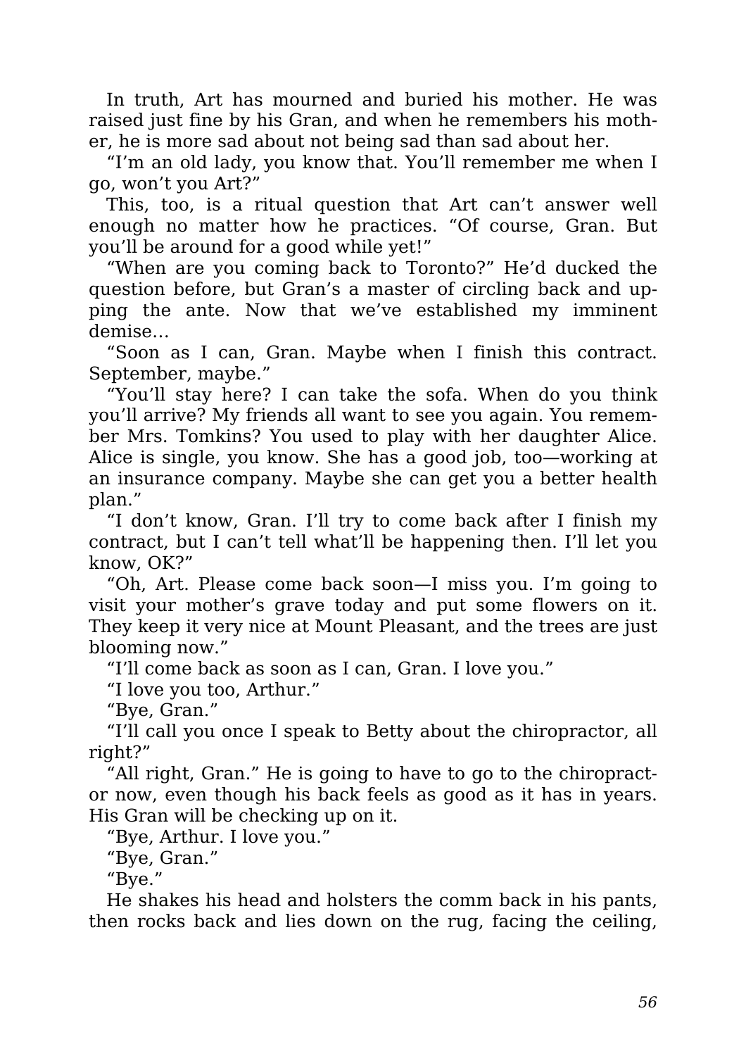In truth, Art has mourned and buried his mother. He was raised just fine by his Gran, and when he remembers his mother, he is more sad about not being sad than sad about her.

"I'm an old lady, you know that. You'll remember me when I go, won't you Art?"

This, too, is a ritual question that Art can't answer well enough no matter how he practices. "Of course, Gran. But you'll be around for a good while yet!"

"When are you coming back to Toronto?" He'd ducked the question before, but Gran's a master of circling back and upping the ante. Now that we've established my imminent demise…

"Soon as I can, Gran. Maybe when I finish this contract. September, maybe."

"You'll stay here? I can take the sofa. When do you think you'll arrive? My friends all want to see you again. You remember Mrs. Tomkins? You used to play with her daughter Alice. Alice is single, you know. She has a good job, too—working at an insurance company. Maybe she can get you a better health plan."

"I don't know, Gran. I'll try to come back after I finish my contract, but I can't tell what'll be happening then. I'll let you know, OK?"

"Oh, Art. Please come back soon—I miss you. I'm going to visit your mother's grave today and put some flowers on it. They keep it very nice at Mount Pleasant, and the trees are just blooming now."

"I'll come back as soon as I can, Gran. I love you."

"I love you too, Arthur."

"Bye, Gran."

"I'll call you once I speak to Betty about the chiropractor, all right?"

"All right, Gran." He is going to have to go to the chiropractor now, even though his back feels as good as it has in years. His Gran will be checking up on it.

"Bye, Arthur. I love you."

"Bye, Gran."

"Bye."

He shakes his head and holsters the comm back in his pants, then rocks back and lies down on the rug, facing the ceiling,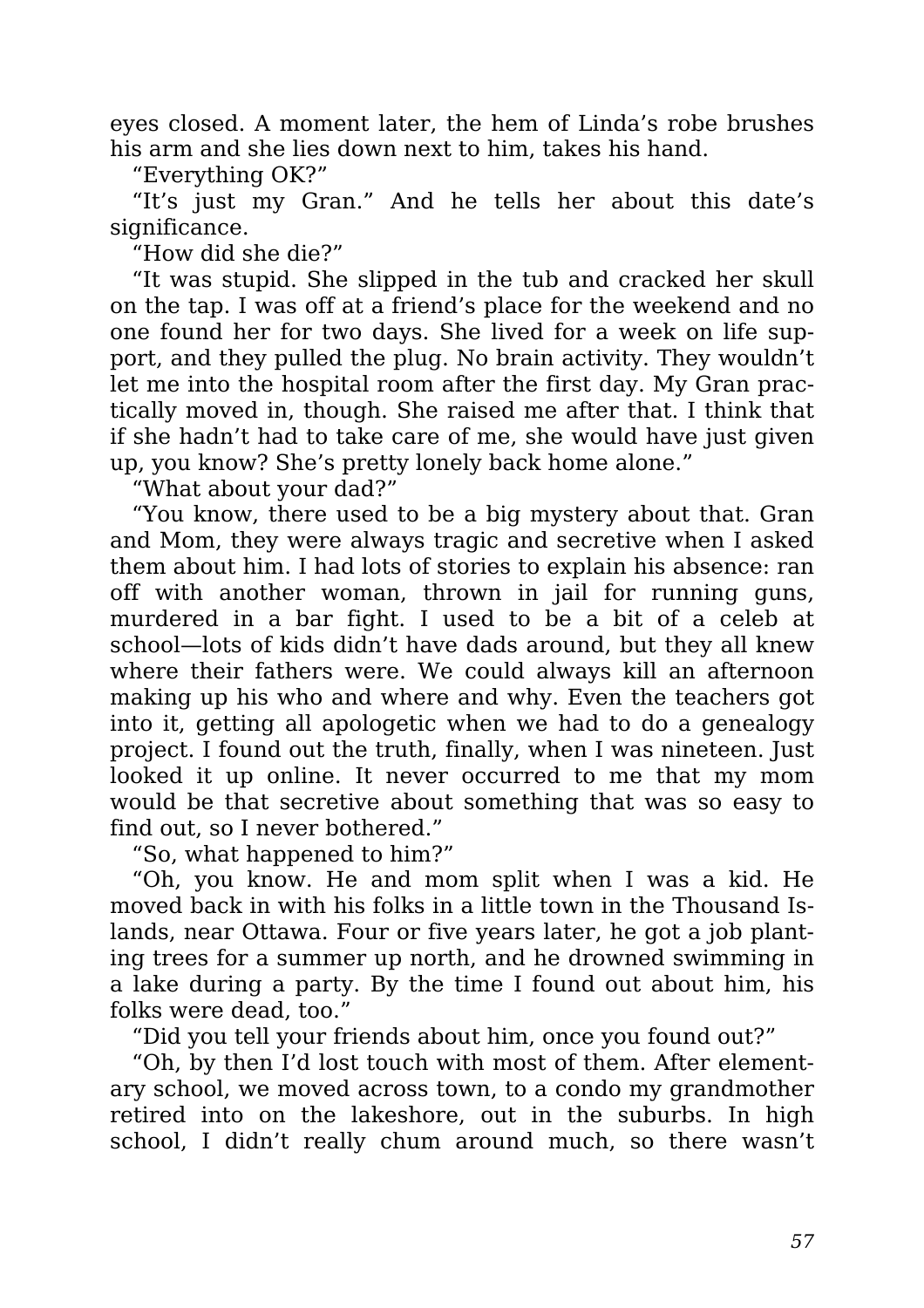eyes closed. A moment later, the hem of Linda's robe brushes his arm and she lies down next to him, takes his hand.

"Everything OK?"

"It's just my Gran." And he tells her about this date's significance.

"How did she die?"

"It was stupid. She slipped in the tub and cracked her skull on the tap. I was off at a friend's place for the weekend and no one found her for two days. She lived for a week on life support, and they pulled the plug. No brain activity. They wouldn't let me into the hospital room after the first day. My Gran practically moved in, though. She raised me after that. I think that if she hadn't had to take care of me, she would have just given up, you know? She's pretty lonely back home alone."

"What about your dad?"

"You know, there used to be a big mystery about that. Gran and Mom, they were always tragic and secretive when I asked them about him. I had lots of stories to explain his absence: ran off with another woman, thrown in jail for running guns, murdered in a bar fight. I used to be a bit of a celeb at school—lots of kids didn't have dads around, but they all knew where their fathers were. We could always kill an afternoon making up his who and where and why. Even the teachers got into it, getting all apologetic when we had to do a genealogy project. I found out the truth, finally, when I was nineteen. Just looked it up online. It never occurred to me that my mom would be that secretive about something that was so easy to find out, so I never bothered."

"So, what happened to him?"

"Oh, you know. He and mom split when I was a kid. He moved back in with his folks in a little town in the Thousand Islands, near Ottawa. Four or five years later, he got a job planting trees for a summer up north, and he drowned swimming in a lake during a party. By the time I found out about him, his folks were dead, too."

"Did you tell your friends about him, once you found out?"

"Oh, by then I'd lost touch with most of them. After elementary school, we moved across town, to a condo my grandmother retired into on the lakeshore, out in the suburbs. In high school, I didn't really chum around much, so there wasn't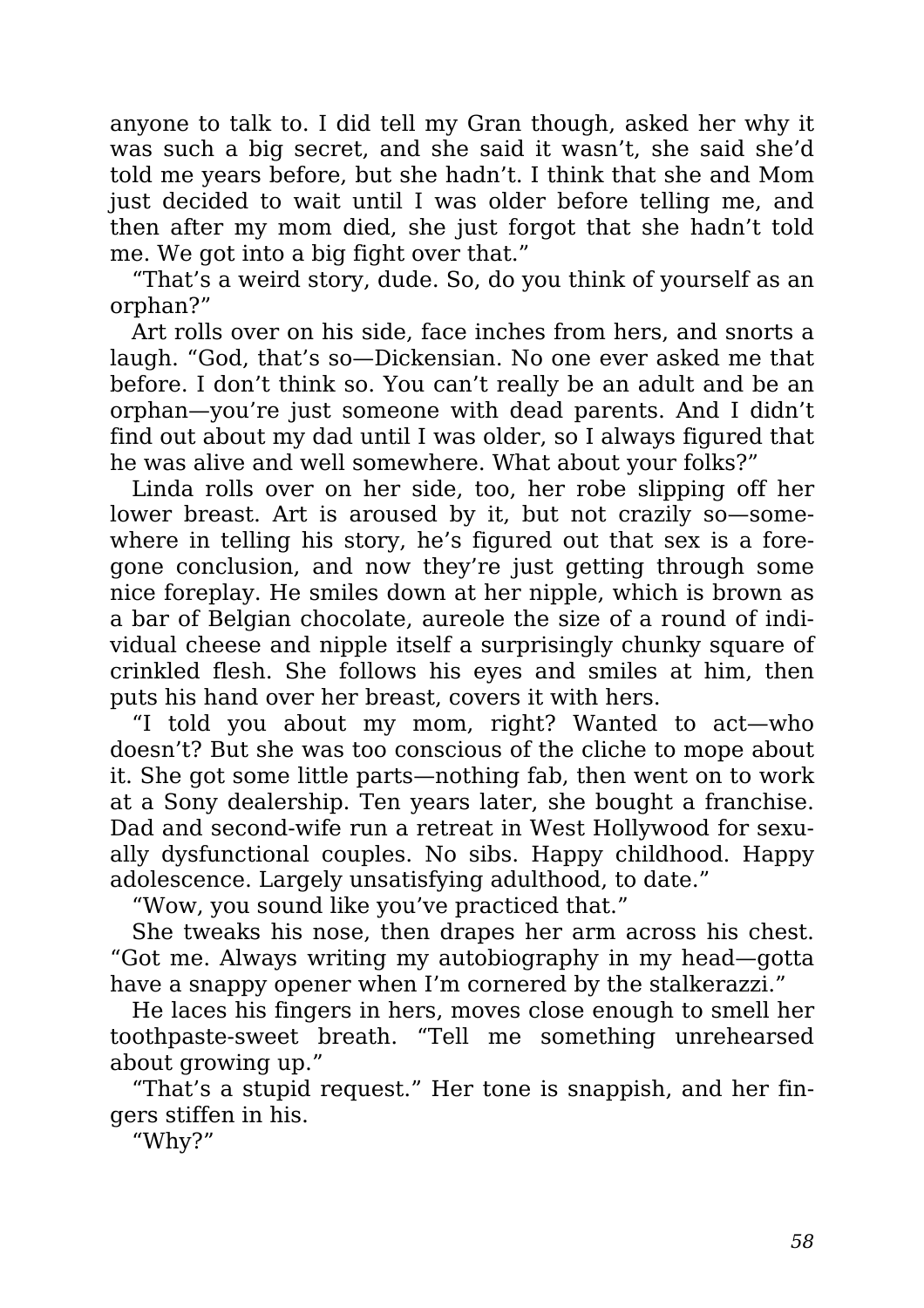anyone to talk to. I did tell my Gran though, asked her why it was such a big secret, and she said it wasn't, she said she'd told me years before, but she hadn't. I think that she and Mom just decided to wait until I was older before telling me, and then after my mom died, she just forgot that she hadn't told me. We got into a big fight over that."

"That's a weird story, dude. So, do you think of yourself as an orphan?"

Art rolls over on his side, face inches from hers, and snorts a laugh. "God, that's so—Dickensian. No one ever asked me that before. I don't think so. You can't really be an adult and be an orphan—you're just someone with dead parents. And I didn't find out about my dad until I was older, so I always figured that he was alive and well somewhere. What about your folks?"

Linda rolls over on her side, too, her robe slipping off her lower breast. Art is aroused by it, but not crazily so—somewhere in telling his story, he's figured out that sex is a foregone conclusion, and now they're just getting through some nice foreplay. He smiles down at her nipple, which is brown as a bar of Belgian chocolate, aureole the size of a round of individual cheese and nipple itself a surprisingly chunky square of crinkled flesh. She follows his eyes and smiles at him, then puts his hand over her breast, covers it with hers.

"I told you about my mom, right? Wanted to act—who doesn't? But she was too conscious of the cliche to mope about it. She got some little parts—nothing fab, then went on to work at a Sony dealership. Ten years later, she bought a franchise. Dad and second-wife run a retreat in West Hollywood for sexually dysfunctional couples. No sibs. Happy childhood. Happy adolescence. Largely unsatisfying adulthood, to date."

"Wow, you sound like you've practiced that."

She tweaks his nose, then drapes her arm across his chest. "Got me. Always writing my autobiography in my head—gotta have a snappy opener when I'm cornered by the stalkerazzi."

He laces his fingers in hers, moves close enough to smell her toothpaste-sweet breath. "Tell me something unrehearsed about growing up."

"That's a stupid request." Her tone is snappish, and her fingers stiffen in his.

"Why?"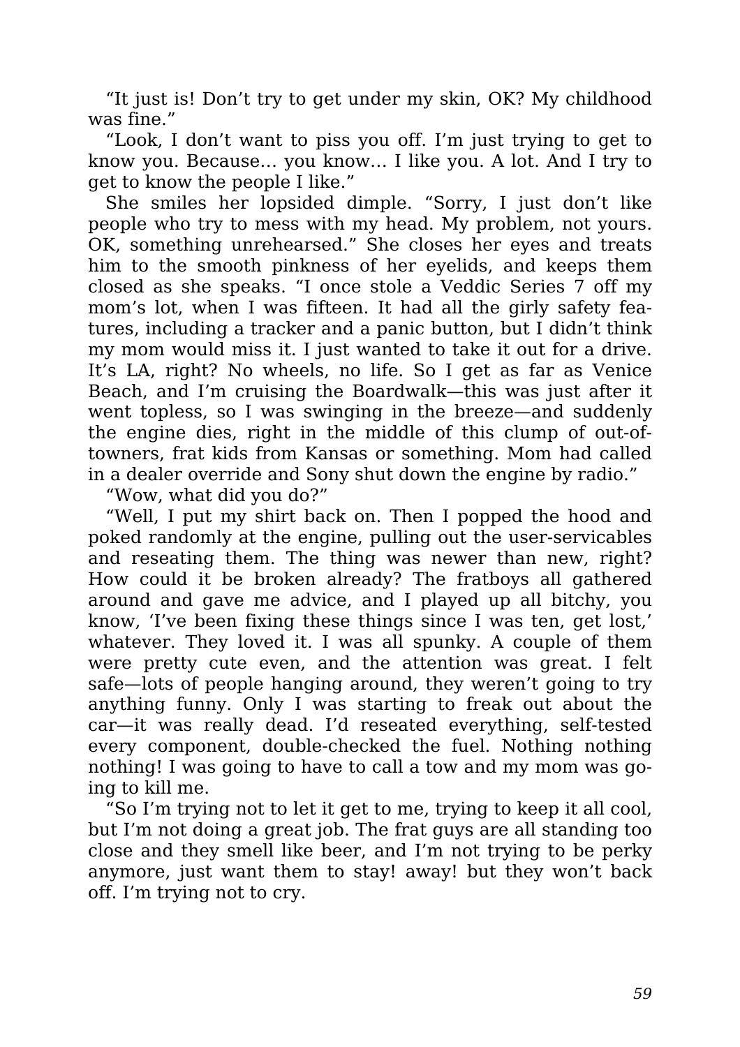“It just is! Don’t try to get under my skin, OK? My childhood was fine.”

“Look, I don’t want to piss you off. I’m just trying to get to know you. Because… you know… I like you. A lot. And I try to get to know the people I like.”

She smiles her lopsided dimple. “Sorry, I just don’t like people who try to mess with my head. My problem, not yours. OK, something unrehearsed.” She closes her eyes and treats him to the smooth pinkness of her eyelids, and keeps them closed as she speaks. “I once stole a Veddic Series 7 off my mom’s lot, when I was fifteen. It had all the girly safety features, including a tracker and a panic button, but I didn’t think my mom would miss it. I just wanted to take it out for a drive. It’s LA, right? No wheels, no life. So I get as far as Venice Beach, and I’m cruising the Boardwalk—this was just after it went topless, so I was swinging in the breeze—and suddenly the engine dies, right in the middle of this clump of out-of-towners, frat kids from Kansas or something. Mom had called in a dealer override and Sony shut down the engine by radio.”

“Wow, what did you do?”

“Well, I put my shirt back on. Then I popped the hood and poked randomly at the engine, pulling out the user-servicables and reseating them. The thing was newer than new, right? How could it be broken already? The fratboys all gathered around and gave me advice, and I played up all bitchy, you know, ‘I’ve been fixing these things since I was ten, get lost,’ whatever. They loved it. I was all spunky. A couple of them were pretty cute even, and the attention was great. I felt safe—lots of people hanging around, they weren’t going to try anything funny. Only I was starting to freak out about the car—it was really dead. I’d reseated everything, self-tested every component, double-checked the fuel. Nothing nothing nothing! I was going to have to call a tow and my mom was going to kill me.

“So I’m trying not to let it get to me, trying to keep it all cool, but I’m not doing a great job. The frat guys are all standing too close and they smell like beer, and I’m not trying to be perky anymore, just want them to stay! away! but they won’t back off. I’m trying not to cry.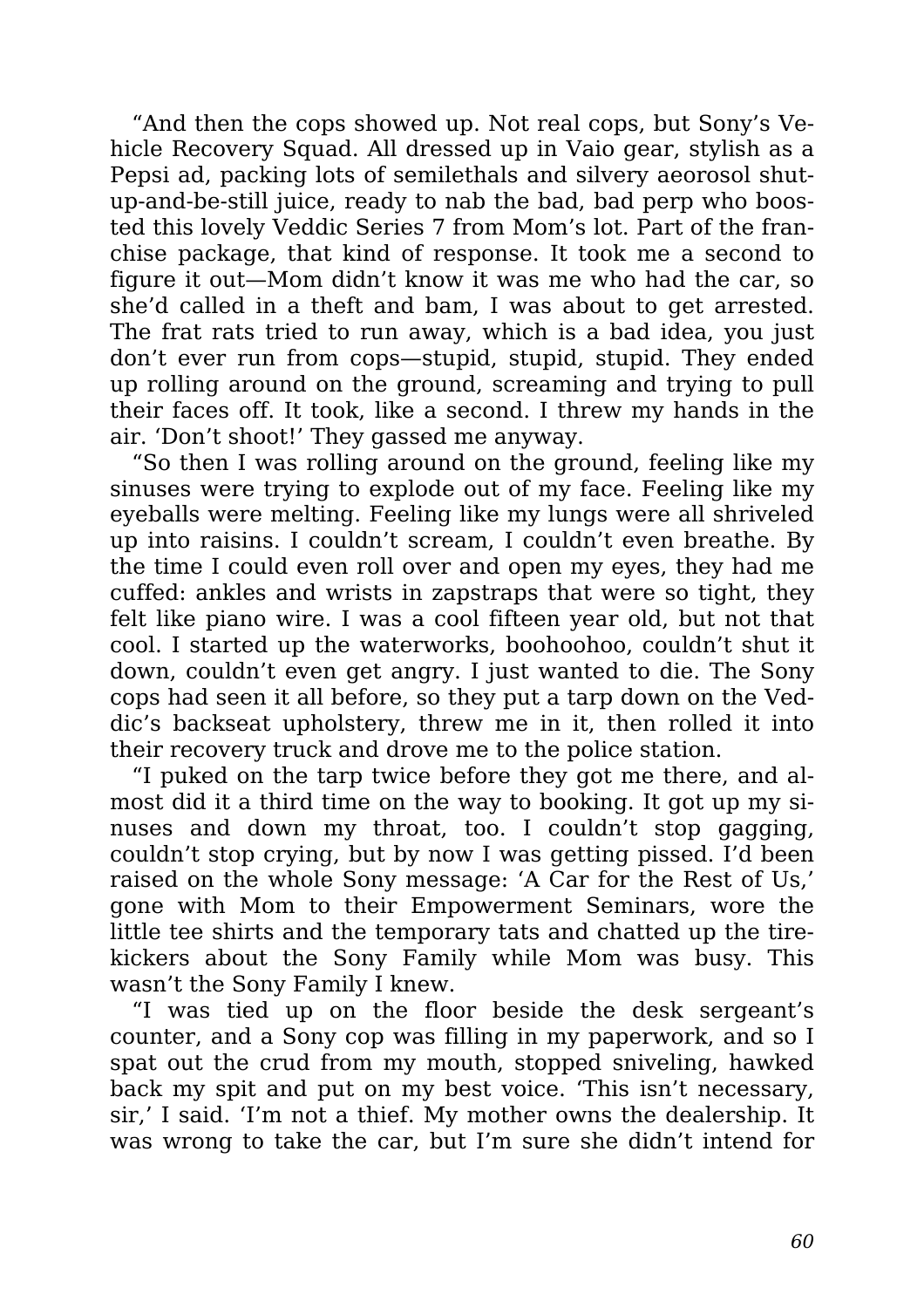"And then the cops showed up. Not real cops, but Sony's Vehicle Recovery Squad. All dressed up in Vaio gear, stylish as a Pepsi ad, packing lots of semilethals and silvery aeorosol shut-up-and-be-still juice, ready to nab the bad, bad perp who boosted this lovely Veddic Series 7 from Mom's lot. Part of the franchise package, that kind of response. It took me a second to figure it out—Mom didn't know it was me who had the car, so she'd called in a theft and bam, I was about to get arrested. The frat rats tried to run away, which is a bad idea, you just don't ever run from cops—stupid, stupid, stupid. They ended up rolling around on the ground, screaming and trying to pull their faces off. It took, like a second. I threw my hands in the air. 'Don't shoot!' They gassed me anyway.

"So then I was rolling around on the ground, feeling like my sinuses were trying to explode out of my face. Feeling like my eyeballs were melting. Feeling like my lungs were all shriveled up into raisins. I couldn't scream, I couldn't even breathe. By the time I could even roll over and open my eyes, they had me cuffed: ankles and wrists in zapstraps that were so tight, they felt like piano wire. I was a cool fifteen year old, but not that cool. I started up the waterworks, boohoohoo, couldn't shut it down, couldn't even get angry. I just wanted to die. The Sony cops had seen it all before, so they put a tarp down on the Veddic's backseat upholstery, threw me in it, then rolled it into their recovery truck and drove me to the police station.

"I puked on the tarp twice before they got me there, and almost did it a third time on the way to booking. It got up my sinuses and down my throat, too. I couldn't stop gagging, couldn't stop crying, but by now I was getting pissed. I'd been raised on the whole Sony message: 'A Car for the Rest of Us,' gone with Mom to their Empowerment Seminars, wore the little tee shirts and the temporary tats and chatted up the tire-kickers about the Sony Family while Mom was busy. This wasn't the Sony Family I knew.

"I was tied up on the floor beside the desk sergeant's counter, and a Sony cop was filling in my paperwork, and so I spat out the crud from my mouth, stopped sniveling, hawked back my spit and put on my best voice. 'This isn't necessary, sir,' I said. 'I'm not a thief. My mother owns the dealership. It was wrong to take the car, but I'm sure she didn't intend for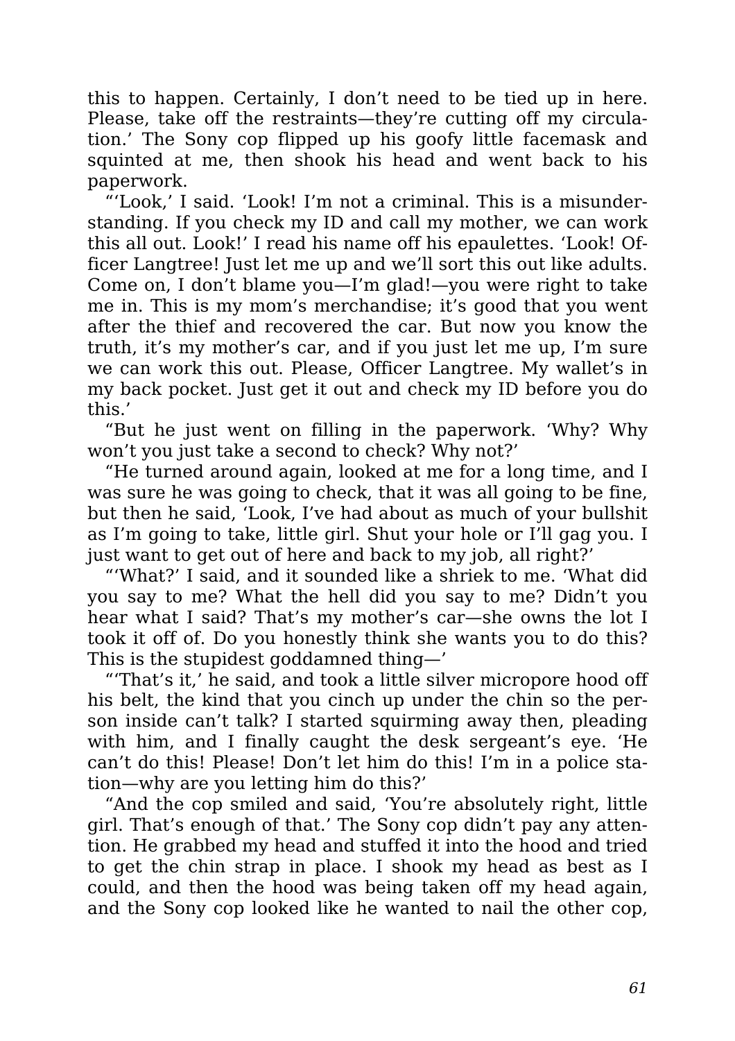this to happen. Certainly, I don't need to be tied up in here. Please, take off the restraints—they're cutting off my circulation.' The Sony cop flipped up his goofy little facemask and squinted at me, then shook his head and went back to his paperwork.

"'Look,' I said. 'Look! I'm not a criminal. This is a misunderstanding. If you check my ID and call my mother, we can work this all out. Look!' I read his name off his epaulettes. 'Look! Officer Langtree! Just let me up and we'll sort this out like adults. Come on, I don't blame you—I'm glad!—you were right to take me in. This is my mom's merchandise; it's good that you went after the thief and recovered the car. But now you know the truth, it's my mother's car, and if you just let me up, I'm sure we can work this out. Please, Officer Langtree. My wallet's in my back pocket. Just get it out and check my ID before you do this.'

"But he just went on filling in the paperwork. 'Why? Why won't you just take a second to check? Why not?'

"He turned around again, looked at me for a long time, and I was sure he was going to check, that it was all going to be fine, but then he said, 'Look, I've had about as much of your bullshit as I'm going to take, little girl. Shut your hole or I'll gag you. I just want to get out of here and back to my job, all right?'

"'What?' I said, and it sounded like a shriek to me. 'What did you say to me? What the hell did you say to me? Didn't you hear what I said? That's my mother's car—she owns the lot I took it off of. Do you honestly think she wants you to do this? This is the stupidest goddamned thing—'

"'That's it,' he said, and took a little silver micropore hood off his belt, the kind that you cinch up under the chin so the person inside can't talk? I started squirming away then, pleading with him, and I finally caught the desk sergeant's eye. 'He can't do this! Please! Don't let him do this! I'm in a police station—why are you letting him do this?'

"And the cop smiled and said, 'You're absolutely right, little girl. That's enough of that.' The Sony cop didn't pay attention. He grabbed my head and stuffed it into the hood and tried to get the chin strap in place. I shook my head as best as I could, and then the hood was being taken off my head again, and the Sony cop looked like he wanted to nail the other cop,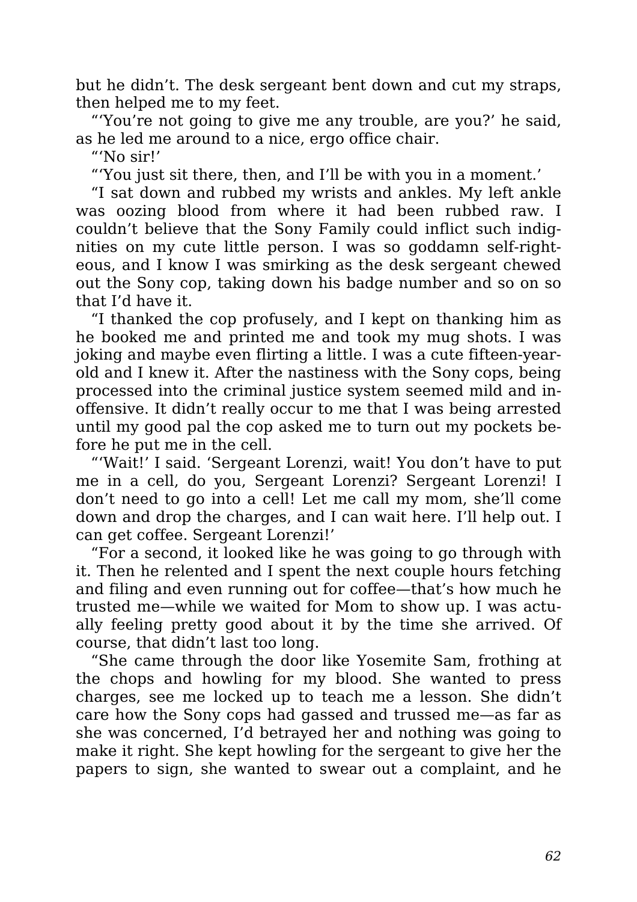but he didn't. The desk sergeant bent down and cut my straps, then helped me to my feet.

"'You're not going to give me any trouble, are you?' he said, as he led me around to a nice, ergo office chair.

"'No sir!'

"'You just sit there, then, and I'll be with you in a moment.'

"I sat down and rubbed my wrists and ankles. My left ankle was oozing blood from where it had been rubbed raw. I couldn't believe that the Sony Family could inflict such indignities on my cute little person. I was so goddamn self-righteous, and I know I was smirking as the desk sergeant chewed out the Sony cop, taking down his badge number and so on so that I'd have it.

"I thanked the cop profusely, and I kept on thanking him as he booked me and printed me and took my mug shots. I was joking and maybe even flirting a little. I was a cute fifteen-year-old and I knew it. After the nastiness with the Sony cops, being processed into the criminal justice system seemed mild and inoffensive. It didn't really occur to me that I was being arrested until my good pal the cop asked me to turn out my pockets before he put me in the cell.

"'Wait!' I said. 'Sergeant Lorenzi, wait! You don't have to put me in a cell, do you, Sergeant Lorenzi? Sergeant Lorenzi! I don't need to go into a cell! Let me call my mom, she'll come down and drop the charges, and I can wait here. I'll help out. I can get coffee. Sergeant Lorenzi!'

"For a second, it looked like he was going to go through with it. Then he relented and I spent the next couple hours fetching and filing and even running out for coffee—that's how much he trusted me—while we waited for Mom to show up. I was actually feeling pretty good about it by the time she arrived. Of course, that didn't last too long.

"She came through the door like Yosemite Sam, frothing at the chops and howling for my blood. She wanted to press charges, see me locked up to teach me a lesson. She didn't care how the Sony cops had gassed and trussed me—as far as she was concerned, I'd betrayed her and nothing was going to make it right. She kept howling for the sergeant to give her the papers to sign, she wanted to swear out a complaint, and he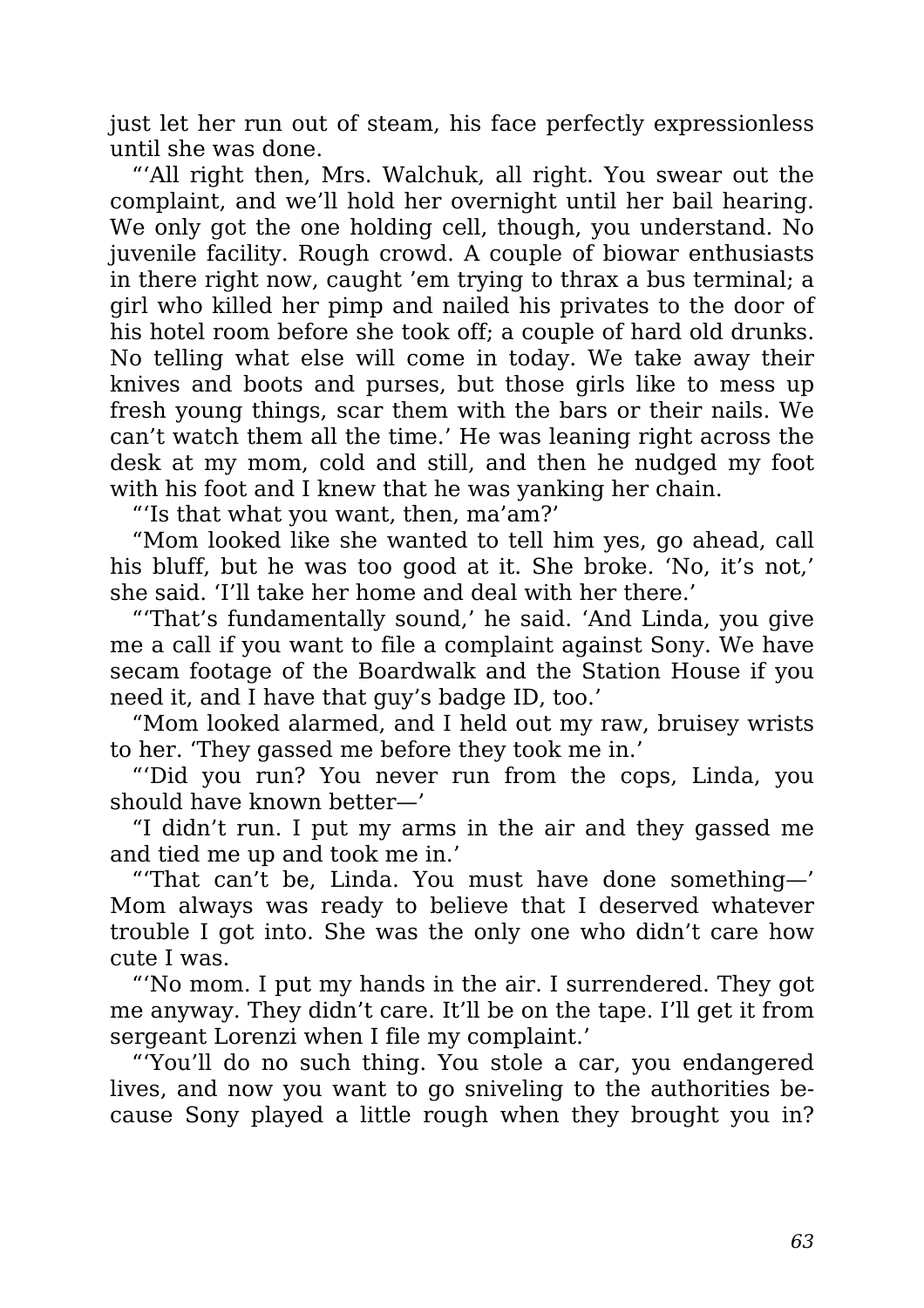just let her run out of steam, his face perfectly expressionless until she was done.

"'All right then, Mrs. Walchuk, all right. You swear out the complaint, and we'll hold her overnight until her bail hearing. We only got the one holding cell, though, you understand. No juvenile facility. Rough crowd. A couple of biowar enthusiasts in there right now, caught 'em trying to thrax a bus terminal; a girl who killed her pimp and nailed his privates to the door of his hotel room before she took off; a couple of hard old drunks. No telling what else will come in today. We take away their knives and boots and purses, but those girls like to mess up fresh young things, scar them with the bars or their nails. We can't watch them all the time.' He was leaning right across the desk at my mom, cold and still, and then he nudged my foot with his foot and I knew that he was yanking her chain.

"'Is that what you want, then, ma'am?'

"Mom looked like she wanted to tell him yes, go ahead, call his bluff, but he was too good at it. She broke. 'No, it's not,' she said. 'I'll take her home and deal with her there.'

"'That's fundamentally sound,' he said. 'And Linda, you give me a call if you want to file a complaint against Sony. We have secam footage of the Boardwalk and the Station House if you need it, and I have that guy's badge ID, too.'

"Mom looked alarmed, and I held out my raw, bruisey wrists to her. 'They gassed me before they took me in.'

"'Did you run? You never run from the cops, Linda, you should have known better—'

"I didn't run. I put my arms in the air and they gassed me and tied me up and took me in.'

"'That can't be, Linda. You must have done something—' Mom always was ready to believe that I deserved whatever trouble I got into. She was the only one who didn't care how cute I was.

"'No mom. I put my hands in the air. I surrendered. They got me anyway. They didn't care. It'll be on the tape. I'll get it from sergeant Lorenzi when I file my complaint.'

"'You'll do no such thing. You stole a car, you endangered lives, and now you want to go sniveling to the authorities because Sony played a little rough when they brought you in?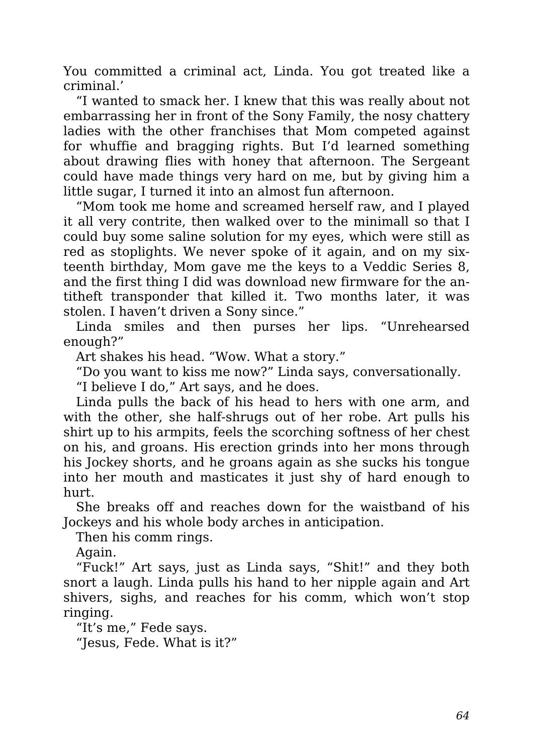You committed a criminal act, Linda. You got treated like a criminal.'

"I wanted to smack her. I knew that this was really about not embarrassing her in front of the Sony Family, the nosy chattery ladies with the other franchises that Mom competed against for whuffie and bragging rights. But I'd learned something about drawing flies with honey that afternoon. The Sergeant could have made things very hard on me, but by giving him a little sugar, I turned it into an almost fun afternoon.

"Mom took me home and screamed herself raw, and I played it all very contrite, then walked over to the minimall so that I could buy some saline solution for my eyes, which were still as red as stoplights. We never spoke of it again, and on my sixteenth birthday, Mom gave me the keys to a Veddic Series 8, and the first thing I did was download new firmware for the antitheft transponder that killed it. Two months later, it was stolen. I haven't driven a Sony since."

Linda smiles and then purses her lips. "Unrehearsed enough?"

Art shakes his head. "Wow. What a story."

"Do you want to kiss me now?" Linda says, conversationally.

"I believe I do," Art says, and he does.

Linda pulls the back of his head to hers with one arm, and with the other, she half-shrugs out of her robe. Art pulls his shirt up to his armpits, feels the scorching softness of her chest on his, and groans. His erection grinds into her mons through his Jockey shorts, and he groans again as she sucks his tongue into her mouth and masticates it just shy of hard enough to hurt.

She breaks off and reaches down for the waistband of his Jockeys and his whole body arches in anticipation.

Then his comm rings.

Again.

"Fuck!" Art says, just as Linda says, "Shit!" and they both snort a laugh. Linda pulls his hand to her nipple again and Art shivers, sighs, and reaches for his comm, which won't stop ringing.

"It's me," Fede says.

"Jesus, Fede. What is it?"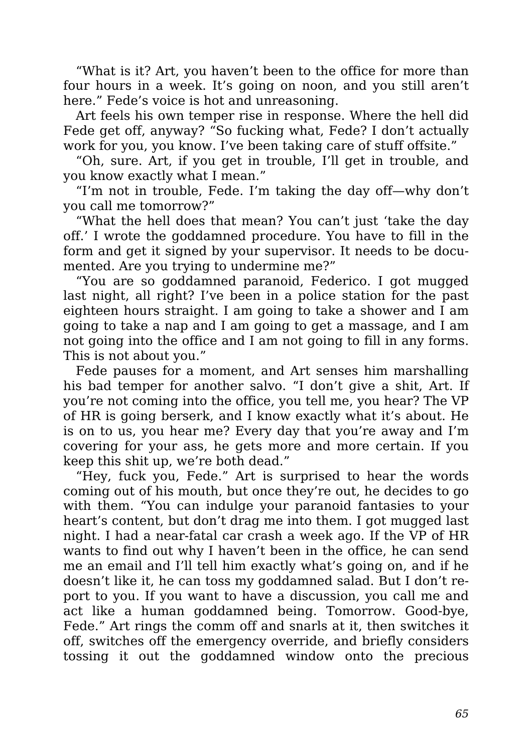"What is it? Art, you haven't been to the office for more than four hours in a week. It's going on noon, and you still aren't here." Fede's voice is hot and unreasoning.

Art feels his own temper rise in response. Where the hell did Fede get off, anyway? "So fucking what, Fede? I don't actually work for you, you know. I've been taking care of stuff offsite."

"Oh, sure. Art, if you get in trouble, I'll get in trouble, and you know exactly what I mean."

"I'm not in trouble, Fede. I'm taking the day off—why don't you call me tomorrow?"

"What the hell does that mean? You can't just 'take the day off.' I wrote the goddamned procedure. You have to fill in the form and get it signed by your supervisor. It needs to be documented. Are you trying to undermine me?"

"You are so goddamned paranoid, Federico. I got mugged last night, all right? I've been in a police station for the past eighteen hours straight. I am going to take a shower and I am going to take a nap and I am going to get a massage, and I am not going into the office and I am not going to fill in any forms. This is not about you."

Fede pauses for a moment, and Art senses him marshalling his bad temper for another salvo. "I don't give a shit, Art. If you're not coming into the office, you tell me, you hear? The VP of HR is going berserk, and I know exactly what it's about. He is on to us, you hear me? Every day that you're away and I'm covering for your ass, he gets more and more certain. If you keep this shit up, we're both dead."

"Hey, fuck you, Fede." Art is surprised to hear the words coming out of his mouth, but once they're out, he decides to go with them. "You can indulge your paranoid fantasies to your heart's content, but don't drag me into them. I got mugged last night. I had a near-fatal car crash a week ago. If the VP of HR wants to find out why I haven't been in the office, he can send me an email and I'll tell him exactly what's going on, and if he doesn't like it, he can toss my goddamned salad. But I don't report to you. If you want to have a discussion, you call me and act like a human goddamned being. Tomorrow. Good-bye, Fede." Art rings the comm off and snarls at it, then switches it off, switches off the emergency override, and briefly considers tossing it out the goddamned window onto the precious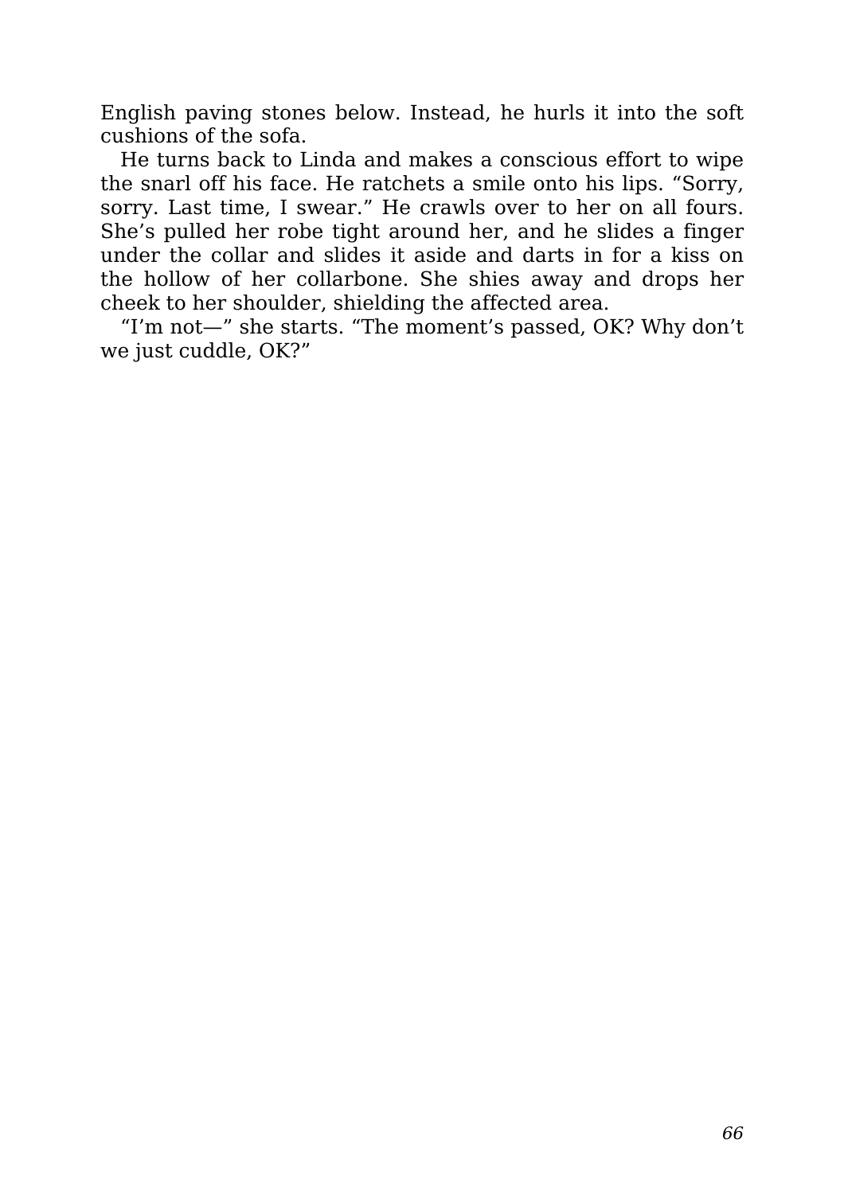English paving stones below. Instead, he hurls it into the soft cushions of the sofa.

He turns back to Linda and makes a conscious effort to wipe the snarl off his face. He ratchets a smile onto his lips. “Sorry, sorry. Last time, I swear.” He crawls over to her on all fours. She’s pulled her robe tight around her, and he slides a finger under the collar and slides it aside and darts in for a kiss on the hollow of her collarbone. She shies away and drops her cheek to her shoulder, shielding the affected area.

“I’m not—” she starts. “The moment’s passed, OK? Why don’t we just cuddle, OK?”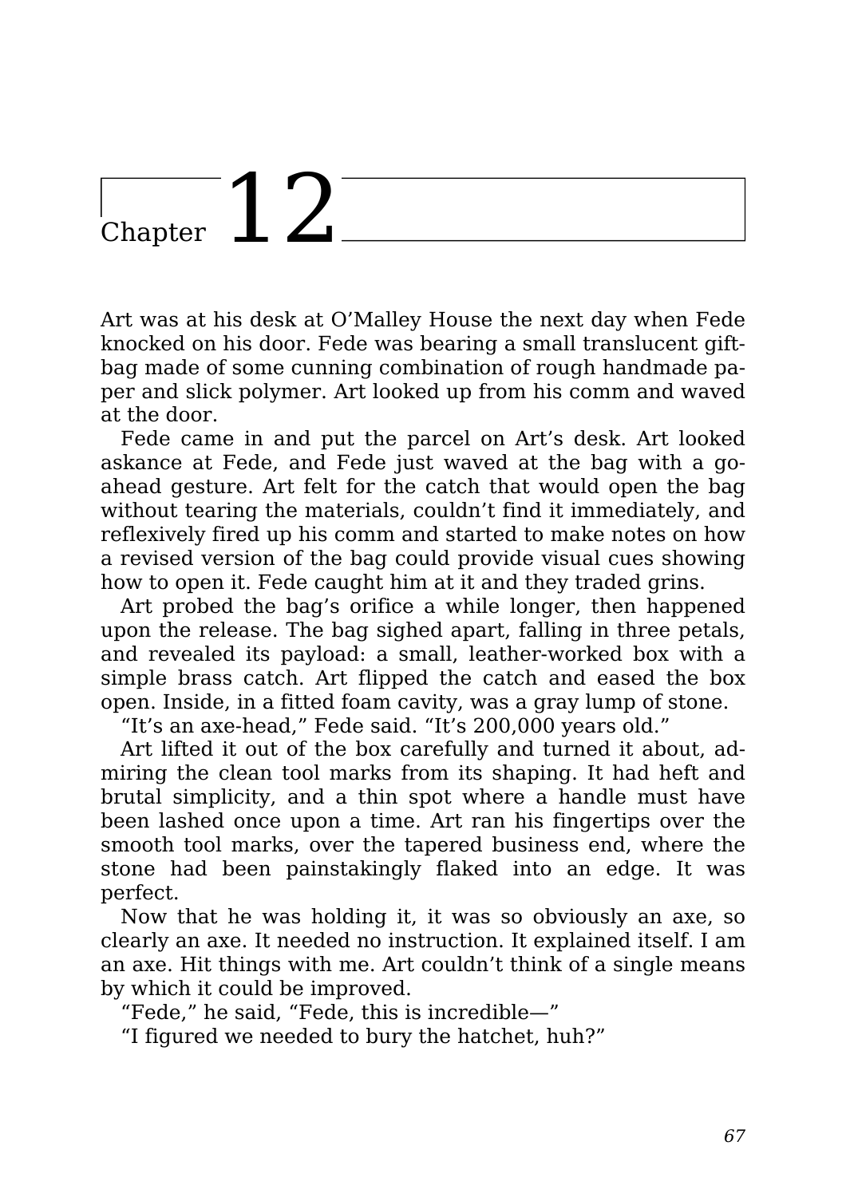# Chapter 12

Art was at his desk at O'Malley House the next day when Fede knocked on his door. Fede was bearing a small translucent gift-bag made of some cunning combination of rough handmade paper and slick polymer. Art looked up from his comm and waved at the door.

Fede came in and put the parcel on Art's desk. Art looked askance at Fede, and Fede just waved at the bag with a go-ahead gesture. Art felt for the catch that would open the bag without tearing the materials, couldn't find it immediately, and reflexively fired up his comm and started to make notes on how a revised version of the bag could provide visual cues showing how to open it. Fede caught him at it and they traded grins.

Art probed the bag's orifice a while longer, then happened upon the release. The bag sighed apart, falling in three petals, and revealed its payload: a small, leather-worked box with a simple brass catch. Art flipped the catch and eased the box open. Inside, in a fitted foam cavity, was a gray lump of stone.

"It's an axe-head," Fede said. "It's 200,000 years old."

Art lifted it out of the box carefully and turned it about, admiring the clean tool marks from its shaping. It had heft and brutal simplicity, and a thin spot where a handle must have been lashed once upon a time. Art ran his fingertips over the smooth tool marks, over the tapered business end, where the stone had been painstakingly flaked into an edge. It was perfect.

Now that he was holding it, it was so obviously an axe, so clearly an axe. It needed no instruction. It explained itself. I am an axe. Hit things with me. Art couldn't think of a single means by which it could be improved.

"Fede," he said, "Fede, this is incredible—"

"I figured we needed to bury the hatchet, huh?"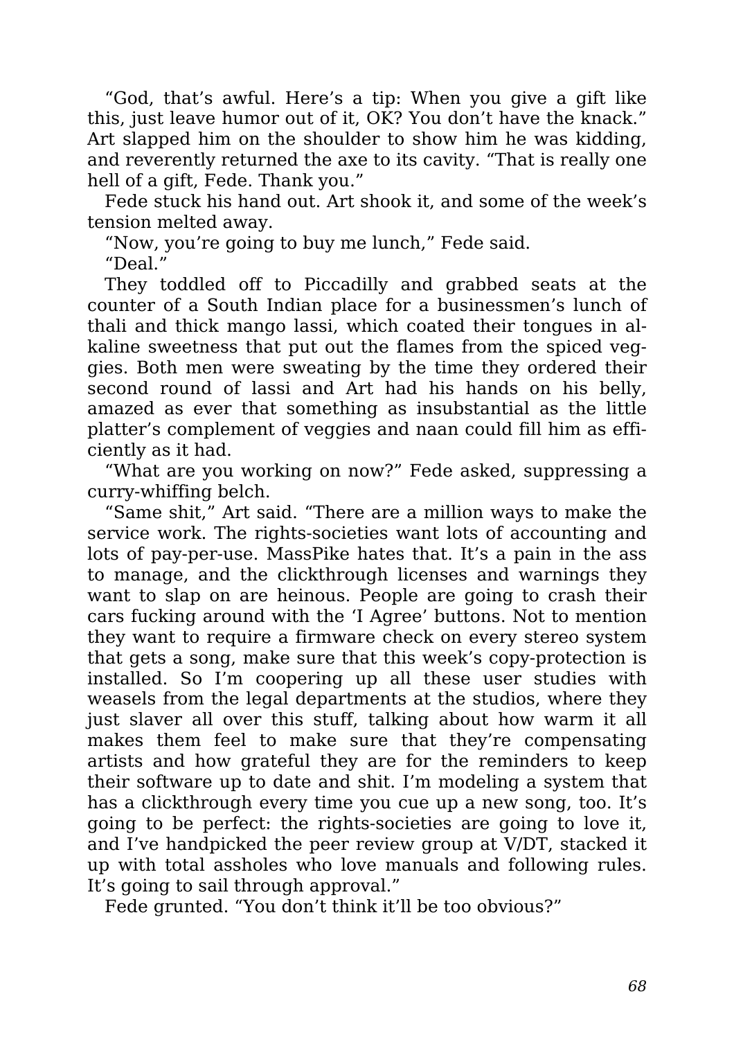“God, that’s awful. Here’s a tip: When you give a gift like this, just leave humor out of it, OK? You don’t have the knack.” Art slapped him on the shoulder to show him he was kidding, and reverently returned the axe to its cavity. “That is really one hell of a gift, Fede. Thank you.”

Fede stuck his hand out. Art shook it, and some of the week’s tension melted away.

“Now, you’re going to buy me lunch,” Fede said.

“Deal.”

They toddled off to Piccadilly and grabbed seats at the counter of a South Indian place for a businessmen’s lunch of thali and thick mango lassi, which coated their tongues in alkaline sweetness that put out the flames from the spiced veggies. Both men were sweating by the time they ordered their second round of lassi and Art had his hands on his belly, amazed as ever that something as insubstantial as the little platter’s complement of veggies and naan could fill him as efficiently as it had.

“What are you working on now?” Fede asked, suppressing a curry-whiffing belch.

“Same shit,” Art said. “There are a million ways to make the service work. The rights-societies want lots of accounting and lots of pay-per-use. MassPike hates that. It’s a pain in the ass to manage, and the clickthrough licenses and warnings they want to slap on are heinous. People are going to crash their cars fucking around with the ‘I Agree’ buttons. Not to mention they want to require a firmware check on every stereo system that gets a song, make sure that this week’s copy-protection is installed. So I’m coopering up all these user studies with weasels from the legal departments at the studios, where they just slaver all over this stuff, talking about how warm it all makes them feel to make sure that they’re compensating artists and how grateful they are for the reminders to keep their software up to date and shit. I’m modeling a system that has a clickthrough every time you cue up a new song, too. It’s going to be perfect: the rights-societies are going to love it, and I’ve handpicked the peer review group at V/DT, stacked it up with total assholes who love manuals and following rules. It’s going to sail through approval.”

Fede grunted. “You don’t think it’ll be too obvious?”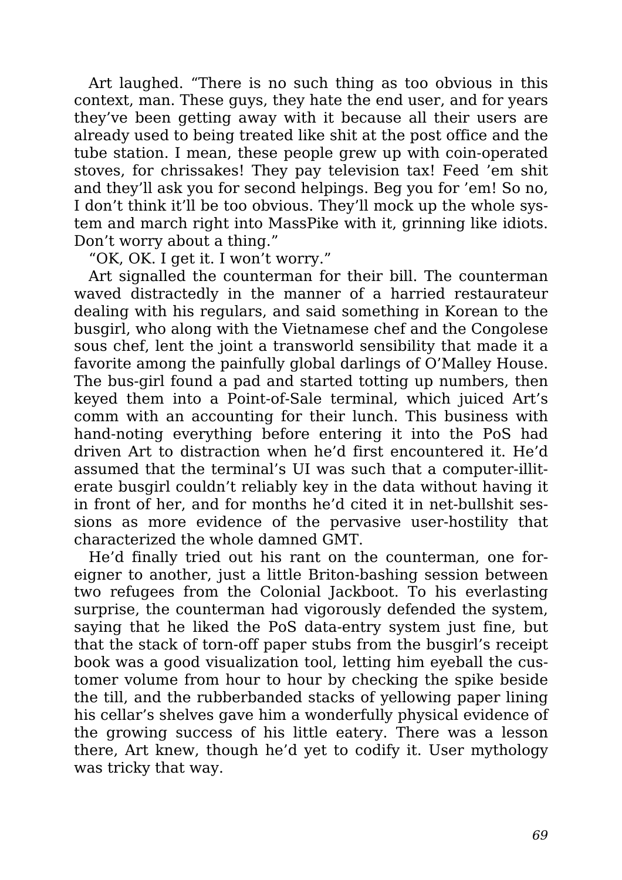Art laughed. “There is no such thing as too obvious in this context, man. These guys, they hate the end user, and for years they’ve been getting away with it because all their users are already used to being treated like shit at the post office and the tube station. I mean, these people grew up with coin-operated stoves, for chrissakes! They pay television tax! Feed ’em shit and they’ll ask you for second helpings. Beg you for ’em! So no, I don’t think it’ll be too obvious. They’ll mock up the whole system and march right into MassPike with it, grinning like idiots. Don’t worry about a thing.”

“OK, OK. I get it. I won’t worry.”

Art signalled the counterman for their bill. The counterman waved distractedly in the manner of a harried restaurateur dealing with his regulars, and said something in Korean to the busgirl, who along with the Vietnamese chef and the Congolese sous chef, lent the joint a transworld sensibility that made it a favorite among the painfully global darlings of O’Malley House. The bus-girl found a pad and started totting up numbers, then keyed them into a Point-of-Sale terminal, which juiced Art’s comm with an accounting for their lunch. This business with hand-noting everything before entering it into the PoS had driven Art to distraction when he’d first encountered it. He’d assumed that the terminal’s UI was such that a computer-illiterate busgirl couldn’t reliably key in the data without having it in front of her, and for months he’d cited it in net-bullshit sessions as more evidence of the pervasive user-hostility that characterized the whole damned GMT.

He’d finally tried out his rant on the counterman, one foreigner to another, just a little Briton-bashing session between two refugees from the Colonial Jackboot. To his everlasting surprise, the counterman had vigorously defended the system, saying that he liked the PoS data-entry system just fine, but that the stack of torn-off paper stubs from the busgirl’s receipt book was a good visualization tool, letting him eyeball the customer volume from hour to hour by checking the spike beside the till, and the rubberbanded stacks of yellowing paper lining his cellar’s shelves gave him a wonderfully physical evidence of the growing success of his little eatery. There was a lesson there, Art knew, though he’d yet to codify it. User mythology was tricky that way.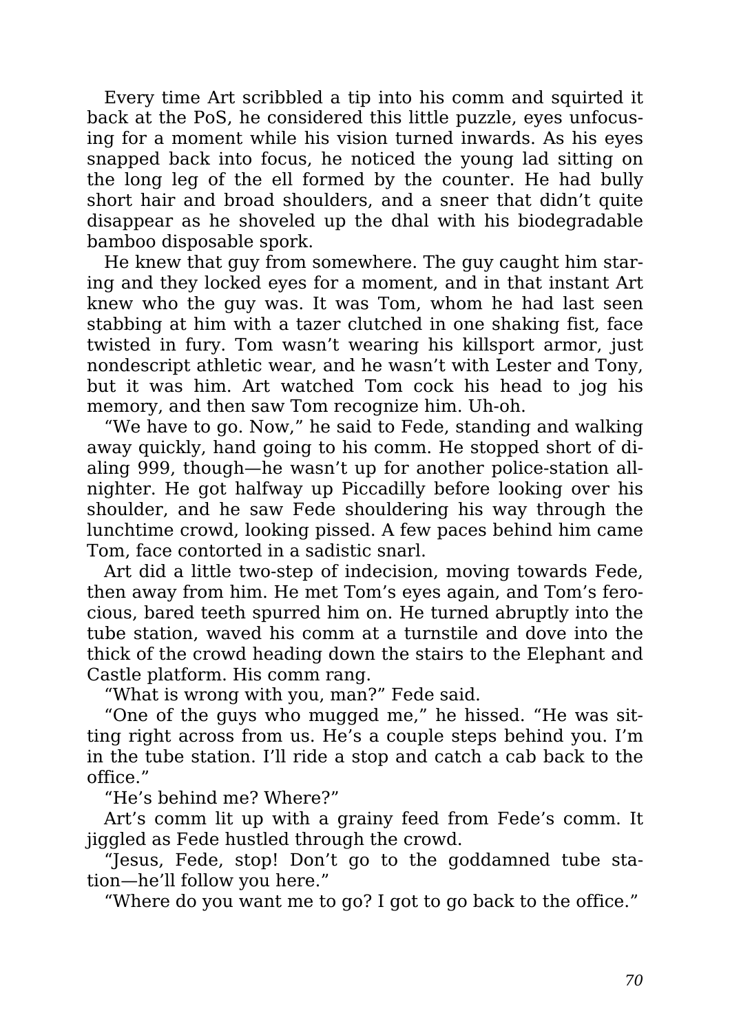Every time Art scribbled a tip into his comm and squirted it back at the PoS, he considered this little puzzle, eyes unfocusing for a moment while his vision turned inwards. As his eyes snapped back into focus, he noticed the young lad sitting on the long leg of the ell formed by the counter. He had bully short hair and broad shoulders, and a sneer that didn't quite disappear as he shoveled up the dhal with his biodegradable bamboo disposable spork.

He knew that guy from somewhere. The guy caught him staring and they locked eyes for a moment, and in that instant Art knew who the guy was. It was Tom, whom he had last seen stabbing at him with a tazer clutched in one shaking fist, face twisted in fury. Tom wasn't wearing his killsport armor, just nondescript athletic wear, and he wasn't with Lester and Tony, but it was him. Art watched Tom cock his head to jog his memory, and then saw Tom recognize him. Uh-oh.

"We have to go. Now," he said to Fede, standing and walking away quickly, hand going to his comm. He stopped short of dialing 999, though—he wasn't up for another police-station all-nighter. He got halfway up Piccadilly before looking over his shoulder, and he saw Fede shouldering his way through the lunchtime crowd, looking pissed. A few paces behind him came Tom, face contorted in a sadistic snarl.

Art did a little two-step of indecision, moving towards Fede, then away from him. He met Tom's eyes again, and Tom's ferocious, bared teeth spurred him on. He turned abruptly into the tube station, waved his comm at a turnstile and dove into the thick of the crowd heading down the stairs to the Elephant and Castle platform. His comm rang.

"What is wrong with you, man?" Fede said.

"One of the guys who mugged me," he hissed. "He was sitting right across from us. He's a couple steps behind you. I'm in the tube station. I'll ride a stop and catch a cab back to the office."

"He's behind me? Where?"

Art's comm lit up with a grainy feed from Fede's comm. It jiggled as Fede hustled through the crowd.

"Jesus, Fede, stop! Don't go to the goddamned tube station—he'll follow you here."

"Where do you want me to go? I got to go back to the office."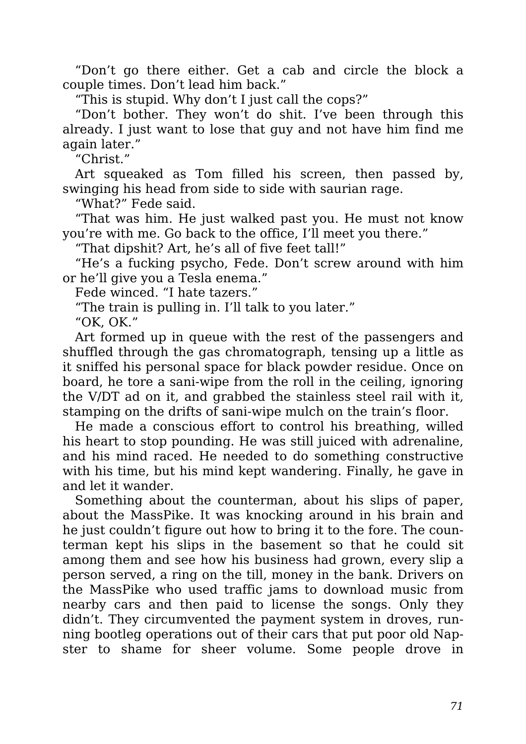"Don't go there either. Get a cab and circle the block a couple times. Don't lead him back."

"This is stupid. Why don't I just call the cops?"

"Don't bother. They won't do shit. I've been through this already. I just want to lose that guy and not have him find me again later."

"Christ."

Art squeaked as Tom filled his screen, then passed by, swinging his head from side to side with saurian rage.

"What?" Fede said.

"That was him. He just walked past you. He must not know you're with me. Go back to the office, I'll meet you there."

"That dipshit? Art, he's all of five feet tall!"

"He's a fucking psycho, Fede. Don't screw around with him or he'll give you a Tesla enema."

Fede winced. "I hate tazers."

"The train is pulling in. I'll talk to you later."

"OK, OK."

Art formed up in queue with the rest of the passengers and shuffled through the gas chromatograph, tensing up a little as it sniffed his personal space for black powder residue. Once on board, he tore a sani-wipe from the roll in the ceiling, ignoring the V/DT ad on it, and grabbed the stainless steel rail with it, stamping on the drifts of sani-wipe mulch on the train's floor.

He made a conscious effort to control his breathing, willed his heart to stop pounding. He was still juiced with adrenaline, and his mind raced. He needed to do something constructive with his time, but his mind kept wandering. Finally, he gave in and let it wander.

Something about the counterman, about his slips of paper, about the MassPike. It was knocking around in his brain and he just couldn't figure out how to bring it to the fore. The counterman kept his slips in the basement so that he could sit among them and see how his business had grown, every slip a person served, a ring on the till, money in the bank. Drivers on the MassPike who used traffic jams to download music from nearby cars and then paid to license the songs. Only they didn't. They circumvented the payment system in droves, running bootleg operations out of their cars that put poor old Napster to shame for sheer volume. Some people drove in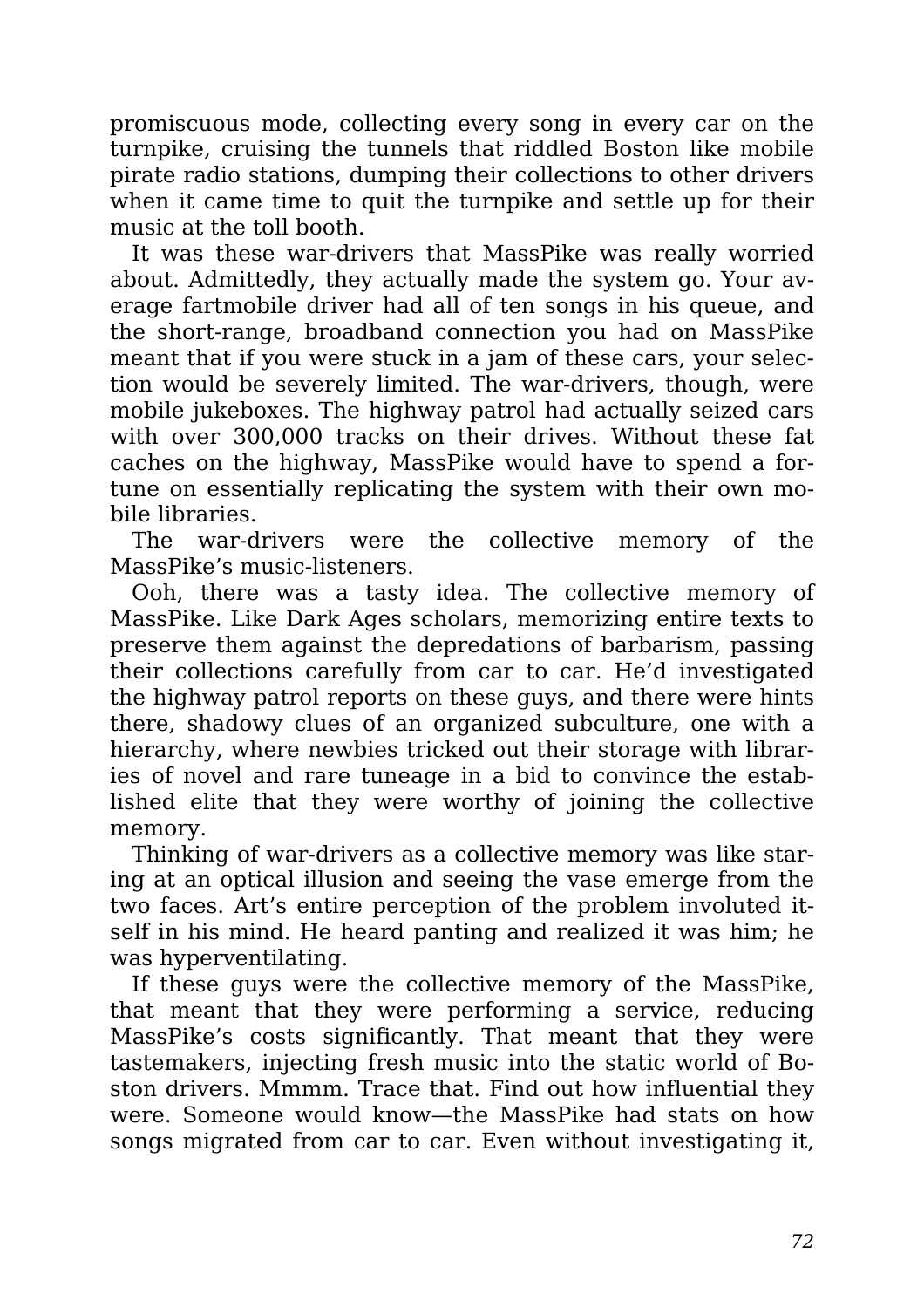promiscuous mode, collecting every song in every car on the turnpike, cruising the tunnels that riddled Boston like mobile pirate radio stations, dumping their collections to other drivers when it came time to quit the turnpike and settle up for their music at the toll booth.

It was these war-drivers that MassPike was really worried about. Admittedly, they actually made the system go. Your average fartmobile driver had all of ten songs in his queue, and the short-range, broadband connection you had on MassPike meant that if you were stuck in a jam of these cars, your selection would be severely limited. The war-drivers, though, were mobile jukeboxes. The highway patrol had actually seized cars with over 300,000 tracks on their drives. Without these fat caches on the highway, MassPike would have to spend a fortune on essentially replicating the system with their own mobile libraries.

The war-drivers were the collective memory of the MassPike's music-listeners.

Ooh, there was a tasty idea. The collective memory of MassPike. Like Dark Ages scholars, memorizing entire texts to preserve them against the depredations of barbarism, passing their collections carefully from car to car. He'd investigated the highway patrol reports on these guys, and there were hints there, shadowy clues of an organized subculture, one with a hierarchy, where newbies tricked out their storage with libraries of novel and rare tuneage in a bid to convince the established elite that they were worthy of joining the collective memory.

Thinking of war-drivers as a collective memory was like staring at an optical illusion and seeing the vase emerge from the two faces. Art's entire perception of the problem involuted itself in his mind. He heard panting and realized it was him; he was hyperventilating.

If these guys were the collective memory of the MassPike, that meant that they were performing a service, reducing MassPike's costs significantly. That meant that they were tastemakers, injecting fresh music into the static world of Boston drivers. Mmmm. Trace that. Find out how influential they were. Someone would know—the MassPike had stats on how songs migrated from car to car. Even without investigating it,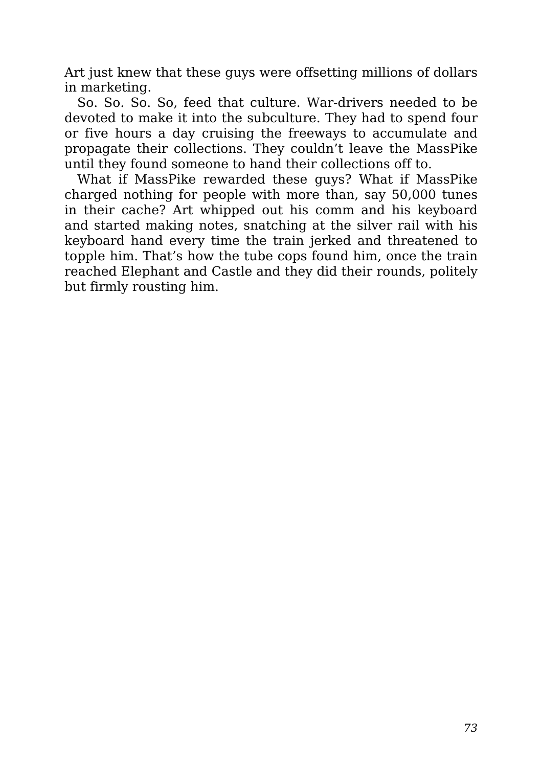Art just knew that these guys were offsetting millions of dollars in marketing.

So. So. So. So, feed that culture. War-drivers needed to be devoted to make it into the subculture. They had to spend four or five hours a day cruising the freeways to accumulate and propagate their collections. They couldn't leave the MassPike until they found someone to hand their collections off to.

What if MassPike rewarded these guys? What if MassPike charged nothing for people with more than, say 50,000 tunes in their cache? Art whipped out his comm and his keyboard and started making notes, snatching at the silver rail with his keyboard hand every time the train jerked and threatened to topple him. That's how the tube cops found him, once the train reached Elephant and Castle and they did their rounds, politely but firmly rousting him.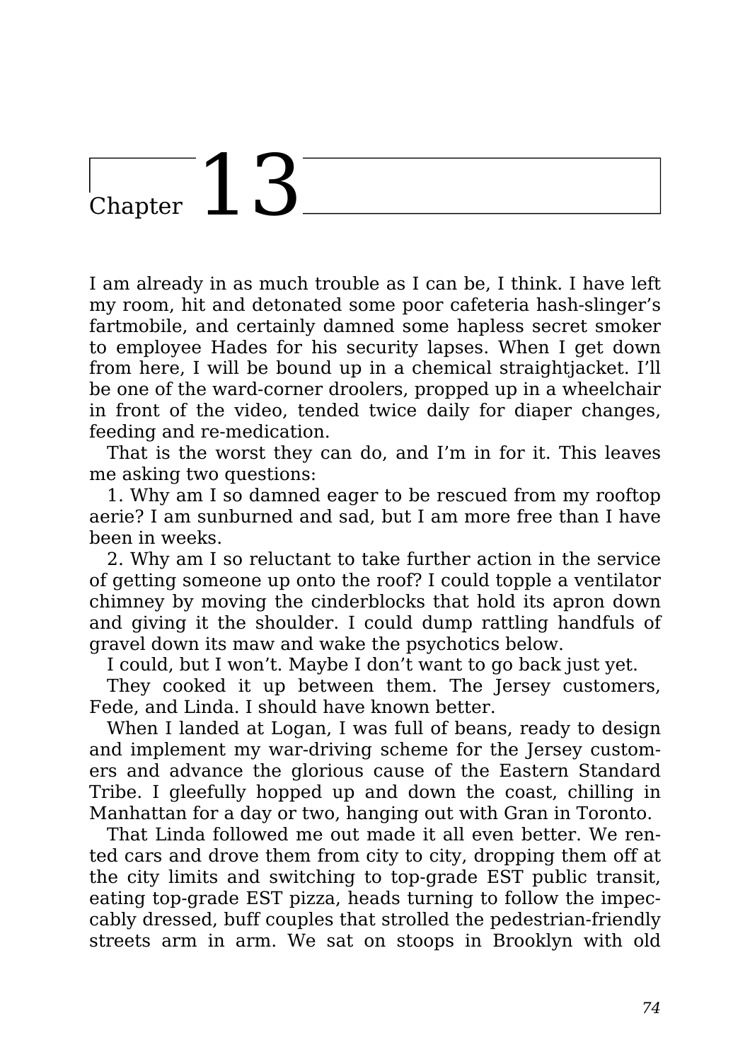# Chapter 13

I am already in as much trouble as I can be, I think. I have left my room, hit and detonated some poor cafeteria hash-slinger's fartmobile, and certainly damned some hapless secret smoker to employee Hades for his security lapses. When I get down from here, I will be bound up in a chemical straightjacket. I'll be one of the ward-corner droolers, propped up in a wheelchair in front of the video, tended twice daily for diaper changes, feeding and re-medication.

That is the worst they can do, and I'm in for it. This leaves me asking two questions:

1. Why am I so damned eager to be rescued from my rooftop aerie? I am sunburned and sad, but I am more free than I have been in weeks.

2. Why am I so reluctant to take further action in the service of getting someone up onto the roof? I could topple a ventilator chimney by moving the cinderblocks that hold its apron down and giving it the shoulder. I could dump rattling handfuls of gravel down its maw and wake the psychotics below.

I could, but I won't. Maybe I don't want to go back just yet.

They cooked it up between them. The Jersey customers, Fede, and Linda. I should have known better.

When I landed at Logan, I was full of beans, ready to design and implement my war-driving scheme for the Jersey customers and advance the glorious cause of the Eastern Standard Tribe. I gleefully hopped up and down the coast, chilling in Manhattan for a day or two, hanging out with Gran in Toronto.

That Linda followed me out made it all even better. We rented cars and drove them from city to city, dropping them off at the city limits and switching to top-grade EST public transit, eating top-grade EST pizza, heads turning to follow the impeccably dressed, buff couples that strolled the pedestrian-friendly streets arm in arm. We sat on stoops in Brooklyn with old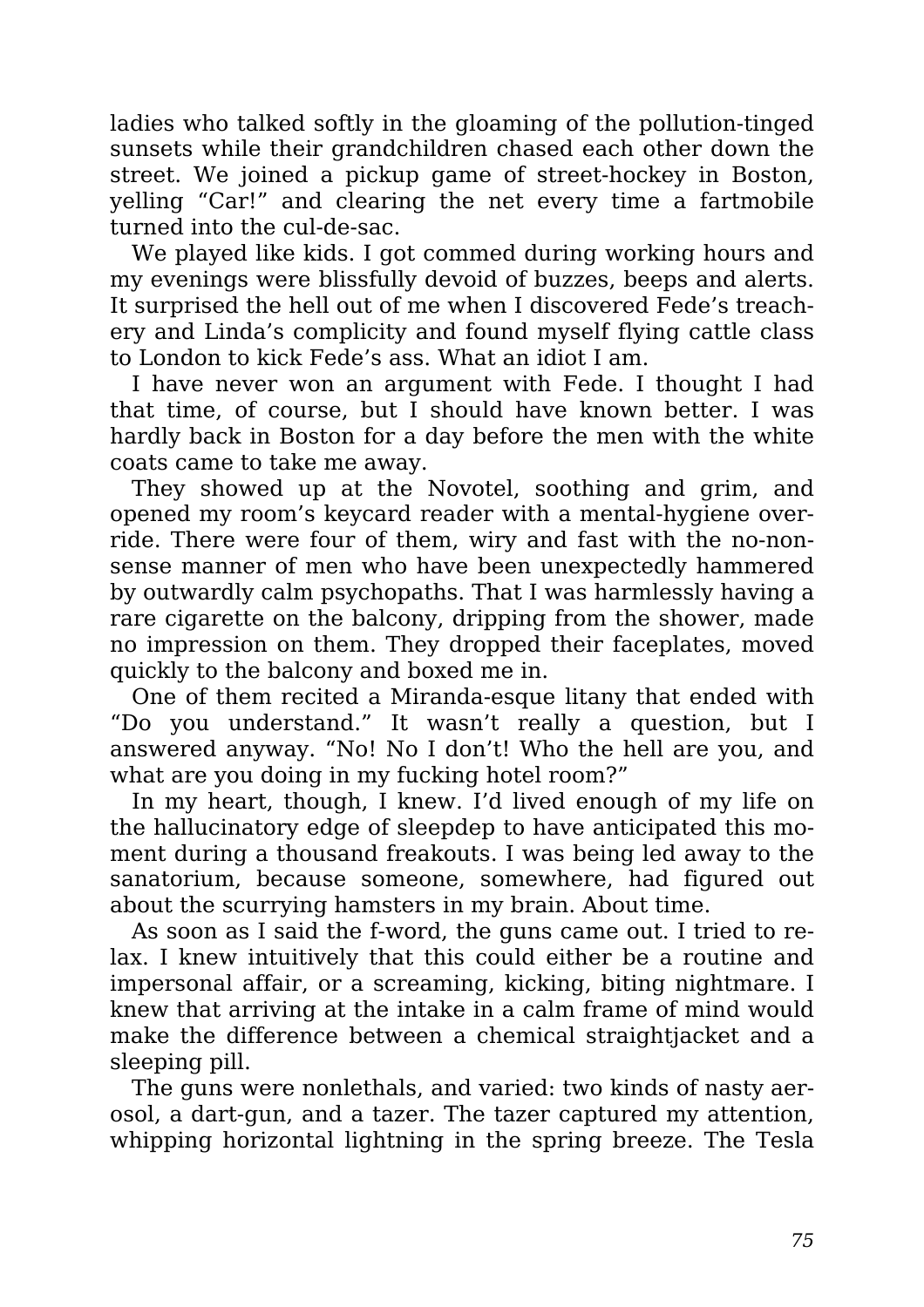ladies who talked softly in the gloaming of the pollution-tinged sunsets while their grandchildren chased each other down the street. We joined a pickup game of street-hockey in Boston, yelling "Car!" and clearing the net every time a fartmobile turned into the cul-de-sac.

We played like kids. I got commed during working hours and my evenings were blissfully devoid of buzzes, beeps and alerts. It surprised the hell out of me when I discovered Fede's treachery and Linda's complicity and found myself flying cattle class to London to kick Fede's ass. What an idiot I am.

I have never won an argument with Fede. I thought I had that time, of course, but I should have known better. I was hardly back in Boston for a day before the men with the white coats came to take me away.

They showed up at the Novotel, soothing and grim, and opened my room's keycard reader with a mental-hygiene override. There were four of them, wiry and fast with the no-nonsense manner of men who have been unexpectedly hammered by outwardly calm psychopaths. That I was harmlessly having a rare cigarette on the balcony, dripping from the shower, made no impression on them. They dropped their faceplates, moved quickly to the balcony and boxed me in.

One of them recited a Miranda-esque litany that ended with "Do you understand." It wasn't really a question, but I answered anyway. "No! No I don't! Who the hell are you, and what are you doing in my fucking hotel room?"

In my heart, though, I knew. I'd lived enough of my life on the hallucinatory edge of sleepdep to have anticipated this moment during a thousand freakouts. I was being led away to the sanatorium, because someone, somewhere, had figured out about the scurrying hamsters in my brain. About time.

As soon as I said the f-word, the guns came out. I tried to relax. I knew intuitively that this could either be a routine and impersonal affair, or a screaming, kicking, biting nightmare. I knew that arriving at the intake in a calm frame of mind would make the difference between a chemical straightjacket and a sleeping pill.

The guns were nonlethals, and varied: two kinds of nasty aerosol, a dart-gun, and a tazer. The tazer captured my attention, whipping horizontal lightning in the spring breeze. The Tesla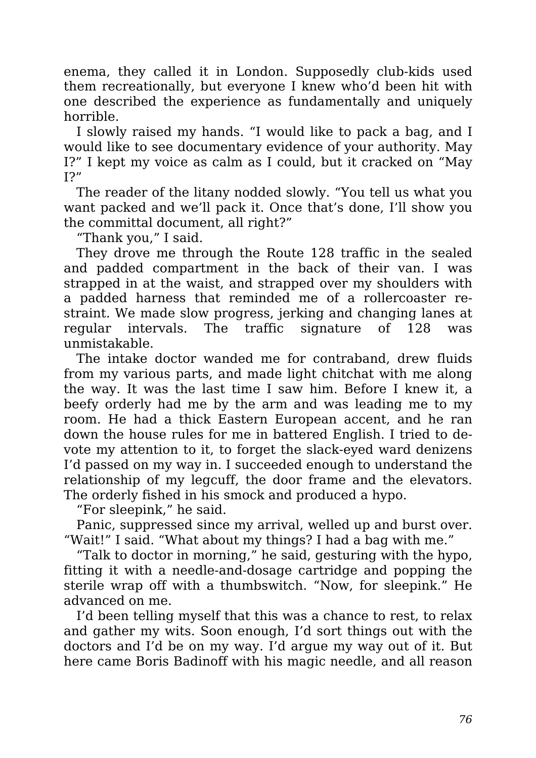enema, they called it in London. Supposedly club-kids used them recreationally, but everyone I knew who'd been hit with one described the experience as fundamentally and uniquely horrible.

I slowly raised my hands. "I would like to pack a bag, and I would like to see documentary evidence of your authority. May I?" I kept my voice as calm as I could, but it cracked on "May I?"

The reader of the litany nodded slowly. "You tell us what you want packed and we'll pack it. Once that's done, I'll show you the committal document, all right?"

"Thank you," I said.

They drove me through the Route 128 traffic in the sealed and padded compartment in the back of their van. I was strapped in at the waist, and strapped over my shoulders with a padded harness that reminded me of a rollercoaster restraint. We made slow progress, jerking and changing lanes at regular intervals. The traffic signature of 128 was unmistakable.

The intake doctor wanded me for contraband, drew fluids from my various parts, and made light chitchat with me along the way. It was the last time I saw him. Before I knew it, a beefy orderly had me by the arm and was leading me to my room. He had a thick Eastern European accent, and he ran down the house rules for me in battered English. I tried to devote my attention to it, to forget the slack-eyed ward denizens I'd passed on my way in. I succeeded enough to understand the relationship of my legcuff, the door frame and the elevators. The orderly fished in his smock and produced a hypo.

"For sleepink," he said.

Panic, suppressed since my arrival, welled up and burst over. "Wait!" I said. "What about my things? I had a bag with me."

"Talk to doctor in morning," he said, gesturing with the hypo, fitting it with a needle-and-dosage cartridge and popping the sterile wrap off with a thumbswitch. "Now, for sleepink." He advanced on me.

I'd been telling myself that this was a chance to rest, to relax and gather my wits. Soon enough, I'd sort things out with the doctors and I'd be on my way. I'd argue my way out of it. But here came Boris Badinoff with his magic needle, and all reason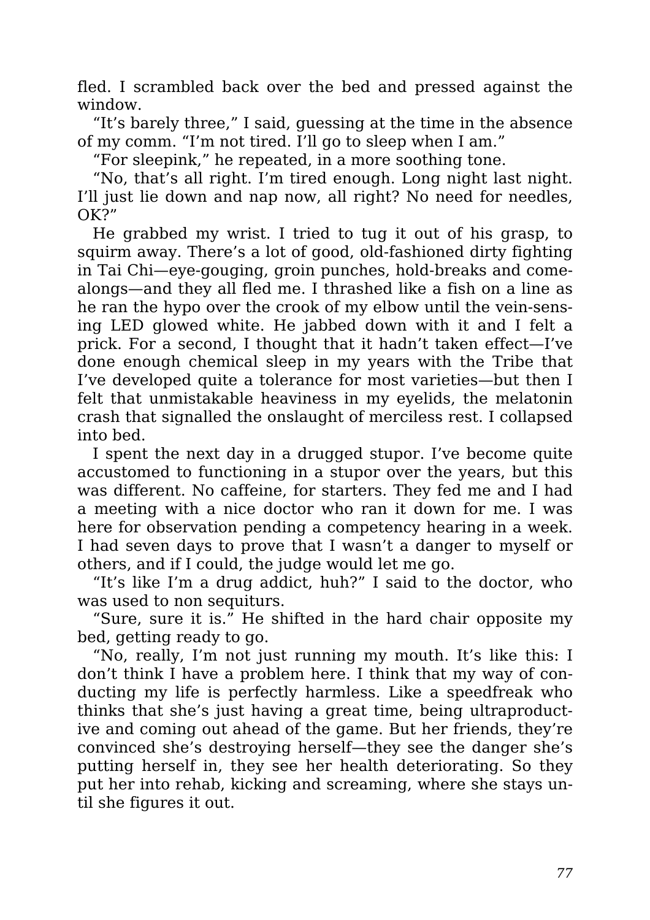fled. I scrambled back over the bed and pressed against the window.

"It's barely three," I said, guessing at the time in the absence of my comm. "I'm not tired. I'll go to sleep when I am."

"For sleepink," he repeated, in a more soothing tone.

"No, that's all right. I'm tired enough. Long night last night. I'll just lie down and nap now, all right? No need for needles, OK?"

He grabbed my wrist. I tried to tug it out of his grasp, to squirm away. There's a lot of good, old-fashioned dirty fighting in Tai Chi—eye-gouging, groin punches, hold-breaks and come-alongs—and they all fled me. I thrashed like a fish on a line as he ran the hypo over the crook of my elbow until the vein-sensing LED glowed white. He jabbed down with it and I felt a prick. For a second, I thought that it hadn't taken effect—I've done enough chemical sleep in my years with the Tribe that I've developed quite a tolerance for most varieties—but then I felt that unmistakable heaviness in my eyelids, the melatonin crash that signalled the onslaught of merciless rest. I collapsed into bed.

I spent the next day in a drugged stupor. I've become quite accustomed to functioning in a stupor over the years, but this was different. No caffeine, for starters. They fed me and I had a meeting with a nice doctor who ran it down for me. I was here for observation pending a competency hearing in a week. I had seven days to prove that I wasn't a danger to myself or others, and if I could, the judge would let me go.

"It's like I'm a drug addict, huh?" I said to the doctor, who was used to non sequiturs.

"Sure, sure it is." He shifted in the hard chair opposite my bed, getting ready to go.

"No, really, I'm not just running my mouth. It's like this: I don't think I have a problem here. I think that my way of conducting my life is perfectly harmless. Like a speedfreak who thinks that she's just having a great time, being ultraproductive and coming out ahead of the game. But her friends, they're convinced she's destroying herself—they see the danger she's putting herself in, they see her health deteriorating. So they put her into rehab, kicking and screaming, where she stays until she figures it out.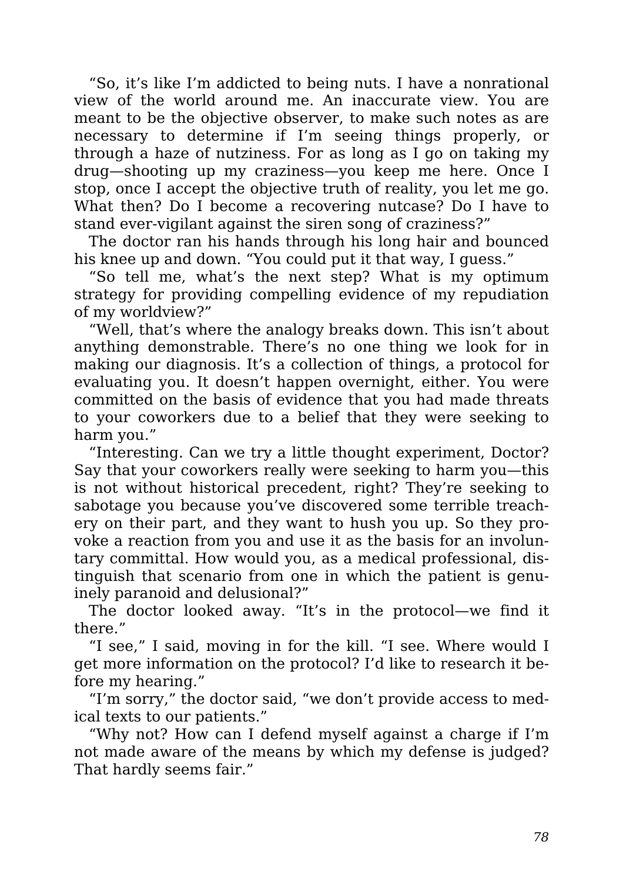"So, it's like I'm addicted to being nuts. I have a nonrational view of the world around me. An inaccurate view. You are meant to be the objective observer, to make such notes as are necessary to determine if I'm seeing things properly, or through a haze of nutziness. For as long as I go on taking my drug—shooting up my craziness—you keep me here. Once I stop, once I accept the objective truth of reality, you let me go. What then? Do I become a recovering nutcase? Do I have to stand ever-vigilant against the siren song of craziness?"

The doctor ran his hands through his long hair and bounced his knee up and down. "You could put it that way, I guess."

"So tell me, what's the next step? What is my optimum strategy for providing compelling evidence of my repudiation of my worldview?"

"Well, that's where the analogy breaks down. This isn't about anything demonstrable. There's no one thing we look for in making our diagnosis. It's a collection of things, a protocol for evaluating you. It doesn't happen overnight, either. You were committed on the basis of evidence that you had made threats to your coworkers due to a belief that they were seeking to harm you."

"Interesting. Can we try a little thought experiment, Doctor? Say that your coworkers really were seeking to harm you—this is not without historical precedent, right? They're seeking to sabotage you because you've discovered some terrible treachery on their part, and they want to hush you up. So they provoke a reaction from you and use it as the basis for an involuntary committal. How would you, as a medical professional, distinguish that scenario from one in which the patient is genuinely paranoid and delusional?"

The doctor looked away. "It's in the protocol—we find it there."

"I see," I said, moving in for the kill. "I see. Where would I get more information on the protocol? I'd like to research it before my hearing."

"I'm sorry," the doctor said, "we don't provide access to medical texts to our patients."

"Why not? How can I defend myself against a charge if I'm not made aware of the means by which my defense is judged? That hardly seems fair."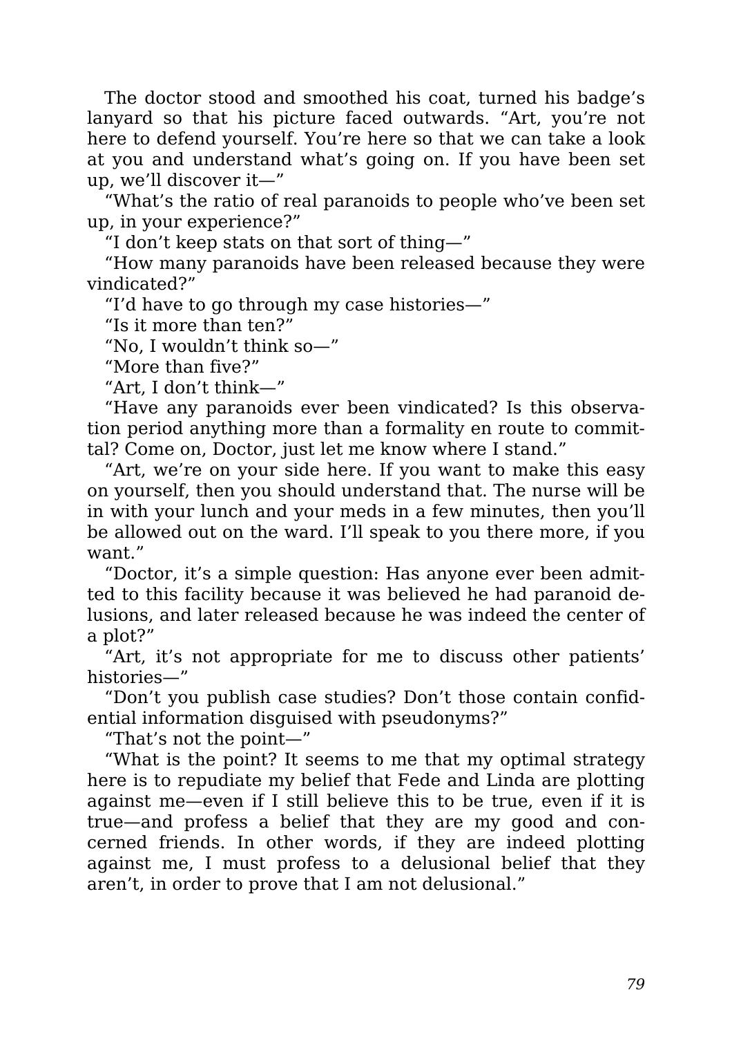The doctor stood and smoothed his coat, turned his badge's lanyard so that his picture faced outwards. "Art, you're not here to defend yourself. You're here so that we can take a look at you and understand what's going on. If you have been set up, we'll discover it—"

"What's the ratio of real paranoids to people who've been set up, in your experience?"

"I don't keep stats on that sort of thing—"

"How many paranoids have been released because they were vindicated?"

"I'd have to go through my case histories—"

"Is it more than ten?"

"No, I wouldn't think so—"

"More than five?"

"Art, I don't think—"

"Have any paranoids ever been vindicated? Is this observation period anything more than a formality en route to committal? Come on, Doctor, just let me know where I stand."

"Art, we're on your side here. If you want to make this easy on yourself, then you should understand that. The nurse will be in with your lunch and your meds in a few minutes, then you'll be allowed out on the ward. I'll speak to you there more, if you want."

"Doctor, it's a simple question: Has anyone ever been admitted to this facility because it was believed he had paranoid delusions, and later released because he was indeed the center of a plot?"

"Art, it's not appropriate for me to discuss other patients' histories—"

"Don't you publish case studies? Don't those contain confidential information disguised with pseudonyms?"

"That's not the point—"

"What is the point? It seems to me that my optimal strategy here is to repudiate my belief that Fede and Linda are plotting against me—even if I still believe this to be true, even if it is true—and profess a belief that they are my good and concerned friends. In other words, if they are indeed plotting against me, I must profess to a delusional belief that they aren't, in order to prove that I am not delusional."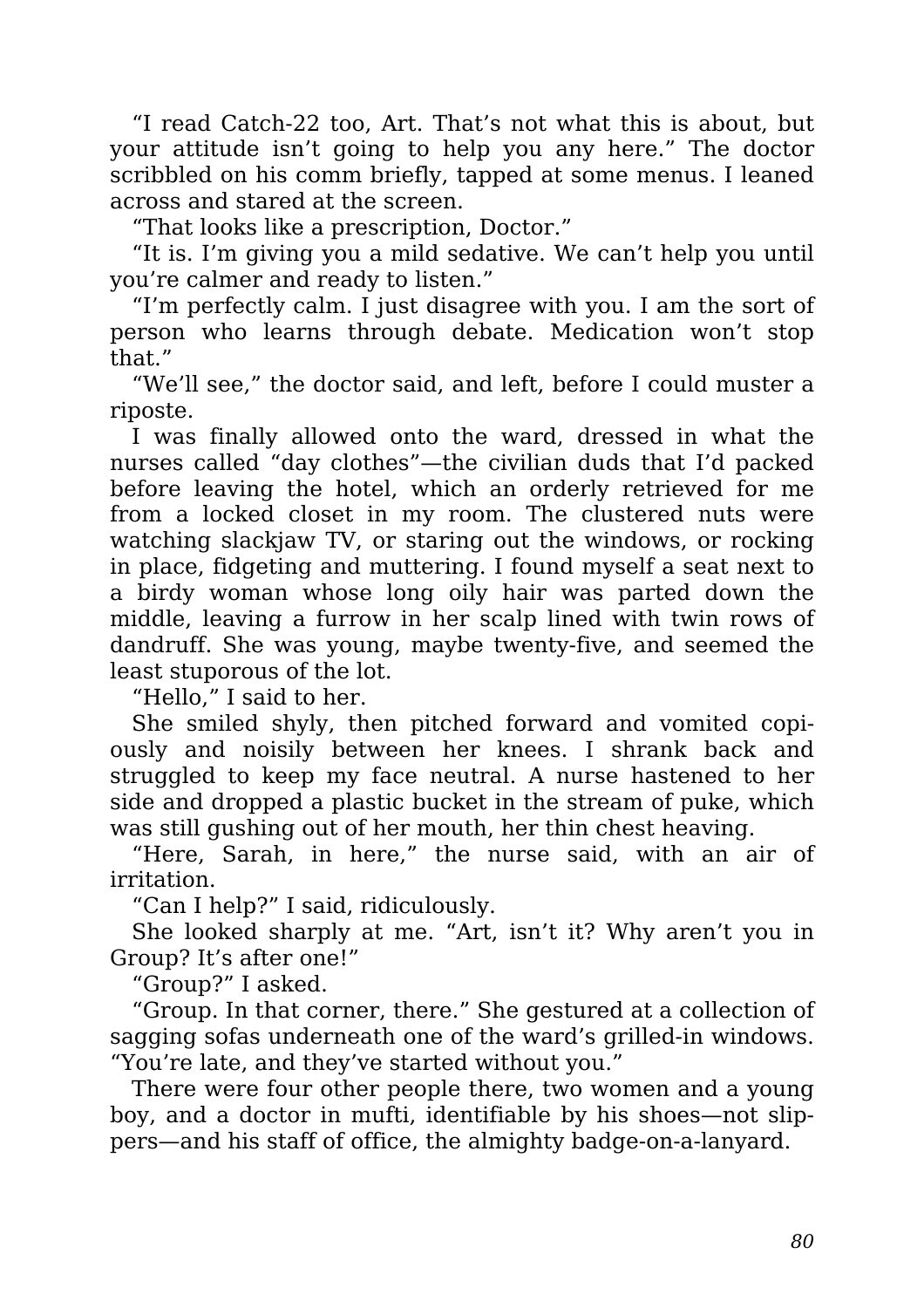"I read Catch-22 too, Art. That's not what this is about, but your attitude isn't going to help you any here." The doctor scribbled on his comm briefly, tapped at some menus. I leaned across and stared at the screen.

"That looks like a prescription, Doctor."

"It is. I'm giving you a mild sedative. We can't help you until you're calmer and ready to listen."

"I'm perfectly calm. I just disagree with you. I am the sort of person who learns through debate. Medication won't stop that."

"We'll see," the doctor said, and left, before I could muster a riposte.

I was finally allowed onto the ward, dressed in what the nurses called "day clothes"—the civilian duds that I'd packed before leaving the hotel, which an orderly retrieved for me from a locked closet in my room. The clustered nuts were watching slackjaw TV, or staring out the windows, or rocking in place, fidgeting and muttering. I found myself a seat next to a birdy woman whose long oily hair was parted down the middle, leaving a furrow in her scalp lined with twin rows of dandruff. She was young, maybe twenty-five, and seemed the least stuporous of the lot.

"Hello," I said to her.

She smiled shyly, then pitched forward and vomited copiously and noisily between her knees. I shrank back and struggled to keep my face neutral. A nurse hastened to her side and dropped a plastic bucket in the stream of puke, which was still gushing out of her mouth, her thin chest heaving.

"Here, Sarah, in here," the nurse said, with an air of irritation.

"Can I help?" I said, ridiculously.

She looked sharply at me. "Art, isn't it? Why aren't you in Group? It's after one!"

"Group?" I asked.

"Group. In that corner, there." She gestured at a collection of sagging sofas underneath one of the ward's grilled-in windows. "You're late, and they've started without you."

There were four other people there, two women and a young boy, and a doctor in mufti, identifiable by his shoes—not slippers—and his staff of office, the almighty badge-on-a-lanyard.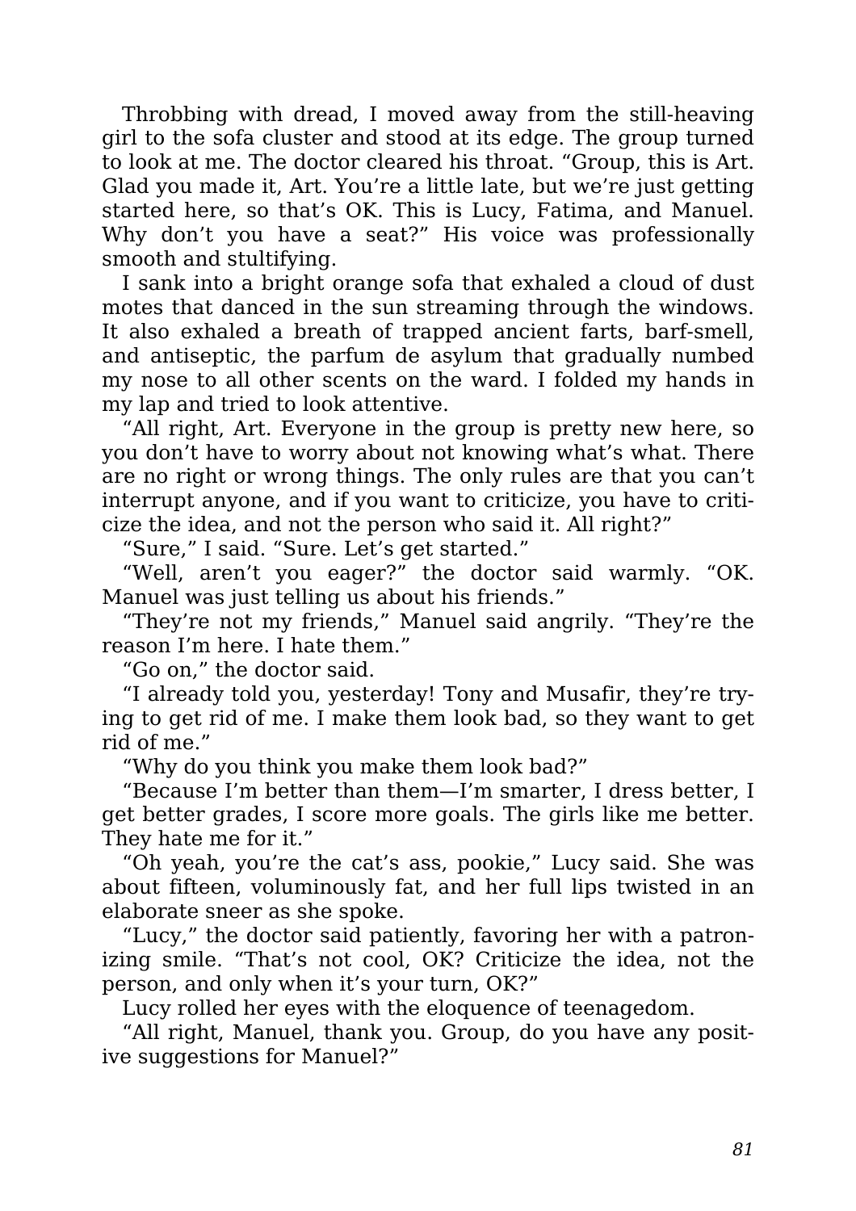Throbbing with dread, I moved away from the still-heaving girl to the sofa cluster and stood at its edge. The group turned to look at me. The doctor cleared his throat. “Group, this is Art. Glad you made it, Art. You’re a little late, but we’re just getting started here, so that’s OK. This is Lucy, Fatima, and Manuel. Why don’t you have a seat?” His voice was professionally smooth and stultifying.

I sank into a bright orange sofa that exhaled a cloud of dust motes that danced in the sun streaming through the windows. It also exhaled a breath of trapped ancient farts, barf-smell, and antiseptic, the parfum de asylum that gradually numbed my nose to all other scents on the ward. I folded my hands in my lap and tried to look attentive.

“All right, Art. Everyone in the group is pretty new here, so you don’t have to worry about not knowing what’s what. There are no right or wrong things. The only rules are that you can’t interrupt anyone, and if you want to criticize, you have to criticize the idea, and not the person who said it. All right?”

“Sure,” I said. “Sure. Let’s get started.”

“Well, aren’t you eager?” the doctor said warmly. “OK. Manuel was just telling us about his friends.”

“They’re not my friends,” Manuel said angrily. “They’re the reason I’m here. I hate them.”

“Go on,” the doctor said.

“I already told you, yesterday! Tony and Musafir, they’re trying to get rid of me. I make them look bad, so they want to get rid of me.”

“Why do you think you make them look bad?”

“Because I’m better than them—I’m smarter, I dress better, I get better grades, I score more goals. The girls like me better. They hate me for it.”

“Oh yeah, you’re the cat’s ass, pookie,” Lucy said. She was about fifteen, voluminously fat, and her full lips twisted in an elaborate sneer as she spoke.

“Lucy,” the doctor said patiently, favoring her with a patronizing smile. “That’s not cool, OK? Criticize the idea, not the person, and only when it’s your turn, OK?”

Lucy rolled her eyes with the eloquence of teenagedom.

“All right, Manuel, thank you. Group, do you have any positive suggestions for Manuel?”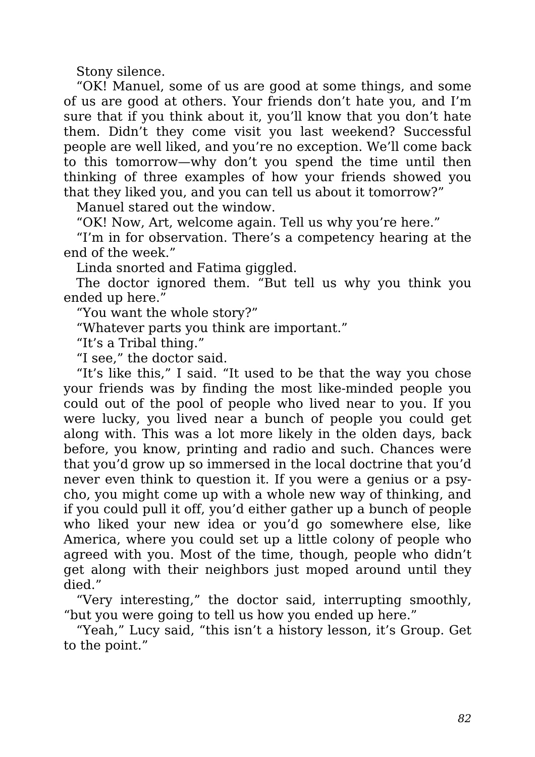Stony silence.

“OK! Manuel, some of us are good at some things, and some of us are good at others. Your friends don’t hate you, and I’m sure that if you think about it, you’ll know that you don’t hate them. Didn’t they come visit you last weekend? Successful people are well liked, and you’re no exception. We’ll come back to this tomorrow—why don’t you spend the time until then thinking of three examples of how your friends showed you that they liked you, and you can tell us about it tomorrow?”

Manuel stared out the window.

“OK! Now, Art, welcome again. Tell us why you’re here.”

“I’m in for observation. There’s a competency hearing at the end of the week.”

Linda snorted and Fatima giggled.

The doctor ignored them. “But tell us why you think you ended up here.”

“You want the whole story?”

“Whatever parts you think are important.”

“It’s a Tribal thing.”

“I see,” the doctor said.

“It’s like this,” I said. “It used to be that the way you chose your friends was by finding the most like-minded people you could out of the pool of people who lived near to you. If you were lucky, you lived near a bunch of people you could get along with. This was a lot more likely in the olden days, back before, you know, printing and radio and such. Chances were that you’d grow up so immersed in the local doctrine that you’d never even think to question it. If you were a genius or a psycho, you might come up with a whole new way of thinking, and if you could pull it off, you’d either gather up a bunch of people who liked your new idea or you’d go somewhere else, like America, where you could set up a little colony of people who agreed with you. Most of the time, though, people who didn’t get along with their neighbors just moped around until they died.”

“Very interesting,” the doctor said, interrupting smoothly, “but you were going to tell us how you ended up here.”

“Yeah,” Lucy said, “this isn’t a history lesson, it’s Group. Get to the point.”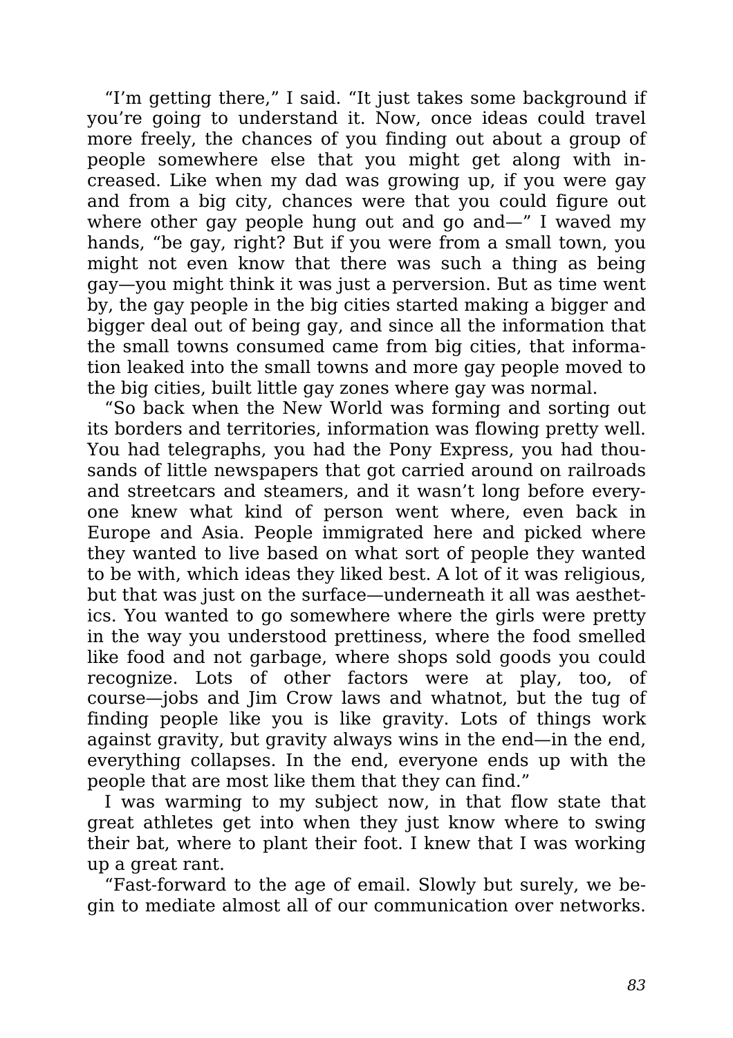"I'm getting there," I said. "It just takes some background if you're going to understand it. Now, once ideas could travel more freely, the chances of you finding out about a group of people somewhere else that you might get along with increased. Like when my dad was growing up, if you were gay and from a big city, chances were that you could figure out where other gay people hung out and go and—" I waved my hands, "be gay, right? But if you were from a small town, you might not even know that there was such a thing as being gay—you might think it was just a perversion. But as time went by, the gay people in the big cities started making a bigger and bigger deal out of being gay, and since all the information that the small towns consumed came from big cities, that information leaked into the small towns and more gay people moved to the big cities, built little gay zones where gay was normal.

"So back when the New World was forming and sorting out its borders and territories, information was flowing pretty well. You had telegraphs, you had the Pony Express, you had thousands of little newspapers that got carried around on railroads and streetcars and steamers, and it wasn't long before everyone knew what kind of person went where, even back in Europe and Asia. People immigrated here and picked where they wanted to live based on what sort of people they wanted to be with, which ideas they liked best. A lot of it was religious, but that was just on the surface—underneath it all was aesthetics. You wanted to go somewhere where the girls were pretty in the way you understood prettiness, where the food smelled like food and not garbage, where shops sold goods you could recognize. Lots of other factors were at play, too, of course—jobs and Jim Crow laws and whatnot, but the tug of finding people like you is like gravity. Lots of things work against gravity, but gravity always wins in the end—in the end, everything collapses. In the end, everyone ends up with the people that are most like them that they can find."

I was warming to my subject now, in that flow state that great athletes get into when they just know where to swing their bat, where to plant their foot. I knew that I was working up a great rant.

"Fast-forward to the age of email. Slowly but surely, we begin to mediate almost all of our communication over networks.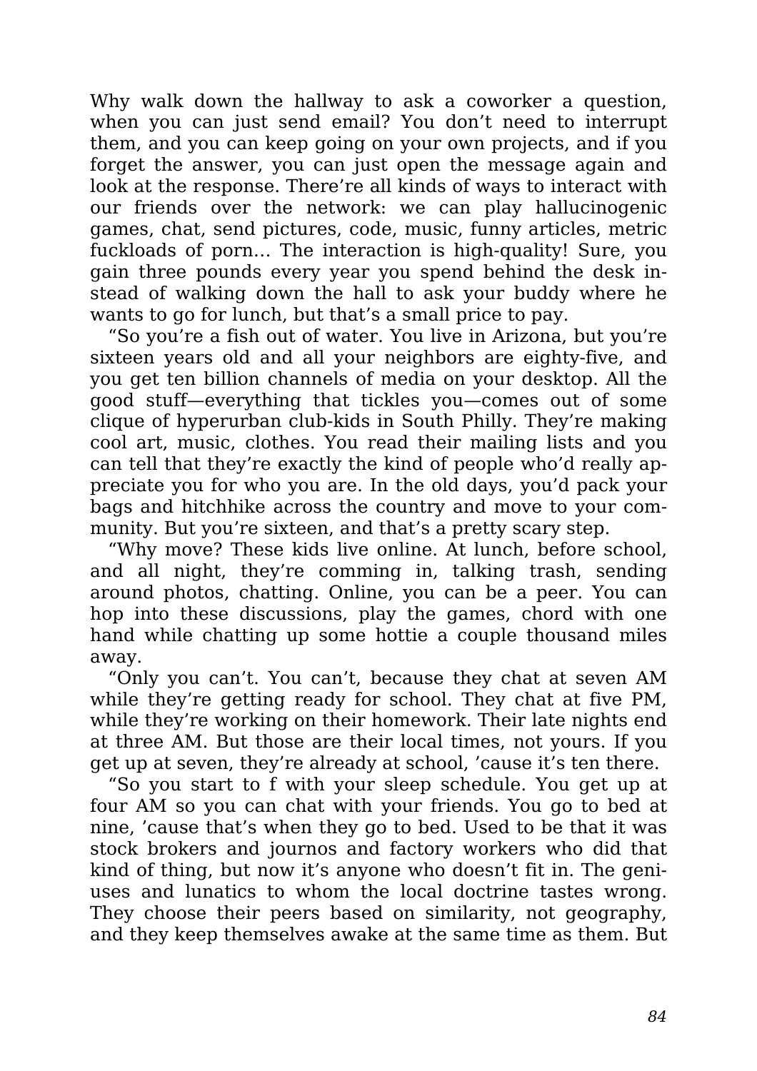Why walk down the hallway to ask a coworker a question, when you can just send email? You don't need to interrupt them, and you can keep going on your own projects, and if you forget the answer, you can just open the message again and look at the response. There're all kinds of ways to interact with our friends over the network: we can play hallucinogenic games, chat, send pictures, code, music, funny articles, metric fuckloads of porn… The interaction is high-quality! Sure, you gain three pounds every year you spend behind the desk instead of walking down the hall to ask your buddy where he wants to go for lunch, but that's a small price to pay.

"So you're a fish out of water. You live in Arizona, but you're sixteen years old and all your neighbors are eighty-five, and you get ten billion channels of media on your desktop. All the good stuff—everything that tickles you—comes out of some clique of hyperurban club-kids in South Philly. They're making cool art, music, clothes. You read their mailing lists and you can tell that they're exactly the kind of people who'd really appreciate you for who you are. In the old days, you'd pack your bags and hitchhike across the country and move to your community. But you're sixteen, and that's a pretty scary step.

"Why move? These kids live online. At lunch, before school, and all night, they're comming in, talking trash, sending around photos, chatting. Online, you can be a peer. You can hop into these discussions, play the games, chord with one hand while chatting up some hottie a couple thousand miles away.

"Only you can't. You can't, because they chat at seven AM while they're getting ready for school. They chat at five PM, while they're working on their homework. Their late nights end at three AM. But those are their local times, not yours. If you get up at seven, they're already at school, 'cause it's ten there.

"So you start to f with your sleep schedule. You get up at four AM so you can chat with your friends. You go to bed at nine, 'cause that's when they go to bed. Used to be that it was stock brokers and journos and factory workers who did that kind of thing, but now it's anyone who doesn't fit in. The geniuses and lunatics to whom the local doctrine tastes wrong. They choose their peers based on similarity, not geography, and they keep themselves awake at the same time as them. But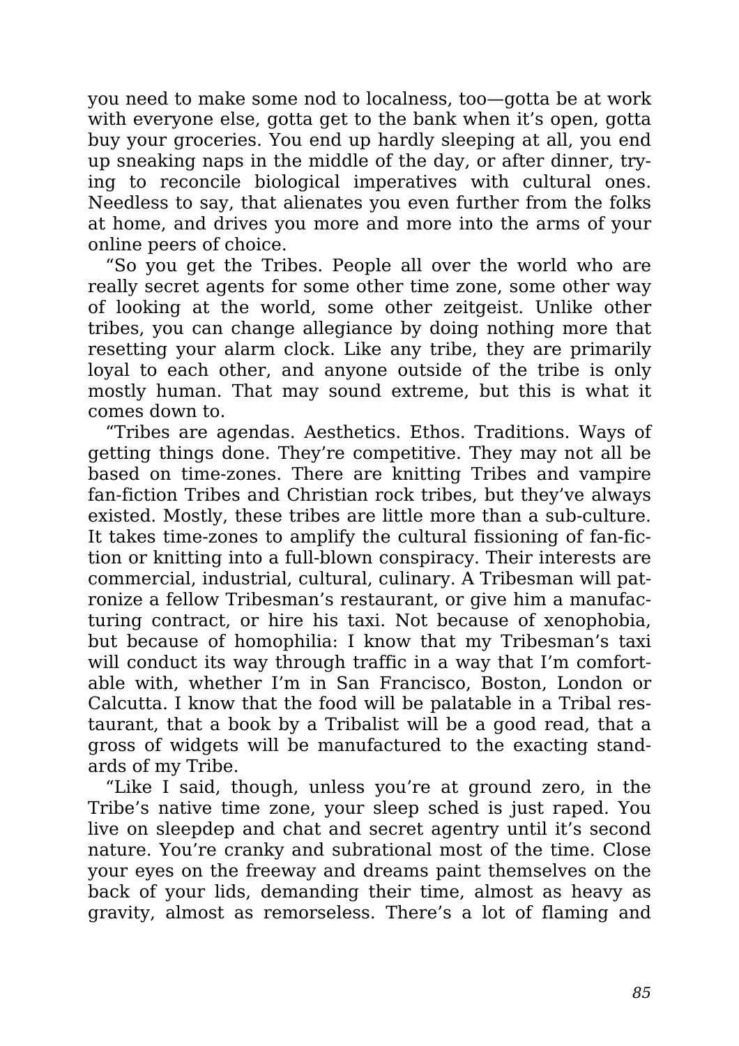you need to make some nod to localness, too—gotta be at work with everyone else, gotta get to the bank when it's open, gotta buy your groceries. You end up hardly sleeping at all, you end up sneaking naps in the middle of the day, or after dinner, trying to reconcile biological imperatives with cultural ones. Needless to say, that alienates you even further from the folks at home, and drives you more and more into the arms of your online peers of choice.

"So you get the Tribes. People all over the world who are really secret agents for some other time zone, some other way of looking at the world, some other zeitgeist. Unlike other tribes, you can change allegiance by doing nothing more that resetting your alarm clock. Like any tribe, they are primarily loyal to each other, and anyone outside of the tribe is only mostly human. That may sound extreme, but this is what it comes down to.

"Tribes are agendas. Aesthetics. Ethos. Traditions. Ways of getting things done. They're competitive. They may not all be based on time-zones. There are knitting Tribes and vampire fan-fiction Tribes and Christian rock tribes, but they've always existed. Mostly, these tribes are little more than a sub-culture. It takes time-zones to amplify the cultural fissioning of fan-fiction or knitting into a full-blown conspiracy. Their interests are commercial, industrial, cultural, culinary. A Tribesman will patronize a fellow Tribesman's restaurant, or give him a manufacturing contract, or hire his taxi. Not because of xenophobia, but because of homophilia: I know that my Tribesman's taxi will conduct its way through traffic in a way that I'm comfortable with, whether I'm in San Francisco, Boston, London or Calcutta. I know that the food will be palatable in a Tribal restaurant, that a book by a Tribalist will be a good read, that a gross of widgets will be manufactured to the exacting standards of my Tribe.

"Like I said, though, unless you're at ground zero, in the Tribe's native time zone, your sleep sched is just raped. You live on sleepdep and chat and secret agentry until it's second nature. You're cranky and subrational most of the time. Close your eyes on the freeway and dreams paint themselves on the back of your lids, demanding their time, almost as heavy as gravity, almost as remorseless. There's a lot of flaming and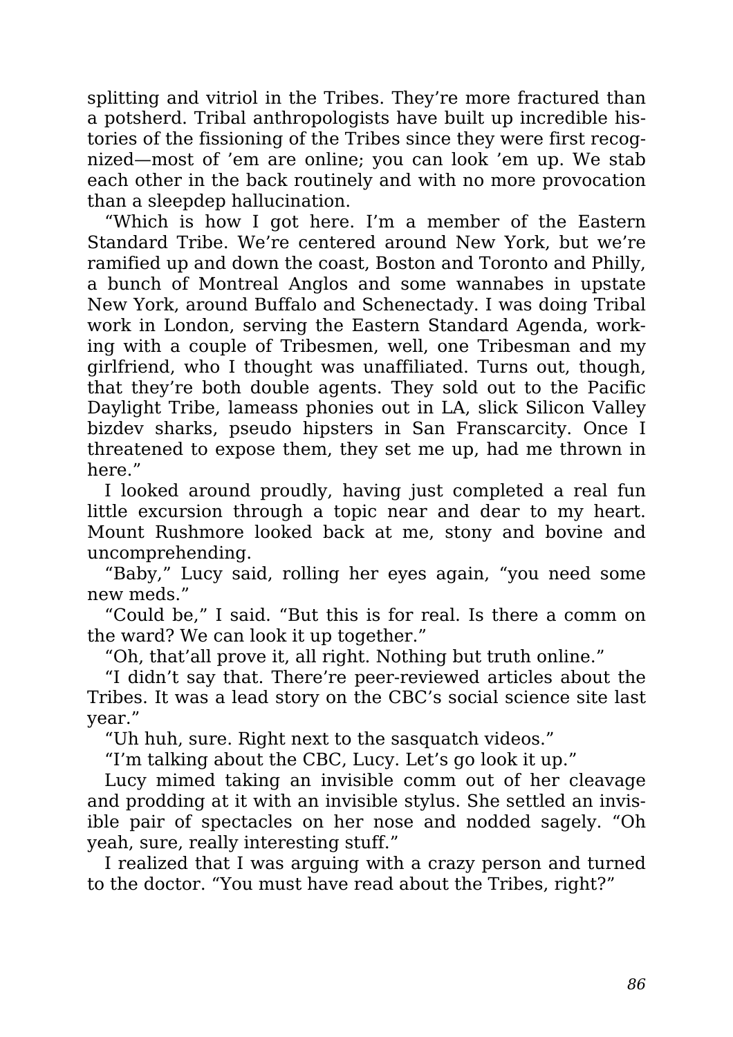splitting and vitriol in the Tribes. They're more fractured than a potsherd. Tribal anthropologists have built up incredible histories of the fissioning of the Tribes since they were first recognized—most of 'em are online; you can look 'em up. We stab each other in the back routinely and with no more provocation than a sleepdep hallucination.

"Which is how I got here. I'm a member of the Eastern Standard Tribe. We're centered around New York, but we're ramified up and down the coast, Boston and Toronto and Philly, a bunch of Montreal Anglos and some wannabes in upstate New York, around Buffalo and Schenectady. I was doing Tribal work in London, serving the Eastern Standard Agenda, working with a couple of Tribesmen, well, one Tribesman and my girlfriend, who I thought was unaffiliated. Turns out, though, that they're both double agents. They sold out to the Pacific Daylight Tribe, lameass phonies out in LA, slick Silicon Valley bizdev sharks, pseudo hipsters in San Franscarcity. Once I threatened to expose them, they set me up, had me thrown in here."

I looked around proudly, having just completed a real fun little excursion through a topic near and dear to my heart. Mount Rushmore looked back at me, stony and bovine and uncomprehending.

"Baby," Lucy said, rolling her eyes again, "you need some new meds."

"Could be," I said. "But this is for real. Is there a comm on the ward? We can look it up together."

"Oh, that'all prove it, all right. Nothing but truth online."

"I didn't say that. There're peer-reviewed articles about the Tribes. It was a lead story on the CBC's social science site last year."

"Uh huh, sure. Right next to the sasquatch videos."

"I'm talking about the CBC, Lucy. Let's go look it up."

Lucy mimed taking an invisible comm out of her cleavage and prodding at it with an invisible stylus. She settled an invisible pair of spectacles on her nose and nodded sagely. "Oh yeah, sure, really interesting stuff."

I realized that I was arguing with a crazy person and turned to the doctor. "You must have read about the Tribes, right?"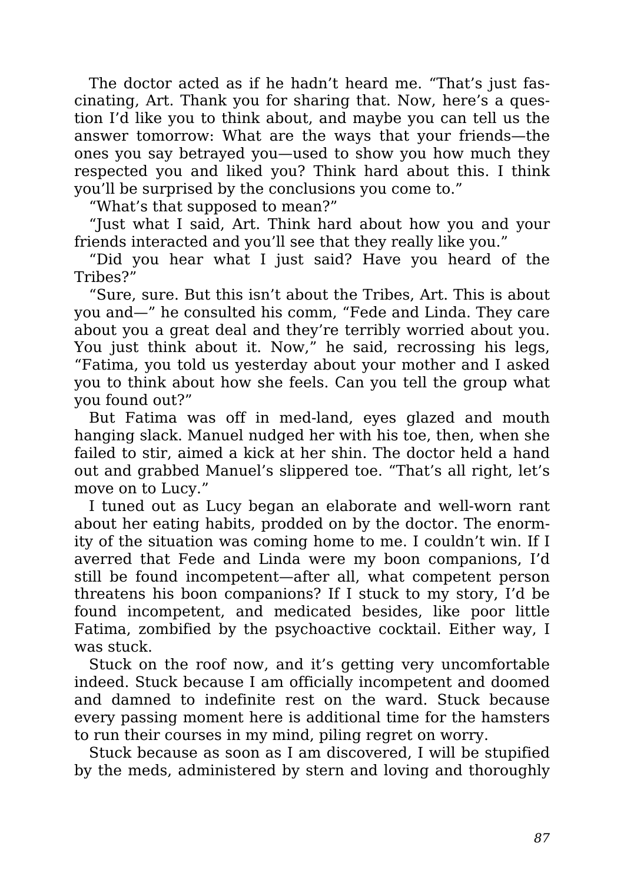The doctor acted as if he hadn't heard me. "That's just fascinating, Art. Thank you for sharing that. Now, here's a question I'd like you to think about, and maybe you can tell us the answer tomorrow: What are the ways that your friends—the ones you say betrayed you—used to show you how much they respected you and liked you? Think hard about this. I think you'll be surprised by the conclusions you come to."

"What's that supposed to mean?"

"Just what I said, Art. Think hard about how you and your friends interacted and you'll see that they really like you."

"Did you hear what I just said? Have you heard of the Tribes?"

"Sure, sure. But this isn't about the Tribes, Art. This is about you and—" he consulted his comm, "Fede and Linda. They care about you a great deal and they're terribly worried about you. You just think about it. Now," he said, recrossing his legs, "Fatima, you told us yesterday about your mother and I asked you to think about how she feels. Can you tell the group what you found out?"

But Fatima was off in med-land, eyes glazed and mouth hanging slack. Manuel nudged her with his toe, then, when she failed to stir, aimed a kick at her shin. The doctor held a hand out and grabbed Manuel's slippered toe. "That's all right, let's move on to Lucy."

I tuned out as Lucy began an elaborate and well-worn rant about her eating habits, prodded on by the doctor. The enormity of the situation was coming home to me. I couldn't win. If I averred that Fede and Linda were my boon companions, I'd still be found incompetent—after all, what competent person threatens his boon companions? If I stuck to my story, I'd be found incompetent, and medicated besides, like poor little Fatima, zombified by the psychoactive cocktail. Either way, I was stuck.

Stuck on the roof now, and it's getting very uncomfortable indeed. Stuck because I am officially incompetent and doomed and damned to indefinite rest on the ward. Stuck because every passing moment here is additional time for the hamsters to run their courses in my mind, piling regret on worry.

Stuck because as soon as I am discovered, I will be stupified by the meds, administered by stern and loving and thoroughly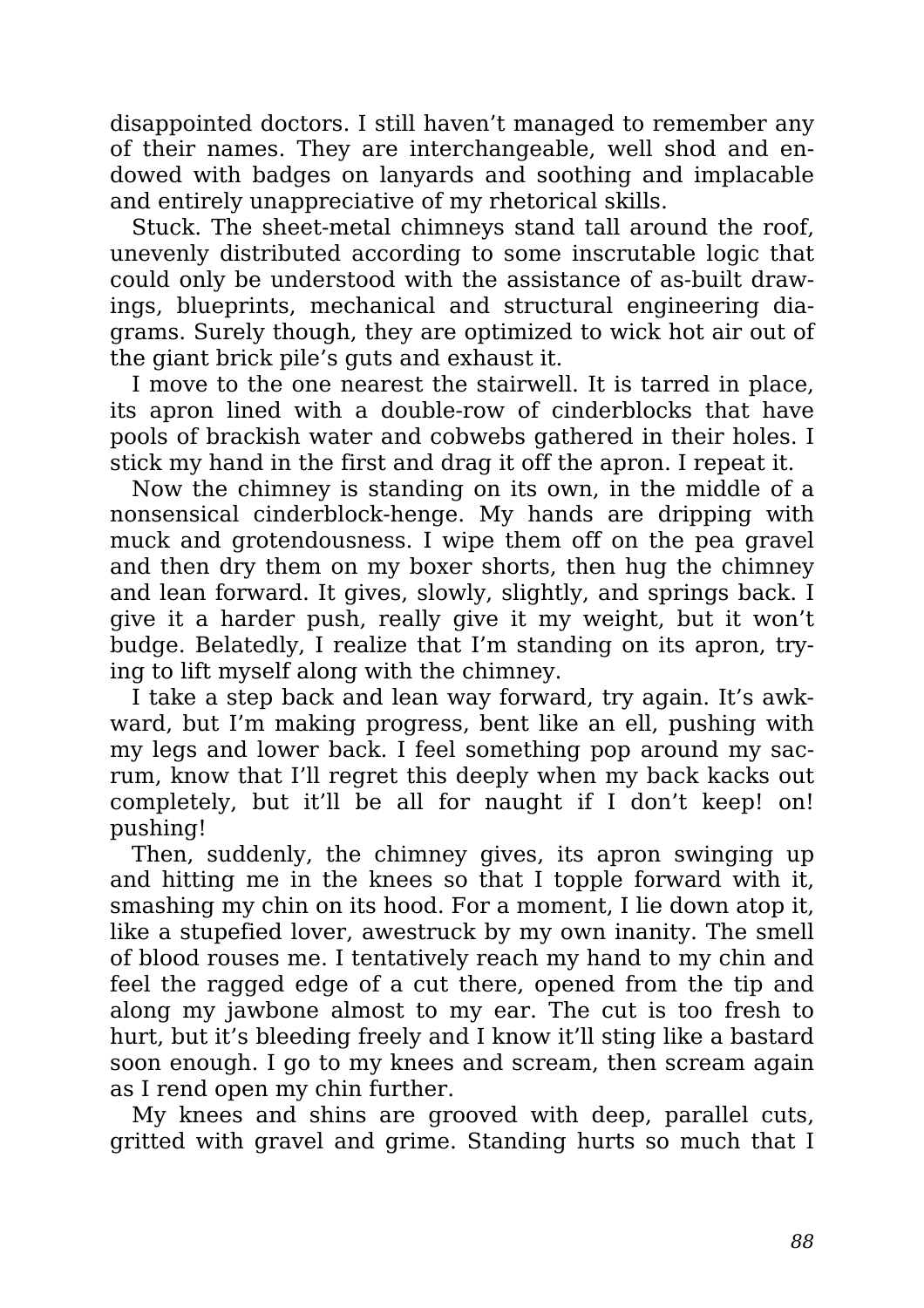disappointed doctors. I still haven't managed to remember any of their names. They are interchangeable, well shod and endowed with badges on lanyards and soothing and implacable and entirely unappreciative of my rhetorical skills.

Stuck. The sheet-metal chimneys stand tall around the roof, unevenly distributed according to some inscrutable logic that could only be understood with the assistance of as-built drawings, blueprints, mechanical and structural engineering diagrams. Surely though, they are optimized to wick hot air out of the giant brick pile's guts and exhaust it.

I move to the one nearest the stairwell. It is tarred in place, its apron lined with a double-row of cinderblocks that have pools of brackish water and cobwebs gathered in their holes. I stick my hand in the first and drag it off the apron. I repeat it.

Now the chimney is standing on its own, in the middle of a nonsensical cinderblock-henge. My hands are dripping with muck and grotendousness. I wipe them off on the pea gravel and then dry them on my boxer shorts, then hug the chimney and lean forward. It gives, slowly, slightly, and springs back. I give it a harder push, really give it my weight, but it won't budge. Belatedly, I realize that I'm standing on its apron, trying to lift myself along with the chimney.

I take a step back and lean way forward, try again. It's awkward, but I'm making progress, bent like an ell, pushing with my legs and lower back. I feel something pop around my sacrum, know that I'll regret this deeply when my back kacks out completely, but it'll be all for naught if I don't keep! on! pushing!

Then, suddenly, the chimney gives, its apron swinging up and hitting me in the knees so that I topple forward with it, smashing my chin on its hood. For a moment, I lie down atop it, like a stupefied lover, awestruck by my own inanity. The smell of blood rouses me. I tentatively reach my hand to my chin and feel the ragged edge of a cut there, opened from the tip and along my jawbone almost to my ear. The cut is too fresh to hurt, but it's bleeding freely and I know it'll sting like a bastard soon enough. I go to my knees and scream, then scream again as I rend open my chin further.

My knees and shins are grooved with deep, parallel cuts, gritted with gravel and grime. Standing hurts so much that I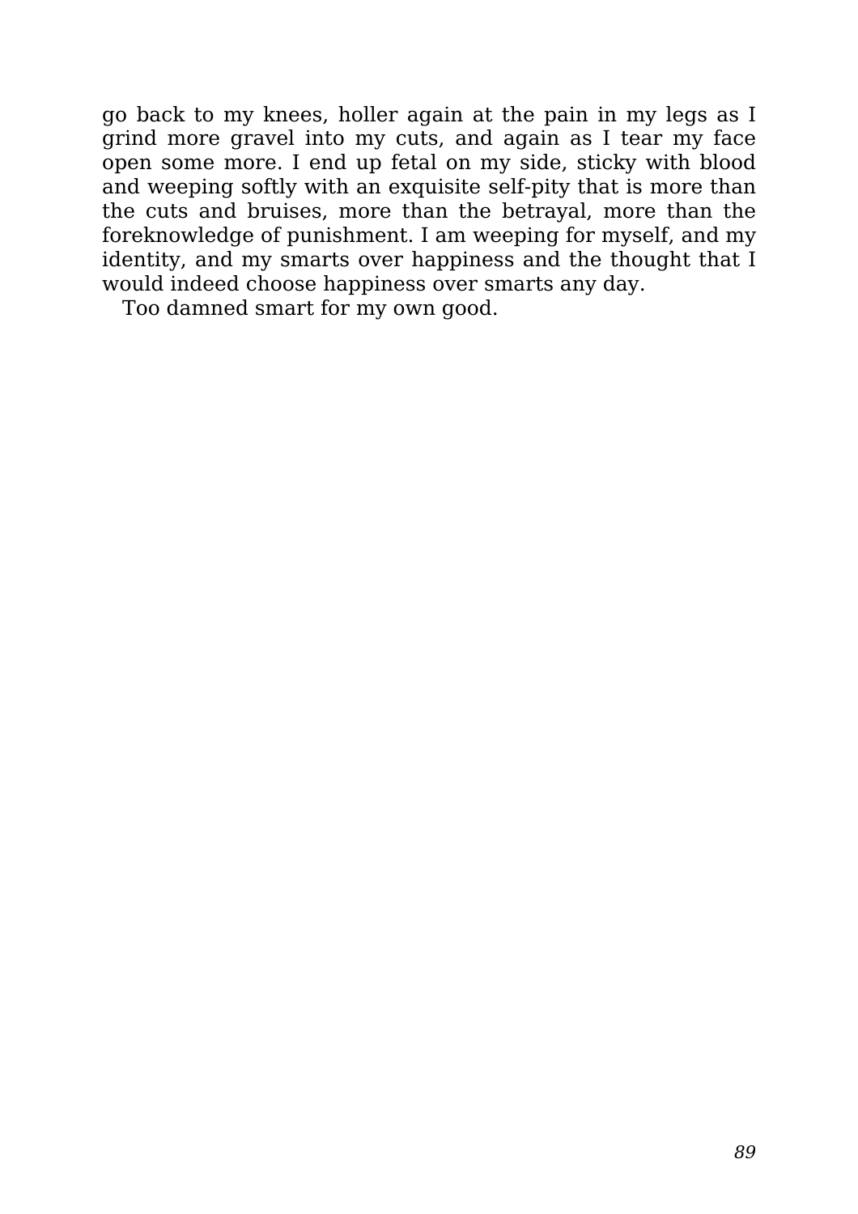go back to my knees, holler again at the pain in my legs as I grind more gravel into my cuts, and again as I tear my face open some more. I end up fetal on my side, sticky with blood and weeping softly with an exquisite self-pity that is more than the cuts and bruises, more than the betrayal, more than the foreknowledge of punishment. I am weeping for myself, and my identity, and my smarts over happiness and the thought that I would indeed choose happiness over smarts any day.

Too damned smart for my own good.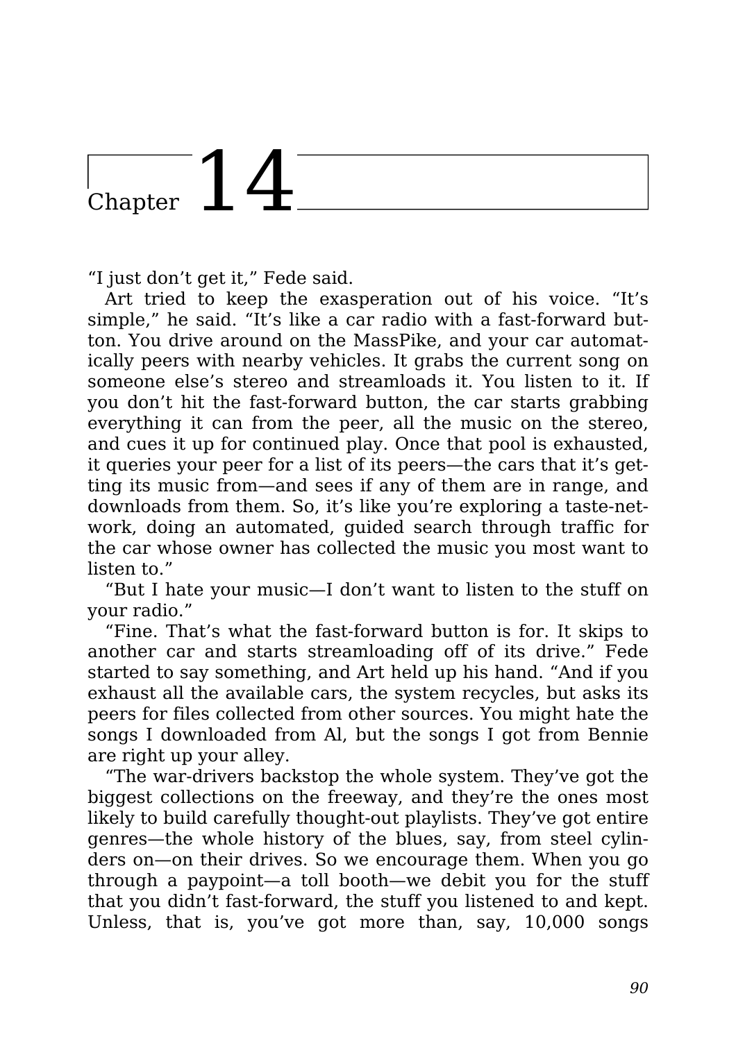# Chapter 14

"I just don't get it," Fede said.

Art tried to keep the exasperation out of his voice. "It's simple," he said. "It's like a car radio with a fast-forward button. You drive around on the MassPike, and your car automatically peers with nearby vehicles. It grabs the current song on someone else's stereo and streamloads it. You listen to it. If you don't hit the fast-forward button, the car starts grabbing everything it can from the peer, all the music on the stereo, and cues it up for continued play. Once that pool is exhausted, it queries your peer for a list of its peers—the cars that it's getting its music from—and sees if any of them are in range, and downloads from them. So, it's like you're exploring a taste-network, doing an automated, guided search through traffic for the car whose owner has collected the music you most want to listen to."

"But I hate your music—I don't want to listen to the stuff on your radio."

"Fine. That's what the fast-forward button is for. It skips to another car and starts streamloading off of its drive." Fede started to say something, and Art held up his hand. "And if you exhaust all the available cars, the system recycles, but asks its peers for files collected from other sources. You might hate the songs I downloaded from Al, but the songs I got from Bennie are right up your alley.

"The war-drivers backstop the whole system. They've got the biggest collections on the freeway, and they're the ones most likely to build carefully thought-out playlists. They've got entire genres—the whole history of the blues, say, from steel cylinders on—on their drives. So we encourage them. When you go through a paypoint—a toll booth—we debit you for the stuff that you didn't fast-forward, the stuff you listened to and kept. Unless, that is, you've got more than, say, 10,000 songs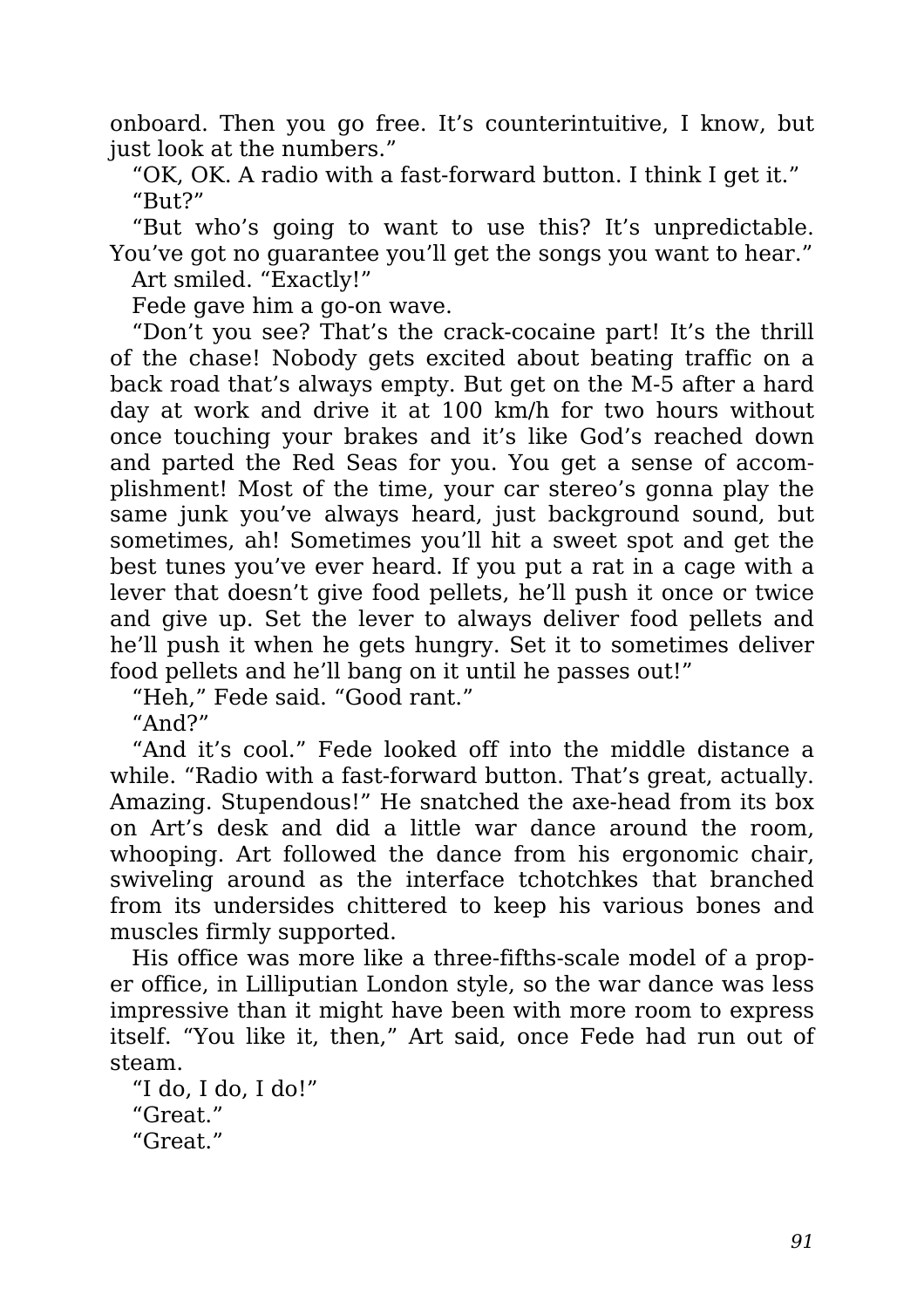onboard. Then you go free. It's counterintuitive, I know, but just look at the numbers."

"OK, OK. A radio with a fast-forward button. I think I get it."

"But?"

"But who's going to want to use this? It's unpredictable. You've got no guarantee you'll get the songs you want to hear."

Art smiled. "Exactly!"

Fede gave him a go-on wave.

"Don't you see? That's the crack-cocaine part! It's the thrill of the chase! Nobody gets excited about beating traffic on a back road that's always empty. But get on the M-5 after a hard day at work and drive it at 100 km/h for two hours without once touching your brakes and it's like God's reached down and parted the Red Seas for you. You get a sense of accomplishment! Most of the time, your car stereo's gonna play the same junk you've always heard, just background sound, but sometimes, ah! Sometimes you'll hit a sweet spot and get the best tunes you've ever heard. If you put a rat in a cage with a lever that doesn't give food pellets, he'll push it once or twice and give up. Set the lever to always deliver food pellets and he'll push it when he gets hungry. Set it to sometimes deliver food pellets and he'll bang on it until he passes out!"

"Heh," Fede said. "Good rant."

"And?"

"And it's cool." Fede looked off into the middle distance a while. "Radio with a fast-forward button. That's great, actually. Amazing. Stupendous!" He snatched the axe-head from its box on Art's desk and did a little war dance around the room, whooping. Art followed the dance from his ergonomic chair, swiveling around as the interface tchotchkes that branched from its undersides chittered to keep his various bones and muscles firmly supported.

His office was more like a three-fifths-scale model of a proper office, in Lilliputian London style, so the war dance was less impressive than it might have been with more room to express itself. "You like it, then," Art said, once Fede had run out of steam.

"I do, I do, I do!"

"Great."

"Great."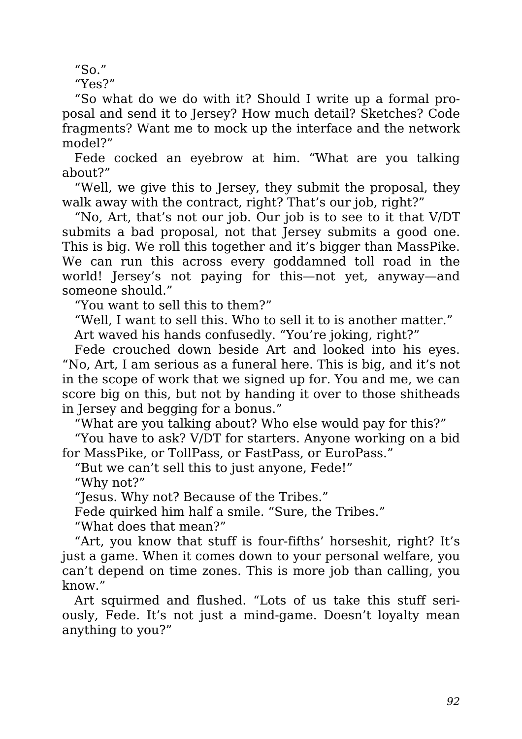"So."

"Yes?"

"So what do we do with it? Should I write up a formal proposal and send it to Jersey? How much detail? Sketches? Code fragments? Want me to mock up the interface and the network model?"

Fede cocked an eyebrow at him. "What are you talking about?"

"Well, we give this to Jersey, they submit the proposal, they walk away with the contract, right? That's our job, right?"

"No, Art, that's not our job. Our job is to see to it that V/DT submits a bad proposal, not that Jersey submits a good one. This is big. We roll this together and it's bigger than MassPike. We can run this across every goddamned toll road in the world! Jersey's not paying for this—not yet, anyway—and someone should."

"You want to sell this to them?"

"Well, I want to sell this. Who to sell it to is another matter."

Art waved his hands confusedly. "You're joking, right?"

Fede crouched down beside Art and looked into his eyes. "No, Art, I am serious as a funeral here. This is big, and it's not in the scope of work that we signed up for. You and me, we can score big on this, but not by handing it over to those shitheads in Jersey and begging for a bonus."

"What are you talking about? Who else would pay for this?"

"You have to ask? V/DT for starters. Anyone working on a bid for MassPike, or TollPass, or FastPass, or EuroPass."

"But we can't sell this to just anyone, Fede!"

"Why not?"

"Jesus. Why not? Because of the Tribes."

Fede quirked him half a smile. "Sure, the Tribes."

"What does that mean?"

"Art, you know that stuff is four-fifths' horseshit, right? It's just a game. When it comes down to your personal welfare, you can't depend on time zones. This is more job than calling, you know."

Art squirmed and flushed. "Lots of us take this stuff seriously, Fede. It's not just a mind-game. Doesn't loyalty mean anything to you?"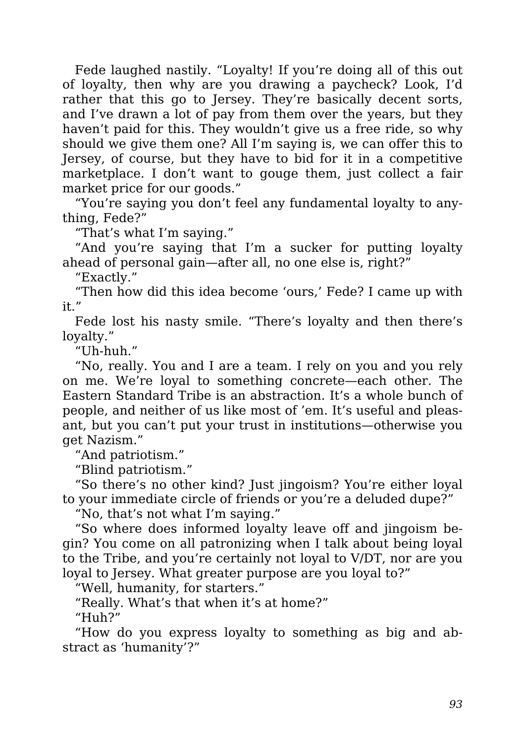Fede laughed nastily. "Loyalty! If you're doing all of this out of loyalty, then why are you drawing a paycheck? Look, I'd rather that this go to Jersey. They're basically decent sorts, and I've drawn a lot of pay from them over the years, but they haven't paid for this. They wouldn't give us a free ride, so why should we give them one? All I'm saying is, we can offer this to Jersey, of course, but they have to bid for it in a competitive marketplace. I don't want to gouge them, just collect a fair market price for our goods."

"You're saying you don't feel any fundamental loyalty to anything, Fede?"

"That's what I'm saying."

"And you're saying that I'm a sucker for putting loyalty ahead of personal gain—after all, no one else is, right?"

"Exactly."

"Then how did this idea become 'ours,' Fede? I came up with it."

Fede lost his nasty smile. "There's loyalty and then there's loyalty."

"Uh-huh."

"No, really. You and I are a team. I rely on you and you rely on me. We're loyal to something concrete—each other. The Eastern Standard Tribe is an abstraction. It's a whole bunch of people, and neither of us like most of 'em. It's useful and pleasant, but you can't put your trust in institutions—otherwise you get Nazism."

"And patriotism."

"Blind patriotism."

"So there's no other kind? Just jingoism? You're either loyal to your immediate circle of friends or you're a deluded dupe?"

"No, that's not what I'm saying."

"So where does informed loyalty leave off and jingoism begin? You come on all patronizing when I talk about being loyal to the Tribe, and you're certainly not loyal to V/DT, nor are you loyal to Jersey. What greater purpose are you loyal to?"

"Well, humanity, for starters."

"Really. What's that when it's at home?"

"Huh?"

"How do you express loyalty to something as big and abstract as 'humanity'?"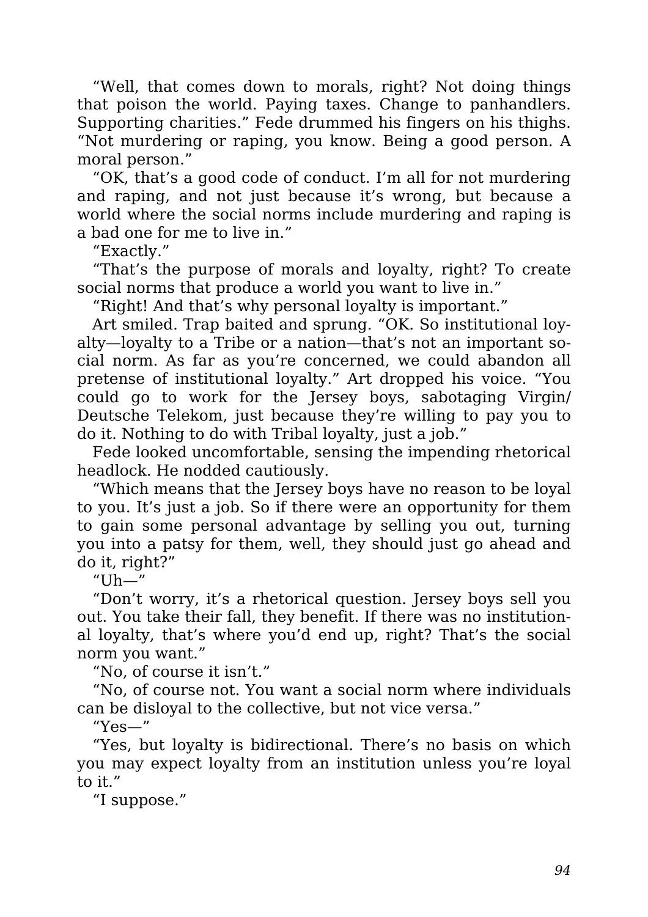"Well, that comes down to morals, right? Not doing things that poison the world. Paying taxes. Change to panhandlers. Supporting charities." Fede drummed his fingers on his thighs. "Not murdering or raping, you know. Being a good person. A moral person."

"OK, that's a good code of conduct. I'm all for not murdering and raping, and not just because it's wrong, but because a world where the social norms include murdering and raping is a bad one for me to live in."

"Exactly."

"That's the purpose of morals and loyalty, right? To create social norms that produce a world you want to live in."

"Right! And that's why personal loyalty is important."

Art smiled. Trap baited and sprung. "OK. So institutional loyalty—loyalty to a Tribe or a nation—that's not an important social norm. As far as you're concerned, we could abandon all pretense of institutional loyalty." Art dropped his voice. "You could go to work for the Jersey boys, sabotaging Virgin/Deutsche Telekom, just because they're willing to pay you to do it. Nothing to do with Tribal loyalty, just a job."

Fede looked uncomfortable, sensing the impending rhetorical headlock. He nodded cautiously.

"Which means that the Jersey boys have no reason to be loyal to you. It's just a job. So if there were an opportunity for them to gain some personal advantage by selling you out, turning you into a patsy for them, well, they should just go ahead and do it, right?"

"Uh—"

"Don't worry, it's a rhetorical question. Jersey boys sell you out. You take their fall, they benefit. If there was no institutional loyalty, that's where you'd end up, right? That's the social norm you want."

"No, of course it isn't."

"No, of course not. You want a social norm where individuals can be disloyal to the collective, but not vice versa."

"Yes—"

"Yes, but loyalty is bidirectional. There's no basis on which you may expect loyalty from an institution unless you're loyal to it."

"I suppose."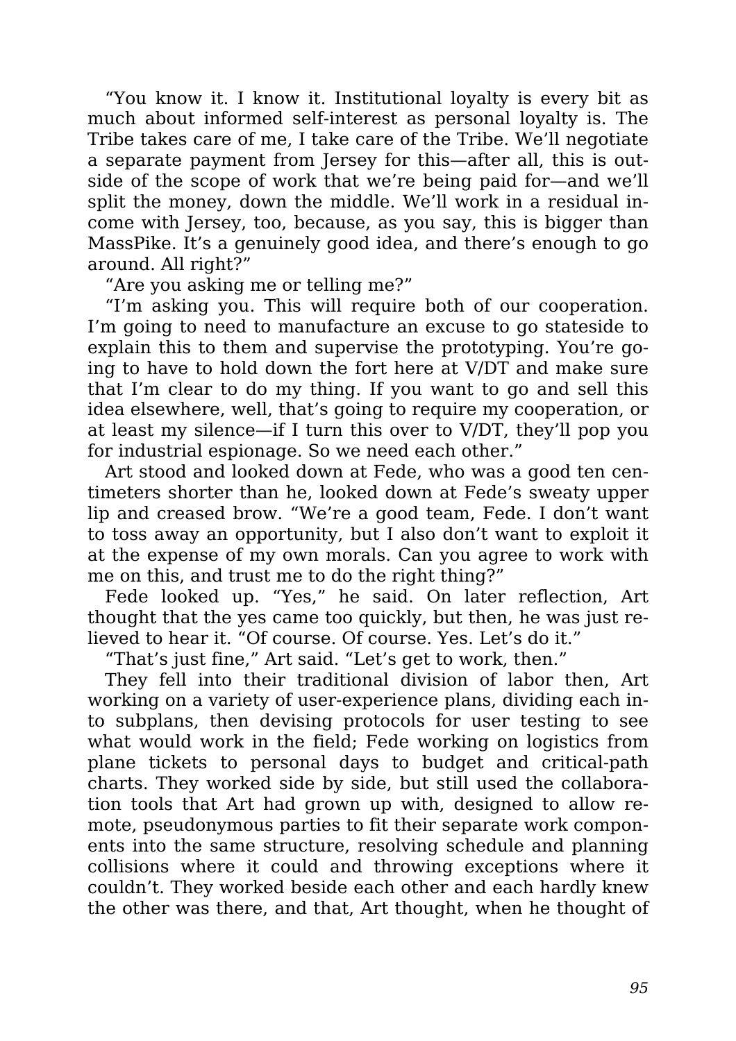"You know it. I know it. Institutional loyalty is every bit as much about informed self-interest as personal loyalty is. The Tribe takes care of me, I take care of the Tribe. We'll negotiate a separate payment from Jersey for this—after all, this is outside of the scope of work that we're being paid for—and we'll split the money, down the middle. We'll work in a residual income with Jersey, too, because, as you say, this is bigger than MassPike. It's a genuinely good idea, and there's enough to go around. All right?"

"Are you asking me or telling me?"

"I'm asking you. This will require both of our cooperation. I'm going to need to manufacture an excuse to go stateside to explain this to them and supervise the prototyping. You're going to have to hold down the fort here at V/DT and make sure that I'm clear to do my thing. If you want to go and sell this idea elsewhere, well, that's going to require my cooperation, or at least my silence—if I turn this over to V/DT, they'll pop you for industrial espionage. So we need each other."

Art stood and looked down at Fede, who was a good ten centimeters shorter than he, looked down at Fede's sweaty upper lip and creased brow. "We're a good team, Fede. I don't want to toss away an opportunity, but I also don't want to exploit it at the expense of my own morals. Can you agree to work with me on this, and trust me to do the right thing?"

Fede looked up. "Yes," he said. On later reflection, Art thought that the yes came too quickly, but then, he was just relieved to hear it. "Of course. Of course. Yes. Let's do it."

"That's just fine," Art said. "Let's get to work, then."

They fell into their traditional division of labor then, Art working on a variety of user-experience plans, dividing each into subplans, then devising protocols for user testing to see what would work in the field; Fede working on logistics from plane tickets to personal days to budget and critical-path charts. They worked side by side, but still used the collaboration tools that Art had grown up with, designed to allow remote, pseudonymous parties to fit their separate work components into the same structure, resolving schedule and planning collisions where it could and throwing exceptions where it couldn't. They worked beside each other and each hardly knew the other was there, and that, Art thought, when he thought of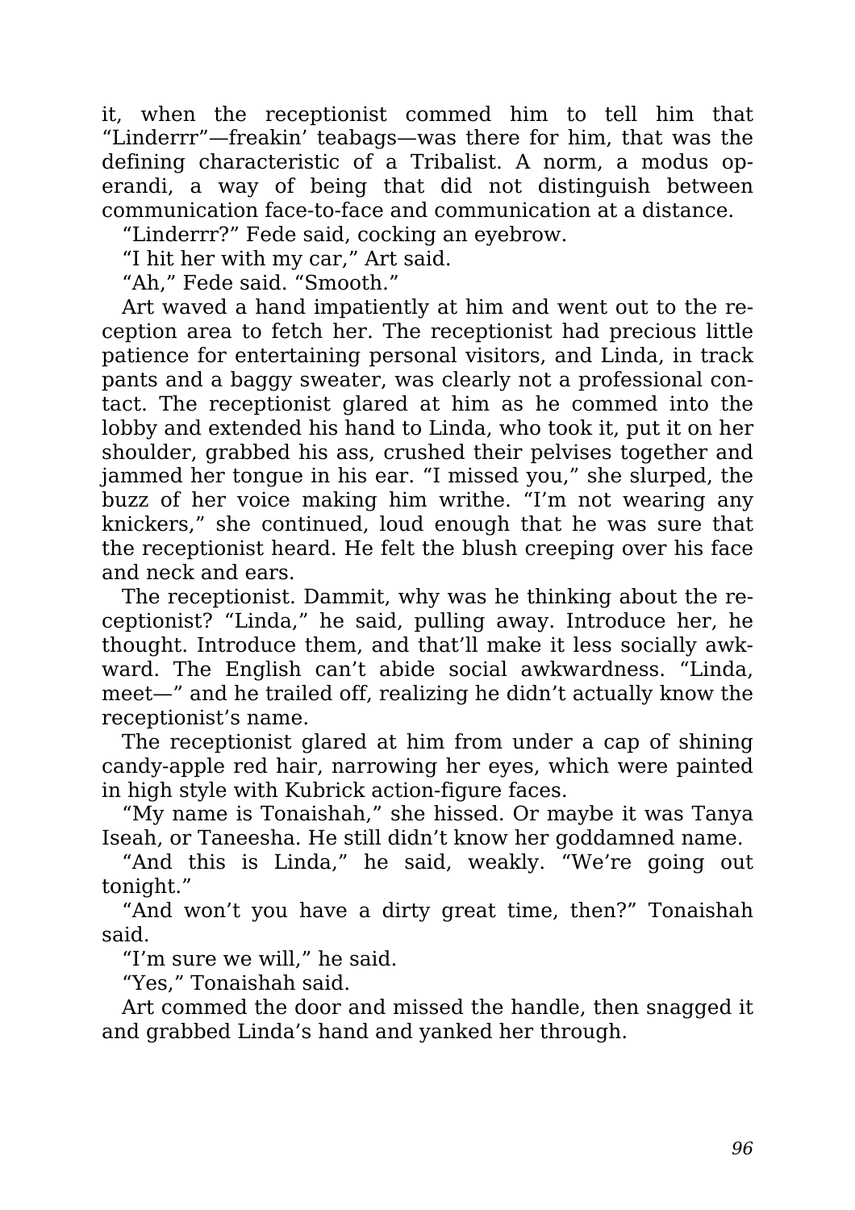it, when the receptionist commed him to tell him that "Linderrr"—freakin' teabags—was there for him, that was the defining characteristic of a Tribalist. A norm, a modus operandi, a way of being that did not distinguish between communication face-to-face and communication at a distance.

"Linderrr?" Fede said, cocking an eyebrow.

"I hit her with my car," Art said.

"Ah," Fede said. "Smooth."

Art waved a hand impatiently at him and went out to the reception area to fetch her. The receptionist had precious little patience for entertaining personal visitors, and Linda, in track pants and a baggy sweater, was clearly not a professional contact. The receptionist glared at him as he commed into the lobby and extended his hand to Linda, who took it, put it on her shoulder, grabbed his ass, crushed their pelvises together and jammed her tongue in his ear. "I missed you," she slurped, the buzz of her voice making him writhe. "I'm not wearing any knickers," she continued, loud enough that he was sure that the receptionist heard. He felt the blush creeping over his face and neck and ears.

The receptionist. Dammit, why was he thinking about the receptionist? "Linda," he said, pulling away. Introduce her, he thought. Introduce them, and that'll make it less socially awkward. The English can't abide social awkwardness. "Linda, meet—" and he trailed off, realizing he didn't actually know the receptionist's name.

The receptionist glared at him from under a cap of shining candy-apple red hair, narrowing her eyes, which were painted in high style with Kubrick action-figure faces.

"My name is Tonaishah," she hissed. Or maybe it was Tanya Iseah, or Taneesha. He still didn't know her goddamned name.

"And this is Linda," he said, weakly. "We're going out tonight."

"And won't you have a dirty great time, then?" Tonaishah said.

"I'm sure we will," he said.

"Yes," Tonaishah said.

Art commed the door and missed the handle, then snagged it and grabbed Linda's hand and yanked her through.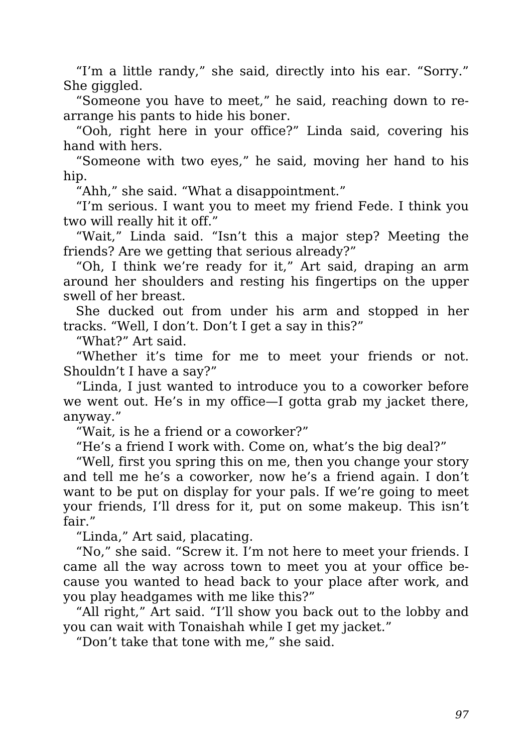“I’m a little randy,” she said, directly into his ear. “Sorry.” She giggled.

“Someone you have to meet,” he said, reaching down to rearrange his pants to hide his boner.

“Ooh, right here in your office?” Linda said, covering his hand with hers.

“Someone with two eyes,” he said, moving her hand to his hip.

“Ahh,” she said. “What a disappointment.”

“I’m serious. I want you to meet my friend Fede. I think you two will really hit it off.”

“Wait,” Linda said. “Isn’t this a major step? Meeting the friends? Are we getting that serious already?”

“Oh, I think we’re ready for it,” Art said, draping an arm around her shoulders and resting his fingertips on the upper swell of her breast.

She ducked out from under his arm and stopped in her tracks. “Well, I don’t. Don’t I get a say in this?”

“What?” Art said.

“Whether it’s time for me to meet your friends or not. Shouldn’t I have a say?”

“Linda, I just wanted to introduce you to a coworker before we went out. He’s in my office—I gotta grab my jacket there, anyway.”

“Wait, is he a friend or a coworker?”

“He’s a friend I work with. Come on, what’s the big deal?”

“Well, first you spring this on me, then you change your story and tell me he’s a coworker, now he’s a friend again. I don’t want to be put on display for your pals. If we’re going to meet your friends, I’ll dress for it, put on some makeup. This isn’t fair.”

“Linda,” Art said, placating.

“No,” she said. “Screw it. I’m not here to meet your friends. I came all the way across town to meet you at your office because you wanted to head back to your place after work, and you play headgames with me like this?”

“All right,” Art said. “I’ll show you back out to the lobby and you can wait with Tonaishah while I get my jacket.”

“Don’t take that tone with me,” she said.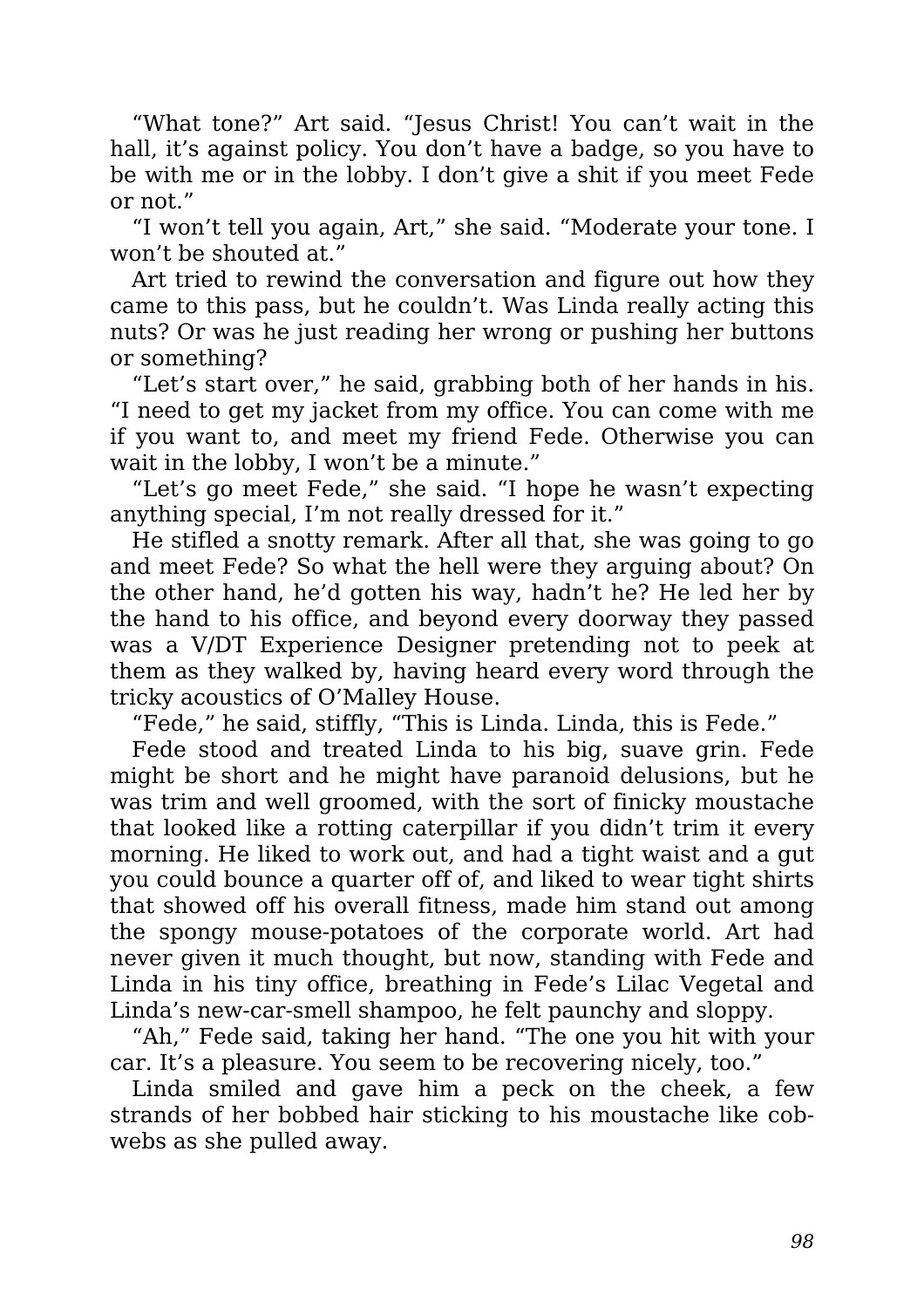"What tone?" Art said. "Jesus Christ! You can't wait in the hall, it's against policy. You don't have a badge, so you have to be with me or in the lobby. I don't give a shit if you meet Fede or not."

"I won't tell you again, Art," she said. "Moderate your tone. I won't be shouted at."

Art tried to rewind the conversation and figure out how they came to this pass, but he couldn't. Was Linda really acting this nuts? Or was he just reading her wrong or pushing her buttons or something?

"Let's start over," he said, grabbing both of her hands in his. "I need to get my jacket from my office. You can come with me if you want to, and meet my friend Fede. Otherwise you can wait in the lobby, I won't be a minute."

"Let's go meet Fede," she said. "I hope he wasn't expecting anything special, I'm not really dressed for it."

He stifled a snotty remark. After all that, she was going to go and meet Fede? So what the hell were they arguing about? On the other hand, he'd gotten his way, hadn't he? He led her by the hand to his office, and beyond every doorway they passed was a V/DT Experience Designer pretending not to peek at them as they walked by, having heard every word through the tricky acoustics of O'Malley House.

"Fede," he said, stiffly, "This is Linda. Linda, this is Fede."

Fede stood and treated Linda to his big, suave grin. Fede might be short and he might have paranoid delusions, but he was trim and well groomed, with the sort of finicky moustache that looked like a rotting caterpillar if you didn't trim it every morning. He liked to work out, and had a tight waist and a gut you could bounce a quarter off of, and liked to wear tight shirts that showed off his overall fitness, made him stand out among the spongy mouse-potatoes of the corporate world. Art had never given it much thought, but now, standing with Fede and Linda in his tiny office, breathing in Fede's Lilac Vegetal and Linda's new-car-smell shampoo, he felt paunchy and sloppy.

"Ah," Fede said, taking her hand. "The one you hit with your car. It's a pleasure. You seem to be recovering nicely, too."

Linda smiled and gave him a peck on the cheek, a few strands of her bobbed hair sticking to his moustache like cobwebs as she pulled away.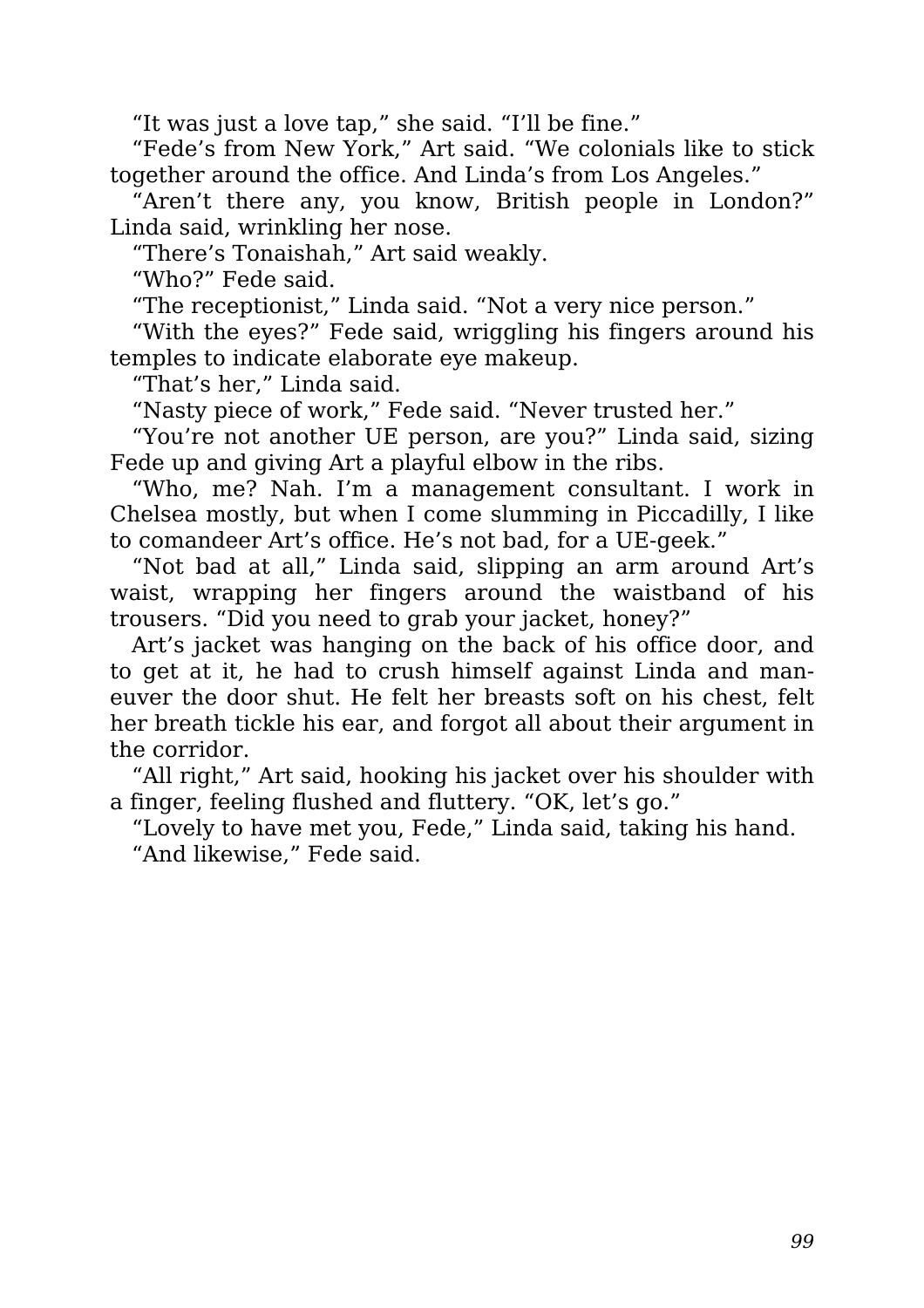"It was just a love tap," she said. "I'll be fine."

"Fede's from New York," Art said. "We colonials like to stick together around the office. And Linda's from Los Angeles."

"Aren't there any, you know, British people in London?" Linda said, wrinkling her nose.

"There's Tonaishah," Art said weakly.

"Who?" Fede said.

"The receptionist," Linda said. "Not a very nice person."

"With the eyes?" Fede said, wriggling his fingers around his temples to indicate elaborate eye makeup.

"That's her," Linda said.

"Nasty piece of work," Fede said. "Never trusted her."

"You're not another UE person, are you?" Linda said, sizing Fede up and giving Art a playful elbow in the ribs.

"Who, me? Nah. I'm a management consultant. I work in Chelsea mostly, but when I come slumming in Piccadilly, I like to comandeer Art's office. He's not bad, for a UE-geek."

"Not bad at all," Linda said, slipping an arm around Art's waist, wrapping her fingers around the waistband of his trousers. "Did you need to grab your jacket, honey?"

Art's jacket was hanging on the back of his office door, and to get at it, he had to crush himself against Linda and maneuver the door shut. He felt her breasts soft on his chest, felt her breath tickle his ear, and forgot all about their argument in the corridor.

"All right," Art said, hooking his jacket over his shoulder with a finger, feeling flushed and fluttery. "OK, let's go."

"Lovely to have met you, Fede," Linda said, taking his hand.

"And likewise," Fede said.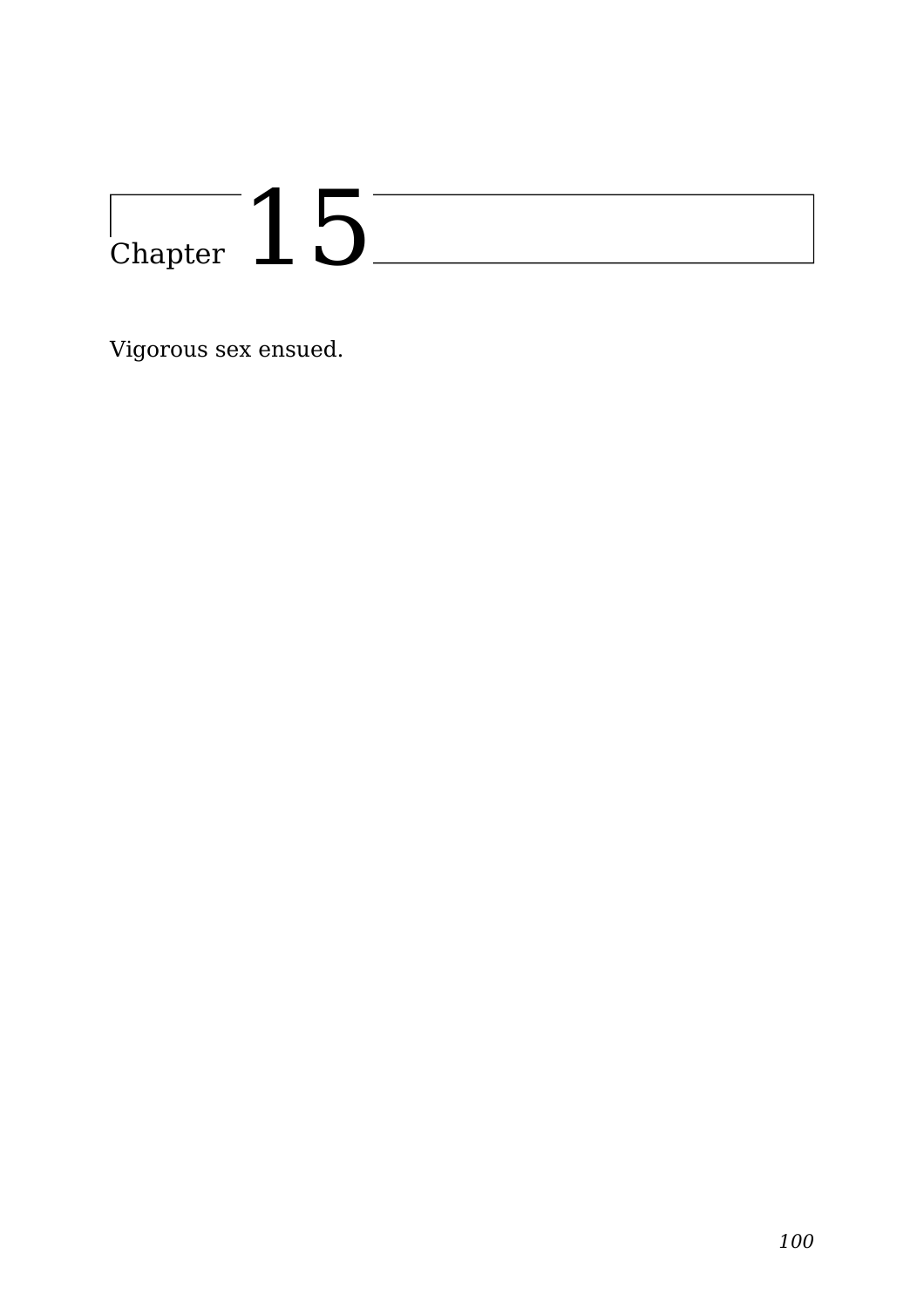# Chapter 15

Vigorous sex ensued.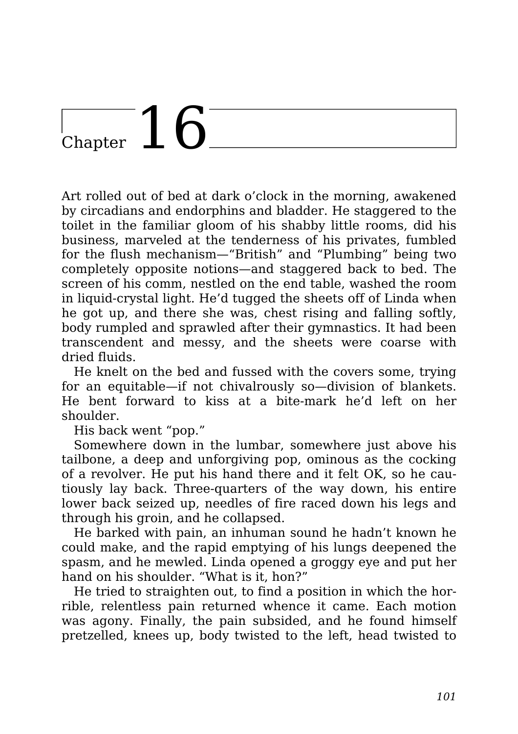# Chapter 16

Art rolled out of bed at dark o'clock in the morning, awakened by circadians and endorphins and bladder. He staggered to the toilet in the familiar gloom of his shabby little rooms, did his business, marveled at the tenderness of his privates, fumbled for the flush mechanism—"British" and "Plumbing" being two completely opposite notions—and staggered back to bed. The screen of his comm, nestled on the end table, washed the room in liquid-crystal light. He'd tugged the sheets off of Linda when he got up, and there she was, chest rising and falling softly, body rumpled and sprawled after their gymnastics. It had been transcendent and messy, and the sheets were coarse with dried fluids.

He knelt on the bed and fussed with the covers some, trying for an equitable—if not chivalrously so—division of blankets. He bent forward to kiss at a bite-mark he'd left on her shoulder.

His back went "pop."

Somewhere down in the lumbar, somewhere just above his tailbone, a deep and unforgiving pop, ominous as the cocking of a revolver. He put his hand there and it felt OK, so he cautiously lay back. Three-quarters of the way down, his entire lower back seized up, needles of fire raced down his legs and through his groin, and he collapsed.

He barked with pain, an inhuman sound he hadn't known he could make, and the rapid emptying of his lungs deepened the spasm, and he mewled. Linda opened a groggy eye and put her hand on his shoulder. "What is it, hon?"

He tried to straighten out, to find a position in which the horrible, relentless pain returned whence it came. Each motion was agony. Finally, the pain subsided, and he found himself pretzelled, knees up, body twisted to the left, head twisted to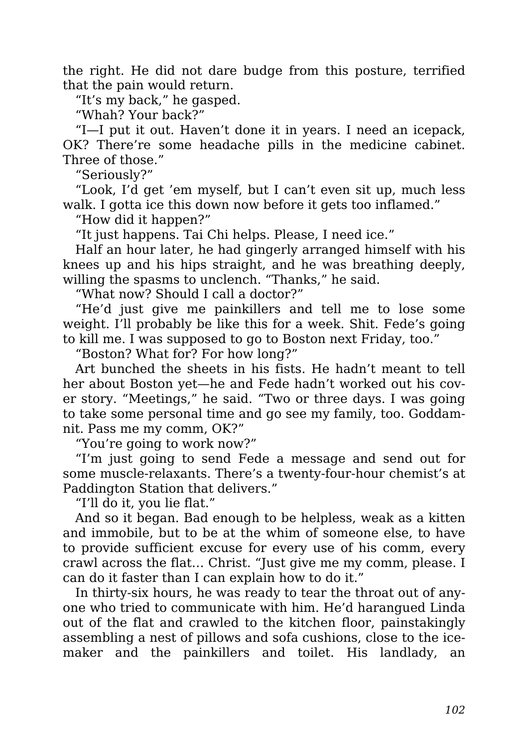the right. He did not dare budge from this posture, terrified that the pain would return.

"It's my back," he gasped.

"Whah? Your back?"

"I—I put it out. Haven't done it in years. I need an icepack, OK? There're some headache pills in the medicine cabinet. Three of those."

"Seriously?"

"Look, I'd get 'em myself, but I can't even sit up, much less walk. I gotta ice this down now before it gets too inflamed."

"How did it happen?"

"It just happens. Tai Chi helps. Please, I need ice."

Half an hour later, he had gingerly arranged himself with his knees up and his hips straight, and he was breathing deeply, willing the spasms to unclench. "Thanks," he said.

"What now? Should I call a doctor?"

"He'd just give me painkillers and tell me to lose some weight. I'll probably be like this for a week. Shit. Fede's going to kill me. I was supposed to go to Boston next Friday, too."

"Boston? What for? For how long?"

Art bunched the sheets in his fists. He hadn't meant to tell her about Boston yet—he and Fede hadn't worked out his cover story. "Meetings," he said. "Two or three days. I was going to take some personal time and go see my family, too. Goddamnit. Pass me my comm, OK?"

"You're going to work now?"

"I'm just going to send Fede a message and send out for some muscle-relaxants. There's a twenty-four-hour chemist's at Paddington Station that delivers."

"I'll do it, you lie flat."

And so it began. Bad enough to be helpless, weak as a kitten and immobile, but to be at the whim of someone else, to have to provide sufficient excuse for every use of his comm, every crawl across the flat… Christ. "Just give me my comm, please. I can do it faster than I can explain how to do it."

In thirty-six hours, he was ready to tear the throat out of anyone who tried to communicate with him. He'd harangued Linda out of the flat and crawled to the kitchen floor, painstakingly assembling a nest of pillows and sofa cushions, close to the icemaker and the painkillers and toilet. His landlady, an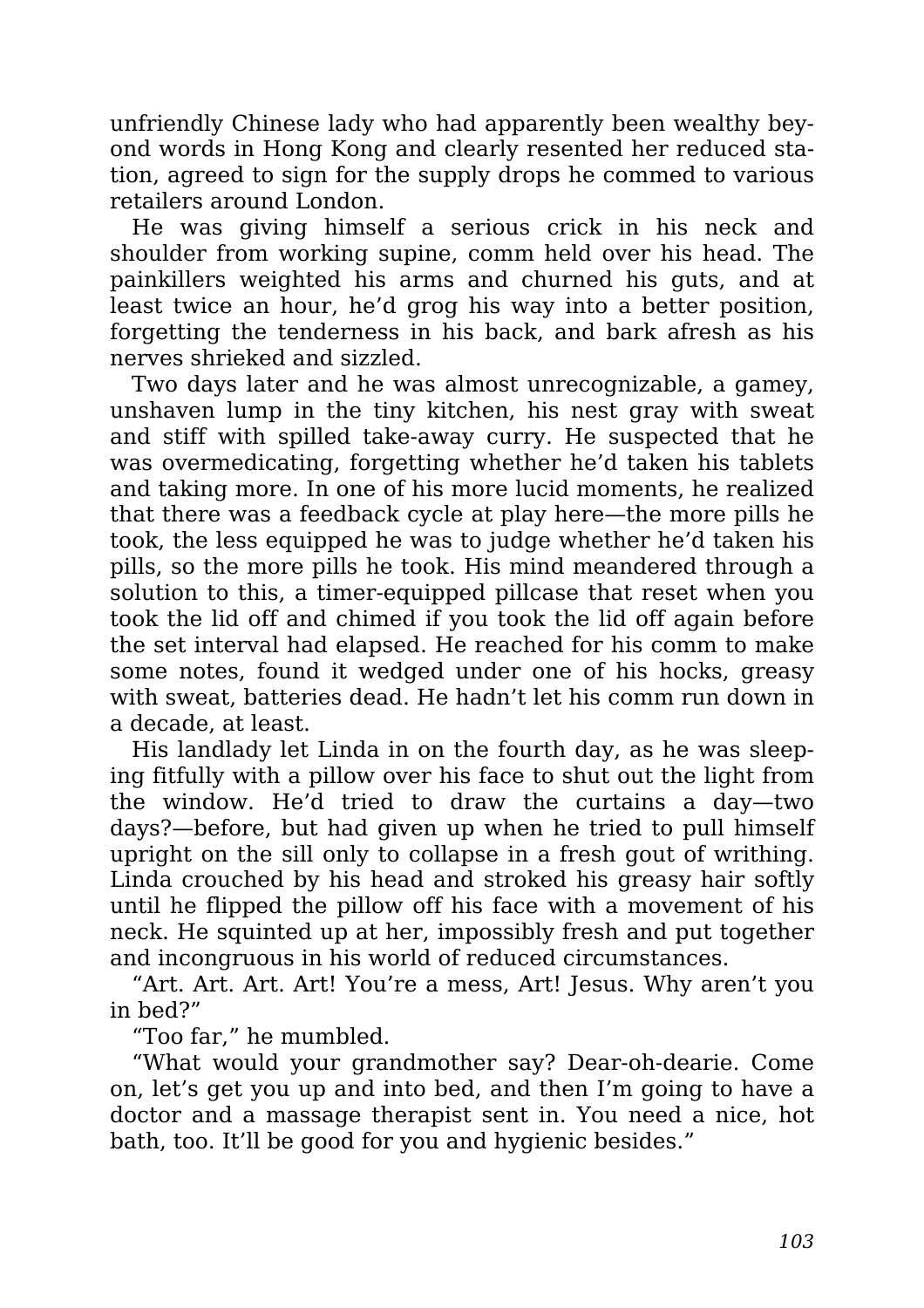unfriendly Chinese lady who had apparently been wealthy beyond words in Hong Kong and clearly resented her reduced station, agreed to sign for the supply drops he commed to various retailers around London.

He was giving himself a serious crick in his neck and shoulder from working supine, comm held over his head. The painkillers weighted his arms and churned his guts, and at least twice an hour, he'd grog his way into a better position, forgetting the tenderness in his back, and bark afresh as his nerves shrieked and sizzled.

Two days later and he was almost unrecognizable, a gamey, unshaven lump in the tiny kitchen, his nest gray with sweat and stiff with spilled take-away curry. He suspected that he was overmedicating, forgetting whether he'd taken his tablets and taking more. In one of his more lucid moments, he realized that there was a feedback cycle at play here—the more pills he took, the less equipped he was to judge whether he'd taken his pills, so the more pills he took. His mind meandered through a solution to this, a timer-equipped pillcase that reset when you took the lid off and chimed if you took the lid off again before the set interval had elapsed. He reached for his comm to make some notes, found it wedged under one of his hocks, greasy with sweat, batteries dead. He hadn't let his comm run down in a decade, at least.

His landlady let Linda in on the fourth day, as he was sleeping fitfully with a pillow over his face to shut out the light from the window. He'd tried to draw the curtains a day—two days?—before, but had given up when he tried to pull himself upright on the sill only to collapse in a fresh gout of writhing. Linda crouched by his head and stroked his greasy hair softly until he flipped the pillow off his face with a movement of his neck. He squinted up at her, impossibly fresh and put together and incongruous in his world of reduced circumstances.

"Art. Art. Art. Art! You're a mess, Art! Jesus. Why aren't you in bed?"

"Too far," he mumbled.

"What would your grandmother say? Dear-oh-dearie. Come on, let's get you up and into bed, and then I'm going to have a doctor and a massage therapist sent in. You need a nice, hot bath, too. It'll be good for you and hygienic besides."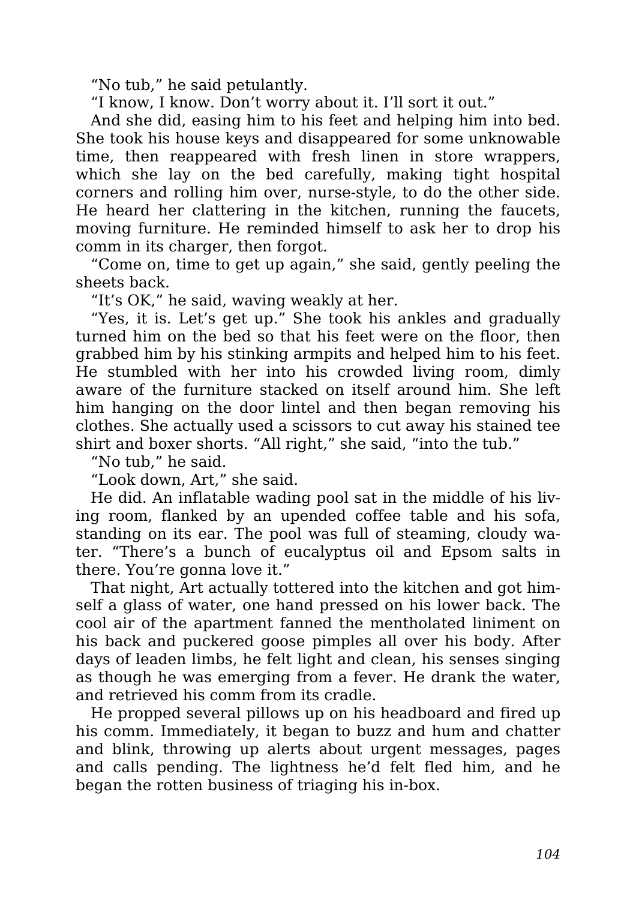“No tub,” he said petulantly.

“I know, I know. Don’t worry about it. I’ll sort it out.”

And she did, easing him to his feet and helping him into bed. She took his house keys and disappeared for some unknowable time, then reappeared with fresh linen in store wrappers, which she lay on the bed carefully, making tight hospital corners and rolling him over, nurse-style, to do the other side. He heard her clattering in the kitchen, running the faucets, moving furniture. He reminded himself to ask her to drop his comm in its charger, then forgot.

“Come on, time to get up again,” she said, gently peeling the sheets back.

“It’s OK,” he said, waving weakly at her.

“Yes, it is. Let’s get up.” She took his ankles and gradually turned him on the bed so that his feet were on the floor, then grabbed him by his stinking armpits and helped him to his feet. He stumbled with her into his crowded living room, dimly aware of the furniture stacked on itself around him. She left him hanging on the door lintel and then began removing his clothes. She actually used a scissors to cut away his stained tee shirt and boxer shorts. “All right,” she said, “into the tub.”

“No tub,” he said.

“Look down, Art,” she said.

He did. An inflatable wading pool sat in the middle of his living room, flanked by an upended coffee table and his sofa, standing on its ear. The pool was full of steaming, cloudy water. “There’s a bunch of eucalyptus oil and Epsom salts in there. You’re gonna love it.”

That night, Art actually tottered into the kitchen and got himself a glass of water, one hand pressed on his lower back. The cool air of the apartment fanned the mentholated liniment on his back and puckered goose pimples all over his body. After days of leaden limbs, he felt light and clean, his senses singing as though he was emerging from a fever. He drank the water, and retrieved his comm from its cradle.

He propped several pillows up on his headboard and fired up his comm. Immediately, it began to buzz and hum and chatter and blink, throwing up alerts about urgent messages, pages and calls pending. The lightness he’d felt fled him, and he began the rotten business of triaging his in-box.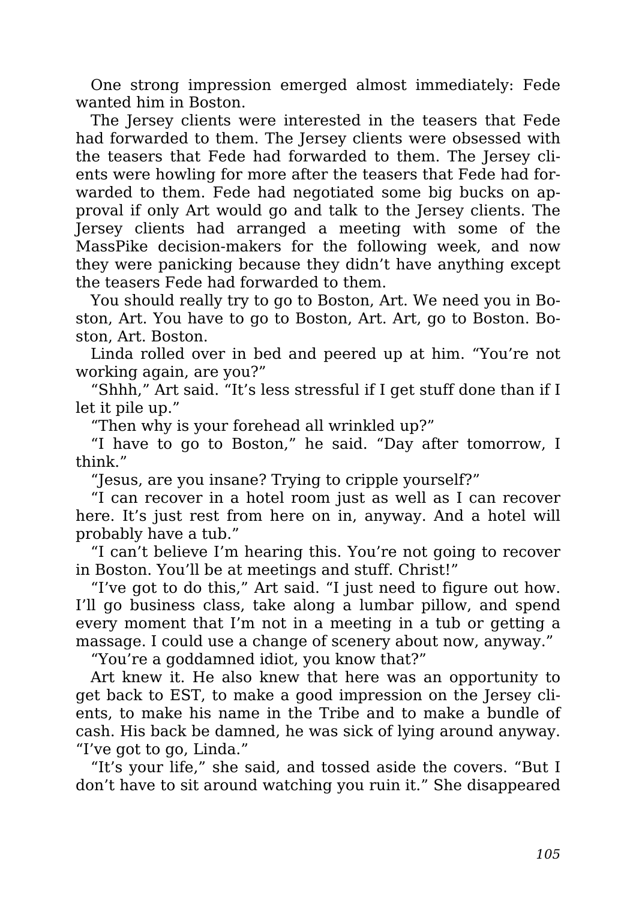One strong impression emerged almost immediately: Fede wanted him in Boston.

The Jersey clients were interested in the teasers that Fede had forwarded to them. The Jersey clients were obsessed with the teasers that Fede had forwarded to them. The Jersey clients were howling for more after the teasers that Fede had forwarded to them. Fede had negotiated some big bucks on approval if only Art would go and talk to the Jersey clients. The Jersey clients had arranged a meeting with some of the MassPike decision-makers for the following week, and now they were panicking because they didn't have anything except the teasers Fede had forwarded to them.

You should really try to go to Boston, Art. We need you in Boston, Art. You have to go to Boston, Art. Art, go to Boston. Boston, Art. Boston.

Linda rolled over in bed and peered up at him. "You're not working again, are you?"

"Shhh," Art said. "It's less stressful if I get stuff done than if I let it pile up."

"Then why is your forehead all wrinkled up?"

"I have to go to Boston," he said. "Day after tomorrow, I think."

"Jesus, are you insane? Trying to cripple yourself?"

"I can recover in a hotel room just as well as I can recover here. It's just rest from here on in, anyway. And a hotel will probably have a tub."

"I can't believe I'm hearing this. You're not going to recover in Boston. You'll be at meetings and stuff. Christ!"

"I've got to do this," Art said. "I just need to figure out how. I'll go business class, take along a lumbar pillow, and spend every moment that I'm not in a meeting in a tub or getting a massage. I could use a change of scenery about now, anyway."

"You're a goddamned idiot, you know that?"

Art knew it. He also knew that here was an opportunity to get back to EST, to make a good impression on the Jersey clients, to make his name in the Tribe and to make a bundle of cash. His back be damned, he was sick of lying around anyway. "I've got to go, Linda."

"It's your life," she said, and tossed aside the covers. "But I don't have to sit around watching you ruin it." She disappeared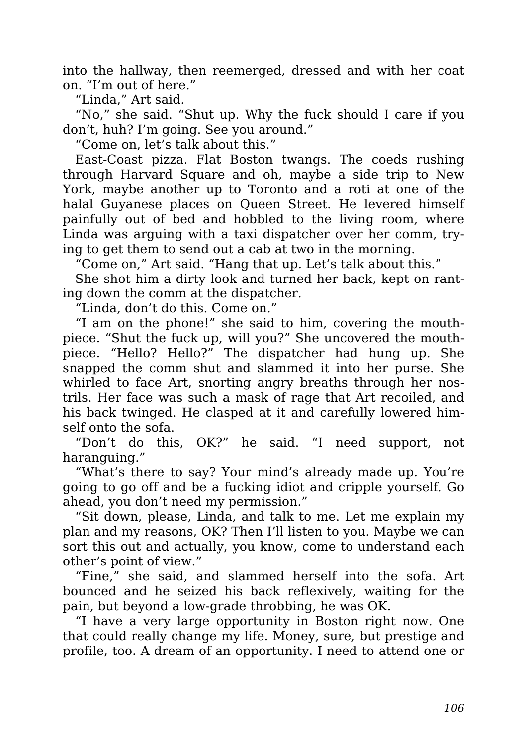into the hallway, then reemerged, dressed and with her coat on. “I’m out of here.”

“Linda,” Art said.

“No,” she said. “Shut up. Why the fuck should I care if you don’t, huh? I’m going. See you around.”

“Come on, let’s talk about this.”

East-Coast pizza. Flat Boston twangs. The coeds rushing through Harvard Square and oh, maybe a side trip to New York, maybe another up to Toronto and a roti at one of the halal Guyanese places on Queen Street. He levered himself painfully out of bed and hobbled to the living room, where Linda was arguing with a taxi dispatcher over her comm, trying to get them to send out a cab at two in the morning.

“Come on,” Art said. “Hang that up. Let’s talk about this.”

She shot him a dirty look and turned her back, kept on ranting down the comm at the dispatcher.

“Linda, don’t do this. Come on.”

“I am on the phone!” she said to him, covering the mouthpiece. “Shut the fuck up, will you?” She uncovered the mouthpiece. “Hello? Hello?” The dispatcher had hung up. She snapped the comm shut and slammed it into her purse. She whirled to face Art, snorting angry breaths through her nostrils. Her face was such a mask of rage that Art recoiled, and his back twinged. He clasped at it and carefully lowered himself onto the sofa.

“Don’t do this, OK?” he said. “I need support, not haranguing.”

“What’s there to say? Your mind’s already made up. You’re going to go off and be a fucking idiot and cripple yourself. Go ahead, you don’t need my permission.”

“Sit down, please, Linda, and talk to me. Let me explain my plan and my reasons, OK? Then I’ll listen to you. Maybe we can sort this out and actually, you know, come to understand each other’s point of view.”

“Fine,” she said, and slammed herself into the sofa. Art bounced and he seized his back reflexively, waiting for the pain, but beyond a low-grade throbbing, he was OK.

“I have a very large opportunity in Boston right now. One that could really change my life. Money, sure, but prestige and profile, too. A dream of an opportunity. I need to attend one or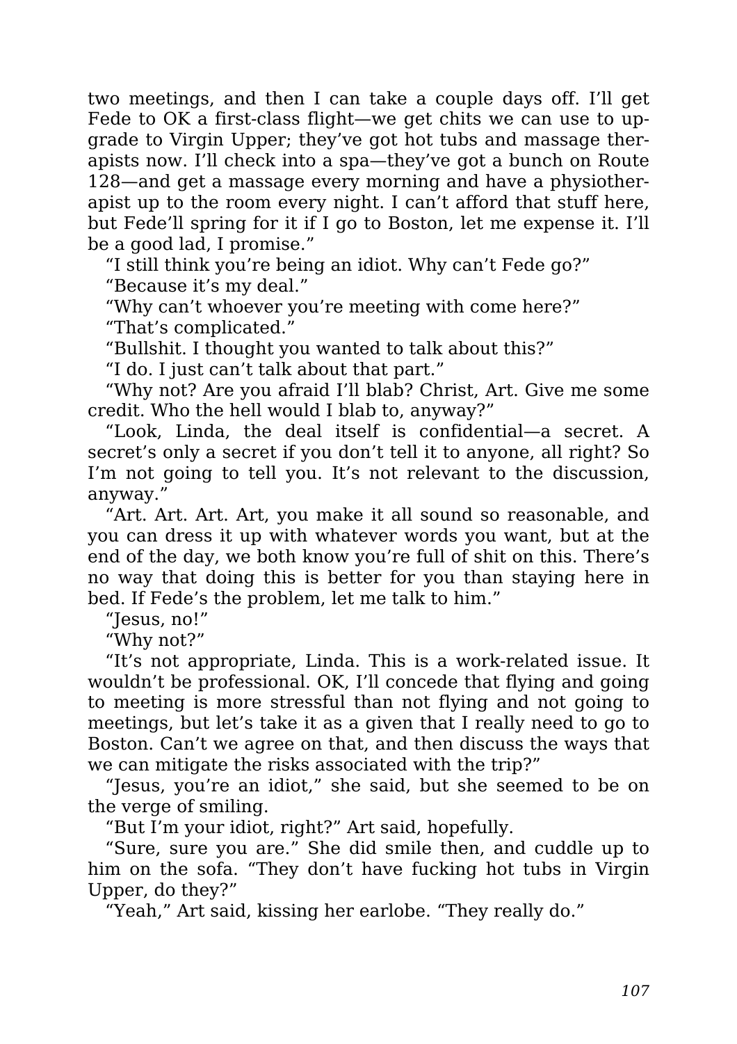two meetings, and then I can take a couple days off. I'll get Fede to OK a first-class flight—we get chits we can use to upgrade to Virgin Upper; they've got hot tubs and massage therapists now. I'll check into a spa—they've got a bunch on Route 128—and get a massage every morning and have a physiotherapist up to the room every night. I can't afford that stuff here, but Fede'll spring for it if I go to Boston, let me expense it. I'll be a good lad, I promise."

"I still think you're being an idiot. Why can't Fede go?"

"Because it's my deal."

"Why can't whoever you're meeting with come here?"

"That's complicated."

"Bullshit. I thought you wanted to talk about this?"

"I do. I just can't talk about that part."

"Why not? Are you afraid I'll blab? Christ, Art. Give me some credit. Who the hell would I blab to, anyway?"

"Look, Linda, the deal itself is confidential—a secret. A secret's only a secret if you don't tell it to anyone, all right? So I'm not going to tell you. It's not relevant to the discussion, anyway."

"Art. Art. Art. Art, you make it all sound so reasonable, and you can dress it up with whatever words you want, but at the end of the day, we both know you're full of shit on this. There's no way that doing this is better for you than staying here in bed. If Fede's the problem, let me talk to him."

"Jesus, no!"

"Why not?"

"It's not appropriate, Linda. This is a work-related issue. It wouldn't be professional. OK, I'll concede that flying and going to meeting is more stressful than not flying and not going to meetings, but let's take it as a given that I really need to go to Boston. Can't we agree on that, and then discuss the ways that we can mitigate the risks associated with the trip?"

"Jesus, you're an idiot," she said, but she seemed to be on the verge of smiling.

"But I'm your idiot, right?" Art said, hopefully.

"Sure, sure you are." She did smile then, and cuddle up to him on the sofa. "They don't have fucking hot tubs in Virgin Upper, do they?"

"Yeah," Art said, kissing her earlobe. "They really do."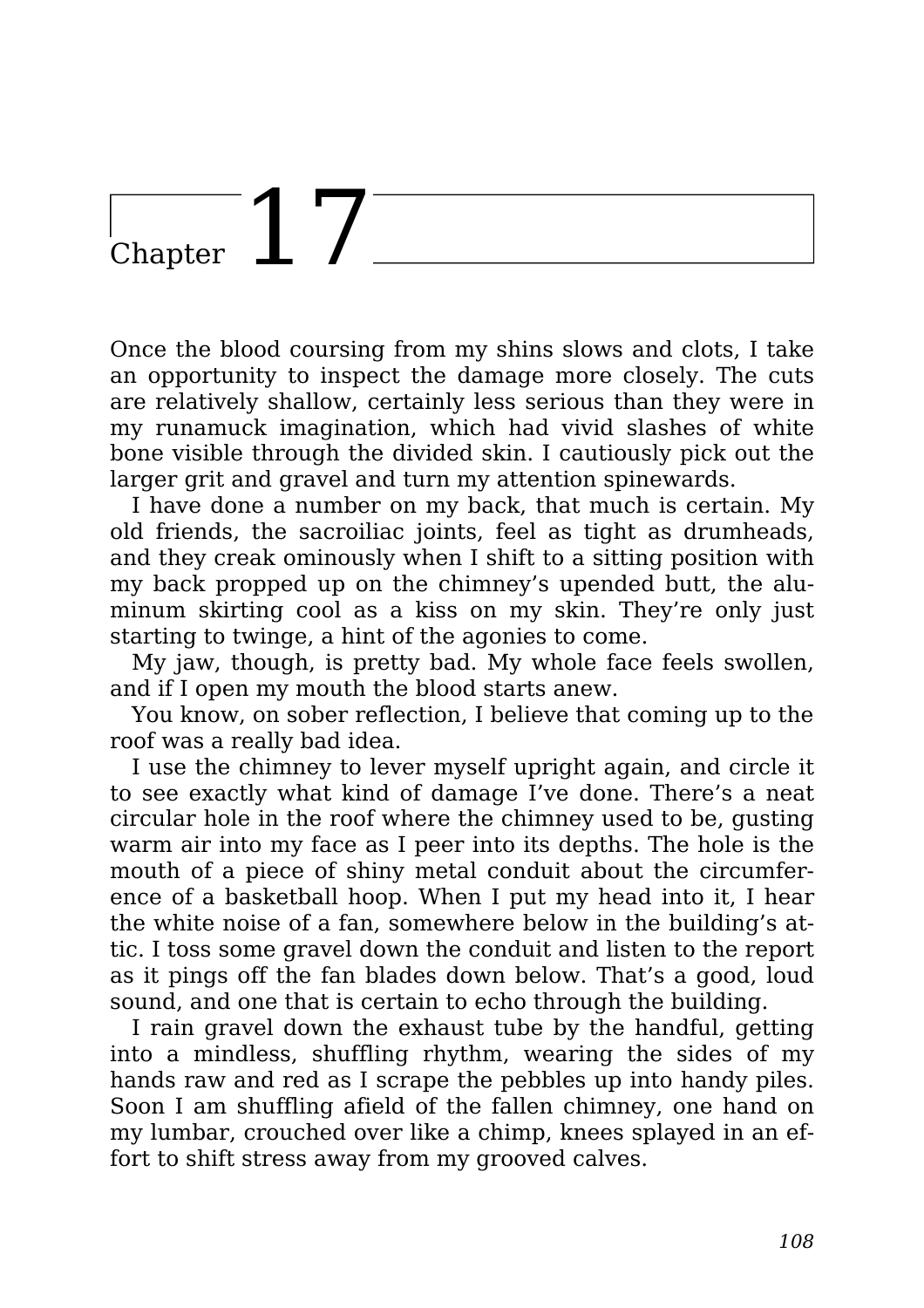# Chapter 17

Once the blood coursing from my shins slows and clots, I take an opportunity to inspect the damage more closely. The cuts are relatively shallow, certainly less serious than they were in my runamuck imagination, which had vivid slashes of white bone visible through the divided skin. I cautiously pick out the larger grit and gravel and turn my attention spinewards.

I have done a number on my back, that much is certain. My old friends, the sacroiliac joints, feel as tight as drumheads, and they creak ominously when I shift to a sitting position with my back propped up on the chimney's upended butt, the aluminum skirting cool as a kiss on my skin. They're only just starting to twinge, a hint of the agonies to come.

My jaw, though, is pretty bad. My whole face feels swollen, and if I open my mouth the blood starts anew.

You know, on sober reflection, I believe that coming up to the roof was a really bad idea.

I use the chimney to lever myself upright again, and circle it to see exactly what kind of damage I've done. There's a neat circular hole in the roof where the chimney used to be, gusting warm air into my face as I peer into its depths. The hole is the mouth of a piece of shiny metal conduit about the circumference of a basketball hoop. When I put my head into it, I hear the white noise of a fan, somewhere below in the building's attic. I toss some gravel down the conduit and listen to the report as it pings off the fan blades down below. That's a good, loud sound, and one that is certain to echo through the building.

I rain gravel down the exhaust tube by the handful, getting into a mindless, shuffling rhythm, wearing the sides of my hands raw and red as I scrape the pebbles up into handy piles. Soon I am shuffling afield of the fallen chimney, one hand on my lumbar, crouched over like a chimp, knees splayed in an effort to shift stress away from my grooved calves.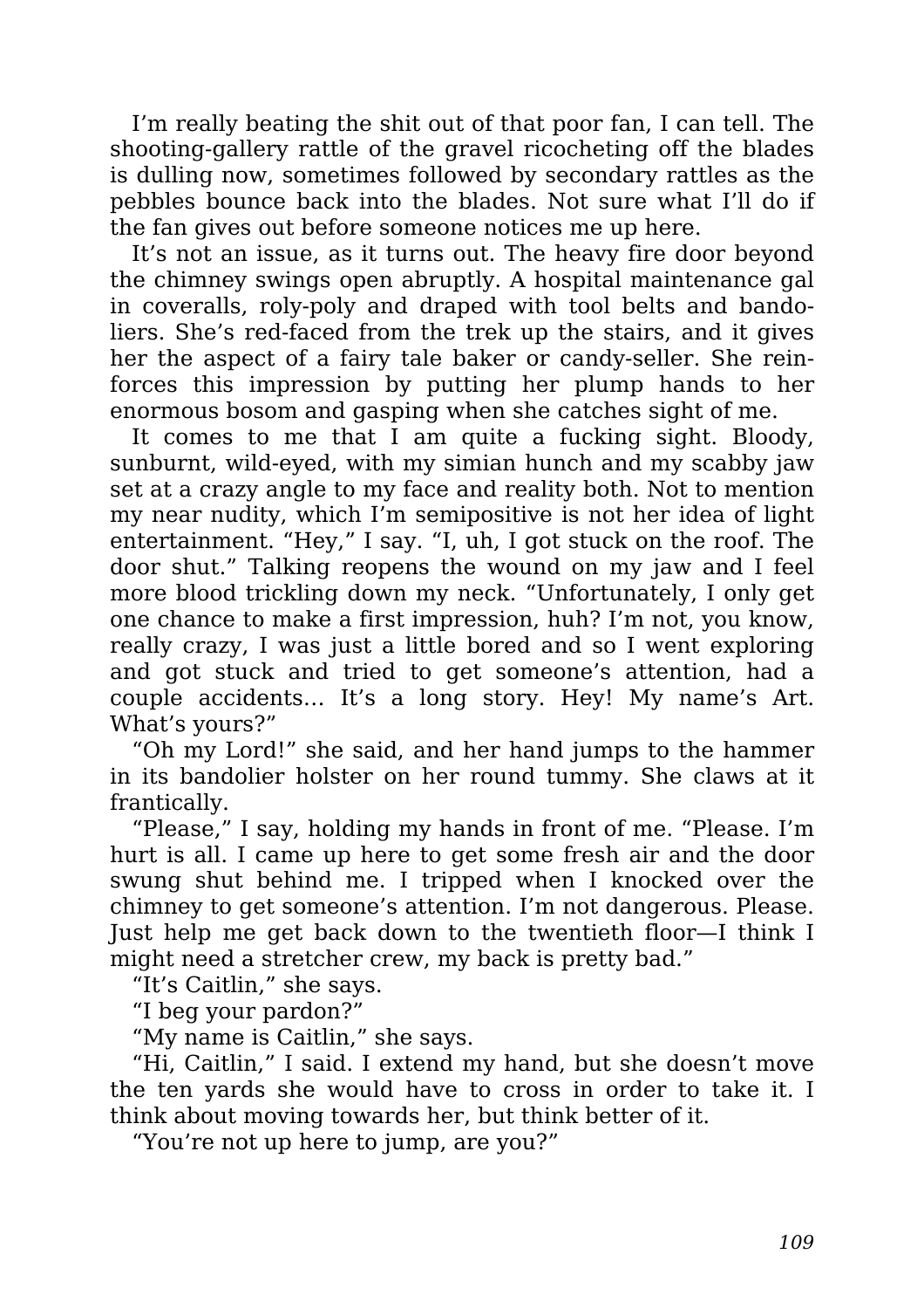I'm really beating the shit out of that poor fan, I can tell. The shooting-gallery rattle of the gravel ricocheting off the blades is dulling now, sometimes followed by secondary rattles as the pebbles bounce back into the blades. Not sure what I'll do if the fan gives out before someone notices me up here.

It's not an issue, as it turns out. The heavy fire door beyond the chimney swings open abruptly. A hospital maintenance gal in coveralls, roly-poly and draped with tool belts and bandoliers. She's red-faced from the trek up the stairs, and it gives her the aspect of a fairy tale baker or candy-seller. She reinforces this impression by putting her plump hands to her enormous bosom and gasping when she catches sight of me.

It comes to me that I am quite a fucking sight. Bloody, sunburnt, wild-eyed, with my simian hunch and my scabby jaw set at a crazy angle to my face and reality both. Not to mention my near nudity, which I'm semipositive is not her idea of light entertainment. "Hey," I say. "I, uh, I got stuck on the roof. The door shut." Talking reopens the wound on my jaw and I feel more blood trickling down my neck. "Unfortunately, I only get one chance to make a first impression, huh? I'm not, you know, really crazy, I was just a little bored and so I went exploring and got stuck and tried to get someone's attention, had a couple accidents… It's a long story. Hey! My name's Art. What's yours?"

"Oh my Lord!" she said, and her hand jumps to the hammer in its bandolier holster on her round tummy. She claws at it frantically.

"Please," I say, holding my hands in front of me. "Please. I'm hurt is all. I came up here to get some fresh air and the door swung shut behind me. I tripped when I knocked over the chimney to get someone's attention. I'm not dangerous. Please. Just help me get back down to the twentieth floor—I think I might need a stretcher crew, my back is pretty bad."

"It's Caitlin," she says.

"I beg your pardon?"

"My name is Caitlin," she says.

"Hi, Caitlin," I said. I extend my hand, but she doesn't move the ten yards she would have to cross in order to take it. I think about moving towards her, but think better of it.

"You're not up here to jump, are you?"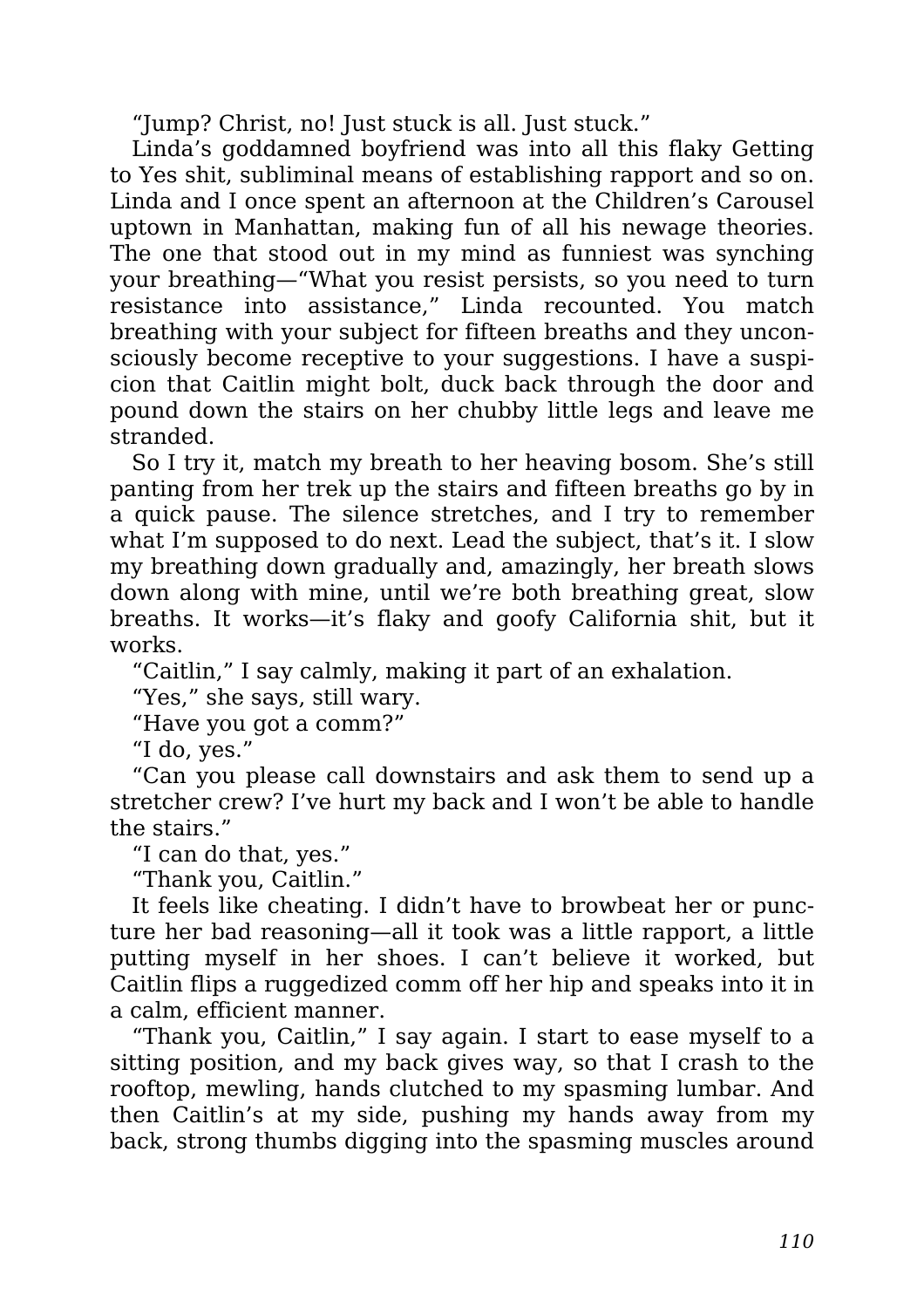"Jump? Christ, no! Just stuck is all. Just stuck."

Linda's goddamned boyfriend was into all this flaky Getting to Yes shit, subliminal means of establishing rapport and so on. Linda and I once spent an afternoon at the Children's Carousel uptown in Manhattan, making fun of all his newage theories. The one that stood out in my mind as funniest was synching your breathing—"What you resist persists, so you need to turn resistance into assistance," Linda recounted. You match breathing with your subject for fifteen breaths and they unconsciously become receptive to your suggestions. I have a suspicion that Caitlin might bolt, duck back through the door and pound down the stairs on her chubby little legs and leave me stranded.

So I try it, match my breath to her heaving bosom. She's still panting from her trek up the stairs and fifteen breaths go by in a quick pause. The silence stretches, and I try to remember what I'm supposed to do next. Lead the subject, that's it. I slow my breathing down gradually and, amazingly, her breath slows down along with mine, until we're both breathing great, slow breaths. It works—it's flaky and goofy California shit, but it works.

"Caitlin," I say calmly, making it part of an exhalation.

"Yes," she says, still wary.

"Have you got a comm?"

"I do, yes."

"Can you please call downstairs and ask them to send up a stretcher crew? I've hurt my back and I won't be able to handle the stairs."

"I can do that, yes."

"Thank you, Caitlin."

It feels like cheating. I didn't have to browbeat her or puncture her bad reasoning—all it took was a little rapport, a little putting myself in her shoes. I can't believe it worked, but Caitlin flips a ruggedized comm off her hip and speaks into it in a calm, efficient manner.

"Thank you, Caitlin," I say again. I start to ease myself to a sitting position, and my back gives way, so that I crash to the rooftop, mewling, hands clutched to my spasming lumbar. And then Caitlin's at my side, pushing my hands away from my back, strong thumbs digging into the spasming muscles around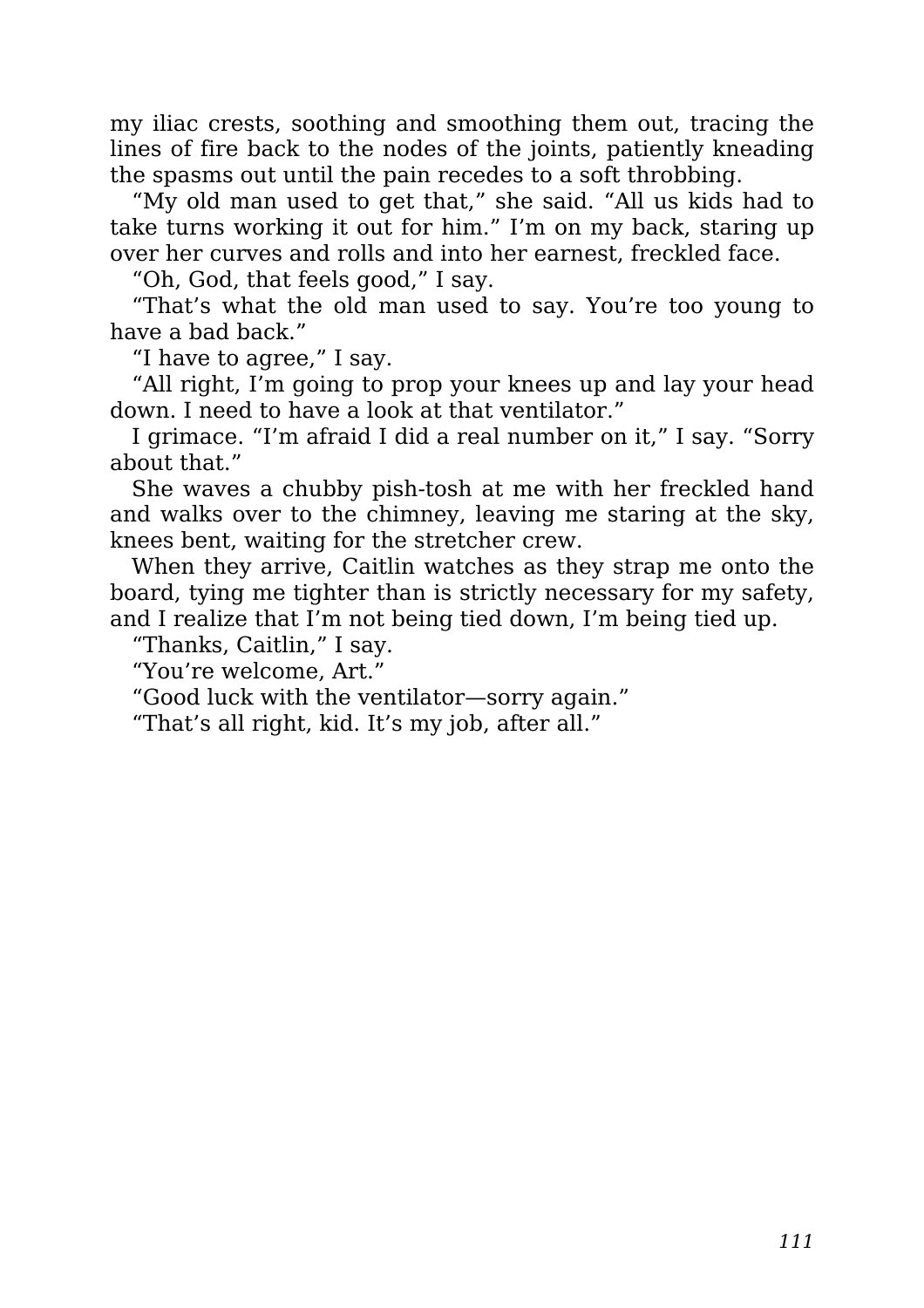my iliac crests, soothing and smoothing them out, tracing the lines of fire back to the nodes of the joints, patiently kneading the spasms out until the pain recedes to a soft throbbing.

"My old man used to get that," she said. "All us kids had to take turns working it out for him." I'm on my back, staring up over her curves and rolls and into her earnest, freckled face.

"Oh, God, that feels good," I say.

"That's what the old man used to say. You're too young to have a bad back."

"I have to agree," I say.

"All right, I'm going to prop your knees up and lay your head down. I need to have a look at that ventilator."

I grimace. "I'm afraid I did a real number on it," I say. "Sorry about that."

She waves a chubby pish-tosh at me with her freckled hand and walks over to the chimney, leaving me staring at the sky, knees bent, waiting for the stretcher crew.

When they arrive, Caitlin watches as they strap me onto the board, tying me tighter than is strictly necessary for my safety, and I realize that I'm not being tied down, I'm being tied up.

"Thanks, Caitlin," I say.

"You're welcome, Art."

"Good luck with the ventilator—sorry again."

"That's all right, kid. It's my job, after all."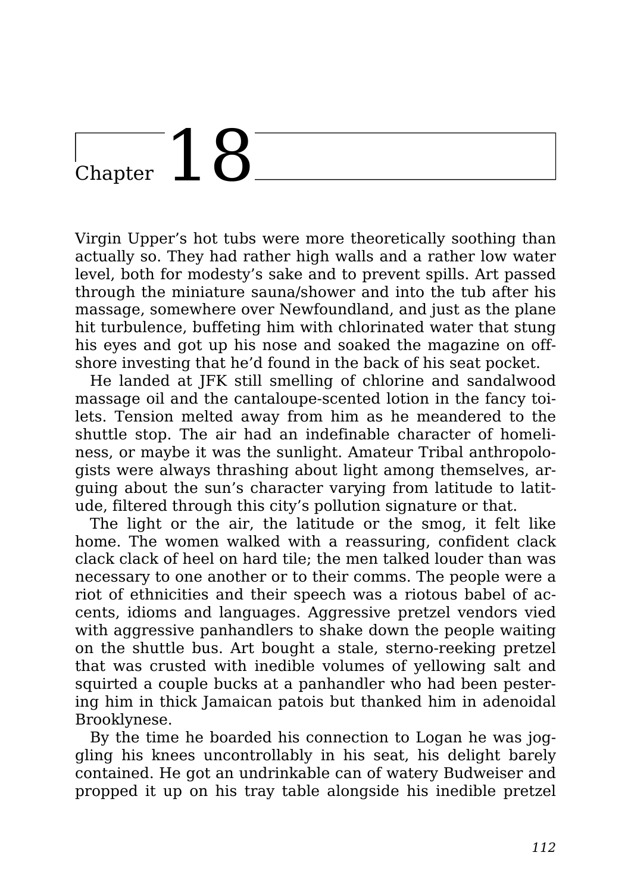# Chapter 18

Virgin Upper's hot tubs were more theoretically soothing than actually so. They had rather high walls and a rather low water level, both for modesty's sake and to prevent spills. Art passed through the miniature sauna/shower and into the tub after his massage, somewhere over Newfoundland, and just as the plane hit turbulence, buffeting him with chlorinated water that stung his eyes and got up his nose and soaked the magazine on offshore investing that he'd found in the back of his seat pocket.

He landed at JFK still smelling of chlorine and sandalwood massage oil and the cantaloupe-scented lotion in the fancy toilets. Tension melted away from him as he meandered to the shuttle stop. The air had an indefinable character of homeliness, or maybe it was the sunlight. Amateur Tribal anthropologists were always thrashing about light among themselves, arguing about the sun's character varying from latitude to latitude, filtered through this city's pollution signature or that.

The light or the air, the latitude or the smog, it felt like home. The women walked with a reassuring, confident clack clack clack of heel on hard tile; the men talked louder than was necessary to one another or to their comms. The people were a riot of ethnicities and their speech was a riotous babel of accents, idioms and languages. Aggressive pretzel vendors vied with aggressive panhandlers to shake down the people waiting on the shuttle bus. Art bought a stale, sterno-reeking pretzel that was crusted with inedible volumes of yellowing salt and squirted a couple bucks at a panhandler who had been pestering him in thick Jamaican patois but thanked him in adenoidal Brooklynese.

By the time he boarded his connection to Logan he was joggling his knees uncontrollably in his seat, his delight barely contained. He got an undrinkable can of watery Budweiser and propped it up on his tray table alongside his inedible pretzel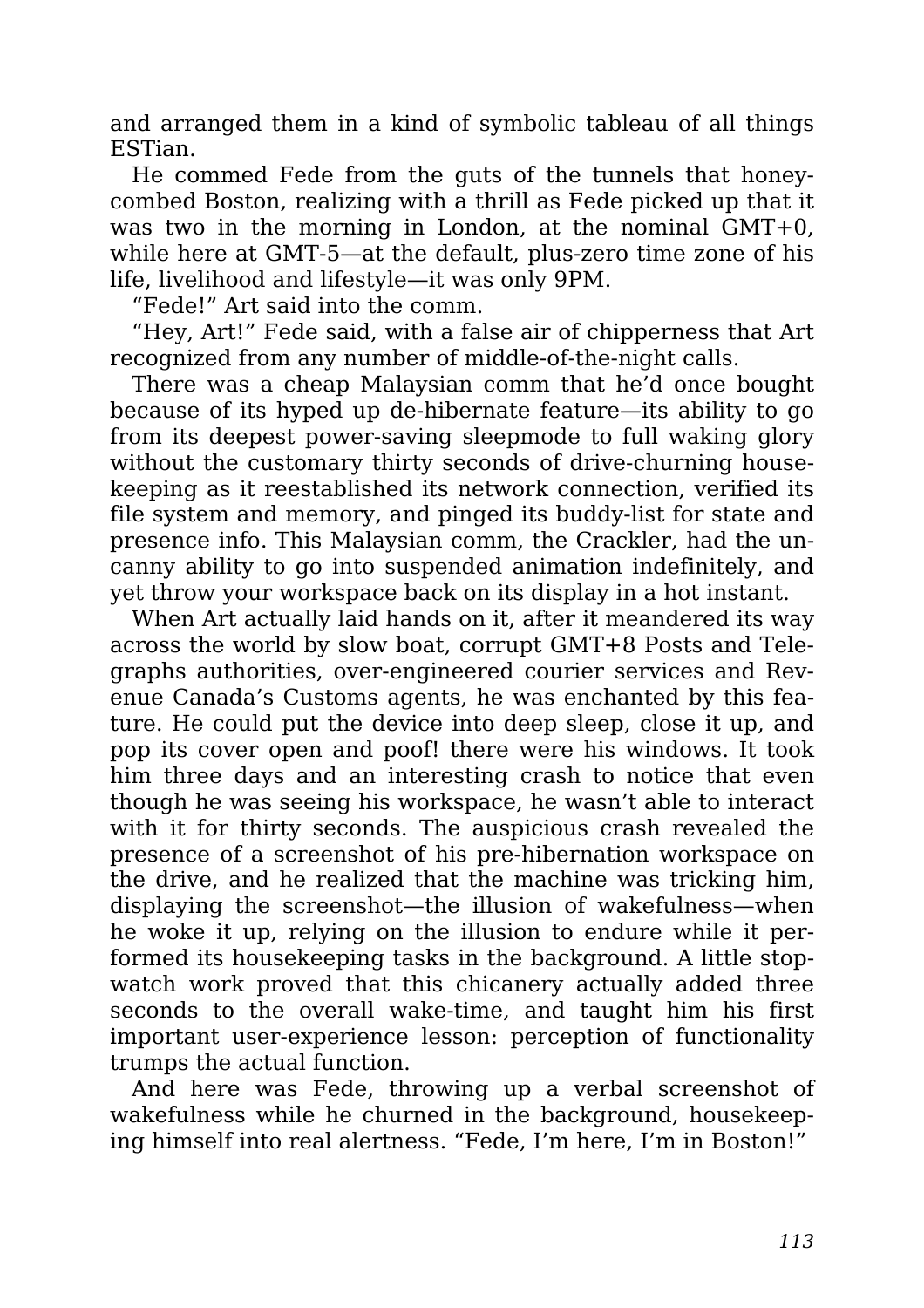and arranged them in a kind of symbolic tableau of all things ESTian.

He commed Fede from the guts of the tunnels that honeycombed Boston, realizing with a thrill as Fede picked up that it was two in the morning in London, at the nominal GMT+0, while here at GMT-5—at the default, plus-zero time zone of his life, livelihood and lifestyle—it was only 9PM.

"Fede!" Art said into the comm.

"Hey, Art!" Fede said, with a false air of chipperness that Art recognized from any number of middle-of-the-night calls.

There was a cheap Malaysian comm that he'd once bought because of its hyped up de-hibernate feature—its ability to go from its deepest power-saving sleepmode to full waking glory without the customary thirty seconds of drive-churning housekeeping as it reestablished its network connection, verified its file system and memory, and pinged its buddy-list for state and presence info. This Malaysian comm, the Crackler, had the uncanny ability to go into suspended animation indefinitely, and yet throw your workspace back on its display in a hot instant.

When Art actually laid hands on it, after it meandered its way across the world by slow boat, corrupt GMT+8 Posts and Telegraphs authorities, over-engineered courier services and Revenue Canada's Customs agents, he was enchanted by this feature. He could put the device into deep sleep, close it up, and pop its cover open and poof! there were his windows. It took him three days and an interesting crash to notice that even though he was seeing his workspace, he wasn't able to interact with it for thirty seconds. The auspicious crash revealed the presence of a screenshot of his pre-hibernation workspace on the drive, and he realized that the machine was tricking him, displaying the screenshot—the illusion of wakefulness—when he woke it up, relying on the illusion to endure while it performed its housekeeping tasks in the background. A little stopwatch work proved that this chicanery actually added three seconds to the overall wake-time, and taught him his first important user-experience lesson: perception of functionality trumps the actual function.

And here was Fede, throwing up a verbal screenshot of wakefulness while he churned in the background, housekeeping himself into real alertness. "Fede, I'm here, I'm in Boston!"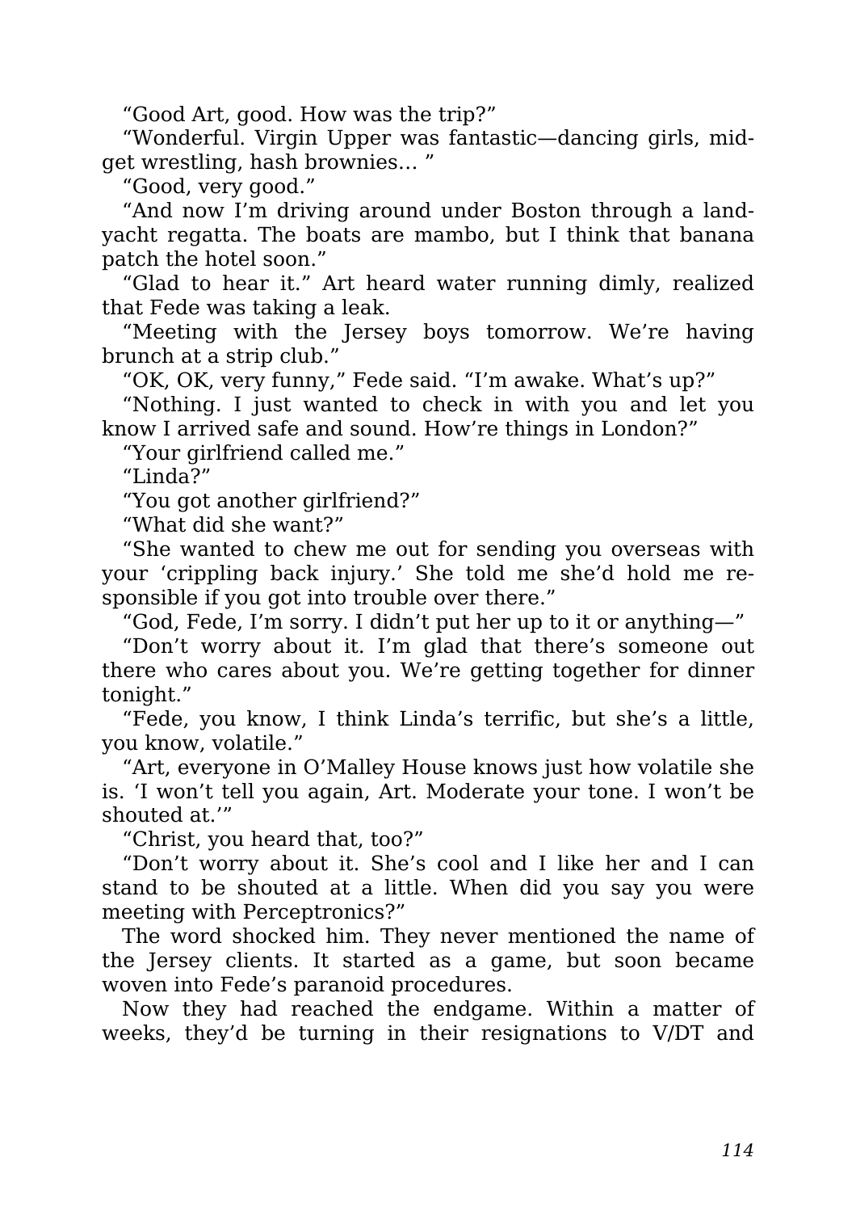"Good Art, good. How was the trip?"

"Wonderful. Virgin Upper was fantastic—dancing girls, midget wrestling, hash brownies… "

"Good, very good."

"And now I'm driving around under Boston through a land-yacht regatta. The boats are mambo, but I think that banana patch the hotel soon."

"Glad to hear it." Art heard water running dimly, realized that Fede was taking a leak.

"Meeting with the Jersey boys tomorrow. We're having brunch at a strip club."

"OK, OK, very funny," Fede said. "I'm awake. What's up?"

"Nothing. I just wanted to check in with you and let you know I arrived safe and sound. How're things in London?"

"Your girlfriend called me."

"Linda?"

"You got another girlfriend?"

"What did she want?"

"She wanted to chew me out for sending you overseas with your 'crippling back injury.' She told me she'd hold me responsible if you got into trouble over there."

"God, Fede, I'm sorry. I didn't put her up to it or anything—"

"Don't worry about it. I'm glad that there's someone out there who cares about you. We're getting together for dinner tonight."

"Fede, you know, I think Linda's terrific, but she's a little, you know, volatile."

"Art, everyone in O'Malley House knows just how volatile she is. 'I won't tell you again, Art. Moderate your tone. I won't be shouted at.'"

"Christ, you heard that, too?"

"Don't worry about it. She's cool and I like her and I can stand to be shouted at a little. When did you say you were meeting with Perceptronics?"

The word shocked him. They never mentioned the name of the Jersey clients. It started as a game, but soon became woven into Fede's paranoid procedures.

Now they had reached the endgame. Within a matter of weeks, they'd be turning in their resignations to V/DT and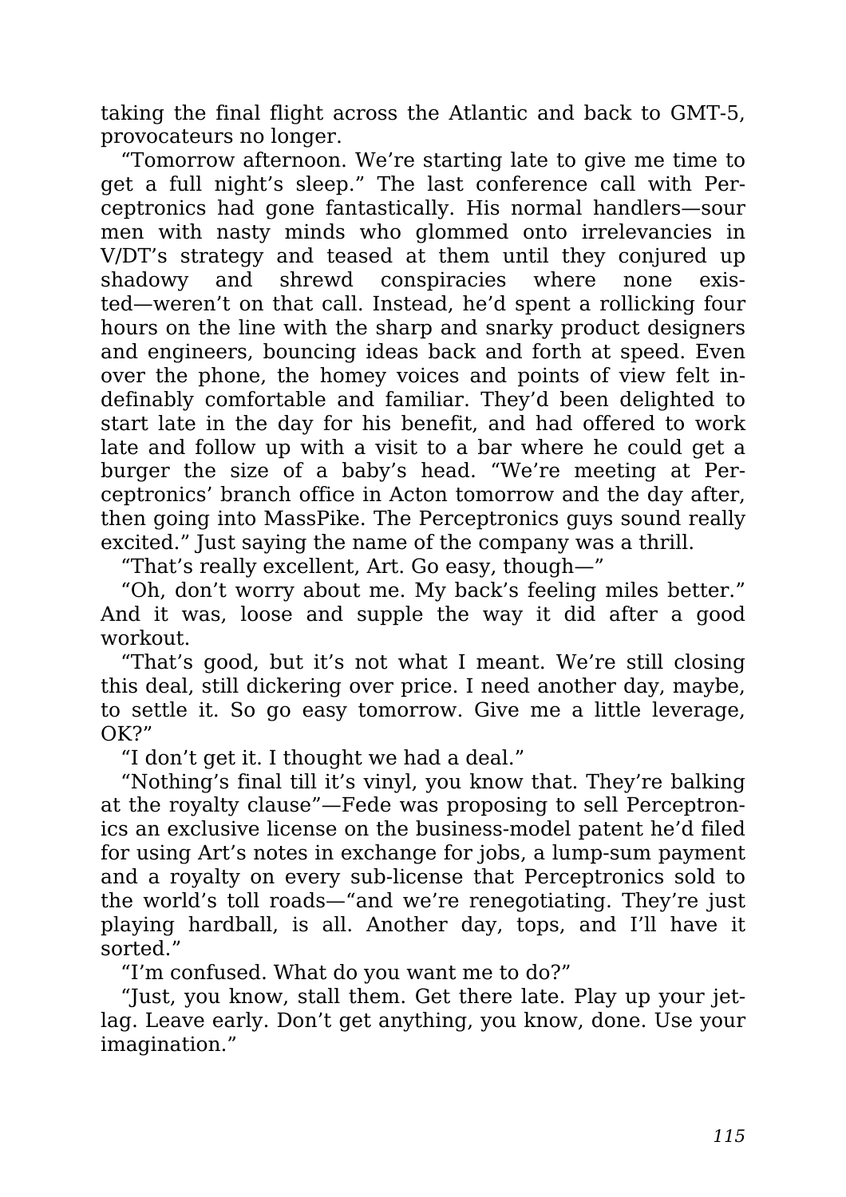taking the final flight across the Atlantic and back to GMT-5, provocateurs no longer.

"Tomorrow afternoon. We're starting late to give me time to get a full night's sleep." The last conference call with Perceptronics had gone fantastically. His normal handlers—sour men with nasty minds who glommed onto irrelevancies in V/DT's strategy and teased at them until they conjured up shadowy and shrewd conspiracies where none existed—weren't on that call. Instead, he'd spent a rollicking four hours on the line with the sharp and snarky product designers and engineers, bouncing ideas back and forth at speed. Even over the phone, the homey voices and points of view felt indefinably comfortable and familiar. They'd been delighted to start late in the day for his benefit, and had offered to work late and follow up with a visit to a bar where he could get a burger the size of a baby's head. "We're meeting at Perceptronics' branch office in Acton tomorrow and the day after, then going into MassPike. The Perceptronics guys sound really excited." Just saying the name of the company was a thrill.

"That's really excellent, Art. Go easy, though—"

"Oh, don't worry about me. My back's feeling miles better." And it was, loose and supple the way it did after a good workout.

"That's good, but it's not what I meant. We're still closing this deal, still dickering over price. I need another day, maybe, to settle it. So go easy tomorrow. Give me a little leverage, OK?"

"I don't get it. I thought we had a deal."

"Nothing's final till it's vinyl, you know that. They're balking at the royalty clause"—Fede was proposing to sell Perceptronics an exclusive license on the business-model patent he'd filed for using Art's notes in exchange for jobs, a lump-sum payment and a royalty on every sub-license that Perceptronics sold to the world's toll roads—"and we're renegotiating. They're just playing hardball, is all. Another day, tops, and I'll have it sorted."

"I'm confused. What do you want me to do?"

"Just, you know, stall them. Get there late. Play up your jet-lag. Leave early. Don't get anything, you know, done. Use your imagination."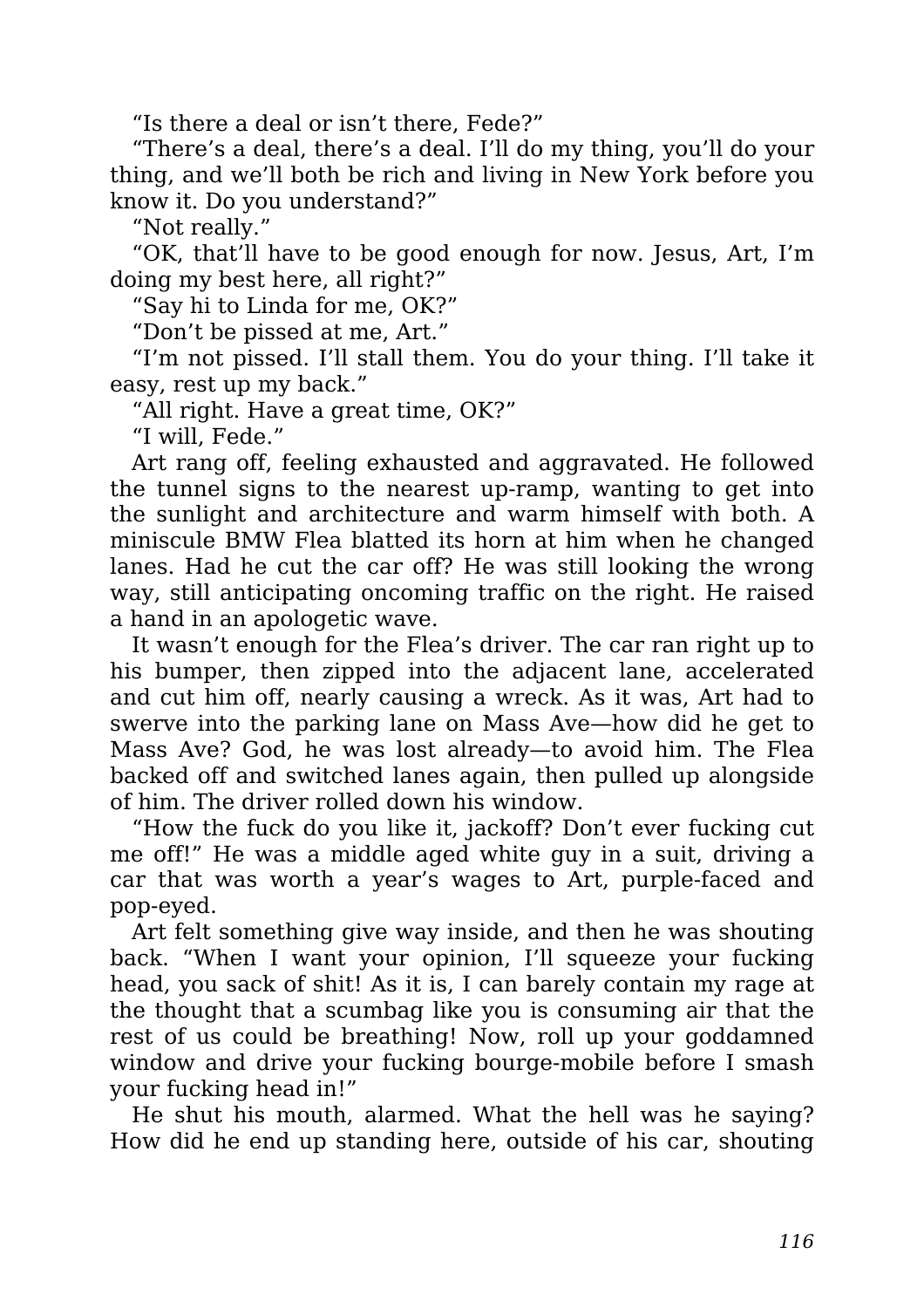"Is there a deal or isn't there, Fede?"

"There's a deal, there's a deal. I'll do my thing, you'll do your thing, and we'll both be rich and living in New York before you know it. Do you understand?"

"Not really."

"OK, that'll have to be good enough for now. Jesus, Art, I'm doing my best here, all right?"

"Say hi to Linda for me, OK?"

"Don't be pissed at me, Art."

"I'm not pissed. I'll stall them. You do your thing. I'll take it easy, rest up my back."

"All right. Have a great time, OK?"

"I will, Fede."

Art rang off, feeling exhausted and aggravated. He followed the tunnel signs to the nearest up-ramp, wanting to get into the sunlight and architecture and warm himself with both. A miniscule BMW Flea blatted its horn at him when he changed lanes. Had he cut the car off? He was still looking the wrong way, still anticipating oncoming traffic on the right. He raised a hand in an apologetic wave.

It wasn't enough for the Flea's driver. The car ran right up to his bumper, then zipped into the adjacent lane, accelerated and cut him off, nearly causing a wreck. As it was, Art had to swerve into the parking lane on Mass Ave—how did he get to Mass Ave? God, he was lost already—to avoid him. The Flea backed off and switched lanes again, then pulled up alongside of him. The driver rolled down his window.

"How the fuck do you like it, jackoff? Don't ever fucking cut me off!" He was a middle aged white guy in a suit, driving a car that was worth a year's wages to Art, purple-faced and pop-eyed.

Art felt something give way inside, and then he was shouting back. "When I want your opinion, I'll squeeze your fucking head, you sack of shit! As it is, I can barely contain my rage at the thought that a scumbag like you is consuming air that the rest of us could be breathing! Now, roll up your goddamned window and drive your fucking bourge-mobile before I smash your fucking head in!"

He shut his mouth, alarmed. What the hell was he saying? How did he end up standing here, outside of his car, shouting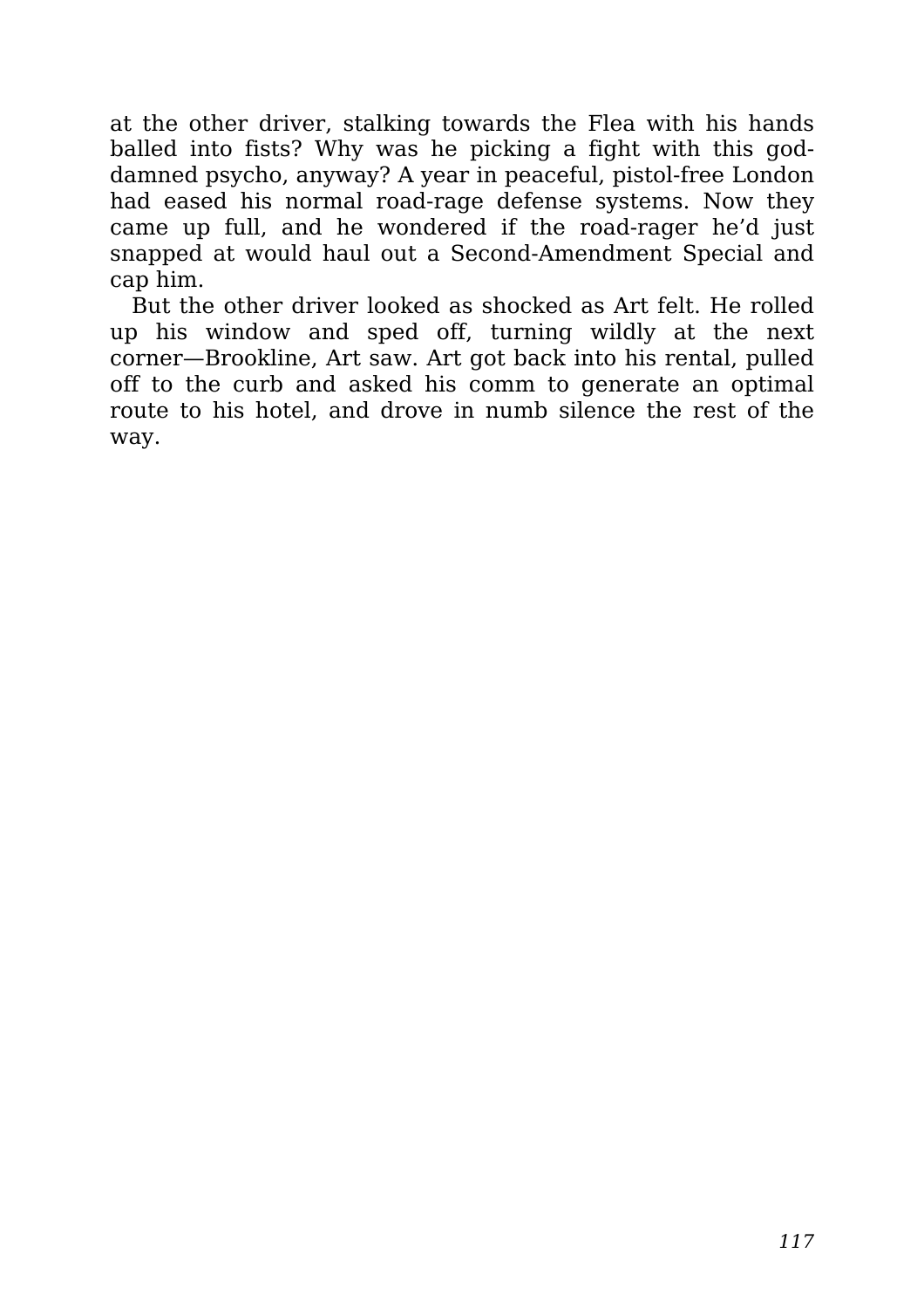at the other driver, stalking towards the Flea with his hands balled into fists? Why was he picking a fight with this god-damned psycho, anyway? A year in peaceful, pistol-free London had eased his normal road-rage defense systems. Now they came up full, and he wondered if the road-rager he'd just snapped at would haul out a Second-Amendment Special and cap him.

But the other driver looked as shocked as Art felt. He rolled up his window and sped off, turning wildly at the next corner—Brookline, Art saw. Art got back into his rental, pulled off to the curb and asked his comm to generate an optimal route to his hotel, and drove in numb silence the rest of the way.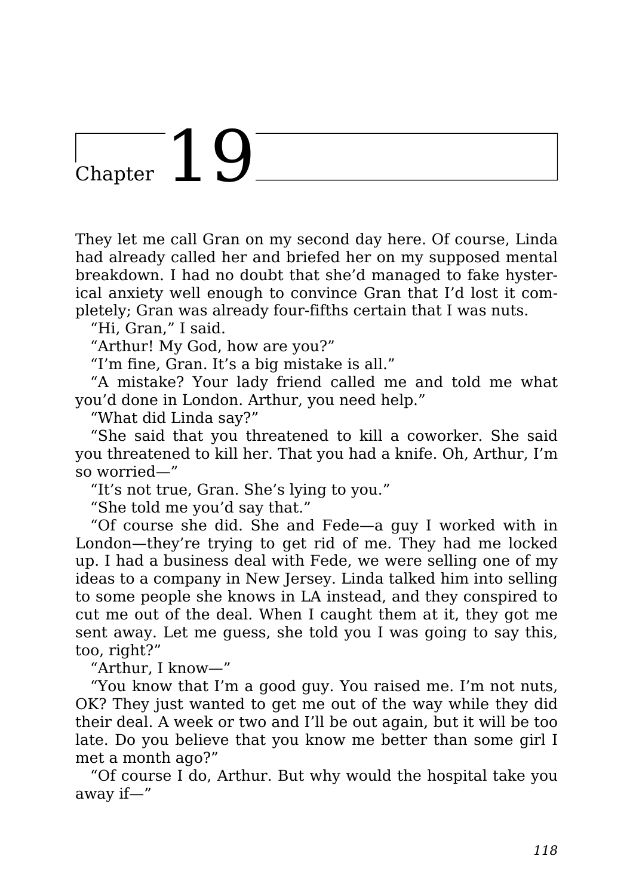# Chapter 19

They let me call Gran on my second day here. Of course, Linda had already called her and briefed her on my supposed mental breakdown. I had no doubt that she'd managed to fake hysterical anxiety well enough to convince Gran that I'd lost it completely; Gran was already four-fifths certain that I was nuts.

"Hi, Gran," I said.

"Arthur! My God, how are you?"

"I'm fine, Gran. It's a big mistake is all."

"A mistake? Your lady friend called me and told me what you'd done in London. Arthur, you need help."

"What did Linda say?"

"She said that you threatened to kill a coworker. She said you threatened to kill her. That you had a knife. Oh, Arthur, I'm so worried—"

"It's not true, Gran. She's lying to you."

"She told me you'd say that."

"Of course she did. She and Fede—a guy I worked with in London—they're trying to get rid of me. They had me locked up. I had a business deal with Fede, we were selling one of my ideas to a company in New Jersey. Linda talked him into selling to some people she knows in LA instead, and they conspired to cut me out of the deal. When I caught them at it, they got me sent away. Let me guess, she told you I was going to say this, too, right?"

"Arthur, I know—"

"You know that I'm a good guy. You raised me. I'm not nuts, OK? They just wanted to get me out of the way while they did their deal. A week or two and I'll be out again, but it will be too late. Do you believe that you know me better than some girl I met a month ago?"

"Of course I do, Arthur. But why would the hospital take you away if—"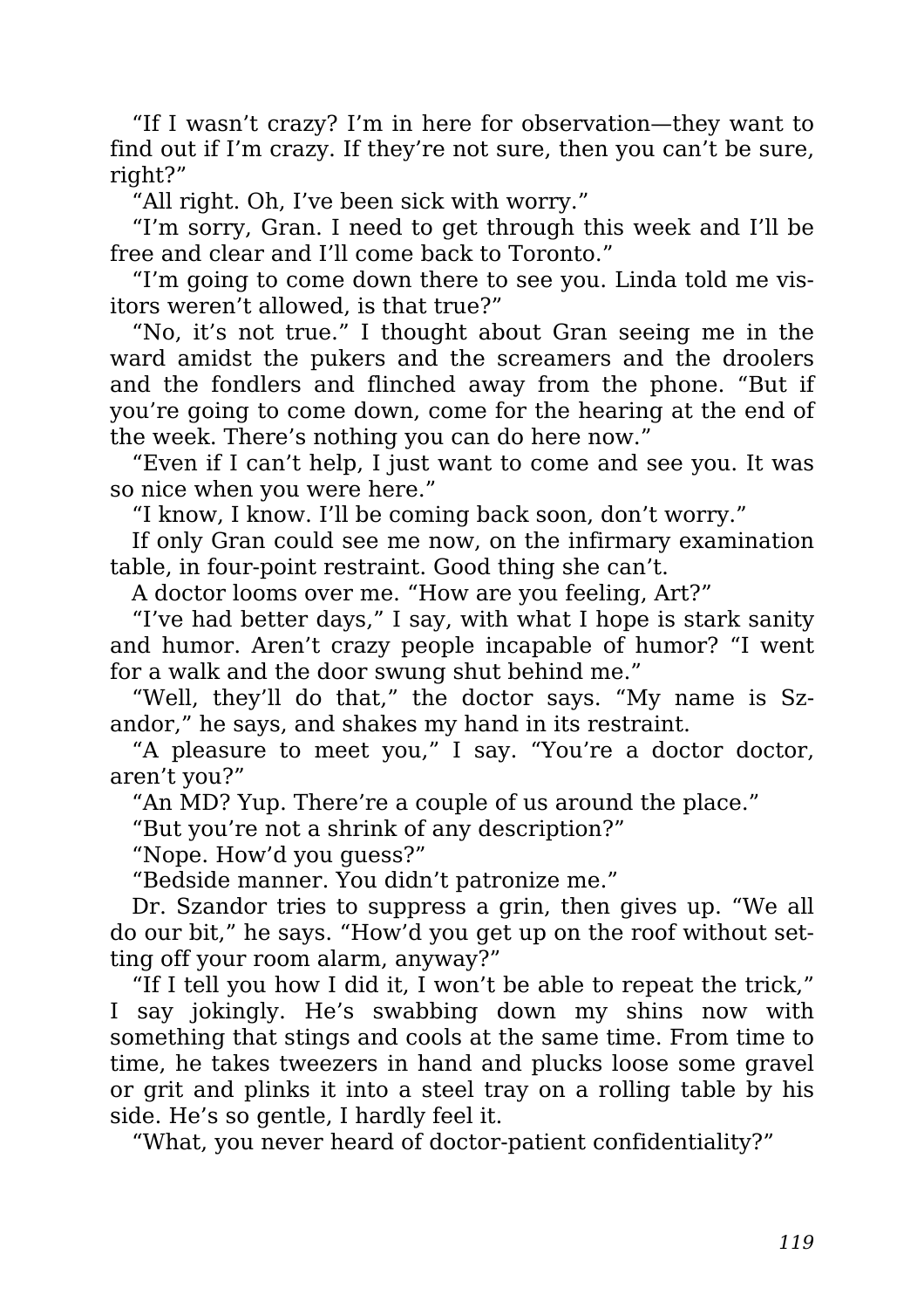"If I wasn't crazy? I'm in here for observation—they want to find out if I'm crazy. If they're not sure, then you can't be sure, right?"

"All right. Oh, I've been sick with worry."

"I'm sorry, Gran. I need to get through this week and I'll be free and clear and I'll come back to Toronto."

"I'm going to come down there to see you. Linda told me visitors weren't allowed, is that true?"

"No, it's not true." I thought about Gran seeing me in the ward amidst the pukers and the screamers and the droolers and the fondlers and flinched away from the phone. "But if you're going to come down, come for the hearing at the end of the week. There's nothing you can do here now."

"Even if I can't help, I just want to come and see you. It was so nice when you were here."

"I know, I know. I'll be coming back soon, don't worry."

If only Gran could see me now, on the infirmary examination table, in four-point restraint. Good thing she can't.

A doctor looms over me. "How are you feeling, Art?"

"I've had better days," I say, with what I hope is stark sanity and humor. Aren't crazy people incapable of humor? "I went for a walk and the door swung shut behind me."

"Well, they'll do that," the doctor says. "My name is Szandor," he says, and shakes my hand in its restraint.

"A pleasure to meet you," I say. "You're a doctor doctor, aren't you?"

"An MD? Yup. There're a couple of us around the place."

"But you're not a shrink of any description?"

"Nope. How'd you guess?"

"Bedside manner. You didn't patronize me."

Dr. Szandor tries to suppress a grin, then gives up. "We all do our bit," he says. "How'd you get up on the roof without setting off your room alarm, anyway?"

"If I tell you how I did it, I won't be able to repeat the trick," I say jokingly. He's swabbing down my shins now with something that stings and cools at the same time. From time to time, he takes tweezers in hand and plucks loose some gravel or grit and plinks it into a steel tray on a rolling table by his side. He's so gentle, I hardly feel it.

"What, you never heard of doctor-patient confidentiality?"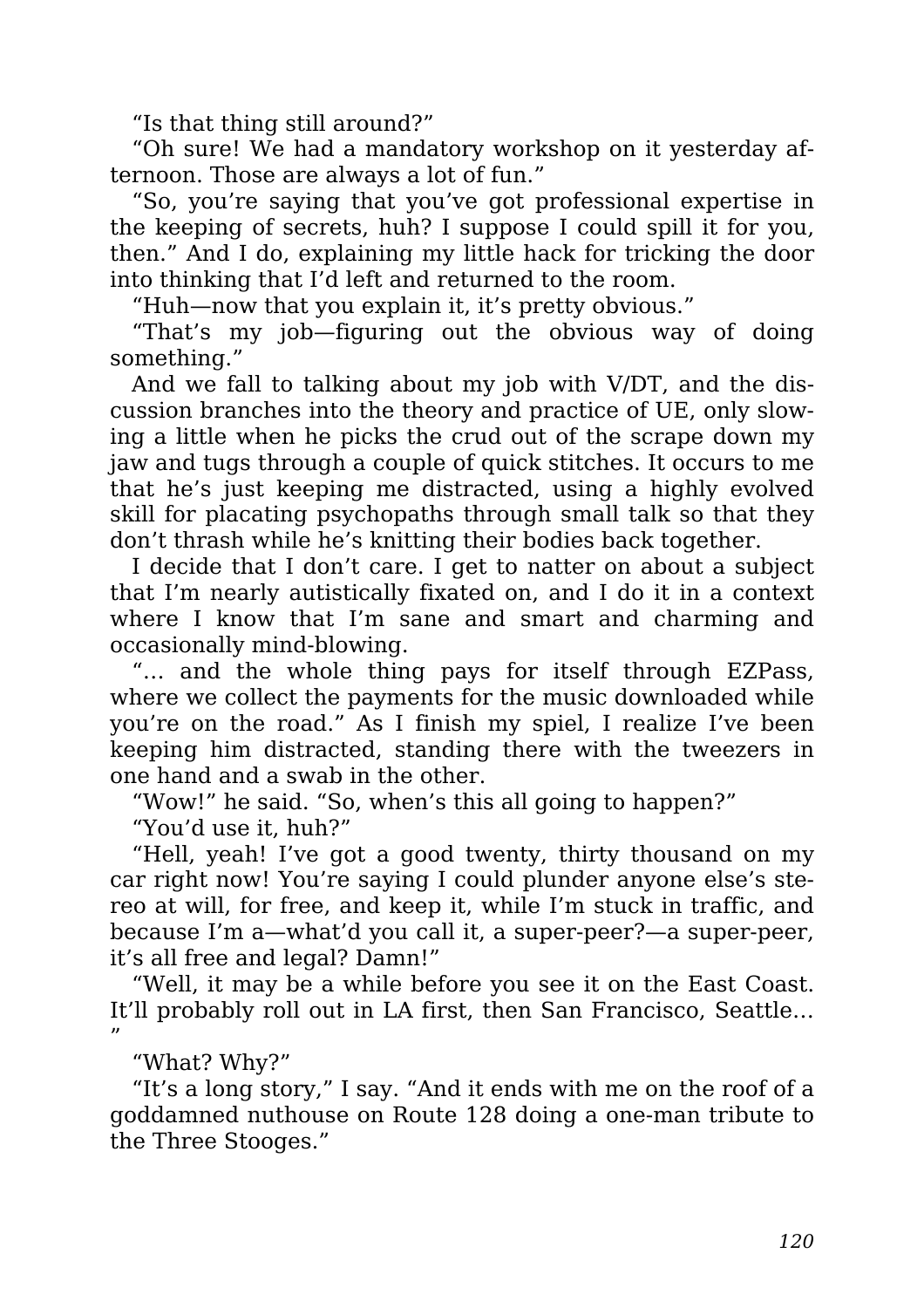"Is that thing still around?"

"Oh sure! We had a mandatory workshop on it yesterday afternoon. Those are always a lot of fun."

"So, you're saying that you've got professional expertise in the keeping of secrets, huh? I suppose I could spill it for you, then." And I do, explaining my little hack for tricking the door into thinking that I'd left and returned to the room.

"Huh—now that you explain it, it's pretty obvious."

"That's my job—figuring out the obvious way of doing something."

And we fall to talking about my job with V/DT, and the discussion branches into the theory and practice of UE, only slowing a little when he picks the crud out of the scrape down my jaw and tugs through a couple of quick stitches. It occurs to me that he's just keeping me distracted, using a highly evolved skill for placating psychopaths through small talk so that they don't thrash while he's knitting their bodies back together.

I decide that I don't care. I get to natter on about a subject that I'm nearly autistically fixated on, and I do it in a context where I know that I'm sane and smart and charming and occasionally mind-blowing.

"… and the whole thing pays for itself through EZPass, where we collect the payments for the music downloaded while you're on the road." As I finish my spiel, I realize I've been keeping him distracted, standing there with the tweezers in one hand and a swab in the other.

"Wow!" he said. "So, when's this all going to happen?"

"You'd use it, huh?"

"Hell, yeah! I've got a good twenty, thirty thousand on my car right now! You're saying I could plunder anyone else's stereo at will, for free, and keep it, while I'm stuck in traffic, and because I'm a—what'd you call it, a super-peer?—a super-peer, it's all free and legal? Damn!"

"Well, it may be a while before you see it on the East Coast. It'll probably roll out in LA first, then San Francisco, Seattle… "

"What? Why?"

"It's a long story," I say. "And it ends with me on the roof of a goddamned nuthouse on Route 128 doing a one-man tribute to the Three Stooges."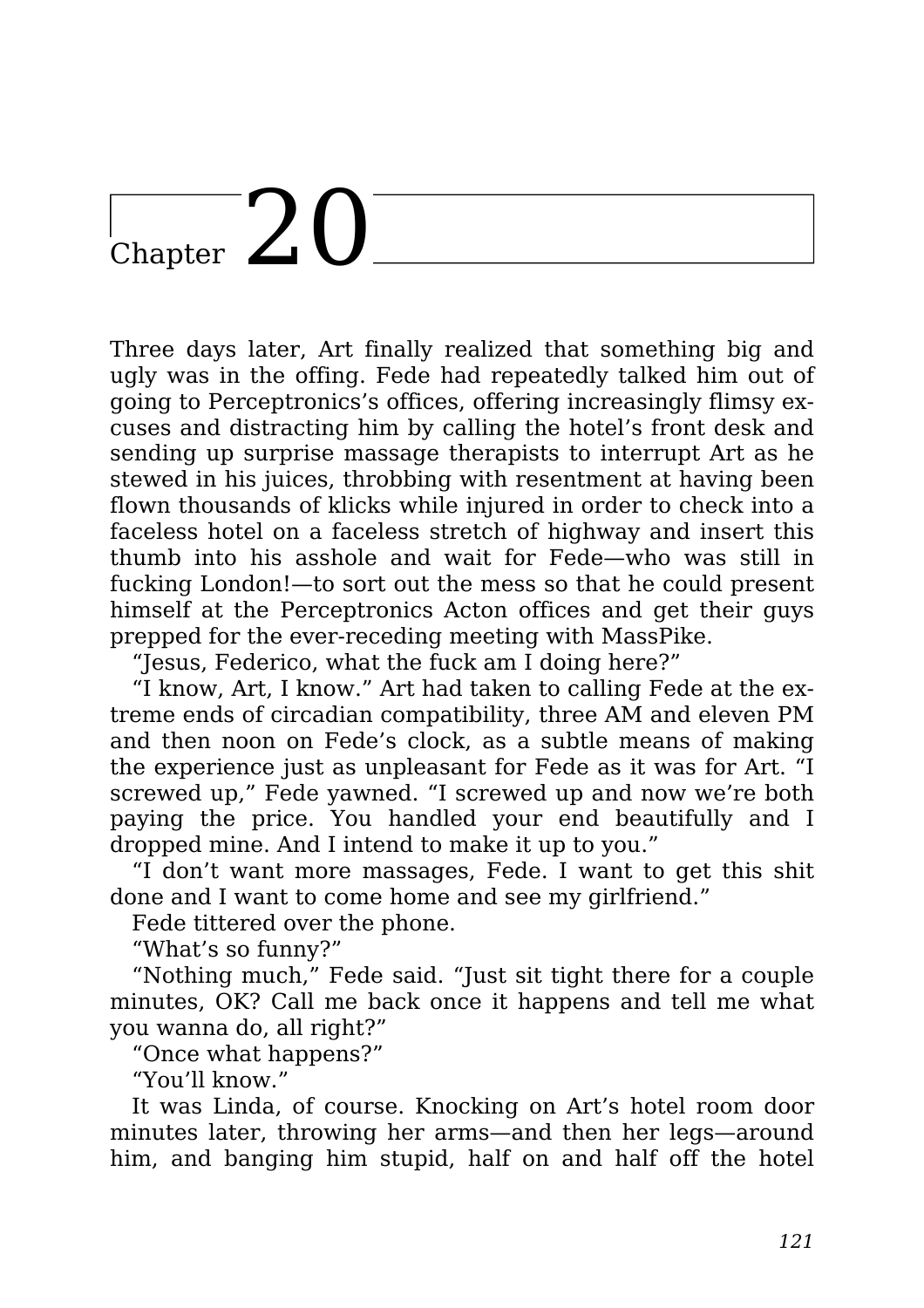# Chapter 20

Three days later, Art finally realized that something big and ugly was in the offing. Fede had repeatedly talked him out of going to Perceptronics's offices, offering increasingly flimsy excuses and distracting him by calling the hotel's front desk and sending up surprise massage therapists to interrupt Art as he stewed in his juices, throbbing with resentment at having been flown thousands of klicks while injured in order to check into a faceless hotel on a faceless stretch of highway and insert this thumb into his asshole and wait for Fede—who was still in fucking London!—to sort out the mess so that he could present himself at the Perceptronics Acton offices and get their guys prepped for the ever-receding meeting with MassPike.

"Jesus, Federico, what the fuck am I doing here?"

"I know, Art, I know." Art had taken to calling Fede at the extreme ends of circadian compatibility, three AM and eleven PM and then noon on Fede's clock, as a subtle means of making the experience just as unpleasant for Fede as it was for Art. "I screwed up," Fede yawned. "I screwed up and now we're both paying the price. You handled your end beautifully and I dropped mine. And I intend to make it up to you."

"I don't want more massages, Fede. I want to get this shit done and I want to come home and see my girlfriend."

Fede tittered over the phone.

"What's so funny?"

"Nothing much," Fede said. "Just sit tight there for a couple minutes, OK? Call me back once it happens and tell me what you wanna do, all right?"

"Once what happens?"

"You'll know."

It was Linda, of course. Knocking on Art's hotel room door minutes later, throwing her arms—and then her legs—around him, and banging him stupid, half on and half off the hotel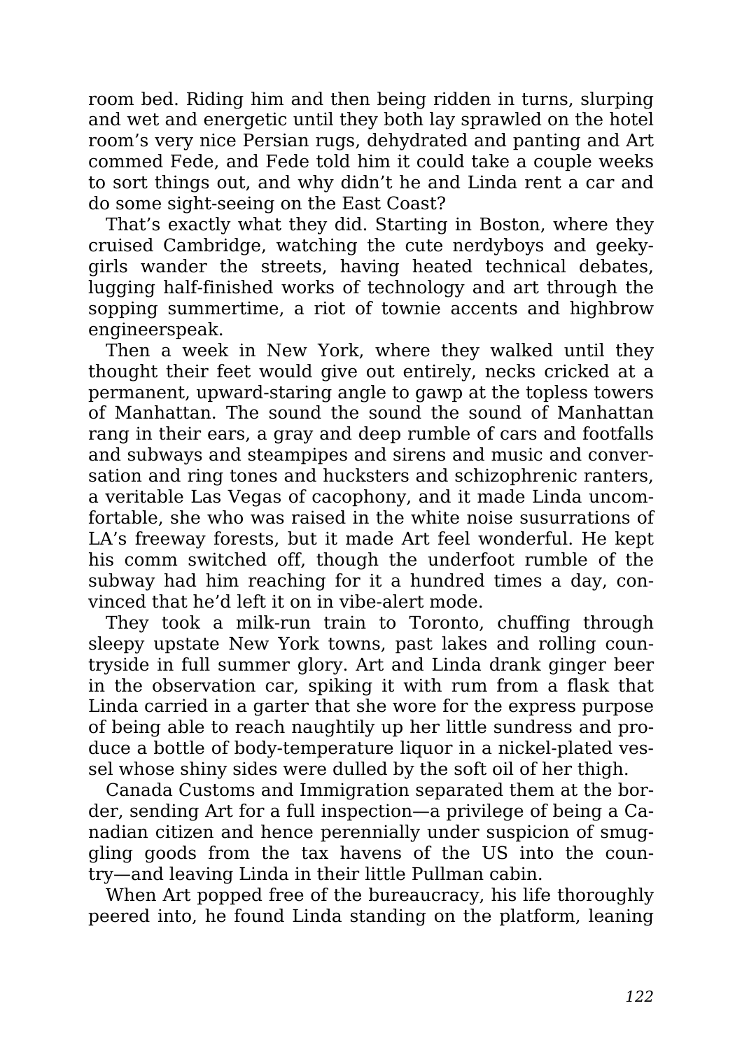room bed. Riding him and then being ridden in turns, slurping and wet and energetic until they both lay sprawled on the hotel room's very nice Persian rugs, dehydrated and panting and Art commed Fede, and Fede told him it could take a couple weeks to sort things out, and why didn't he and Linda rent a car and do some sight-seeing on the East Coast?

That's exactly what they did. Starting in Boston, where they cruised Cambridge, watching the cute nerdyboys and geekygirls wander the streets, having heated technical debates, lugging half-finished works of technology and art through the sopping summertime, a riot of townie accents and highbrow engineerspeak.

Then a week in New York, where they walked until they thought their feet would give out entirely, necks cricked at a permanent, upward-staring angle to gawp at the topless towers of Manhattan. The sound the sound the sound of Manhattan rang in their ears, a gray and deep rumble of cars and footfalls and subways and steampipes and sirens and music and conversation and ring tones and hucksters and schizophrenic ranters, a veritable Las Vegas of cacophony, and it made Linda uncomfortable, she who was raised in the white noise susurrations of LA's freeway forests, but it made Art feel wonderful. He kept his comm switched off, though the underfoot rumble of the subway had him reaching for it a hundred times a day, convinced that he'd left it on in vibe-alert mode.

They took a milk-run train to Toronto, chuffing through sleepy upstate New York towns, past lakes and rolling countryside in full summer glory. Art and Linda drank ginger beer in the observation car, spiking it with rum from a flask that Linda carried in a garter that she wore for the express purpose of being able to reach naughtily up her little sundress and produce a bottle of body-temperature liquor in a nickel-plated vessel whose shiny sides were dulled by the soft oil of her thigh.

Canada Customs and Immigration separated them at the border, sending Art for a full inspection—a privilege of being a Canadian citizen and hence perennially under suspicion of smuggling goods from the tax havens of the US into the country—and leaving Linda in their little Pullman cabin.

When Art popped free of the bureaucracy, his life thoroughly peered into, he found Linda standing on the platform, leaning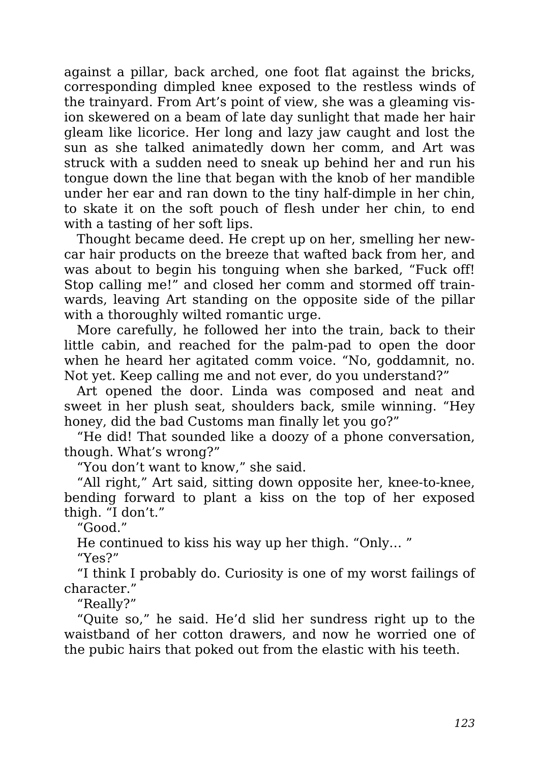against a pillar, back arched, one foot flat against the bricks, corresponding dimpled knee exposed to the restless winds of the trainyard. From Art's point of view, she was a gleaming vision skewered on a beam of late day sunlight that made her hair gleam like licorice. Her long and lazy jaw caught and lost the sun as she talked animatedly down her comm, and Art was struck with a sudden need to sneak up behind her and run his tongue down the line that began with the knob of her mandible under her ear and ran down to the tiny half-dimple in her chin, to skate it on the soft pouch of flesh under her chin, to end with a tasting of her soft lips.

Thought became deed. He crept up on her, smelling her new-car hair products on the breeze that wafted back from her, and was about to begin his tonguing when she barked, "Fuck off! Stop calling me!" and closed her comm and stormed off trainwards, leaving Art standing on the opposite side of the pillar with a thoroughly wilted romantic urge.

More carefully, he followed her into the train, back to their little cabin, and reached for the palm-pad to open the door when he heard her agitated comm voice. "No, goddamnit, no. Not yet. Keep calling me and not ever, do you understand?"

Art opened the door. Linda was composed and neat and sweet in her plush seat, shoulders back, smile winning. "Hey honey, did the bad Customs man finally let you go?"

"He did! That sounded like a doozy of a phone conversation, though. What's wrong?"

"You don't want to know," she said.

"All right," Art said, sitting down opposite her, knee-to-knee, bending forward to plant a kiss on the top of her exposed thigh. "I don't."

"Good."

He continued to kiss his way up her thigh. "Only… "

"Yes?"

"I think I probably do. Curiosity is one of my worst failings of character."

"Really?"

"Quite so," he said. He'd slid her sundress right up to the waistband of her cotton drawers, and now he worried one of the pubic hairs that poked out from the elastic with his teeth.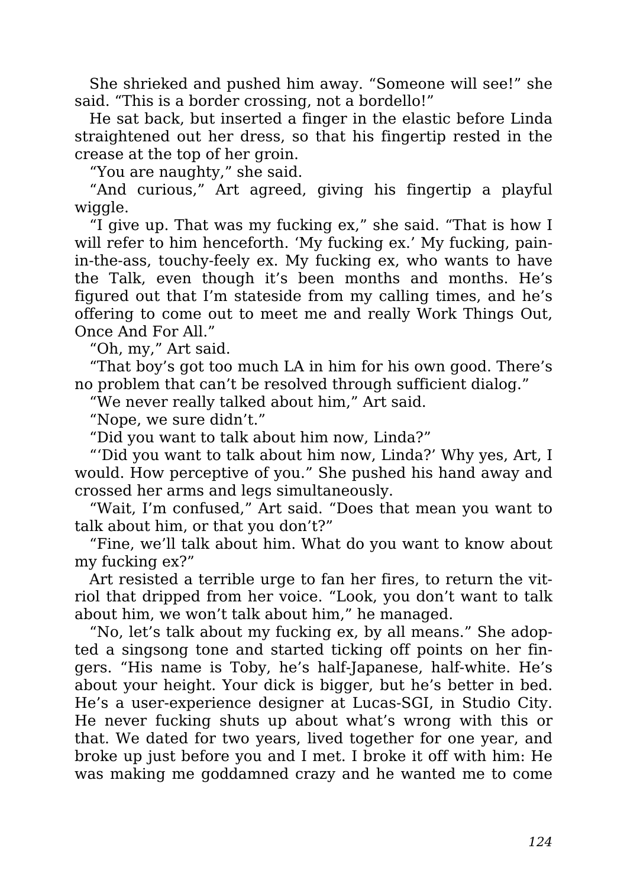She shrieked and pushed him away. “Someone will see!” she said. “This is a border crossing, not a bordello!”

He sat back, but inserted a finger in the elastic before Linda straightened out her dress, so that his fingertip rested in the crease at the top of her groin.

“You are naughty,” she said.

“And curious,” Art agreed, giving his fingertip a playful wiggle.

“I give up. That was my fucking ex,” she said. “That is how I will refer to him henceforth. ‘My fucking ex.’ My fucking, pain-in-the-ass, touchy-feely ex. My fucking ex, who wants to have the Talk, even though it’s been months and months. He’s figured out that I’m stateside from my calling times, and he’s offering to come out to meet me and really Work Things Out, Once And For All.”

“Oh, my,” Art said.

“That boy’s got too much LA in him for his own good. There’s no problem that can’t be resolved through sufficient dialog.”

“We never really talked about him,” Art said.

“Nope, we sure didn’t.”

“Did you want to talk about him now, Linda?”

“‘Did you want to talk about him now, Linda?’ Why yes, Art, I would. How perceptive of you.” She pushed his hand away and crossed her arms and legs simultaneously.

“Wait, I’m confused,” Art said. “Does that mean you want to talk about him, or that you don’t?”

“Fine, we’ll talk about him. What do you want to know about my fucking ex?”

Art resisted a terrible urge to fan her fires, to return the vitriol that dripped from her voice. “Look, you don’t want to talk about him, we won’t talk about him,” he managed.

“No, let’s talk about my fucking ex, by all means.” She adopted a singsong tone and started ticking off points on her fingers. “His name is Toby, he’s half-Japanese, half-white. He’s about your height. Your dick is bigger, but he’s better in bed. He’s a user-experience designer at Lucas-SGI, in Studio City. He never fucking shuts up about what’s wrong with this or that. We dated for two years, lived together for one year, and broke up just before you and I met. I broke it off with him: He was making me goddamned crazy and he wanted me to come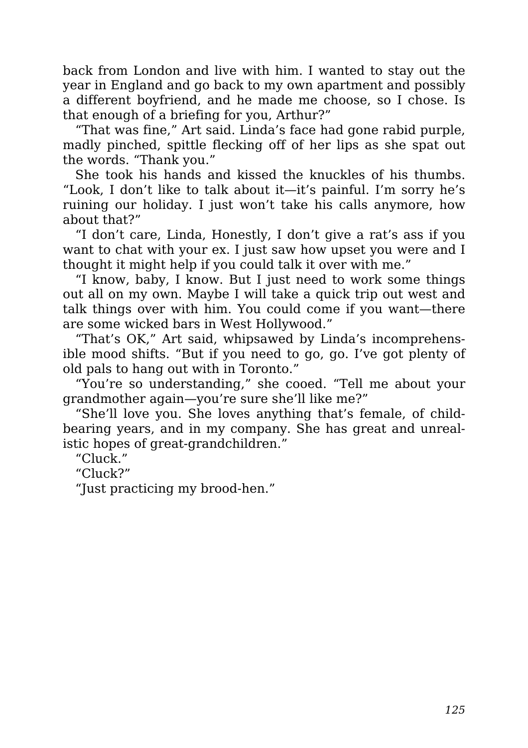back from London and live with him. I wanted to stay out the year in England and go back to my own apartment and possibly a different boyfriend, and he made me choose, so I chose. Is that enough of a briefing for you, Arthur?"

"That was fine," Art said. Linda's face had gone rabid purple, madly pinched, spittle flecking off of her lips as she spat out the words. "Thank you."

She took his hands and kissed the knuckles of his thumbs. "Look, I don't like to talk about it—it's painful. I'm sorry he's ruining our holiday. I just won't take his calls anymore, how about that?"

"I don't care, Linda, Honestly, I don't give a rat's ass if you want to chat with your ex. I just saw how upset you were and I thought it might help if you could talk it over with me."

"I know, baby, I know. But I just need to work some things out all on my own. Maybe I will take a quick trip out west and talk things over with him. You could come if you want—there are some wicked bars in West Hollywood."

"That's OK," Art said, whipsawed by Linda's incomprehensible mood shifts. "But if you need to go, go. I've got plenty of old pals to hang out with in Toronto."

"You're so understanding," she cooed. "Tell me about your grandmother again—you're sure she'll like me?"

"She'll love you. She loves anything that's female, of child-bearing years, and in my company. She has great and unrealistic hopes of great-grandchildren."

"Cluck."

"Cluck?"

"Just practicing my brood-hen."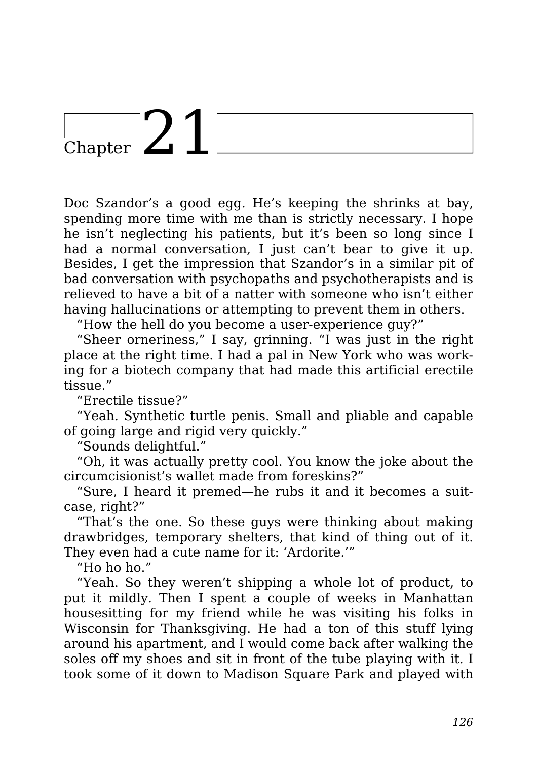# Chapter 21

Doc Szandor's a good egg. He's keeping the shrinks at bay, spending more time with me than is strictly necessary. I hope he isn't neglecting his patients, but it's been so long since I had a normal conversation, I just can't bear to give it up. Besides, I get the impression that Szandor's in a similar pit of bad conversation with psychopaths and psychotherapists and is relieved to have a bit of a natter with someone who isn't either having hallucinations or attempting to prevent them in others.

"How the hell do you become a user-experience guy?"

"Sheer orneriness," I say, grinning. "I was just in the right place at the right time. I had a pal in New York who was working for a biotech company that had made this artificial erectile tissue."

"Erectile tissue?"

"Yeah. Synthetic turtle penis. Small and pliable and capable of going large and rigid very quickly."

"Sounds delightful."

"Oh, it was actually pretty cool. You know the joke about the circumcisionist's wallet made from foreskins?"

"Sure, I heard it premed—he rubs it and it becomes a suitcase, right?"

"That's the one. So these guys were thinking about making drawbridges, temporary shelters, that kind of thing out of it. They even had a cute name for it: 'Ardorite.'"

"Ho ho ho."

"Yeah. So they weren't shipping a whole lot of product, to put it mildly. Then I spent a couple of weeks in Manhattan housesitting for my friend while he was visiting his folks in Wisconsin for Thanksgiving. He had a ton of this stuff lying around his apartment, and I would come back after walking the soles off my shoes and sit in front of the tube playing with it. I took some of it down to Madison Square Park and played with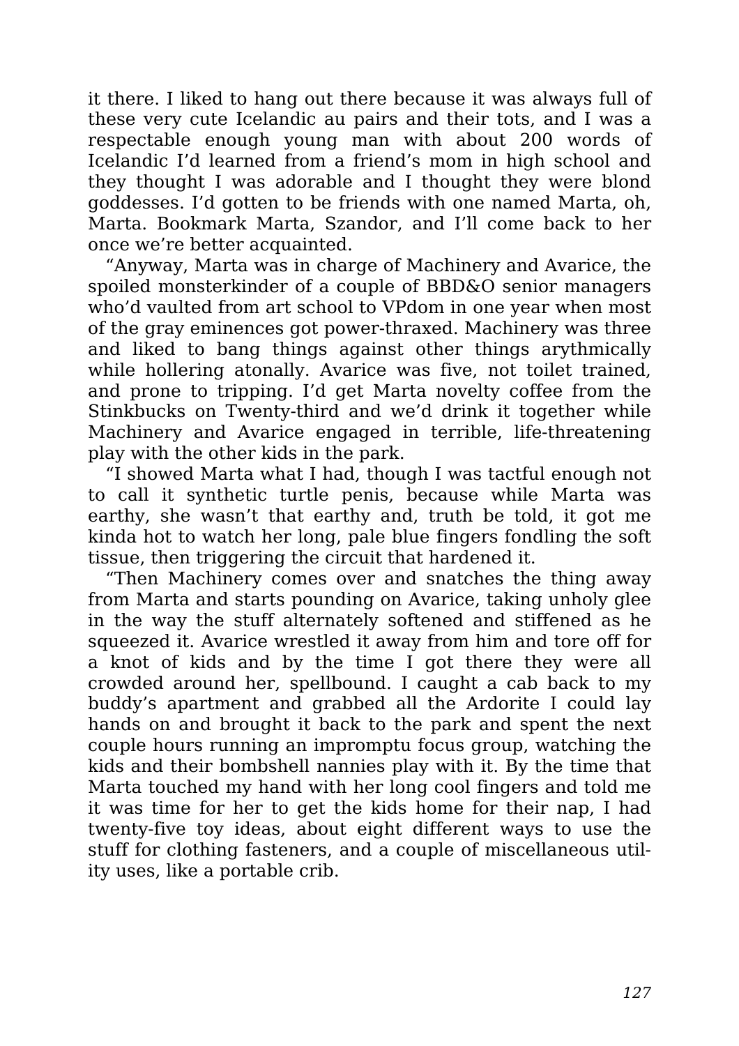it there. I liked to hang out there because it was always full of these very cute Icelandic au pairs and their tots, and I was a respectable enough young man with about 200 words of Icelandic I'd learned from a friend's mom in high school and they thought I was adorable and I thought they were blond goddesses. I'd gotten to be friends with one named Marta, oh, Marta. Bookmark Marta, Szandor, and I'll come back to her once we're better acquainted.

"Anyway, Marta was in charge of Machinery and Avarice, the spoiled monsterkinder of a couple of BBD&O senior managers who'd vaulted from art school to VPdom in one year when most of the gray eminences got power-thraxed. Machinery was three and liked to bang things against other things arythmically while hollering atonally. Avarice was five, not toilet trained, and prone to tripping. I'd get Marta novelty coffee from the Stinkbucks on Twenty-third and we'd drink it together while Machinery and Avarice engaged in terrible, life-threatening play with the other kids in the park.

"I showed Marta what I had, though I was tactful enough not to call it synthetic turtle penis, because while Marta was earthy, she wasn't that earthy and, truth be told, it got me kinda hot to watch her long, pale blue fingers fondling the soft tissue, then triggering the circuit that hardened it.

"Then Machinery comes over and snatches the thing away from Marta and starts pounding on Avarice, taking unholy glee in the way the stuff alternately softened and stiffened as he squeezed it. Avarice wrestled it away from him and tore off for a knot of kids and by the time I got there they were all crowded around her, spellbound. I caught a cab back to my buddy's apartment and grabbed all the Ardorite I could lay hands on and brought it back to the park and spent the next couple hours running an impromptu focus group, watching the kids and their bombshell nannies play with it. By the time that Marta touched my hand with her long cool fingers and told me it was time for her to get the kids home for their nap, I had twenty-five toy ideas, about eight different ways to use the stuff for clothing fasteners, and a couple of miscellaneous utility uses, like a portable crib.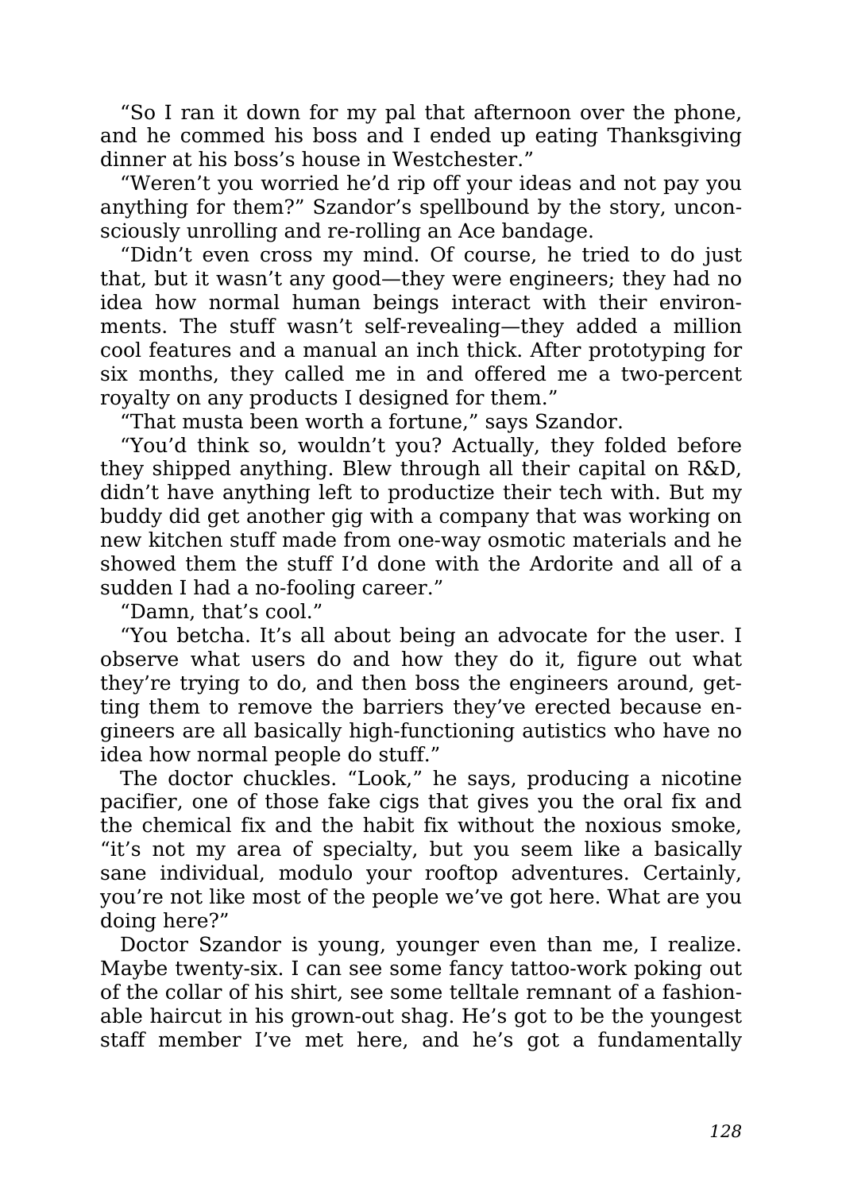"So I ran it down for my pal that afternoon over the phone, and he commed his boss and I ended up eating Thanksgiving dinner at his boss's house in Westchester."

"Weren't you worried he'd rip off your ideas and not pay you anything for them?" Szandor's spellbound by the story, unconsciously unrolling and re-rolling an Ace bandage.

"Didn't even cross my mind. Of course, he tried to do just that, but it wasn't any good—they were engineers; they had no idea how normal human beings interact with their environments. The stuff wasn't self-revealing—they added a million cool features and a manual an inch thick. After prototyping for six months, they called me in and offered me a two-percent royalty on any products I designed for them."

"That musta been worth a fortune," says Szandor.

"You'd think so, wouldn't you? Actually, they folded before they shipped anything. Blew through all their capital on R&D, didn't have anything left to productize their tech with. But my buddy did get another gig with a company that was working on new kitchen stuff made from one-way osmotic materials and he showed them the stuff I'd done with the Ardorite and all of a sudden I had a no-fooling career."

"Damn, that's cool."

"You betcha. It's all about being an advocate for the user. I observe what users do and how they do it, figure out what they're trying to do, and then boss the engineers around, getting them to remove the barriers they've erected because engineers are all basically high-functioning autistics who have no idea how normal people do stuff."

The doctor chuckles. "Look," he says, producing a nicotine pacifier, one of those fake cigs that gives you the oral fix and the chemical fix and the habit fix without the noxious smoke, "it's not my area of specialty, but you seem like a basically sane individual, modulo your rooftop adventures. Certainly, you're not like most of the people we've got here. What are you doing here?"

Doctor Szandor is young, younger even than me, I realize. Maybe twenty-six. I can see some fancy tattoo-work poking out of the collar of his shirt, see some telltale remnant of a fashionable haircut in his grown-out shag. He's got to be the youngest staff member I've met here, and he's got a fundamentally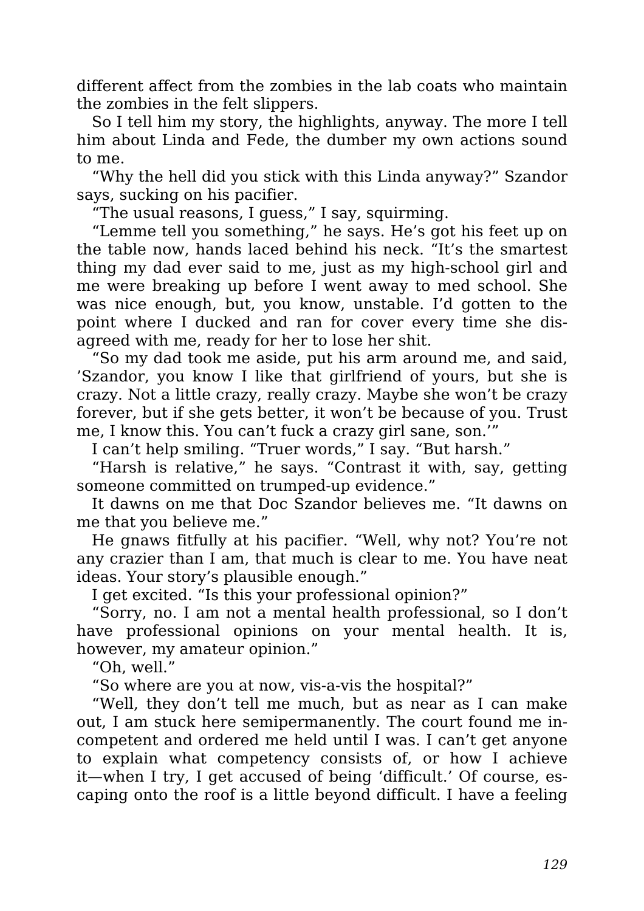different affect from the zombies in the lab coats who maintain the zombies in the felt slippers.

So I tell him my story, the highlights, anyway. The more I tell him about Linda and Fede, the dumber my own actions sound to me.

“Why the hell did you stick with this Linda anyway?” Szandor says, sucking on his pacifier.

“The usual reasons, I guess,” I say, squirming.

“Lemme tell you something,” he says. He’s got his feet up on the table now, hands laced behind his neck. “It’s the smartest thing my dad ever said to me, just as my high-school girl and me were breaking up before I went away to med school. She was nice enough, but, you know, unstable. I’d gotten to the point where I ducked and ran for cover every time she disagreed with me, ready for her to lose her shit.

“So my dad took me aside, put his arm around me, and said, ’Szandor, you know I like that girlfriend of yours, but she is crazy. Not a little crazy, really crazy. Maybe she won’t be crazy forever, but if she gets better, it won’t be because of you. Trust me, I know this. You can’t fuck a crazy girl sane, son.’”

I can’t help smiling. “Truer words,” I say. “But harsh.”

“Harsh is relative,” he says. “Contrast it with, say, getting someone committed on trumped-up evidence.”

It dawns on me that Doc Szandor believes me. “It dawns on me that you believe me.”

He gnaws fitfully at his pacifier. “Well, why not? You’re not any crazier than I am, that much is clear to me. You have neat ideas. Your story’s plausible enough.”

I get excited. “Is this your professional opinion?”

“Sorry, no. I am not a mental health professional, so I don’t have professional opinions on your mental health. It is, however, my amateur opinion.”

“Oh, well.”

“So where are you at now, vis-a-vis the hospital?”

“Well, they don’t tell me much, but as near as I can make out, I am stuck here semipermanently. The court found me incompetent and ordered me held until I was. I can’t get anyone to explain what competency consists of, or how I achieve it—when I try, I get accused of being ‘difficult.’ Of course, escaping onto the roof is a little beyond difficult. I have a feeling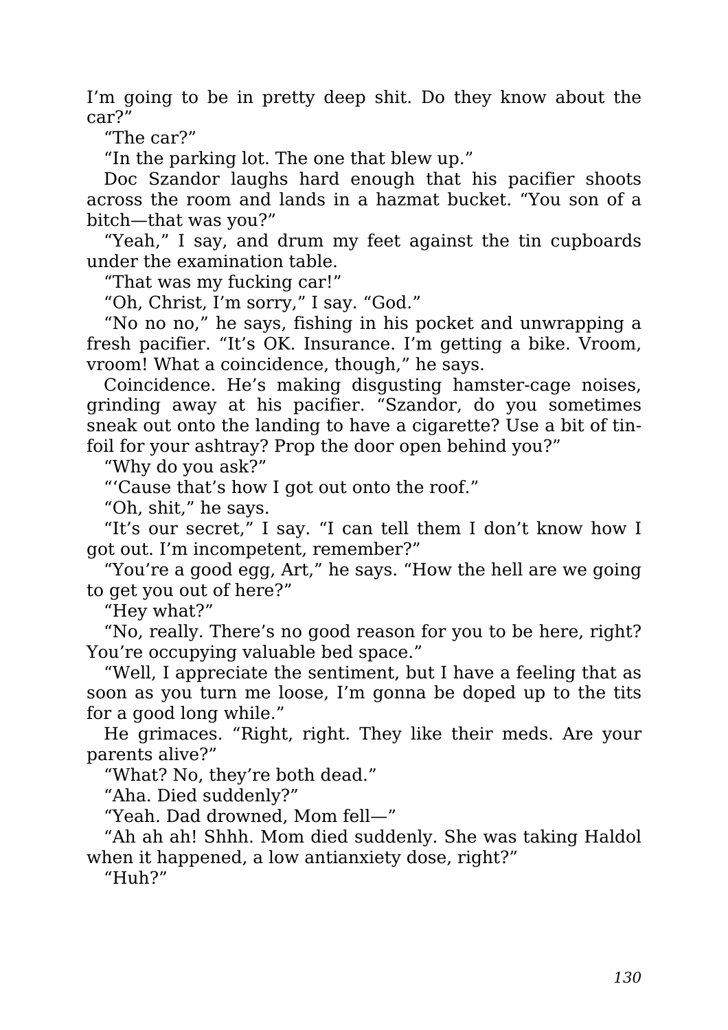I'm going to be in pretty deep shit. Do they know about the car?"

"The car?"

"In the parking lot. The one that blew up."

Doc Szandor laughs hard enough that his pacifier shoots across the room and lands in a hazmat bucket. "You son of a bitch—that was you?"

"Yeah," I say, and drum my feet against the tin cupboards under the examination table.

"That was my fucking car!"

"Oh, Christ, I'm sorry," I say. "God."

"No no no," he says, fishing in his pocket and unwrapping a fresh pacifier. "It's OK. Insurance. I'm getting a bike. Vroom, vroom! What a coincidence, though," he says.

Coincidence. He's making disgusting hamster-cage noises, grinding away at his pacifier. "Szandor, do you sometimes sneak out onto the landing to have a cigarette? Use a bit of tin-foil for your ashtray? Prop the door open behind you?"

"Why do you ask?"

"'Cause that's how I got out onto the roof."

"Oh, shit," he says.

"It's our secret," I say. "I can tell them I don't know how I got out. I'm incompetent, remember?"

"You're a good egg, Art," he says. "How the hell are we going to get you out of here?"

"Hey what?"

"No, really. There's no good reason for you to be here, right? You're occupying valuable bed space."

"Well, I appreciate the sentiment, but I have a feeling that as soon as you turn me loose, I'm gonna be doped up to the tits for a good long while."

He grimaces. "Right, right. They like their meds. Are your parents alive?"

"What? No, they're both dead."

"Aha. Died suddenly?"

"Yeah. Dad drowned, Mom fell—"

"Ah ah ah! Shhh. Mom died suddenly. She was taking Haldol when it happened, a low antianxiety dose, right?"

"Huh?"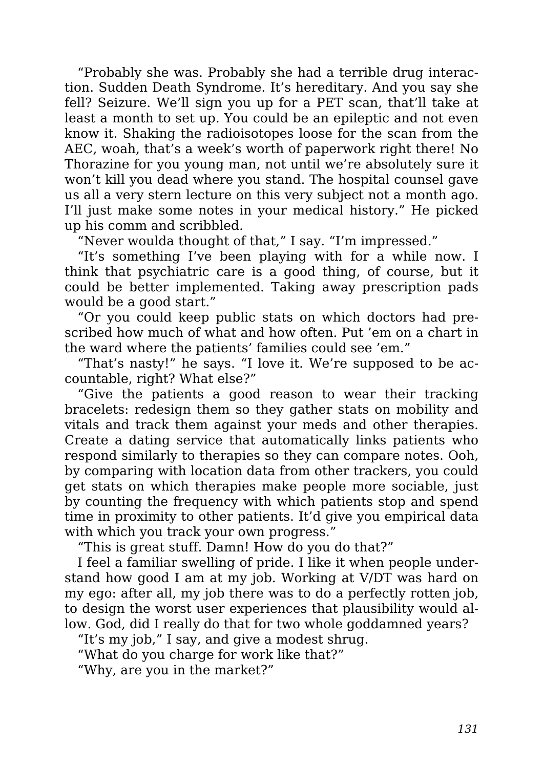"Probably she was. Probably she had a terrible drug interaction. Sudden Death Syndrome. It's hereditary. And you say she fell? Seizure. We'll sign you up for a PET scan, that'll take at least a month to set up. You could be an epileptic and not even know it. Shaking the radioisotopes loose for the scan from the AEC, woah, that's a week's worth of paperwork right there! No Thorazine for you young man, not until we're absolutely sure it won't kill you dead where you stand. The hospital counsel gave us all a very stern lecture on this very subject not a month ago. I'll just make some notes in your medical history." He picked up his comm and scribbled.

"Never woulda thought of that," I say. "I'm impressed."

"It's something I've been playing with for a while now. I think that psychiatric care is a good thing, of course, but it could be better implemented. Taking away prescription pads would be a good start."

"Or you could keep public stats on which doctors had prescribed how much of what and how often. Put 'em on a chart in the ward where the patients' families could see 'em."

"That's nasty!" he says. "I love it. We're supposed to be accountable, right? What else?"

"Give the patients a good reason to wear their tracking bracelets: redesign them so they gather stats on mobility and vitals and track them against your meds and other therapies. Create a dating service that automatically links patients who respond similarly to therapies so they can compare notes. Ooh, by comparing with location data from other trackers, you could get stats on which therapies make people more sociable, just by counting the frequency with which patients stop and spend time in proximity to other patients. It'd give you empirical data with which you track your own progress."

"This is great stuff. Damn! How do you do that?"

I feel a familiar swelling of pride. I like it when people understand how good I am at my job. Working at V/DT was hard on my ego: after all, my job there was to do a perfectly rotten job, to design the worst user experiences that plausibility would allow. God, did I really do that for two whole goddamned years?

"It's my job," I say, and give a modest shrug.

"What do you charge for work like that?"

"Why, are you in the market?"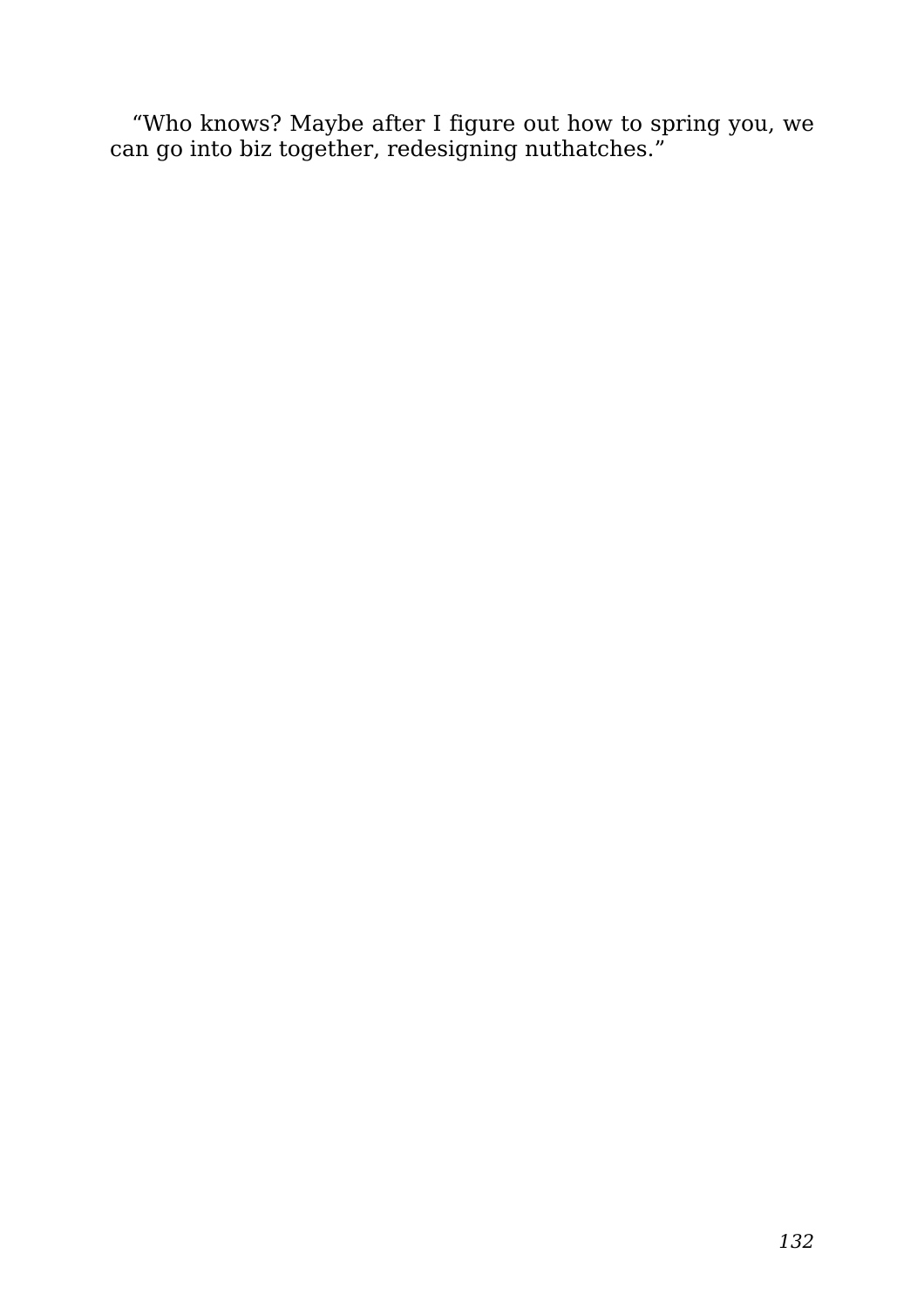“Who knows? Maybe after I figure out how to spring you, we can go into biz together, redesigning nuthatches.”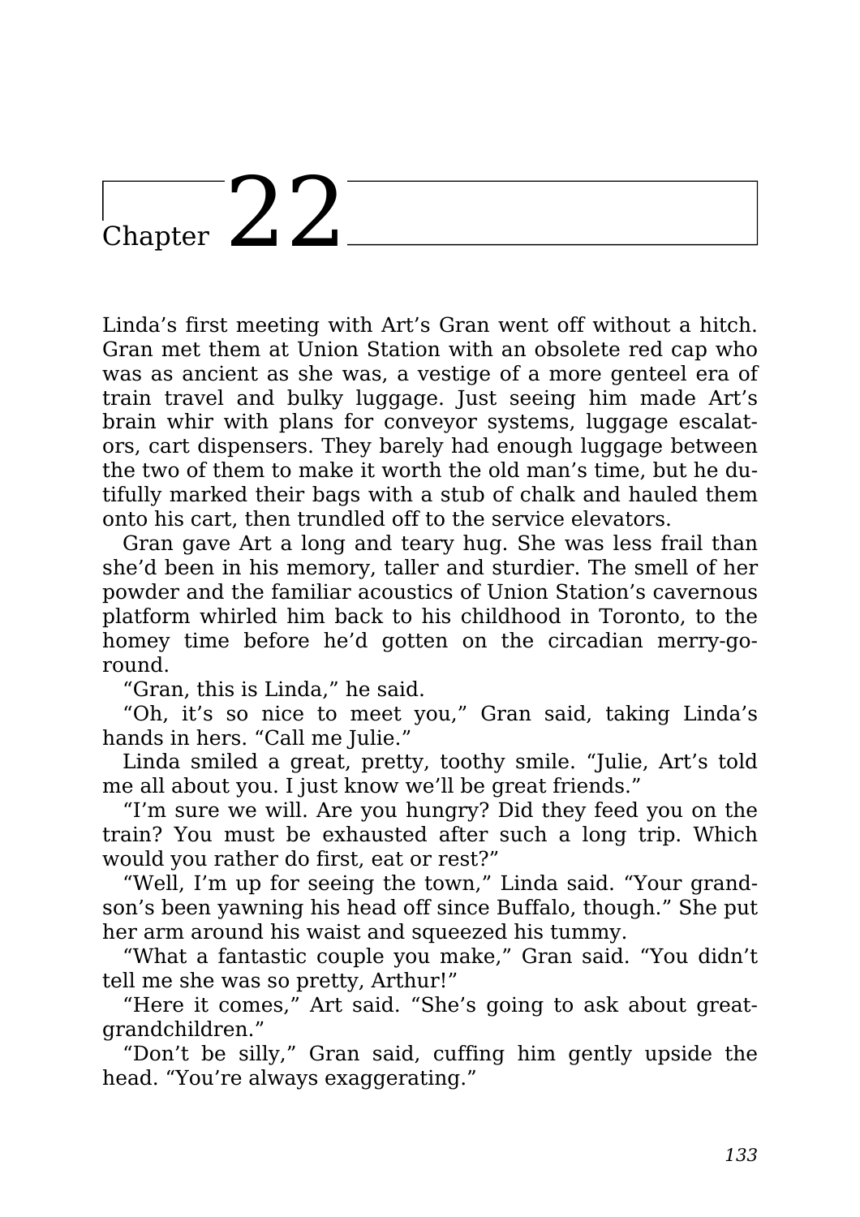# Chapter 22

Linda's first meeting with Art's Gran went off without a hitch. Gran met them at Union Station with an obsolete red cap who was as ancient as she was, a vestige of a more genteel era of train travel and bulky luggage. Just seeing him made Art's brain whir with plans for conveyor systems, luggage escalators, cart dispensers. They barely had enough luggage between the two of them to make it worth the old man's time, but he dutifully marked their bags with a stub of chalk and hauled them onto his cart, then trundled off to the service elevators.

Gran gave Art a long and teary hug. She was less frail than she'd been in his memory, taller and sturdier. The smell of her powder and the familiar acoustics of Union Station's cavernous platform whirled him back to his childhood in Toronto, to the homey time before he'd gotten on the circadian merry-go-round.

"Gran, this is Linda," he said.

"Oh, it's so nice to meet you," Gran said, taking Linda's hands in hers. "Call me Julie."

Linda smiled a great, pretty, toothy smile. "Julie, Art's told me all about you. I just know we'll be great friends."

"I'm sure we will. Are you hungry? Did they feed you on the train? You must be exhausted after such a long trip. Which would you rather do first, eat or rest?"

"Well, I'm up for seeing the town," Linda said. "Your grandson's been yawning his head off since Buffalo, though." She put her arm around his waist and squeezed his tummy.

"What a fantastic couple you make," Gran said. "You didn't tell me she was so pretty, Arthur!"

"Here it comes," Art said. "She's going to ask about great-grandchildren."

"Don't be silly," Gran said, cuffing him gently upside the head. "You're always exaggerating."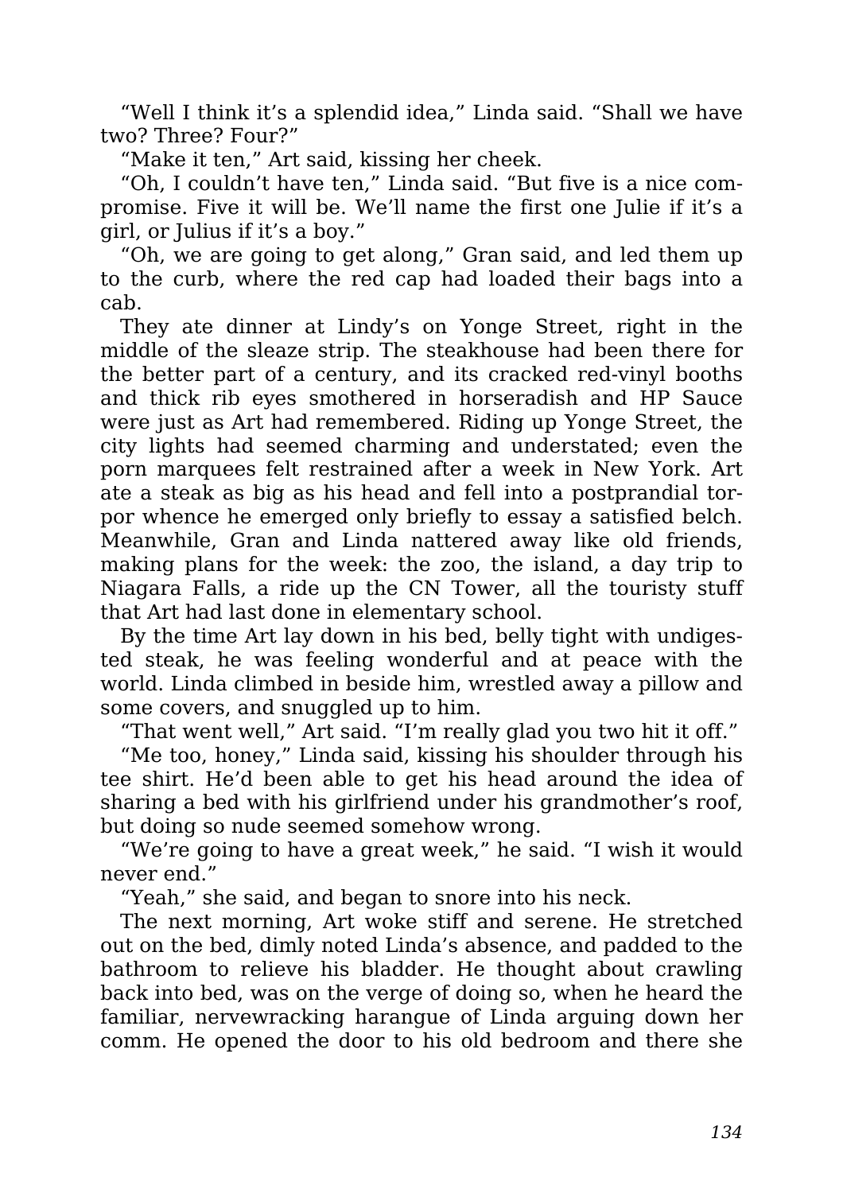"Well I think it's a splendid idea," Linda said. "Shall we have two? Three? Four?"

"Make it ten," Art said, kissing her cheek.

"Oh, I couldn't have ten," Linda said. "But five is a nice compromise. Five it will be. We'll name the first one Julie if it's a girl, or Julius if it's a boy."

"Oh, we are going to get along," Gran said, and led them up to the curb, where the red cap had loaded their bags into a cab.

They ate dinner at Lindy's on Yonge Street, right in the middle of the sleaze strip. The steakhouse had been there for the better part of a century, and its cracked red-vinyl booths and thick rib eyes smothered in horseradish and HP Sauce were just as Art had remembered. Riding up Yonge Street, the city lights had seemed charming and understated; even the porn marquees felt restrained after a week in New York. Art ate a steak as big as his head and fell into a postprandial torpor whence he emerged only briefly to essay a satisfied belch. Meanwhile, Gran and Linda nattered away like old friends, making plans for the week: the zoo, the island, a day trip to Niagara Falls, a ride up the CN Tower, all the touristy stuff that Art had last done in elementary school.

By the time Art lay down in his bed, belly tight with undigested steak, he was feeling wonderful and at peace with the world. Linda climbed in beside him, wrestled away a pillow and some covers, and snuggled up to him.

"That went well," Art said. "I'm really glad you two hit it off."

"Me too, honey," Linda said, kissing his shoulder through his tee shirt. He'd been able to get his head around the idea of sharing a bed with his girlfriend under his grandmother's roof, but doing so nude seemed somehow wrong.

"We're going to have a great week," he said. "I wish it would never end."

"Yeah," she said, and began to snore into his neck.

The next morning, Art woke stiff and serene. He stretched out on the bed, dimly noted Linda's absence, and padded to the bathroom to relieve his bladder. He thought about crawling back into bed, was on the verge of doing so, when he heard the familiar, nervewracking harangue of Linda arguing down her comm. He opened the door to his old bedroom and there she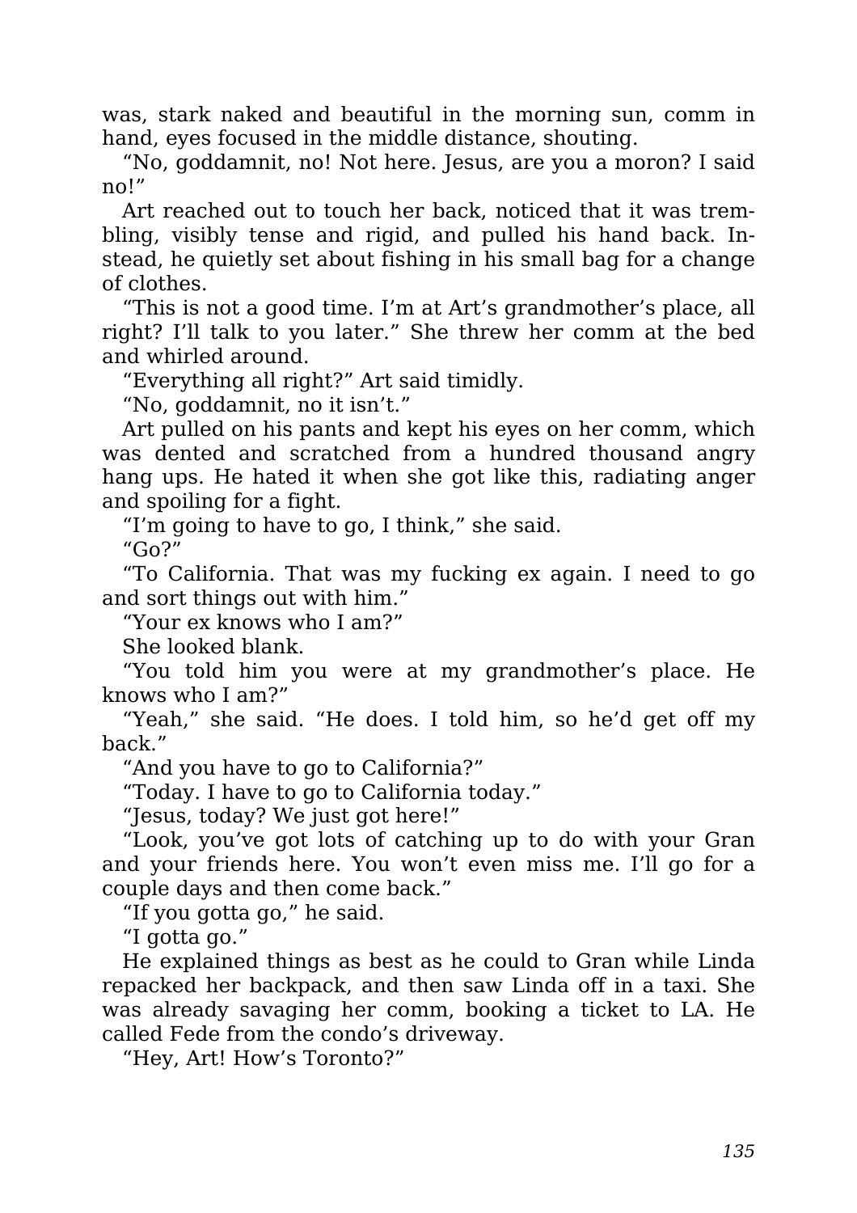was, stark naked and beautiful in the morning sun, comm in hand, eyes focused in the middle distance, shouting.

"No, goddamnit, no! Not here. Jesus, are you a moron? I said no!"

Art reached out to touch her back, noticed that it was trembling, visibly tense and rigid, and pulled his hand back. Instead, he quietly set about fishing in his small bag for a change of clothes.

"This is not a good time. I'm at Art's grandmother's place, all right? I'll talk to you later." She threw her comm at the bed and whirled around.

"Everything all right?" Art said timidly.

"No, goddamnit, no it isn't."

Art pulled on his pants and kept his eyes on her comm, which was dented and scratched from a hundred thousand angry hang ups. He hated it when she got like this, radiating anger and spoiling for a fight.

"I'm going to have to go, I think," she said.

"Go?"

"To California. That was my fucking ex again. I need to go and sort things out with him."

"Your ex knows who I am?"

She looked blank.

"You told him you were at my grandmother's place. He knows who I am?"

"Yeah," she said. "He does. I told him, so he'd get off my back."

"And you have to go to California?"

"Today. I have to go to California today."

"Jesus, today? We just got here!"

"Look, you've got lots of catching up to do with your Gran and your friends here. You won't even miss me. I'll go for a couple days and then come back."

"If you gotta go," he said.

"I gotta go."

He explained things as best as he could to Gran while Linda repacked her backpack, and then saw Linda off in a taxi. She was already savaging her comm, booking a ticket to LA. He called Fede from the condo's driveway.

"Hey, Art! How's Toronto?"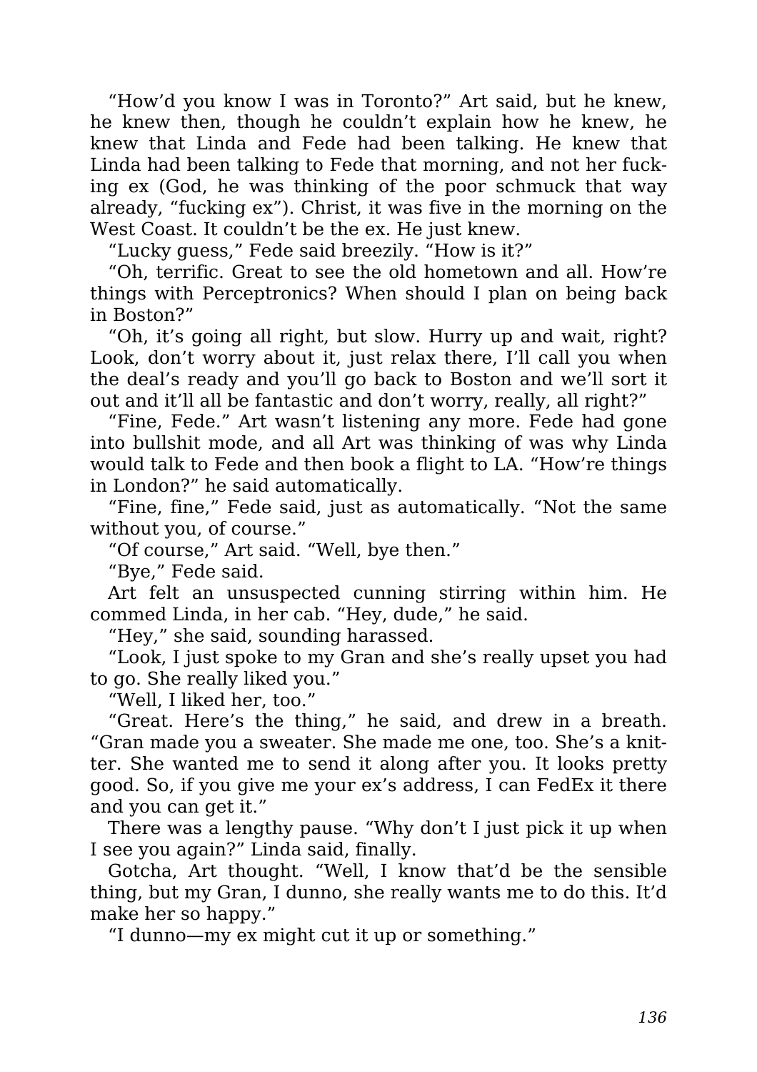"How'd you know I was in Toronto?" Art said, but he knew, he knew then, though he couldn't explain how he knew, he knew that Linda and Fede had been talking. He knew that Linda had been talking to Fede that morning, and not her fucking ex (God, he was thinking of the poor schmuck that way already, "fucking ex"). Christ, it was five in the morning on the West Coast. It couldn't be the ex. He just knew.

"Lucky guess," Fede said breezily. "How is it?"

"Oh, terrific. Great to see the old hometown and all. How're things with Perceptronics? When should I plan on being back in Boston?"

"Oh, it's going all right, but slow. Hurry up and wait, right? Look, don't worry about it, just relax there, I'll call you when the deal's ready and you'll go back to Boston and we'll sort it out and it'll all be fantastic and don't worry, really, all right?"

"Fine, Fede." Art wasn't listening any more. Fede had gone into bullshit mode, and all Art was thinking of was why Linda would talk to Fede and then book a flight to LA. "How're things in London?" he said automatically.

"Fine, fine," Fede said, just as automatically. "Not the same without you, of course."

"Of course," Art said. "Well, bye then."

"Bye," Fede said.

Art felt an unsuspected cunning stirring within him. He commed Linda, in her cab. "Hey, dude," he said.

"Hey," she said, sounding harassed.

"Look, I just spoke to my Gran and she's really upset you had to go. She really liked you."

"Well, I liked her, too."

"Great. Here's the thing," he said, and drew in a breath. "Gran made you a sweater. She made me one, too. She's a knitter. She wanted me to send it along after you. It looks pretty good. So, if you give me your ex's address, I can FedEx it there and you can get it."

There was a lengthy pause. "Why don't I just pick it up when I see you again?" Linda said, finally.

Gotcha, Art thought. "Well, I know that'd be the sensible thing, but my Gran, I dunno, she really wants me to do this. It'd make her so happy."

"I dunno—my ex might cut it up or something."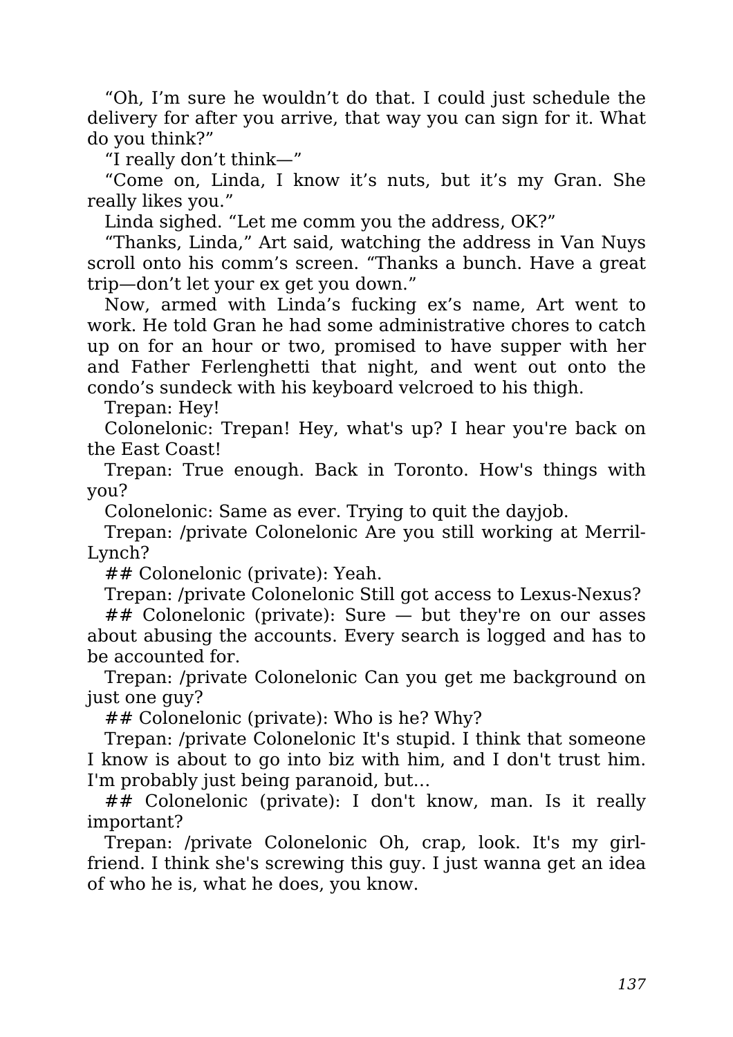“Oh, I’m sure he wouldn’t do that. I could just schedule the delivery for after you arrive, that way you can sign for it. What do you think?”

“I really don’t think—”

“Come on, Linda, I know it’s nuts, but it’s my Gran. She really likes you.”

Linda sighed. “Let me comm you the address, OK?”

“Thanks, Linda,” Art said, watching the address in Van Nuys scroll onto his comm’s screen. “Thanks a bunch. Have a great trip—don’t let your ex get you down.”

Now, armed with Linda’s fucking ex’s name, Art went to work. He told Gran he had some administrative chores to catch up on for an hour or two, promised to have supper with her and Father Ferlenghetti that night, and went out onto the condo’s sundeck with his keyboard velcroed to his thigh.

Trepan: Hey!

Colonelonic: Trepan! Hey, what's up? I hear you're back on the East Coast!

Trepan: True enough. Back in Toronto. How's things with you?

Colonelonic: Same as ever. Trying to quit the dayjob.

Trepan: /private Colonelonic Are you still working at Merril-Lynch?

## Colonelonic (private): Yeah.

Trepan: /private Colonelonic Still got access to Lexus-Nexus?

## Colonelonic (private): Sure — but they're on our asses about abusing the accounts. Every search is logged and has to be accounted for.

Trepan: /private Colonelonic Can you get me background on just one guy?

## Colonelonic (private): Who is he? Why?

Trepan: /private Colonelonic It's stupid. I think that someone I know is about to go into biz with him, and I don't trust him. I'm probably just being paranoid, but...

## Colonelonic (private): I don't know, man. Is it really important?

Trepan: /private Colonelonic Oh, crap, look. It's my girlfriend. I think she's screwing this guy. I just wanna get an idea of who he is, what he does, you know.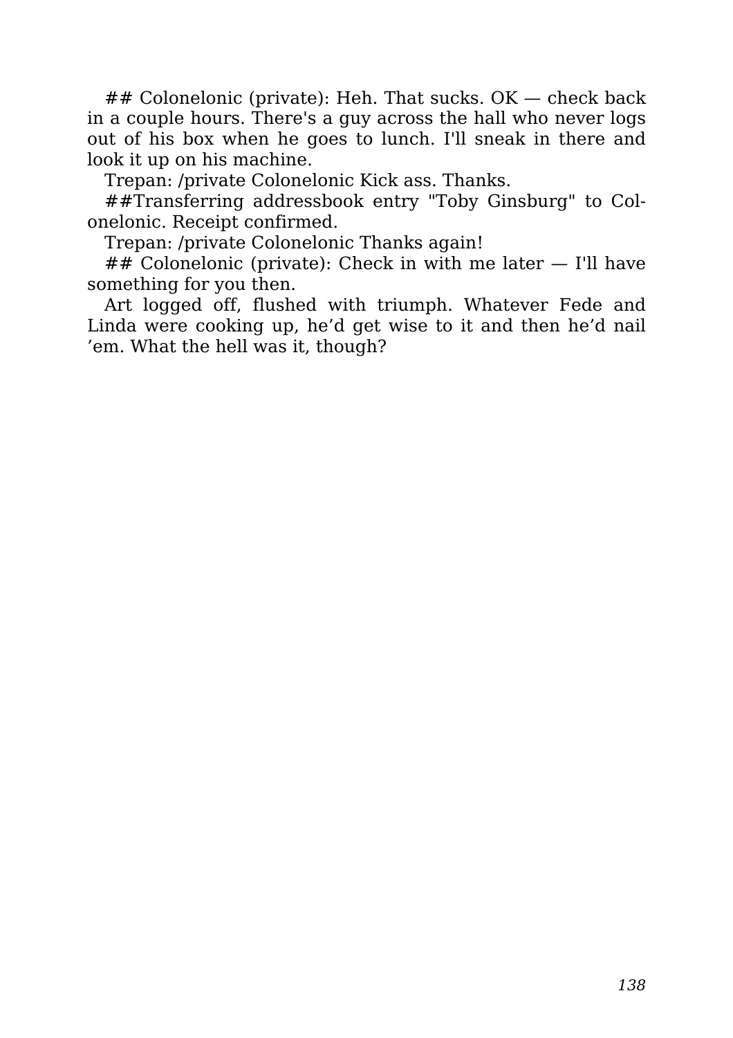## Colonelonic (private): Heh. That sucks. OK — check back in a couple hours. There's a guy across the hall who never logs out of his box when he goes to lunch. I'll sneak in there and look it up on his machine.

Trepan: /private Colonelonic Kick ass. Thanks.

##Transferring addressbook entry "Toby Ginsburg" to Colonelonic. Receipt confirmed.

Trepan: /private Colonelonic Thanks again!

## Colonelonic (private): Check in with me later — I'll have something for you then.

Art logged off, flushed with triumph. Whatever Fede and Linda were cooking up, he'd get wise to it and then he'd nail 'em. What the hell was it, though?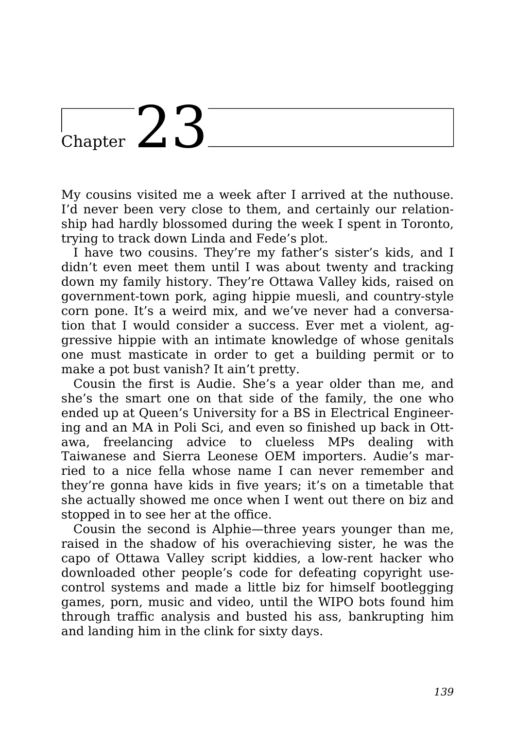# Chapter 23

My cousins visited me a week after I arrived at the nuthouse. I'd never been very close to them, and certainly our relationship had hardly blossomed during the week I spent in Toronto, trying to track down Linda and Fede's plot.

I have two cousins. They're my father's sister's kids, and I didn't even meet them until I was about twenty and tracking down my family history. They're Ottawa Valley kids, raised on government-town pork, aging hippie muesli, and country-style corn pone. It's a weird mix, and we've never had a conversation that I would consider a success. Ever met a violent, aggressive hippie with an intimate knowledge of whose genitals one must masticate in order to get a building permit or to make a pot bust vanish? It ain't pretty.

Cousin the first is Audie. She's a year older than me, and she's the smart one on that side of the family, the one who ended up at Queen's University for a BS in Electrical Engineering and an MA in Poli Sci, and even so finished up back in Ottawa, freelancing advice to clueless MPs dealing with Taiwanese and Sierra Leonese OEM importers. Audie's married to a nice fella whose name I can never remember and they're gonna have kids in five years; it's on a timetable that she actually showed me once when I went out there on biz and stopped in to see her at the office.

Cousin the second is Alphie—three years younger than me, raised in the shadow of his overachieving sister, he was the capo of Ottawa Valley script kiddies, a low-rent hacker who downloaded other people's code for defeating copyright use-control systems and made a little biz for himself bootlegging games, porn, music and video, until the WIPO bots found him through traffic analysis and busted his ass, bankrupting him and landing him in the clink for sixty days.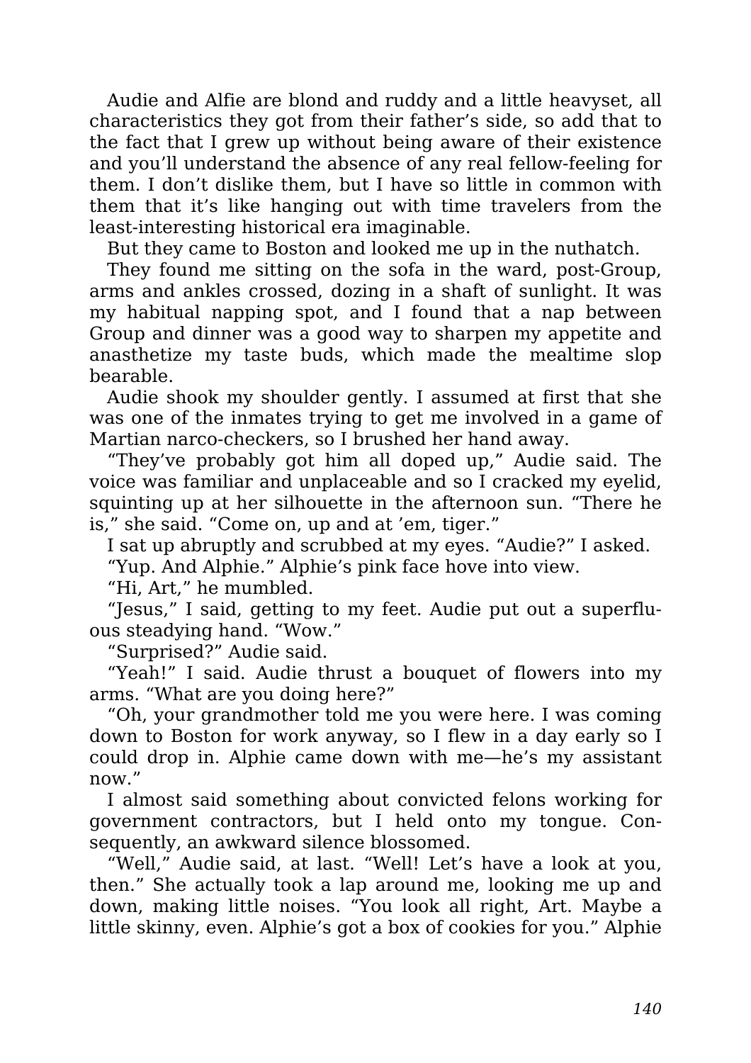Audie and Alfie are blond and ruddy and a little heavyset, all characteristics they got from their father's side, so add that to the fact that I grew up without being aware of their existence and you'll understand the absence of any real fellow-feeling for them. I don't dislike them, but I have so little in common with them that it's like hanging out with time travelers from the least-interesting historical era imaginable.

But they came to Boston and looked me up in the nuthatch.

They found me sitting on the sofa in the ward, post-Group, arms and ankles crossed, dozing in a shaft of sunlight. It was my habitual napping spot, and I found that a nap between Group and dinner was a good way to sharpen my appetite and anasthetize my taste buds, which made the mealtime slop bearable.

Audie shook my shoulder gently. I assumed at first that she was one of the inmates trying to get me involved in a game of Martian narco-checkers, so I brushed her hand away.

"They've probably got him all doped up," Audie said. The voice was familiar and unplaceable and so I cracked my eyelid, squinting up at her silhouette in the afternoon sun. "There he is," she said. "Come on, up and at 'em, tiger."

I sat up abruptly and scrubbed at my eyes. "Audie?" I asked.

"Yup. And Alphie." Alphie's pink face hove into view.

"Hi, Art," he mumbled.

"Jesus," I said, getting to my feet. Audie put out a superfluous steadying hand. "Wow."

"Surprised?" Audie said.

"Yeah!" I said. Audie thrust a bouquet of flowers into my arms. "What are you doing here?"

"Oh, your grandmother told me you were here. I was coming down to Boston for work anyway, so I flew in a day early so I could drop in. Alphie came down with me—he's my assistant now."

I almost said something about convicted felons working for government contractors, but I held onto my tongue. Consequently, an awkward silence blossomed.

"Well," Audie said, at last. "Well! Let's have a look at you, then." She actually took a lap around me, looking me up and down, making little noises. "You look all right, Art. Maybe a little skinny, even. Alphie's got a box of cookies for you." Alphie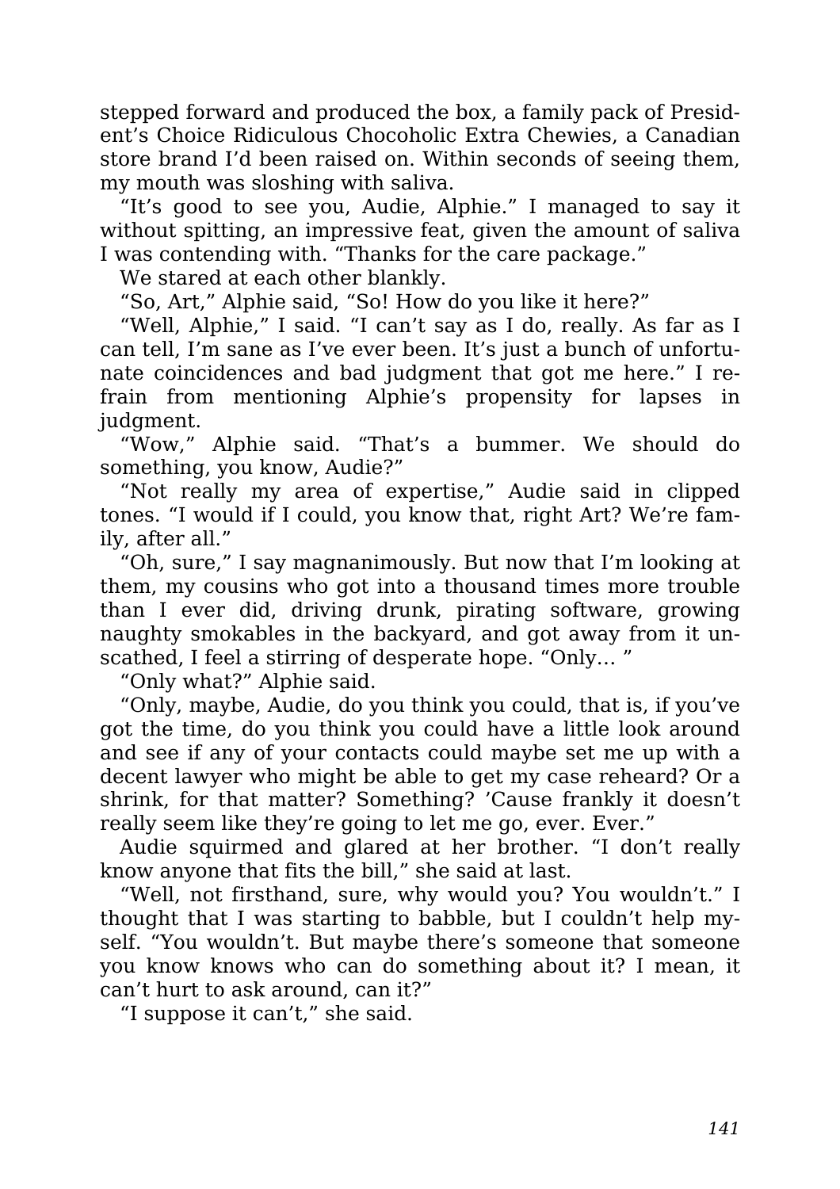stepped forward and produced the box, a family pack of President's Choice Ridiculous Chocoholic Extra Chewies, a Canadian store brand I'd been raised on. Within seconds of seeing them, my mouth was sloshing with saliva.

"It's good to see you, Audie, Alphie." I managed to say it without spitting, an impressive feat, given the amount of saliva I was contending with. "Thanks for the care package."

We stared at each other blankly.

"So, Art," Alphie said, "So! How do you like it here?"

"Well, Alphie," I said. "I can't say as I do, really. As far as I can tell, I'm sane as I've ever been. It's just a bunch of unfortunate coincidences and bad judgment that got me here." I refrain from mentioning Alphie's propensity for lapses in judgment.

"Wow," Alphie said. "That's a bummer. We should do something, you know, Audie?"

"Not really my area of expertise," Audie said in clipped tones. "I would if I could, you know that, right Art? We're family, after all."

"Oh, sure," I say magnanimously. But now that I'm looking at them, my cousins who got into a thousand times more trouble than I ever did, driving drunk, pirating software, growing naughty smokables in the backyard, and got away from it unscathed, I feel a stirring of desperate hope. "Only… "

"Only what?" Alphie said.

"Only, maybe, Audie, do you think you could, that is, if you've got the time, do you think you could have a little look around and see if any of your contacts could maybe set me up with a decent lawyer who might be able to get my case reheard? Or a shrink, for that matter? Something? 'Cause frankly it doesn't really seem like they're going to let me go, ever. Ever."

Audie squirmed and glared at her brother. "I don't really know anyone that fits the bill," she said at last.

"Well, not firsthand, sure, why would you? You wouldn't." I thought that I was starting to babble, but I couldn't help myself. "You wouldn't. But maybe there's someone that someone you know knows who can do something about it? I mean, it can't hurt to ask around, can it?"

"I suppose it can't," she said.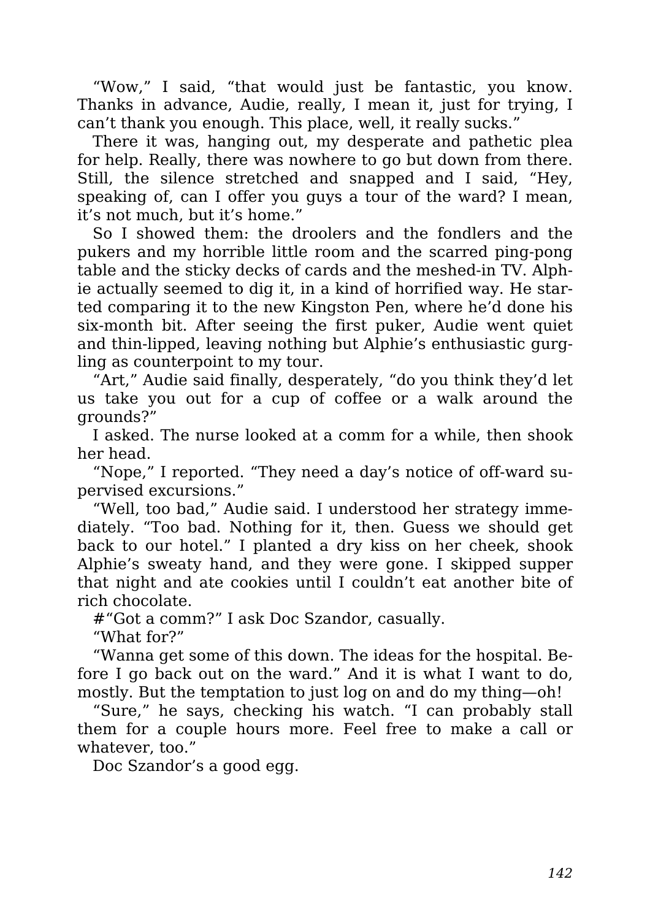"Wow," I said, "that would just be fantastic, you know. Thanks in advance, Audie, really, I mean it, just for trying, I can't thank you enough. This place, well, it really sucks."

There it was, hanging out, my desperate and pathetic plea for help. Really, there was nowhere to go but down from there. Still, the silence stretched and snapped and I said, "Hey, speaking of, can I offer you guys a tour of the ward? I mean, it's not much, but it's home."

So I showed them: the droolers and the fondlers and the pukers and my horrible little room and the scarred ping-pong table and the sticky decks of cards and the meshed-in TV. Alphie actually seemed to dig it, in a kind of horrified way. He started comparing it to the new Kingston Pen, where he'd done his six-month bit. After seeing the first puker, Audie went quiet and thin-lipped, leaving nothing but Alphie's enthusiastic gurgling as counterpoint to my tour.

"Art," Audie said finally, desperately, "do you think they'd let us take you out for a cup of coffee or a walk around the grounds?"

I asked. The nurse looked at a comm for a while, then shook her head.

"Nope," I reported. "They need a day's notice of off-ward supervised excursions."

"Well, too bad," Audie said. I understood her strategy immediately. "Too bad. Nothing for it, then. Guess we should get back to our hotel." I planted a dry kiss on her cheek, shook Alphie's sweaty hand, and they were gone. I skipped supper that night and ate cookies until I couldn't eat another bite of rich chocolate.

#"Got a comm?" I ask Doc Szandor, casually.

"What for?"

"Wanna get some of this down. The ideas for the hospital. Before I go back out on the ward." And it is what I want to do, mostly. But the temptation to just log on and do my thing—oh!

"Sure," he says, checking his watch. "I can probably stall them for a couple hours more. Feel free to make a call or whatever, too."

Doc Szandor's a good egg.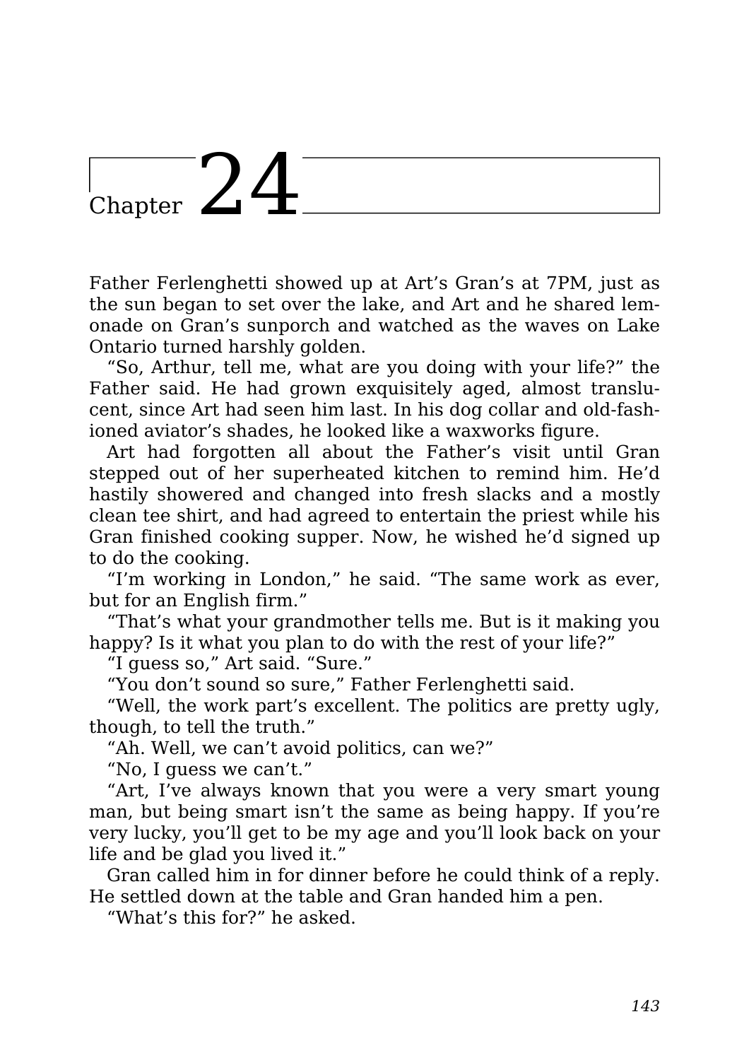# Chapter 24

Father Ferlenghetti showed up at Art's Gran's at 7PM, just as the sun began to set over the lake, and Art and he shared lemonade on Gran's sunporch and watched as the waves on Lake Ontario turned harshly golden.

"So, Arthur, tell me, what are you doing with your life?" the Father said. He had grown exquisitely aged, almost translucent, since Art had seen him last. In his dog collar and old-fashioned aviator's shades, he looked like a waxworks figure.

Art had forgotten all about the Father's visit until Gran stepped out of her superheated kitchen to remind him. He'd hastily showered and changed into fresh slacks and a mostly clean tee shirt, and had agreed to entertain the priest while his Gran finished cooking supper. Now, he wished he'd signed up to do the cooking.

"I'm working in London," he said. "The same work as ever, but for an English firm."

"That's what your grandmother tells me. But is it making you happy? Is it what you plan to do with the rest of your life?"

"I guess so," Art said. "Sure."

"You don't sound so sure," Father Ferlenghetti said.

"Well, the work part's excellent. The politics are pretty ugly, though, to tell the truth."

"Ah. Well, we can't avoid politics, can we?"

"No, I guess we can't."

"Art, I've always known that you were a very smart young man, but being smart isn't the same as being happy. If you're very lucky, you'll get to be my age and you'll look back on your life and be glad you lived it."

Gran called him in for dinner before he could think of a reply. He settled down at the table and Gran handed him a pen.

"What's this for?" he asked.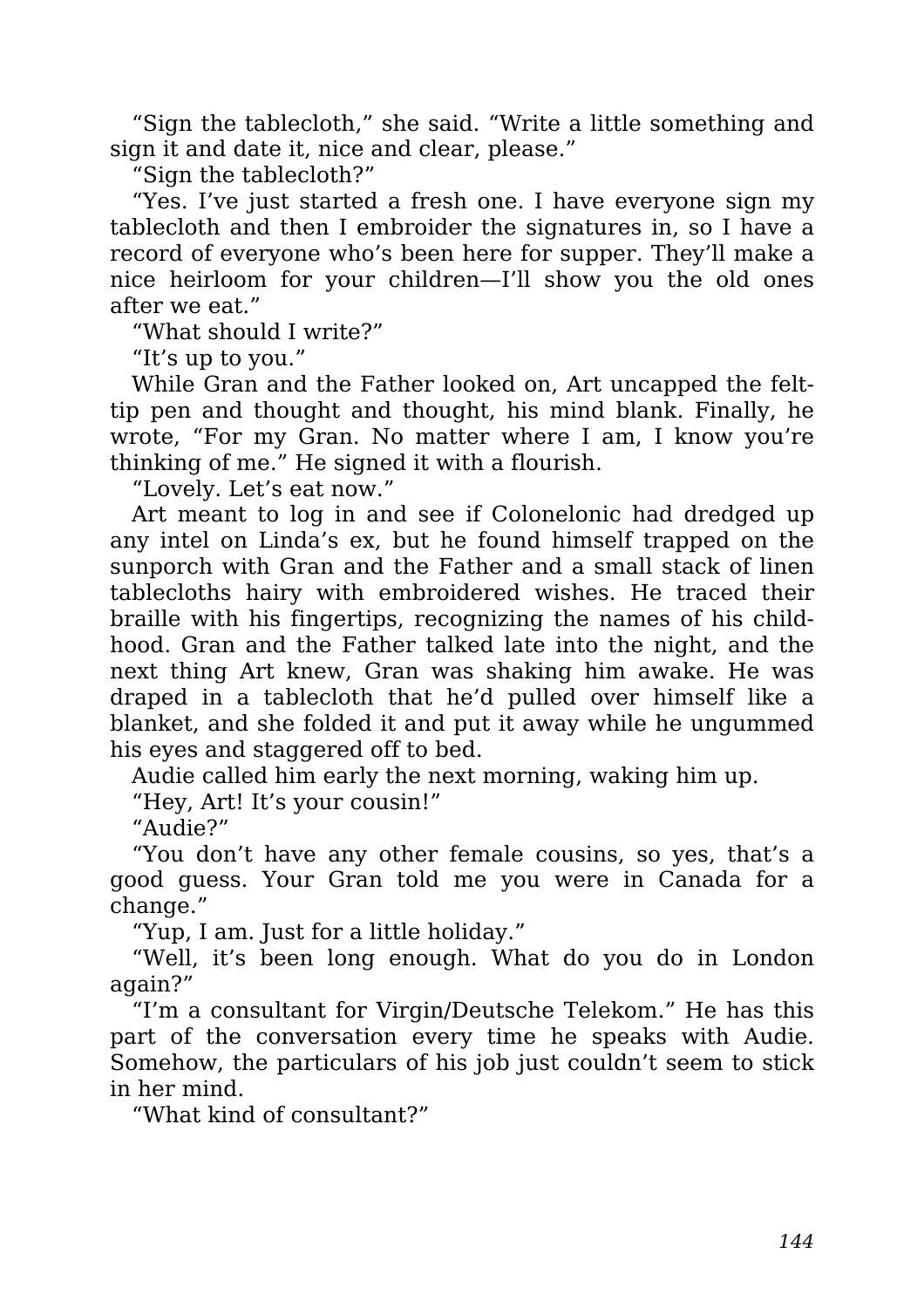"Sign the tablecloth," she said. "Write a little something and sign it and date it, nice and clear, please."

"Sign the tablecloth?"

"Yes. I've just started a fresh one. I have everyone sign my tablecloth and then I embroider the signatures in, so I have a record of everyone who's been here for supper. They'll make a nice heirloom for your children—I'll show you the old ones after we eat."

"What should I write?"

"It's up to you."

While Gran and the Father looked on, Art uncapped the felt-tip pen and thought and thought, his mind blank. Finally, he wrote, "For my Gran. No matter where I am, I know you're thinking of me." He signed it with a flourish.

"Lovely. Let's eat now."

Art meant to log in and see if Colonelonic had dredged up any intel on Linda's ex, but he found himself trapped on the sunporch with Gran and the Father and a small stack of linen tablecloths hairy with embroidered wishes. He traced their braille with his fingertips, recognizing the names of his childhood. Gran and the Father talked late into the night, and the next thing Art knew, Gran was shaking him awake. He was draped in a tablecloth that he'd pulled over himself like a blanket, and she folded it and put it away while he ungummed his eyes and staggered off to bed.

Audie called him early the next morning, waking him up.

"Hey, Art! It's your cousin!"

"Audie?"

"You don't have any other female cousins, so yes, that's a good guess. Your Gran told me you were in Canada for a change."

"Yup, I am. Just for a little holiday."

"Well, it's been long enough. What do you do in London again?"

"I'm a consultant for Virgin/Deutsche Telekom." He has this part of the conversation every time he speaks with Audie. Somehow, the particulars of his job just couldn't seem to stick in her mind.

"What kind of consultant?"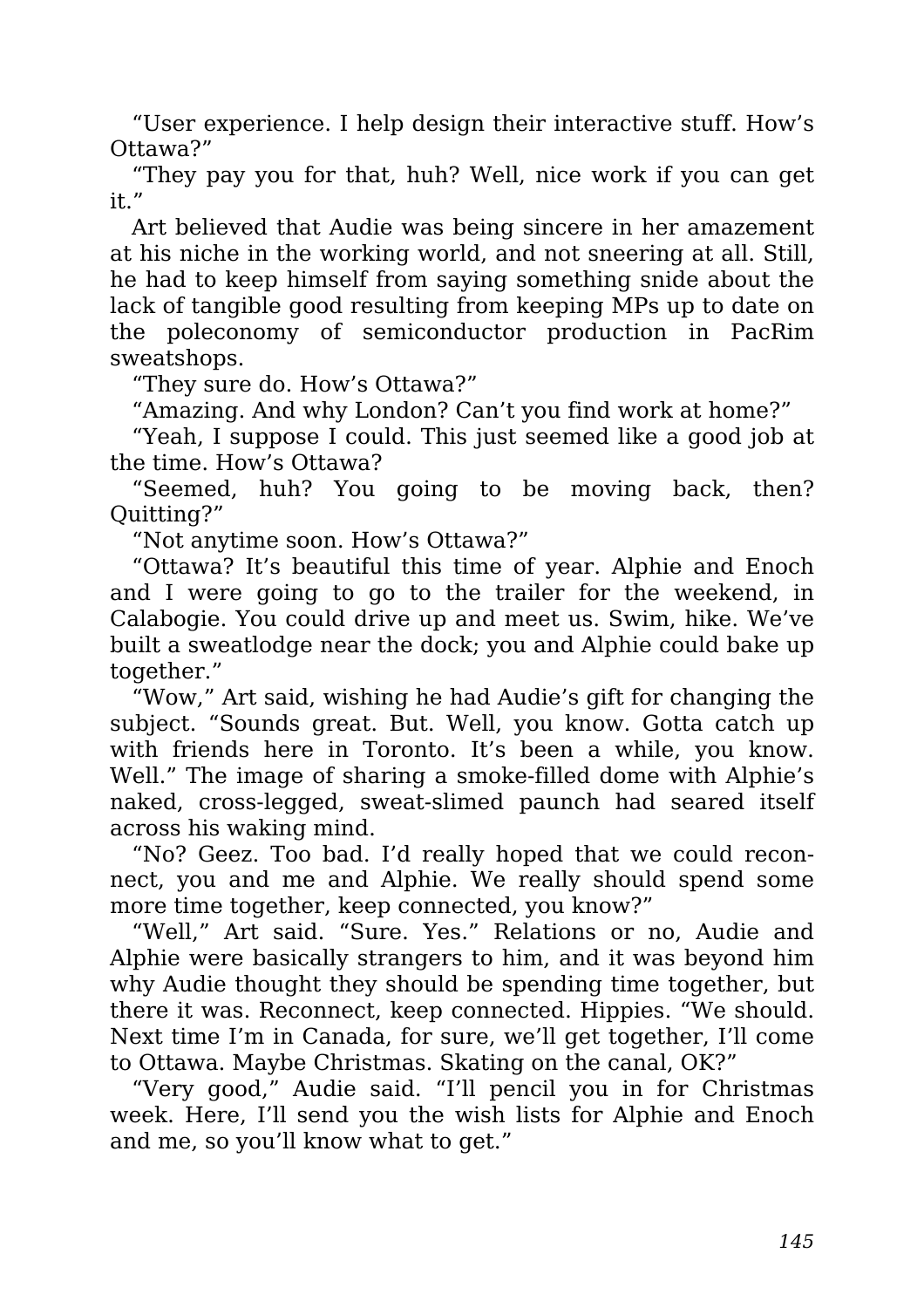"User experience. I help design their interactive stuff. How's Ottawa?"

"They pay you for that, huh? Well, nice work if you can get it."

Art believed that Audie was being sincere in her amazement at his niche in the working world, and not sneering at all. Still, he had to keep himself from saying something snide about the lack of tangible good resulting from keeping MPs up to date on the poleconomy of semiconductor production in PacRim sweatshops.

"They sure do. How's Ottawa?"

"Amazing. And why London? Can't you find work at home?"

"Yeah, I suppose I could. This just seemed like a good job at the time. How's Ottawa?

"Seemed, huh? You going to be moving back, then? Quitting?"

"Not anytime soon. How's Ottawa?"

"Ottawa? It's beautiful this time of year. Alphie and Enoch and I were going to go to the trailer for the weekend, in Calabogie. You could drive up and meet us. Swim, hike. We've built a sweatlodge near the dock; you and Alphie could bake up together."

"Wow," Art said, wishing he had Audie's gift for changing the subject. "Sounds great. But. Well, you know. Gotta catch up with friends here in Toronto. It's been a while, you know. Well." The image of sharing a smoke-filled dome with Alphie's naked, cross-legged, sweat-slimed paunch had seared itself across his waking mind.

"No? Geez. Too bad. I'd really hoped that we could reconnect, you and me and Alphie. We really should spend some more time together, keep connected, you know?"

"Well," Art said. "Sure. Yes." Relations or no, Audie and Alphie were basically strangers to him, and it was beyond him why Audie thought they should be spending time together, but there it was. Reconnect, keep connected. Hippies. "We should. Next time I'm in Canada, for sure, we'll get together, I'll come to Ottawa. Maybe Christmas. Skating on the canal, OK?"

"Very good," Audie said. "I'll pencil you in for Christmas week. Here, I'll send you the wish lists for Alphie and Enoch and me, so you'll know what to get."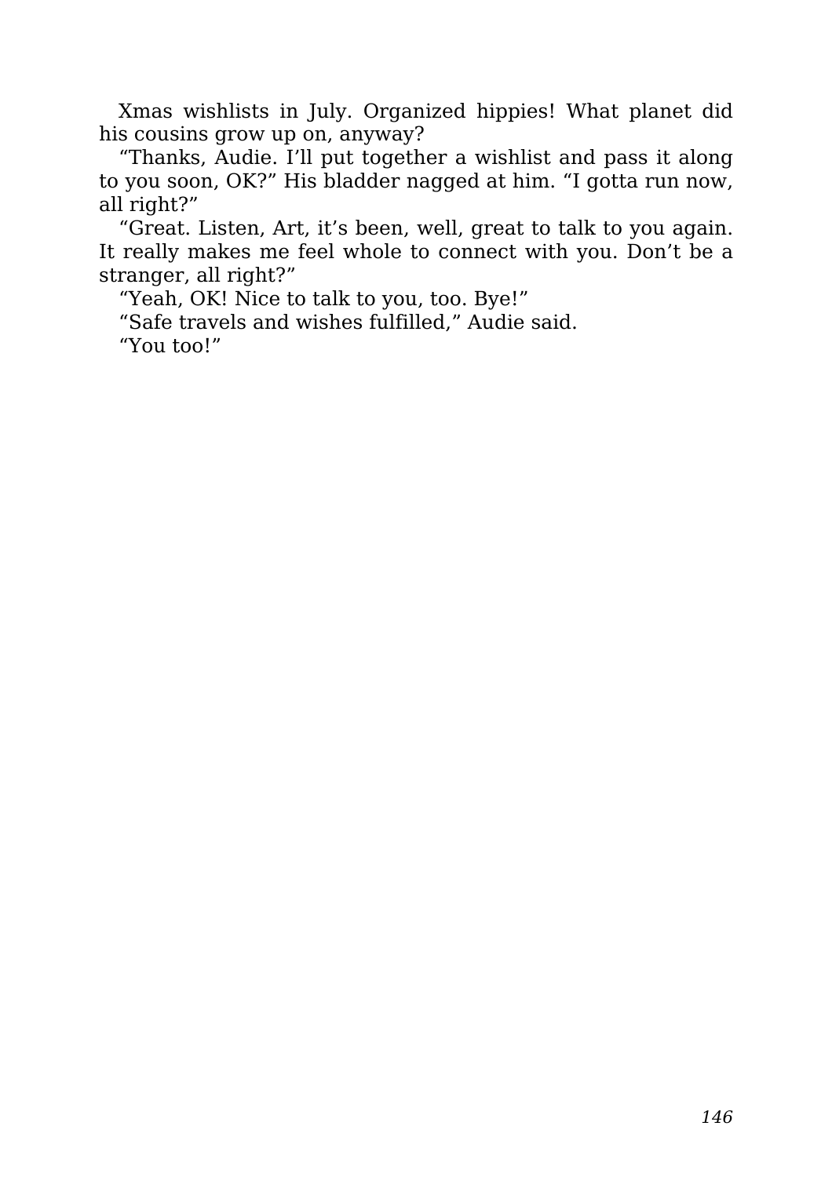Xmas wishlists in July. Organized hippies! What planet did his cousins grow up on, anyway?

“Thanks, Audie. I’ll put together a wishlist and pass it along to you soon, OK?” His bladder nagged at him. “I gotta run now, all right?”

“Great. Listen, Art, it’s been, well, great to talk to you again. It really makes me feel whole to connect with you. Don’t be a stranger, all right?”

“Yeah, OK! Nice to talk to you, too. Bye!”

“Safe travels and wishes fulfilled,” Audie said.

“You too!”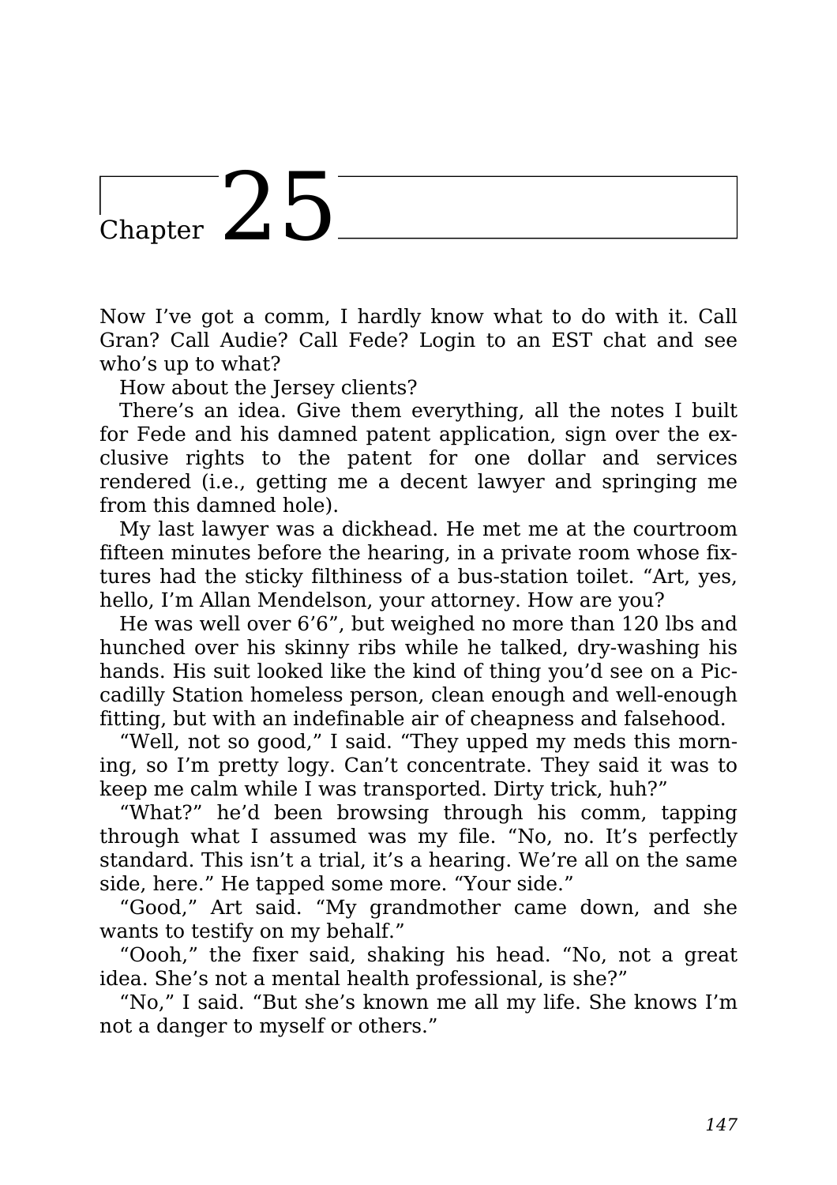# Chapter 25

Now I've got a comm, I hardly know what to do with it. Call Gran? Call Audie? Call Fede? Login to an EST chat and see who's up to what?

How about the Jersey clients?

There's an idea. Give them everything, all the notes I built for Fede and his damned patent application, sign over the exclusive rights to the patent for one dollar and services rendered (i.e., getting me a decent lawyer and springing me from this damned hole).

My last lawyer was a dickhead. He met me at the courtroom fifteen minutes before the hearing, in a private room whose fixtures had the sticky filthiness of a bus-station toilet. "Art, yes, hello, I'm Allan Mendelson, your attorney. How are you?

He was well over 6'6", but weighed no more than 120 lbs and hunched over his skinny ribs while he talked, dry-washing his hands. His suit looked like the kind of thing you'd see on a Piccadilly Station homeless person, clean enough and well-enough fitting, but with an indefinable air of cheapness and falsehood.

"Well, not so good," I said. "They upped my meds this morning, so I'm pretty logy. Can't concentrate. They said it was to keep me calm while I was transported. Dirty trick, huh?"

"What?" he'd been browsing through his comm, tapping through what I assumed was my file. "No, no. It's perfectly standard. This isn't a trial, it's a hearing. We're all on the same side, here." He tapped some more. "Your side."

"Good," Art said. "My grandmother came down, and she wants to testify on my behalf."

"Oooh," the fixer said, shaking his head. "No, not a great idea. She's not a mental health professional, is she?"

"No," I said. "But she's known me all my life. She knows I'm not a danger to myself or others."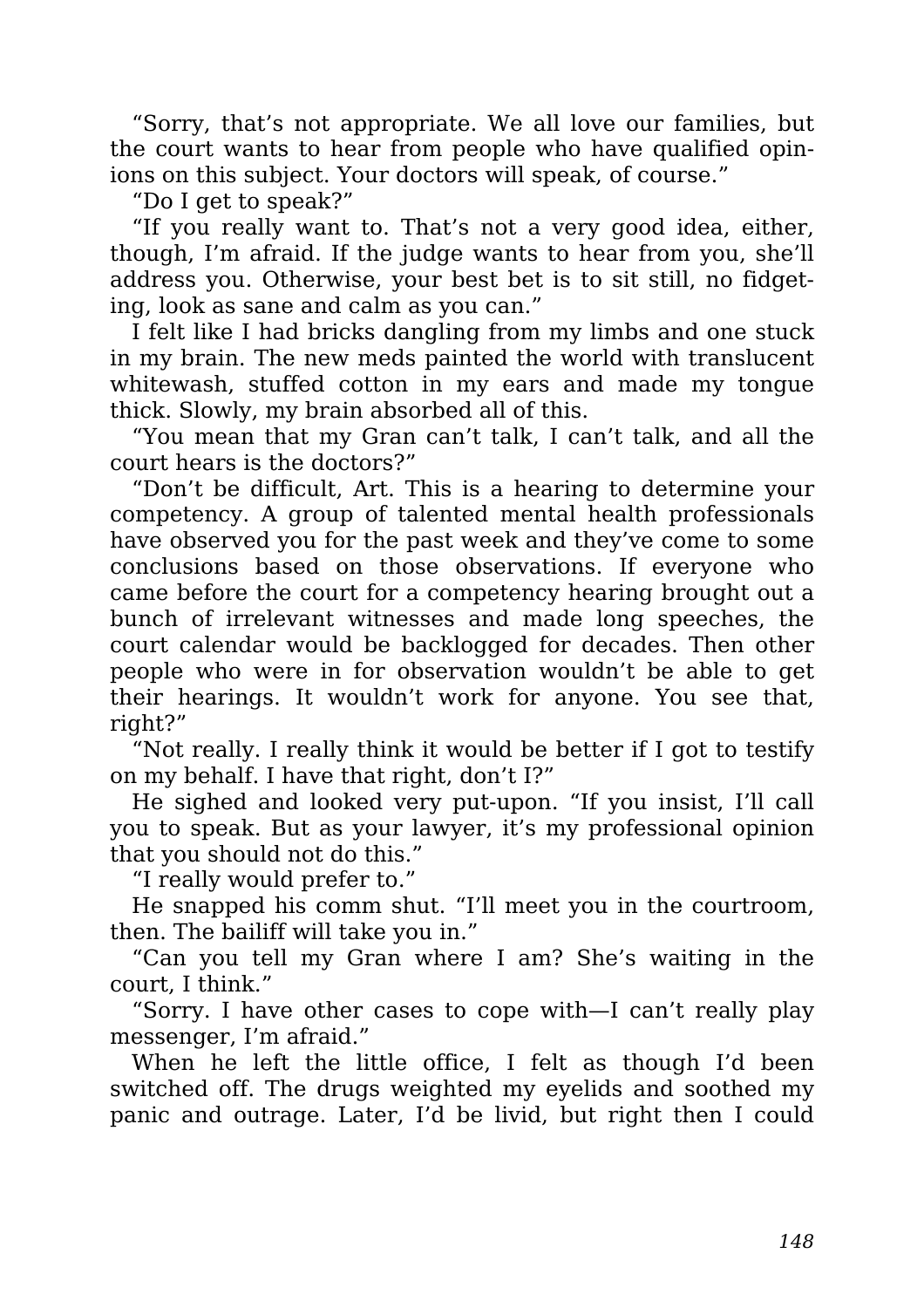"Sorry, that's not appropriate. We all love our families, but the court wants to hear from people who have qualified opinions on this subject. Your doctors will speak, of course."

"Do I get to speak?"

"If you really want to. That's not a very good idea, either, though, I'm afraid. If the judge wants to hear from you, she'll address you. Otherwise, your best bet is to sit still, no fidgeting, look as sane and calm as you can."

I felt like I had bricks dangling from my limbs and one stuck in my brain. The new meds painted the world with translucent whitewash, stuffed cotton in my ears and made my tongue thick. Slowly, my brain absorbed all of this.

"You mean that my Gran can't talk, I can't talk, and all the court hears is the doctors?"

"Don't be difficult, Art. This is a hearing to determine your competency. A group of talented mental health professionals have observed you for the past week and they've come to some conclusions based on those observations. If everyone who came before the court for a competency hearing brought out a bunch of irrelevant witnesses and made long speeches, the court calendar would be backlogged for decades. Then other people who were in for observation wouldn't be able to get their hearings. It wouldn't work for anyone. You see that, right?"

"Not really. I really think it would be better if I got to testify on my behalf. I have that right, don't I?"

He sighed and looked very put-upon. "If you insist, I'll call you to speak. But as your lawyer, it's my professional opinion that you should not do this."

"I really would prefer to."

He snapped his comm shut. "I'll meet you in the courtroom, then. The bailiff will take you in."

"Can you tell my Gran where I am? She's waiting in the court, I think."

"Sorry. I have other cases to cope with—I can't really play messenger, I'm afraid."

When he left the little office, I felt as though I'd been switched off. The drugs weighted my eyelids and soothed my panic and outrage. Later, I'd be livid, but right then I could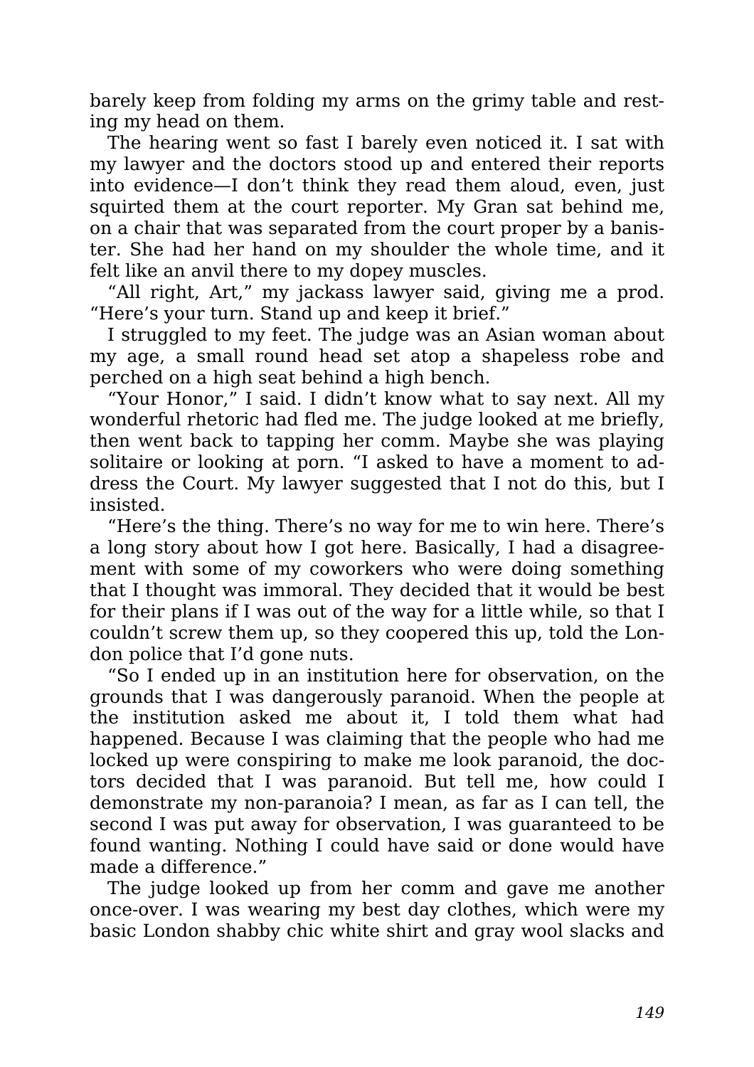barely keep from folding my arms on the grimy table and resting my head on them.

The hearing went so fast I barely even noticed it. I sat with my lawyer and the doctors stood up and entered their reports into evidence—I don't think they read them aloud, even, just squirted them at the court reporter. My Gran sat behind me, on a chair that was separated from the court proper by a banister. She had her hand on my shoulder the whole time, and it felt like an anvil there to my dopey muscles.

"All right, Art," my jackass lawyer said, giving me a prod. "Here's your turn. Stand up and keep it brief."

I struggled to my feet. The judge was an Asian woman about my age, a small round head set atop a shapeless robe and perched on a high seat behind a high bench.

"Your Honor," I said. I didn't know what to say next. All my wonderful rhetoric had fled me. The judge looked at me briefly, then went back to tapping her comm. Maybe she was playing solitaire or looking at porn. "I asked to have a moment to address the Court. My lawyer suggested that I not do this, but I insisted.

"Here's the thing. There's no way for me to win here. There's a long story about how I got here. Basically, I had a disagreement with some of my coworkers who were doing something that I thought was immoral. They decided that it would be best for their plans if I was out of the way for a little while, so that I couldn't screw them up, so they coopered this up, told the London police that I'd gone nuts.

"So I ended up in an institution here for observation, on the grounds that I was dangerously paranoid. When the people at the institution asked me about it, I told them what had happened. Because I was claiming that the people who had me locked up were conspiring to make me look paranoid, the doctors decided that I was paranoid. But tell me, how could I demonstrate my non-paranoia? I mean, as far as I can tell, the second I was put away for observation, I was guaranteed to be found wanting. Nothing I could have said or done would have made a difference."

The judge looked up from her comm and gave me another once-over. I was wearing my best day clothes, which were my basic London shabby chic white shirt and gray wool slacks and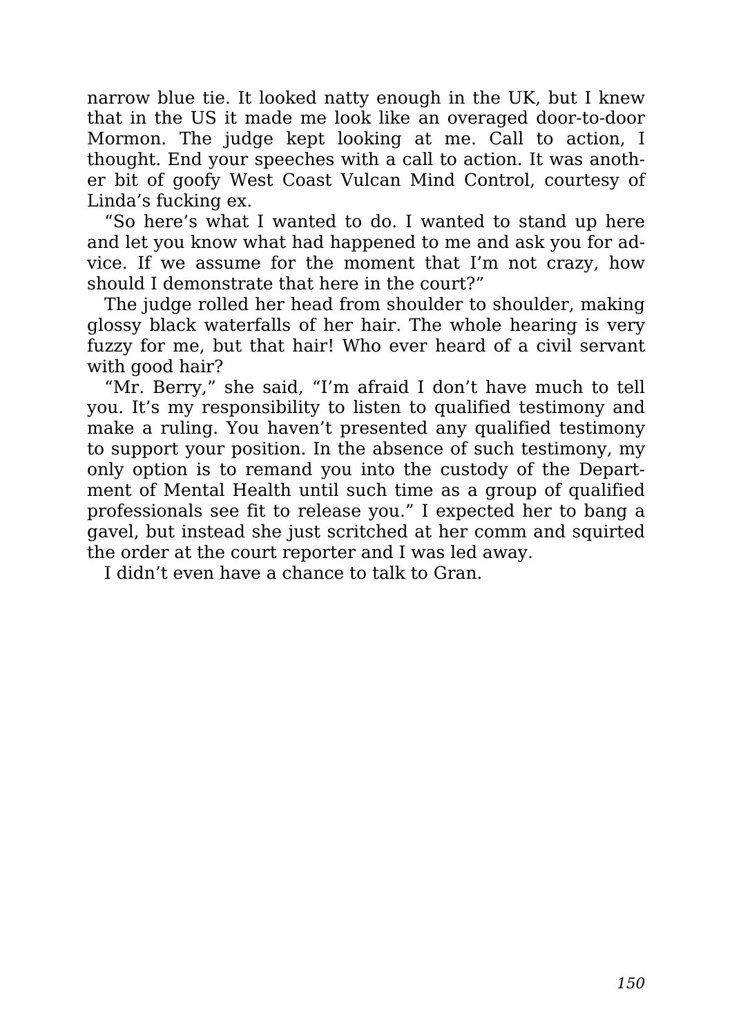narrow blue tie. It looked natty enough in the UK, but I knew that in the US it made me look like an overaged door-to-door Mormon. The judge kept looking at me. Call to action, I thought. End your speeches with a call to action. It was another bit of goofy West Coast Vulcan Mind Control, courtesy of Linda's fucking ex.

"So here's what I wanted to do. I wanted to stand up here and let you know what had happened to me and ask you for advice. If we assume for the moment that I'm not crazy, how should I demonstrate that here in the court?"

The judge rolled her head from shoulder to shoulder, making glossy black waterfalls of her hair. The whole hearing is very fuzzy for me, but that hair! Who ever heard of a civil servant with good hair?

"Mr. Berry," she said, "I'm afraid I don't have much to tell you. It's my responsibility to listen to qualified testimony and make a ruling. You haven't presented any qualified testimony to support your position. In the absence of such testimony, my only option is to remand you into the custody of the Department of Mental Health until such time as a group of qualified professionals see fit to release you." I expected her to bang a gavel, but instead she just scritched at her comm and squirted the order at the court reporter and I was led away.

I didn't even have a chance to talk to Gran.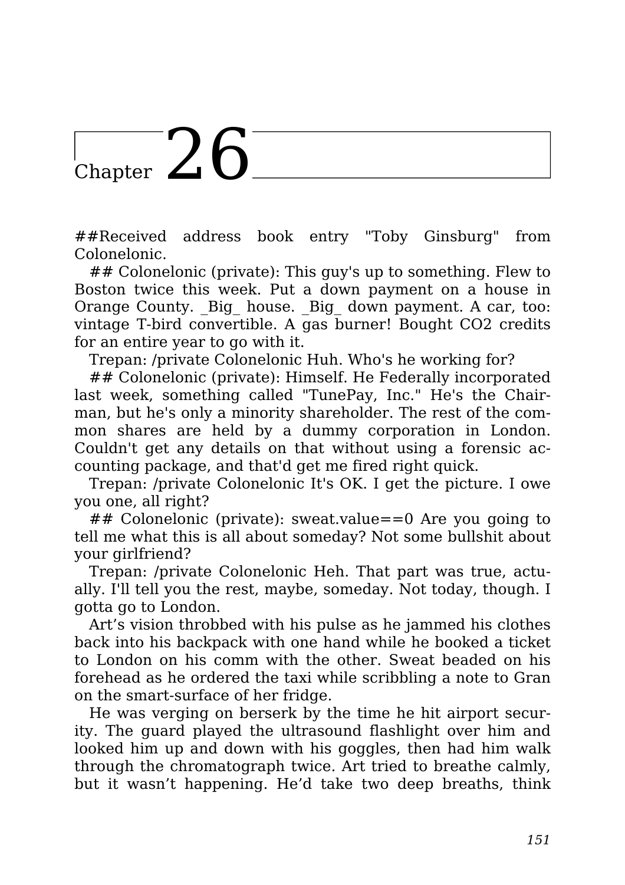# Chapter 26

##Received address book entry "Toby Ginsburg" from Colonelonic.

## Colonelonic (private): This guy's up to something. Flew to Boston twice this week. Put a down payment on a house in Orange County. _Big_ house. _Big_ down payment. A car, too: vintage T-bird convertible. A gas burner! Bought $CO_2$ credits for an entire year to go with it.

Trepan: /private Colonelonic Huh. Who's he working for?

## Colonelonic (private): Himself. He Federally incorporated last week, something called "TunePay, Inc." He's the Chairman, but he's only a minority shareholder. The rest of the common shares are held by a dummy corporation in London. Couldn't get any details on that without using a forensic accounting package, and that'd get me fired right quick.

Trepan: /private Colonelonic It's OK. I get the picture. I owe you one, all right?

## Colonelonic (private): sweat.value==0 Are you going to tell me what this is all about someday? Not some bullshit about your girlfriend?

Trepan: /private Colonelonic Heh. That part was true, actually. I'll tell you the rest, maybe, someday. Not today, though. I gotta go to London.

Art's vision throbbed with his pulse as he jammed his clothes back into his backpack with one hand while he booked a ticket to London on his comm with the other. Sweat beaded on his forehead as he ordered the taxi while scribbling a note to Gran on the smart-surface of her fridge.

He was verging on berserk by the time he hit airport security. The guard played the ultrasound flashlight over him and looked him up and down with his goggles, then had him walk through the chromatograph twice. Art tried to breathe calmly, but it wasn't happening. He'd take two deep breaths, think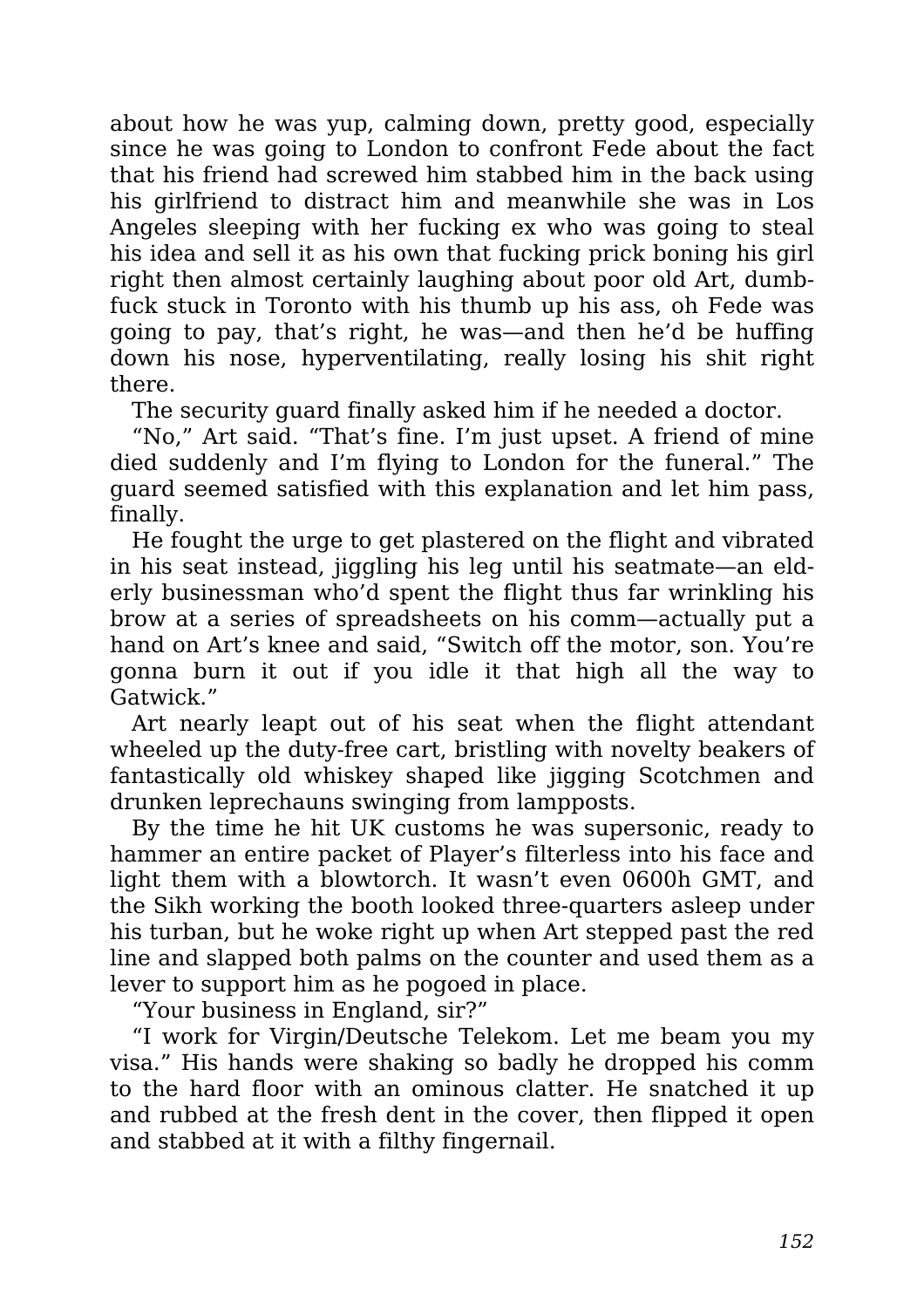about how he was yup, calming down, pretty good, especially since he was going to London to confront Fede about the fact that his friend had screwed him stabbed him in the back using his girlfriend to distract him and meanwhile she was in Los Angeles sleeping with her fucking ex who was going to steal his idea and sell it as his own that fucking prick boning his girl right then almost certainly laughing about poor old Art, dumb-fuck stuck in Toronto with his thumb up his ass, oh Fede was going to pay, that's right, he was—and then he'd be huffing down his nose, hyperventilating, really losing his shit right there.

The security guard finally asked him if he needed a doctor.

"No," Art said. "That's fine. I'm just upset. A friend of mine died suddenly and I'm flying to London for the funeral." The guard seemed satisfied with this explanation and let him pass, finally.

He fought the urge to get plastered on the flight and vibrated in his seat instead, jiggling his leg until his seatmate—an elderly businessman who'd spent the flight thus far wrinkling his brow at a series of spreadsheets on his comm—actually put a hand on Art's knee and said, "Switch off the motor, son. You're gonna burn it out if you idle it that high all the way to Gatwick."

Art nearly leapt out of his seat when the flight attendant wheeled up the duty-free cart, bristling with novelty beakers of fantastically old whiskey shaped like jigging Scotchmen and drunken leprechauns swinging from lampposts.

By the time he hit UK customs he was supersonic, ready to hammer an entire packet of Player's filterless into his face and light them with a blowtorch. It wasn't even 0600h GMT, and the Sikh working the booth looked three-quarters asleep under his turban, but he woke right up when Art stepped past the red line and slapped both palms on the counter and used them as a lever to support him as he pogoed in place.

"Your business in England, sir?"

"I work for Virgin/Deutsche Telekom. Let me beam you my visa." His hands were shaking so badly he dropped his comm to the hard floor with an ominous clatter. He snatched it up and rubbed at the fresh dent in the cover, then flipped it open and stabbed at it with a filthy fingernail.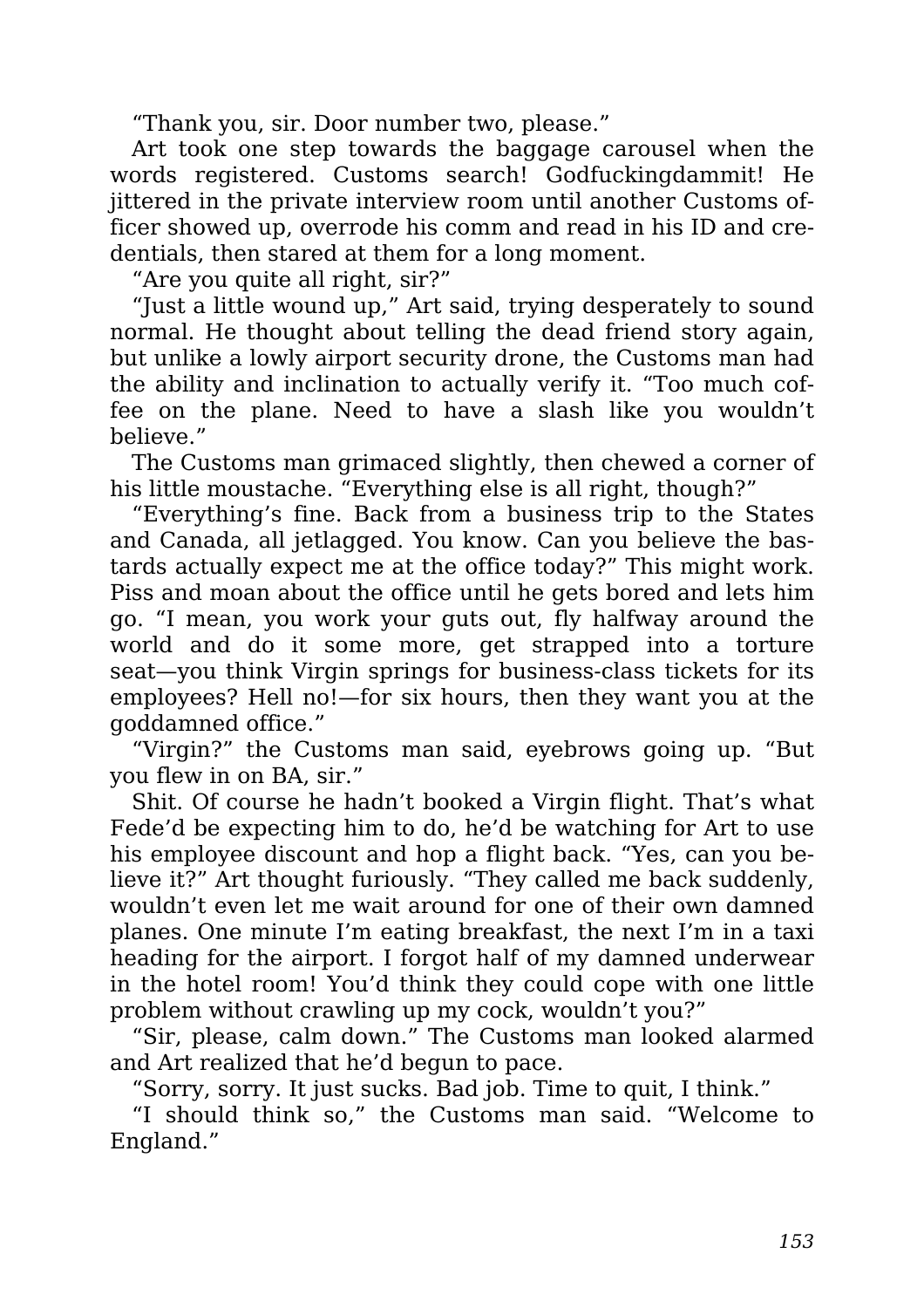"Thank you, sir. Door number two, please."

Art took one step towards the baggage carousel when the words registered. Customs search! Godfuckingdammit! He jittered in the private interview room until another Customs officer showed up, overrode his comm and read in his ID and credentials, then stared at them for a long moment.

"Are you quite all right, sir?"

"Just a little wound up," Art said, trying desperately to sound normal. He thought about telling the dead friend story again, but unlike a lowly airport security drone, the Customs man had the ability and inclination to actually verify it. "Too much coffee on the plane. Need to have a slash like you wouldn't believe."

The Customs man grimaced slightly, then chewed a corner of his little moustache. "Everything else is all right, though?"

"Everything's fine. Back from a business trip to the States and Canada, all jetlagged. You know. Can you believe the bastards actually expect me at the office today?" This might work. Piss and moan about the office until he gets bored and lets him go. "I mean, you work your guts out, fly halfway around the world and do it some more, get strapped into a torture seat—you think Virgin springs for business-class tickets for its employees? Hell no!—for six hours, then they want you at the goddamned office."

"Virgin?" the Customs man said, eyebrows going up. "But you flew in on BA, sir."

Shit. Of course he hadn't booked a Virgin flight. That's what Fede'd be expecting him to do, he'd be watching for Art to use his employee discount and hop a flight back. "Yes, can you believe it?" Art thought furiously. "They called me back suddenly, wouldn't even let me wait around for one of their own damned planes. One minute I'm eating breakfast, the next I'm in a taxi heading for the airport. I forgot half of my damned underwear in the hotel room! You'd think they could cope with one little problem without crawling up my cock, wouldn't you?"

"Sir, please, calm down." The Customs man looked alarmed and Art realized that he'd begun to pace.

"Sorry, sorry. It just sucks. Bad job. Time to quit, I think."

"I should think so," the Customs man said. "Welcome to England."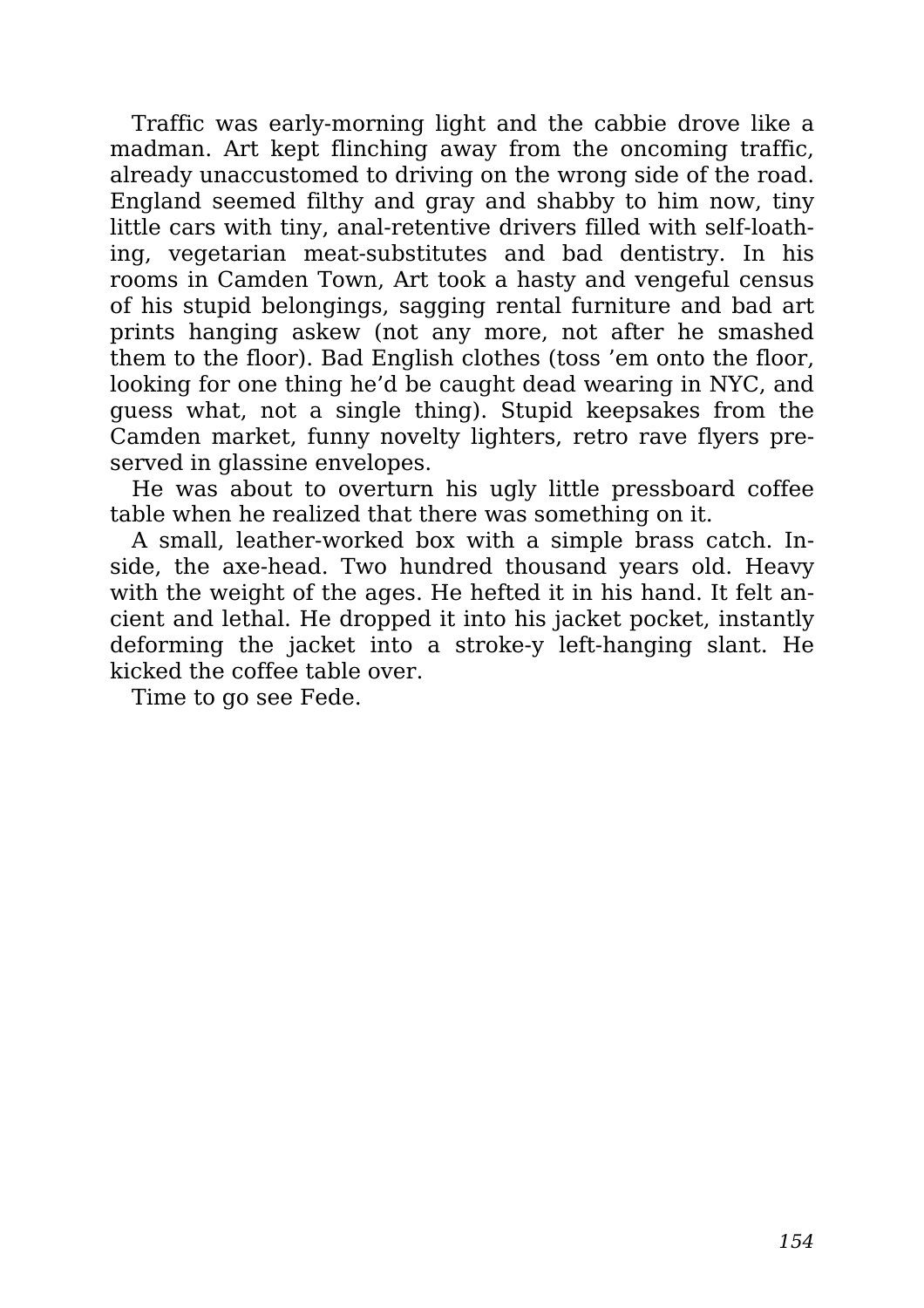Traffic was early-morning light and the cabbie drove like a madman. Art kept flinching away from the oncoming traffic, already unaccustomed to driving on the wrong side of the road. England seemed filthy and gray and shabby to him now, tiny little cars with tiny, anal-retentive drivers filled with self-loathing, vegetarian meat-substitutes and bad dentistry. In his rooms in Camden Town, Art took a hasty and vengeful census of his stupid belongings, sagging rental furniture and bad art prints hanging askew (not any more, not after he smashed them to the floor). Bad English clothes (toss 'em onto the floor, looking for one thing he'd be caught dead wearing in NYC, and guess what, not a single thing). Stupid keepsakes from the Camden market, funny novelty lighters, retro rave flyers preserved in glassine envelopes.

He was about to overturn his ugly little pressboard coffee table when he realized that there was something on it.

A small, leather-worked box with a simple brass catch. Inside, the axe-head. Two hundred thousand years old. Heavy with the weight of the ages. He hefted it in his hand. It felt ancient and lethal. He dropped it into his jacket pocket, instantly deforming the jacket into a stroke-y left-hanging slant. He kicked the coffee table over.

Time to go see Fede.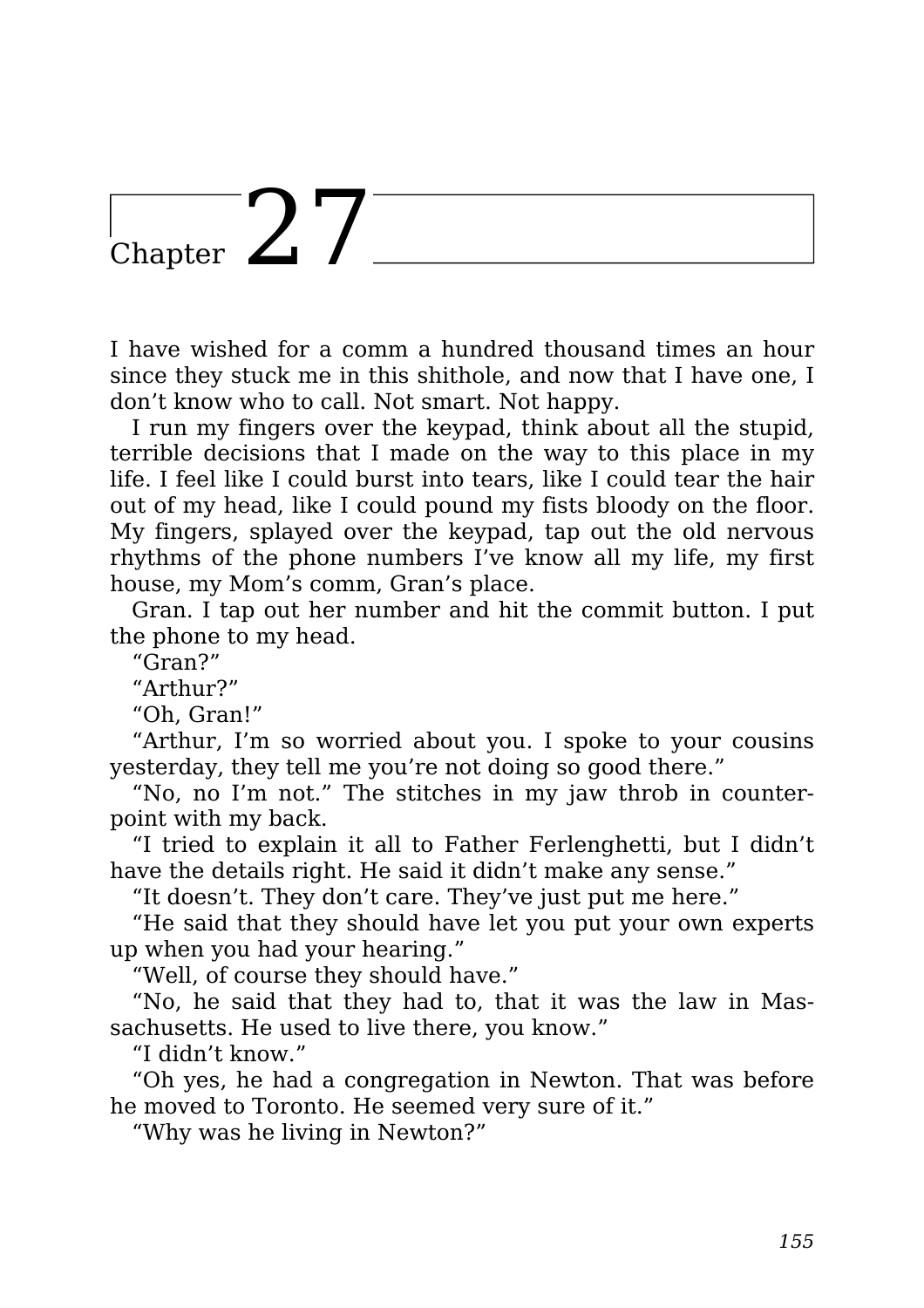# Chapter 27

I have wished for a comm a hundred thousand times an hour since they stuck me in this shithole, and now that I have one, I don't know who to call. Not smart. Not happy.

I run my fingers over the keypad, think about all the stupid, terrible decisions that I made on the way to this place in my life. I feel like I could burst into tears, like I could tear the hair out of my head, like I could pound my fists bloody on the floor. My fingers, splayed over the keypad, tap out the old nervous rhythms of the phone numbers I've know all my life, my first house, my Mom's comm, Gran's place.

Gran. I tap out her number and hit the commit button. I put the phone to my head.

"Gran?"

"Arthur?"

"Oh, Gran!"

"Arthur, I'm so worried about you. I spoke to your cousins yesterday, they tell me you're not doing so good there."

"No, no I'm not." The stitches in my jaw throb in counterpoint with my back.

"I tried to explain it all to Father Ferlenghetti, but I didn't have the details right. He said it didn't make any sense."

"It doesn't. They don't care. They've just put me here."

"He said that they should have let you put your own experts up when you had your hearing."

"Well, of course they should have."

"No, he said that they had to, that it was the law in Massachusetts. He used to live there, you know."

"I didn't know."

"Oh yes, he had a congregation in Newton. That was before he moved to Toronto. He seemed very sure of it."

"Why was he living in Newton?"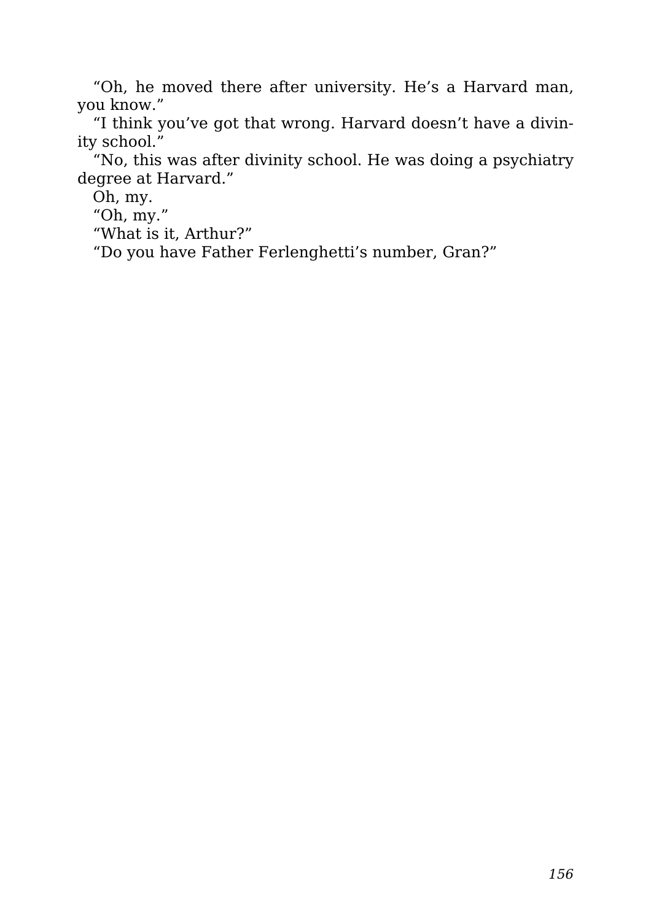"Oh, he moved there after university. He's a Harvard man, you know."

"I think you've got that wrong. Harvard doesn't have a divinity school."

"No, this was after divinity school. He was doing a psychiatry degree at Harvard."

Oh, my.

"Oh, my."

"What is it, Arthur?"

"Do you have Father Ferlenghetti's number, Gran?"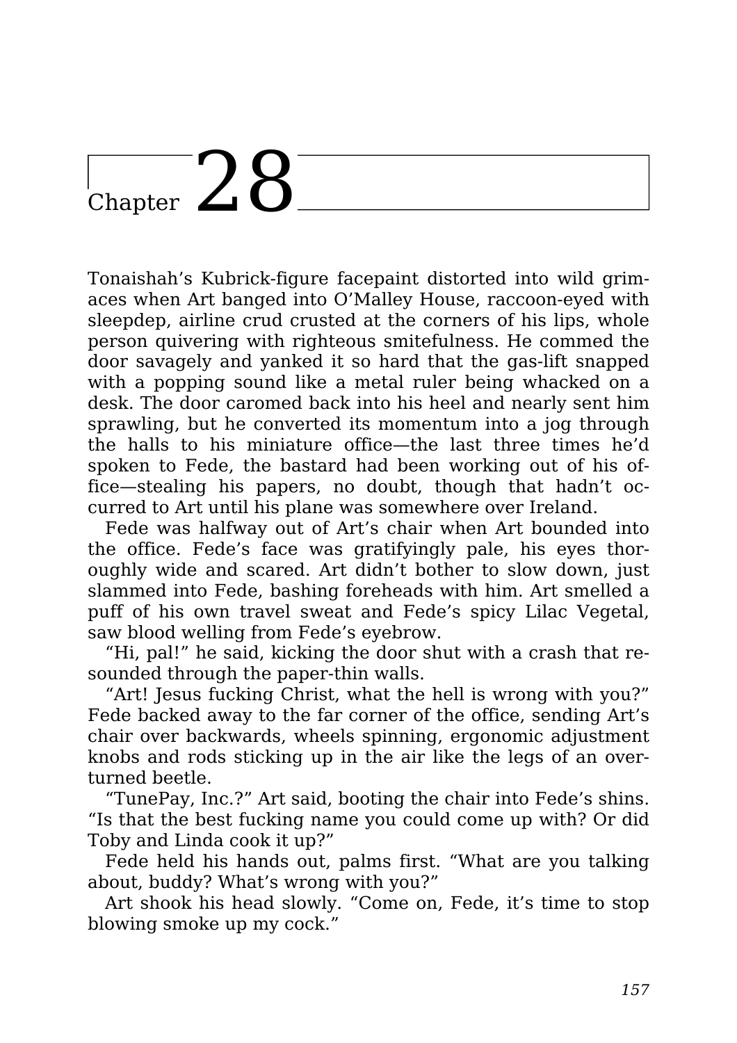# Chapter 28

Tonaishah's Kubrick-figure facepaint distorted into wild grimaces when Art banged into O'Malley House, raccoon-eyed with sleepdep, airline crud crusted at the corners of his lips, whole person quivering with righteous smitefulness. He commed the door savagely and yanked it so hard that the gas-lift snapped with a popping sound like a metal ruler being whacked on a desk. The door caromed back into his heel and nearly sent him sprawling, but he converted its momentum into a jog through the halls to his miniature office—the last three times he'd spoken to Fede, the bastard had been working out of his office—stealing his papers, no doubt, though that hadn't occurred to Art until his plane was somewhere over Ireland.

Fede was halfway out of Art's chair when Art bounded into the office. Fede's face was gratifyingly pale, his eyes thoroughly wide and scared. Art didn't bother to slow down, just slammed into Fede, bashing foreheads with him. Art smelled a puff of his own travel sweat and Fede's spicy Lilac Vegetal, saw blood welling from Fede's eyebrow.

"Hi, pal!" he said, kicking the door shut with a crash that resounded through the paper-thin walls.

"Art! Jesus fucking Christ, what the hell is wrong with you?" Fede backed away to the far corner of the office, sending Art's chair over backwards, wheels spinning, ergonomic adjustment knobs and rods sticking up in the air like the legs of an overturned beetle.

"TunePay, Inc.?" Art said, booting the chair into Fede's shins. "Is that the best fucking name you could come up with? Or did Toby and Linda cook it up?"

Fede held his hands out, palms first. "What are you talking about, buddy? What's wrong with you?"

Art shook his head slowly. "Come on, Fede, it's time to stop blowing smoke up my cock."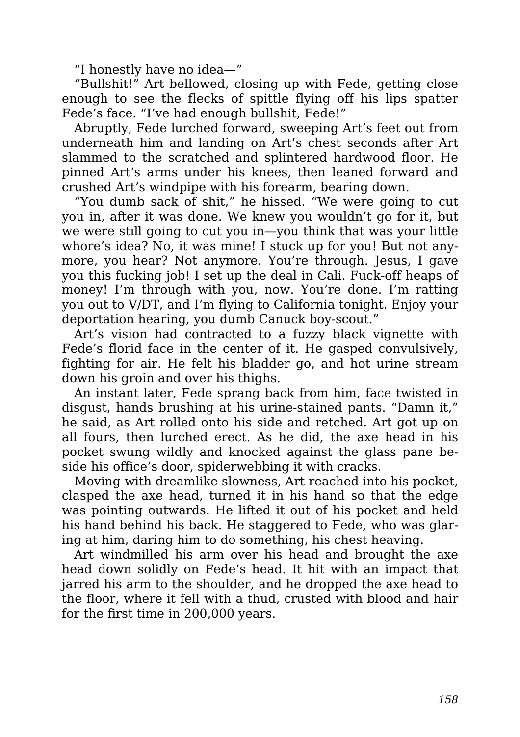"I honestly have no idea—"

"Bullshit!" Art bellowed, closing up with Fede, getting close enough to see the flecks of spittle flying off his lips spatter Fede's face. "I've had enough bullshit, Fede!"

Abruptly, Fede lurched forward, sweeping Art's feet out from underneath him and landing on Art's chest seconds after Art slammed to the scratched and splintered hardwood floor. He pinned Art's arms under his knees, then leaned forward and crushed Art's windpipe with his forearm, bearing down.

"You dumb sack of shit," he hissed. "We were going to cut you in, after it was done. We knew you wouldn't go for it, but we were still going to cut you in—you think that was your little whore's idea? No, it was mine! I stuck up for you! But not anymore, you hear? Not anymore. You're through. Jesus, I gave you this fucking job! I set up the deal in Cali. Fuck-off heaps of money! I'm through with you, now. You're done. I'm ratting you out to V/DT, and I'm flying to California tonight. Enjoy your deportation hearing, you dumb Canuck boy-scout."

Art's vision had contracted to a fuzzy black vignette with Fede's florid face in the center of it. He gasped convulsively, fighting for air. He felt his bladder go, and hot urine stream down his groin and over his thighs.

An instant later, Fede sprang back from him, face twisted in disgust, hands brushing at his urine-stained pants. "Damn it," he said, as Art rolled onto his side and retched. Art got up on all fours, then lurched erect. As he did, the axe head in his pocket swung wildly and knocked against the glass pane beside his office's door, spiderwebbing it with cracks.

Moving with dreamlike slowness, Art reached into his pocket, clasped the axe head, turned it in his hand so that the edge was pointing outwards. He lifted it out of his pocket and held his hand behind his back. He staggered to Fede, who was glaring at him, daring him to do something, his chest heaving.

Art windmilled his arm over his head and brought the axe head down solidly on Fede's head. It hit with an impact that jarred his arm to the shoulder, and he dropped the axe head to the floor, where it fell with a thud, crusted with blood and hair for the first time in 200,000 years.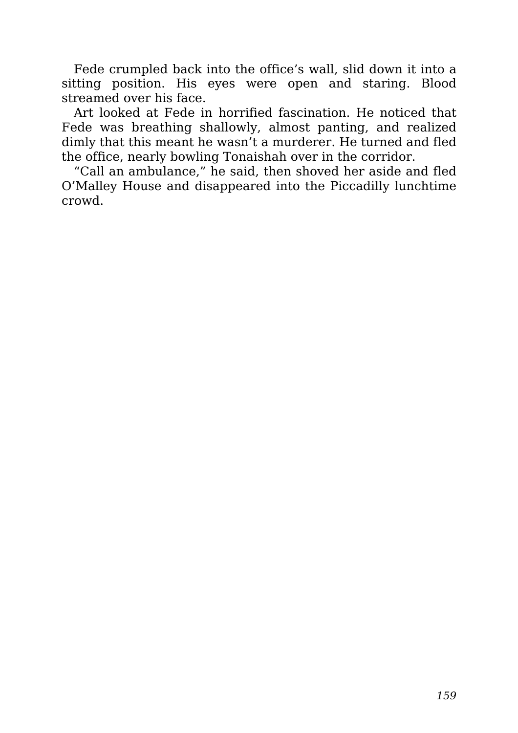Fede crumpled back into the office's wall, slid down it into a sitting position. His eyes were open and staring. Blood streamed over his face.

Art looked at Fede in horrified fascination. He noticed that Fede was breathing shallowly, almost panting, and realized dimly that this meant he wasn't a murderer. He turned and fled the office, nearly bowling Tonaishah over in the corridor.

"Call an ambulance," he said, then shoved her aside and fled O'Malley House and disappeared into the Piccadilly lunchtime crowd.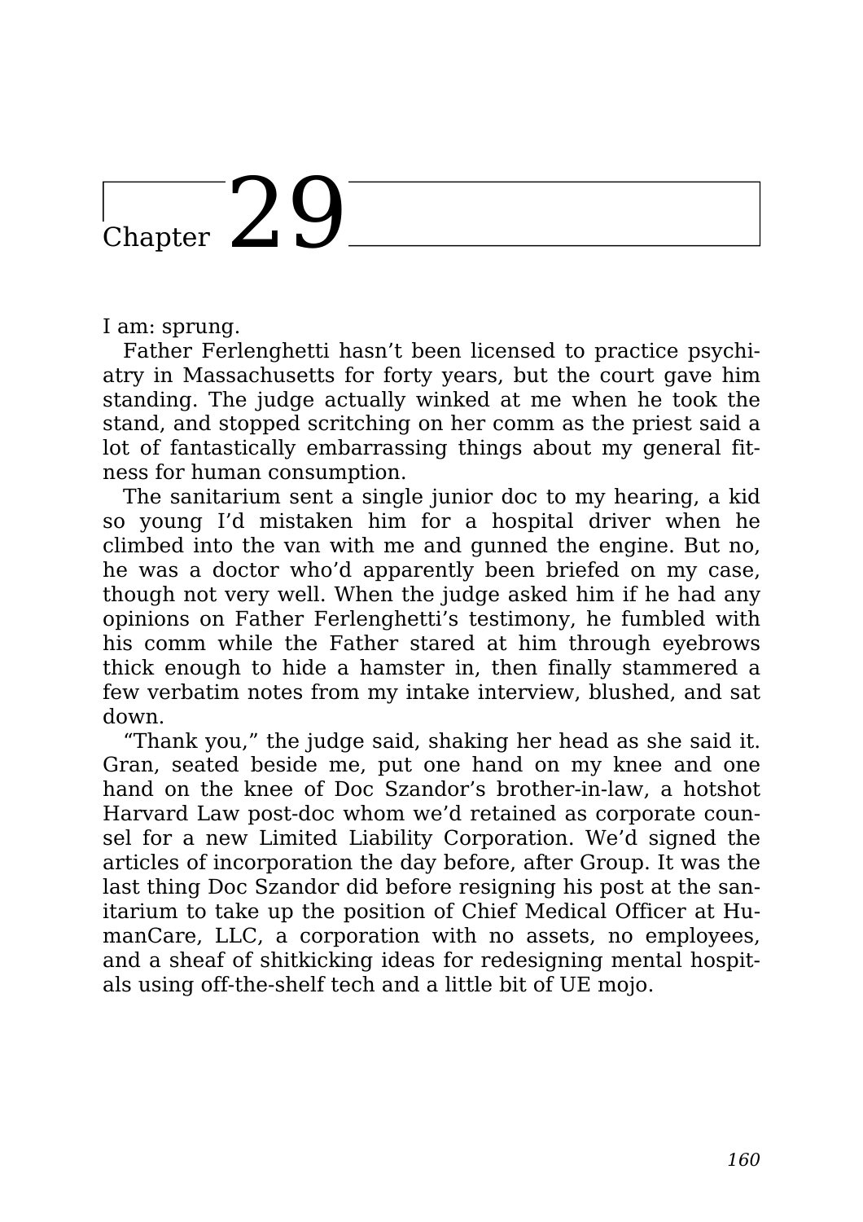# Chapter 29

I am: sprung.

Father Ferlenghetti hasn't been licensed to practice psychiatry in Massachusetts for forty years, but the court gave him standing. The judge actually winked at me when he took the stand, and stopped scritching on her comm as the priest said a lot of fantastically embarrassing things about my general fitness for human consumption.

The sanitarium sent a single junior doc to my hearing, a kid so young I'd mistaken him for a hospital driver when he climbed into the van with me and gunned the engine. But no, he was a doctor who'd apparently been briefed on my case, though not very well. When the judge asked him if he had any opinions on Father Ferlenghetti's testimony, he fumbled with his comm while the Father stared at him through eyebrows thick enough to hide a hamster in, then finally stammered a few verbatim notes from my intake interview, blushed, and sat down.

"Thank you," the judge said, shaking her head as she said it. Gran, seated beside me, put one hand on my knee and one hand on the knee of Doc Szandor's brother-in-law, a hotshot Harvard Law post-doc whom we'd retained as corporate counsel for a new Limited Liability Corporation. We'd signed the articles of incorporation the day before, after Group. It was the last thing Doc Szandor did before resigning his post at the sanitarium to take up the position of Chief Medical Officer at HumanCare, LLC, a corporation with no assets, no employees, and a sheaf of shitkicking ideas for redesigning mental hospitals using off-the-shelf tech and a little bit of UE mojo.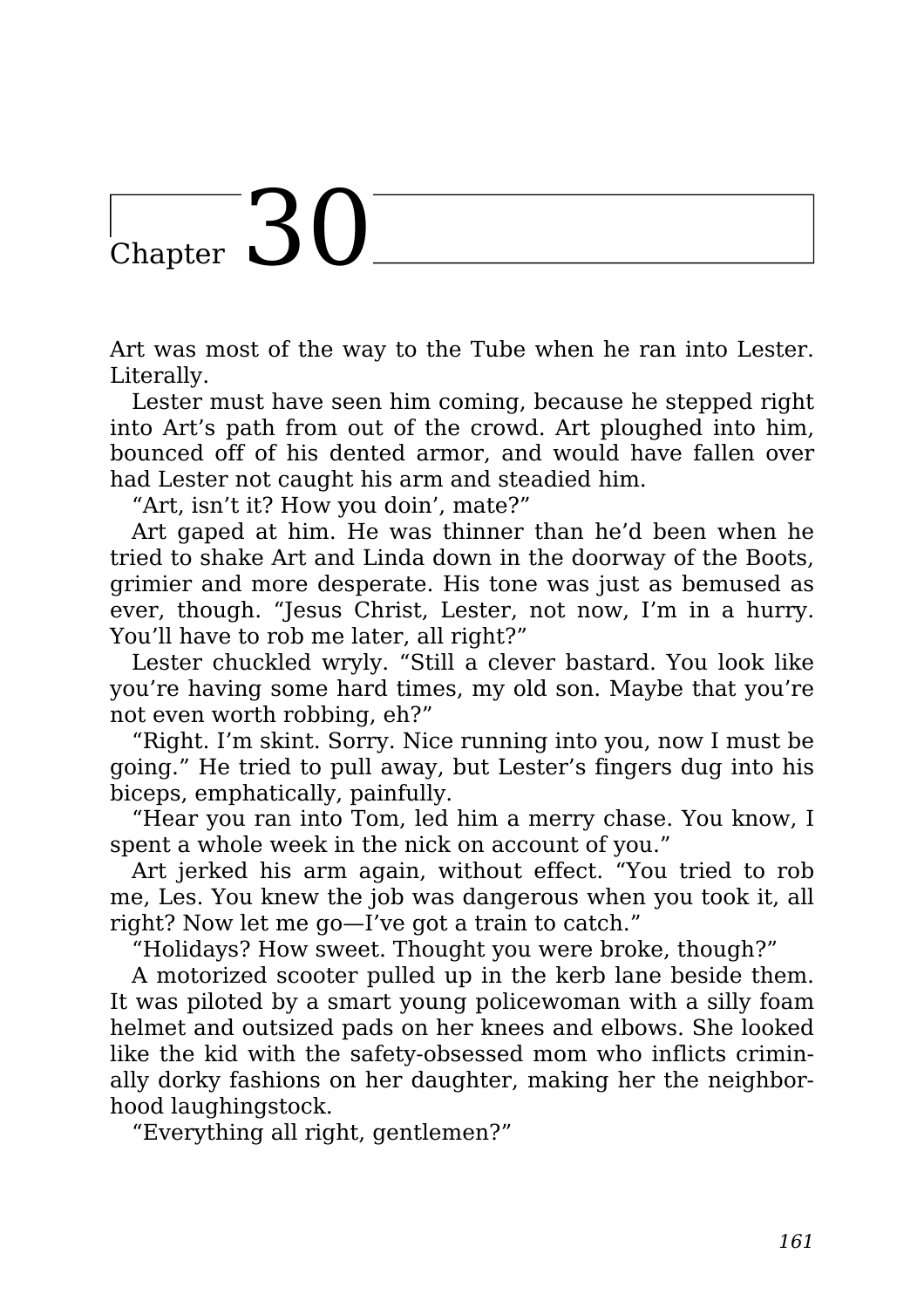# Chapter 30

Art was most of the way to the Tube when he ran into Lester. Literally.

Lester must have seen him coming, because he stepped right into Art's path from out of the crowd. Art ploughed into him, bounced off of his dented armor, and would have fallen over had Lester not caught his arm and steadied him.

"Art, isn't it? How you doin', mate?"

Art gaped at him. He was thinner than he'd been when he tried to shake Art and Linda down in the doorway of the Boots, grimier and more desperate. His tone was just as bemused as ever, though. "Jesus Christ, Lester, not now, I'm in a hurry. You'll have to rob me later, all right?"

Lester chuckled wryly. "Still a clever bastard. You look like you're having some hard times, my old son. Maybe that you're not even worth robbing, eh?"

"Right. I'm skint. Sorry. Nice running into you, now I must be going." He tried to pull away, but Lester's fingers dug into his biceps, emphatically, painfully.

"Hear you ran into Tom, led him a merry chase. You know, I spent a whole week in the nick on account of you."

Art jerked his arm again, without effect. "You tried to rob me, Les. You knew the job was dangerous when you took it, all right? Now let me go—I've got a train to catch."

"Holidays? How sweet. Thought you were broke, though?"

A motorized scooter pulled up in the kerb lane beside them. It was piloted by a smart young policewoman with a silly foam helmet and outsized pads on her knees and elbows. She looked like the kid with the safety-obsessed mom who inflicts criminally dorky fashions on her daughter, making her the neighborhood laughingstock.

"Everything all right, gentlemen?"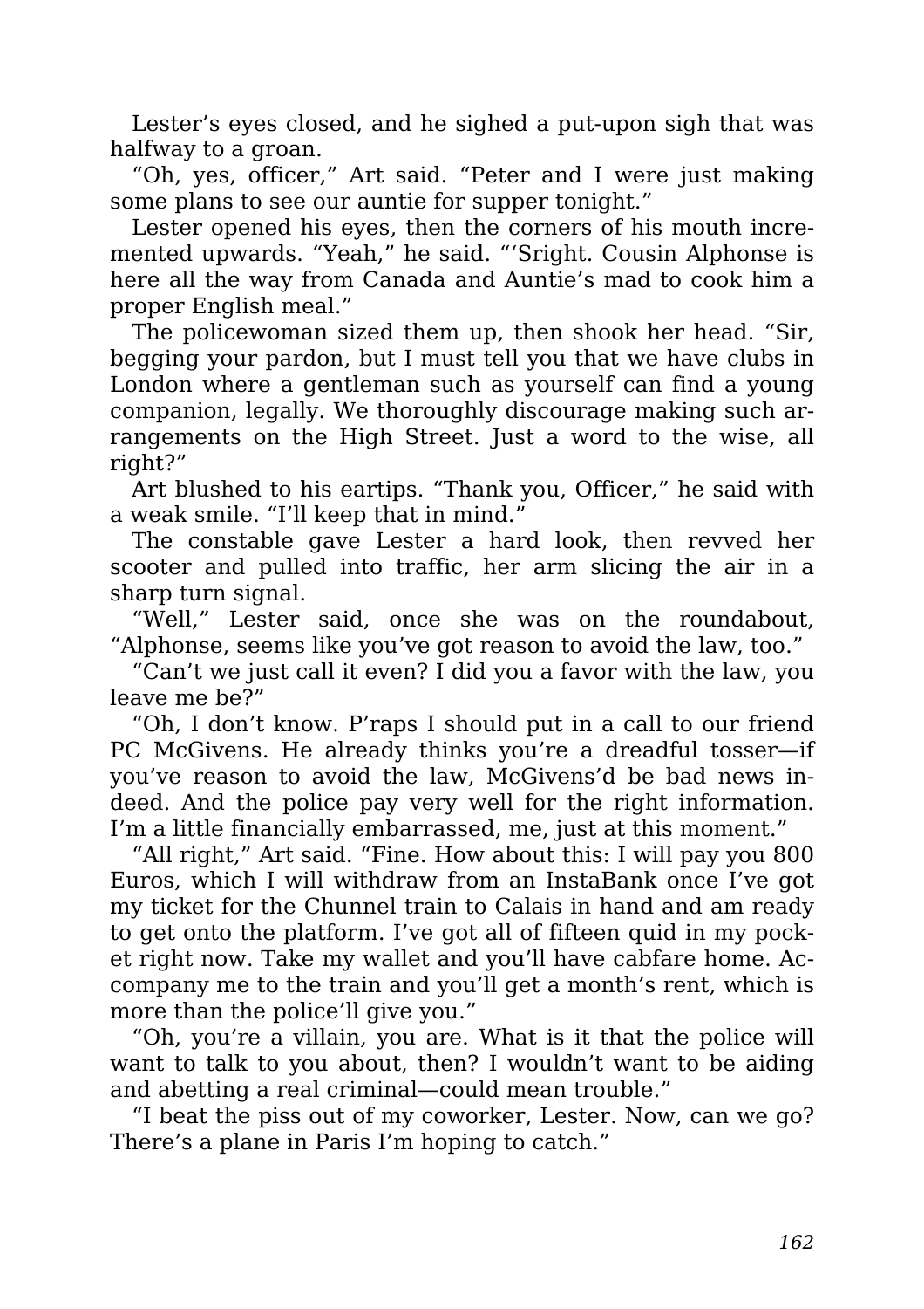Lester's eyes closed, and he sighed a put-upon sigh that was halfway to a groan.

"Oh, yes, officer," Art said. "Peter and I were just making some plans to see our auntie for supper tonight."

Lester opened his eyes, then the corners of his mouth incremented upwards. "Yeah," he said. "'Sright. Cousin Alphonse is here all the way from Canada and Auntie's mad to cook him a proper English meal."

The policewoman sized them up, then shook her head. "Sir, begging your pardon, but I must tell you that we have clubs in London where a gentleman such as yourself can find a young companion, legally. We thoroughly discourage making such arrangements on the High Street. Just a word to the wise, all right?"

Art blushed to his eartips. "Thank you, Officer," he said with a weak smile. "I'll keep that in mind."

The constable gave Lester a hard look, then revved her scooter and pulled into traffic, her arm slicing the air in a sharp turn signal.

"Well," Lester said, once she was on the roundabout, "Alphonse, seems like you've got reason to avoid the law, too."

"Can't we just call it even? I did you a favor with the law, you leave me be?"

"Oh, I don't know. P'raps I should put in a call to our friend PC McGivens. He already thinks you're a dreadful tosser—if you've reason to avoid the law, McGivens'd be bad news indeed. And the police pay very well for the right information. I'm a little financially embarrassed, me, just at this moment."

"All right," Art said. "Fine. How about this: I will pay you 800 Euros, which I will withdraw from an InstaBank once I've got my ticket for the Chunnel train to Calais in hand and am ready to get onto the platform. I've got all of fifteen quid in my pocket right now. Take my wallet and you'll have cabfare home. Accompany me to the train and you'll get a month's rent, which is more than the police'll give you."

"Oh, you're a villain, you are. What is it that the police will want to talk to you about, then? I wouldn't want to be aiding and abetting a real criminal—could mean trouble."

"I beat the piss out of my coworker, Lester. Now, can we go? There's a plane in Paris I'm hoping to catch."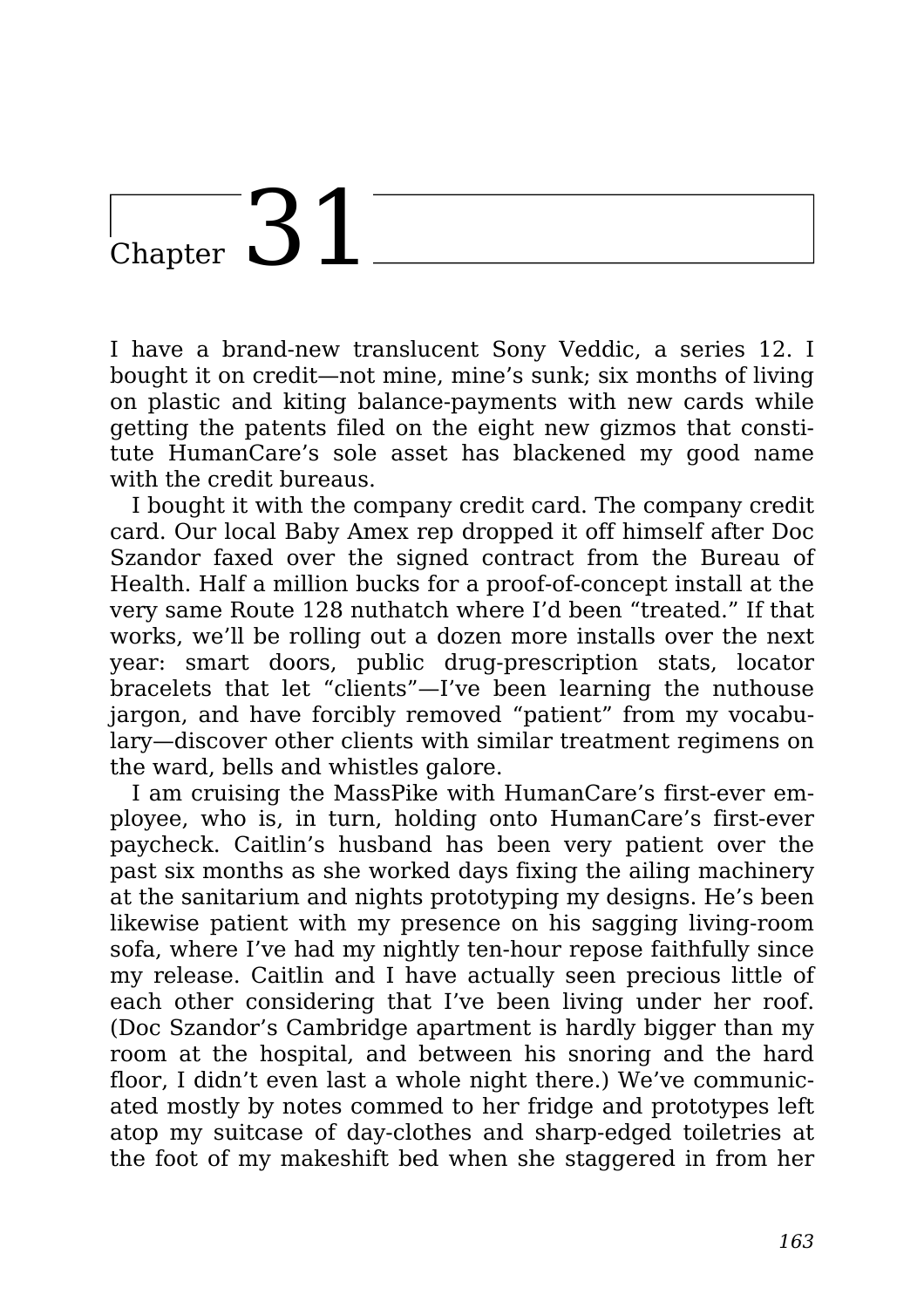# Chapter 31

I have a brand-new translucent Sony Veddic, a series 12. I bought it on credit—not mine, mine's sunk; six months of living on plastic and kiting balance-payments with new cards while getting the patents filed on the eight new gizmos that constitute HumanCare's sole asset has blackened my good name with the credit bureaus.

I bought it with the company credit card. The company credit card. Our local Baby Amex rep dropped it off himself after Doc Szandor faxed over the signed contract from the Bureau of Health. Half a million bucks for a proof-of-concept install at the very same Route 128 nuthatch where I'd been "treated." If that works, we'll be rolling out a dozen more installs over the next year: smart doors, public drug-prescription stats, locator bracelets that let "clients"—I've been learning the nuthouse jargon, and have forcibly removed "patient" from my vocabulary—discover other clients with similar treatment regimens on the ward, bells and whistles galore.

I am cruising the MassPike with HumanCare's first-ever employee, who is, in turn, holding onto HumanCare's first-ever paycheck. Caitlin's husband has been very patient over the past six months as she worked days fixing the ailing machinery at the sanitarium and nights prototyping my designs. He's been likewise patient with my presence on his sagging living-room sofa, where I've had my nightly ten-hour repose faithfully since my release. Caitlin and I have actually seen precious little of each other considering that I've been living under her roof. (Doc Szandor's Cambridge apartment is hardly bigger than my room at the hospital, and between his snoring and the hard floor, I didn't even last a whole night there.) We've communicated mostly by notes commed to her fridge and prototypes left atop my suitcase of day-clothes and sharp-edged toiletries at the foot of my makeshift bed when she staggered in from her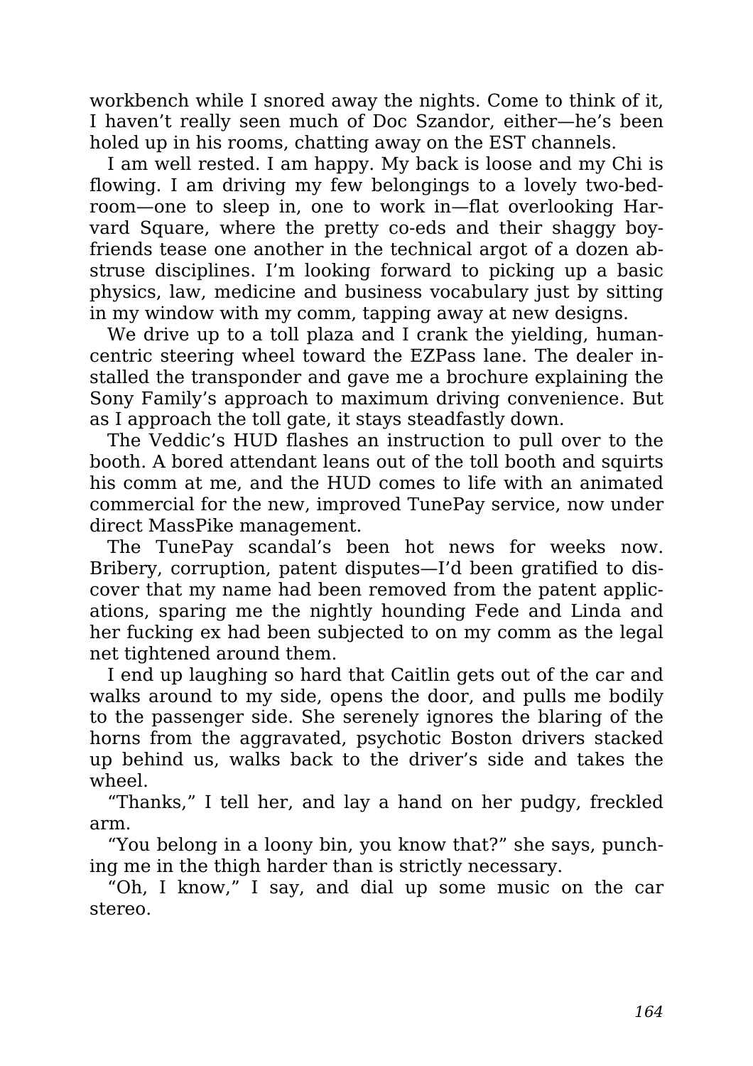workbench while I snored away the nights. Come to think of it, I haven't really seen much of Doc Szandor, either—he's been holed up in his rooms, chatting away on the EST channels.

I am well rested. I am happy. My back is loose and my Chi is flowing. I am driving my few belongings to a lovely two-bedroom—one to sleep in, one to work in—flat overlooking Harvard Square, where the pretty co-eds and their shaggy boyfriends tease one another in the technical argot of a dozen abstruse disciplines. I'm looking forward to picking up a basic physics, law, medicine and business vocabulary just by sitting in my window with my comm, tapping away at new designs.

We drive up to a toll plaza and I crank the yielding, human-centric steering wheel toward the EZPass lane. The dealer installed the transponder and gave me a brochure explaining the Sony Family's approach to maximum driving convenience. But as I approach the toll gate, it stays steadfastly down.

The Veddic's HUD flashes an instruction to pull over to the booth. A bored attendant leans out of the toll booth and squirts his comm at me, and the HUD comes to life with an animated commercial for the new, improved TunePay service, now under direct MassPike management.

The TunePay scandal's been hot news for weeks now. Bribery, corruption, patent disputes—I'd been gratified to discover that my name had been removed from the patent applications, sparing me the nightly hounding Fede and Linda and her fucking ex had been subjected to on my comm as the legal net tightened around them.

I end up laughing so hard that Caitlin gets out of the car and walks around to my side, opens the door, and pulls me bodily to the passenger side. She serenely ignores the blaring of the horns from the aggravated, psychotic Boston drivers stacked up behind us, walks back to the driver's side and takes the wheel.

"Thanks," I tell her, and lay a hand on her pudgy, freckled arm.

"You belong in a loony bin, you know that?" she says, punching me in the thigh harder than is strictly necessary.

"Oh, I know," I say, and dial up some music on the car stereo.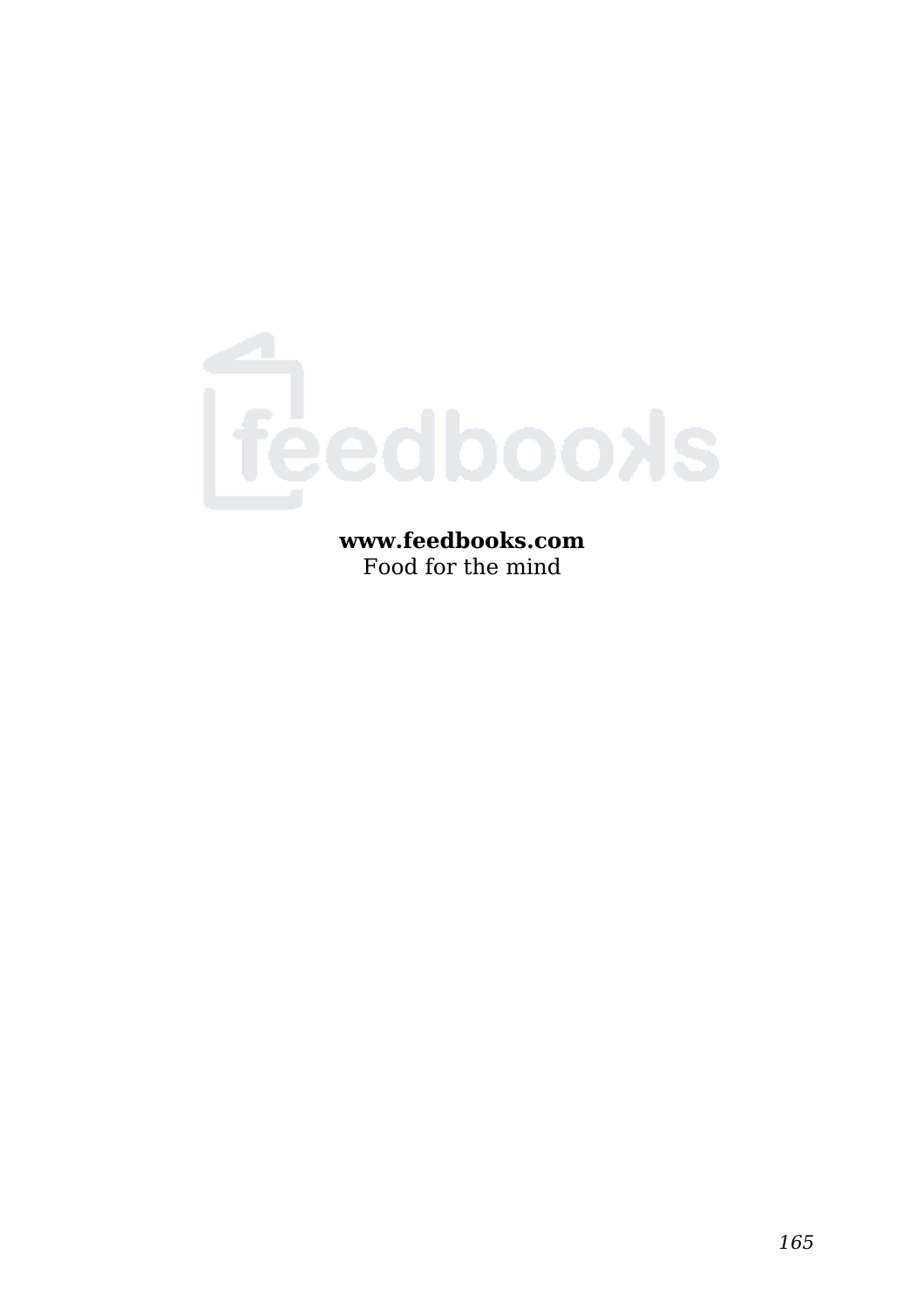**www.feedbooks.com**
Food for the mind